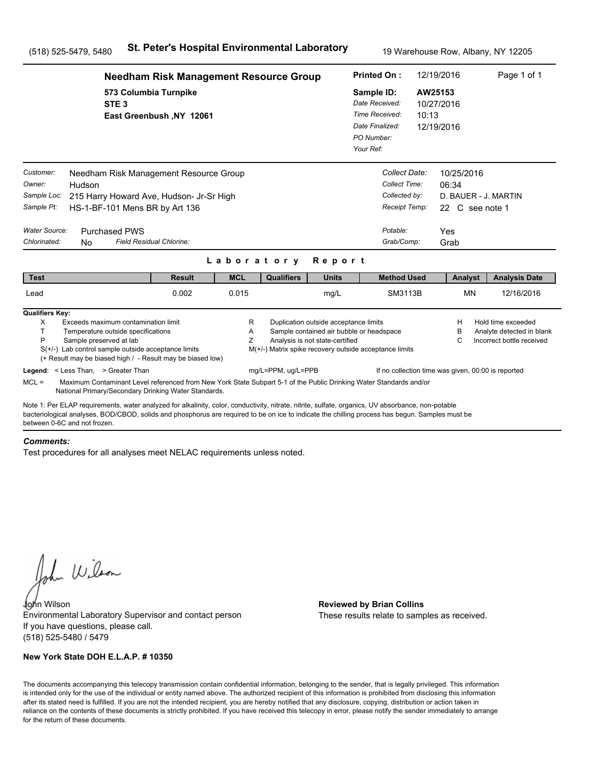(518) 525-5479, 5480 **St. Peter's Hospital Environmental Laboratory** 19 Warehouse Row, Albany, NY 12205

## Needham Risk Management Resource Group

573 Columbia Turnpike
STE 3
East Greenbush ,NY 12061

**Printed On :** 12/19/2016

**Sample ID:** AW25153
*Date Received:* 10/27/2016
*Time Received:* 10:13
*Date Finalized:* 12/19/2016
*PO Number:*
*Your Ref:*

*Customer:* Needham Risk Management Resource Group
*Owner:* Hudson
*Sample Loc:* 215 Harry Howard Ave, Hudson- Jr-Sr High
*Sample Pt:* HS-1-BF-101 Mens BR by Art 136

*Collect Date:* 10/25/2016
*Collect Time:* 06:34
*Collected by:* D. BAUER - J. MARTIN
*Receipt Temp:* 22 C see note 1

*Water Source:* Purchased PWS
*Chlorinated:* No *Field Residual Chlorine:*

*Potable:* Yes
*Grab/Comp:* Grab

### Laboratory Report

| Test | Result | MCL | Qualifiers | Units | Method Used | Analyst | Analysis Date |
|---|---|---|---|---|---|---|---|
| Lead | 0.002 | 0.015 | | mg/L | SM3113B | MN | 12/16/2016 |

**Qualifiers Key:**

- X Exceeds maximum contamination limit
- T Temperature outside specifications
- P Sample preserved at lab
- S(+/-) Lab control sample outside acceptance limits
- (+ Result may be biased high / - Result may be biased low)
- R Duplication outside acceptance limits
- A Sample contained air bubble or headspace
- Z Analysis is not state-certified
- M(+/-) Matrix spike recovery outside acceptance limits
- H Hold time exceeded
- B Analyte detected in blank
- C Incorrect bottle received

**Legend**: < Less Than, > Greater Than mg/L=PPM, ug/L=PPB If no collection time was given, 00:00 is reported

MCL = Maximum Contaminant Level referenced from New York State Subpart 5-1 of the Public Drinking Water Standards and/or National Primary/Secondary Drinking Water Standards.

Note 1: Per ELAP requirements, water analyzed for alkalinity, color, conductivity, nitrate, nitrite, sulfate, organics, UV absorbance, non-potable bacteriological analyses, BOD/CBOD, solids and phosphorus are required to be on ice to indicate the chilling process has begun. Samples must be between 0-6C and not frozen.

***Comments:***

Test procedures for all analyses meet NELAC requirements unless noted.

John Wilson
Environmental Laboratory Supervisor and contact person
If you have questions, please call.
(518) 525-5480 / 5479

**Reviewed by Brian Collins**
These results relate to samples as received.

**New York State DOH E.L.A.P. # 10350**

The documents accompanying this telecopy transmission contain confidential information, belonging to the sender, that is legally privileged. This information is intended only for the use of the individual or entity named above. The authorized recipient of this information is prohibited from disclosing this information after its stated need is fulfilled. If you are not the intended recipient, you are hereby notified that any disclosure, copying, distribution or action taken in reliance on the contents of these documents is strictly prohibited. If you have received this telecopy in error, please notify the sender immediately to arrange for the return of these documents.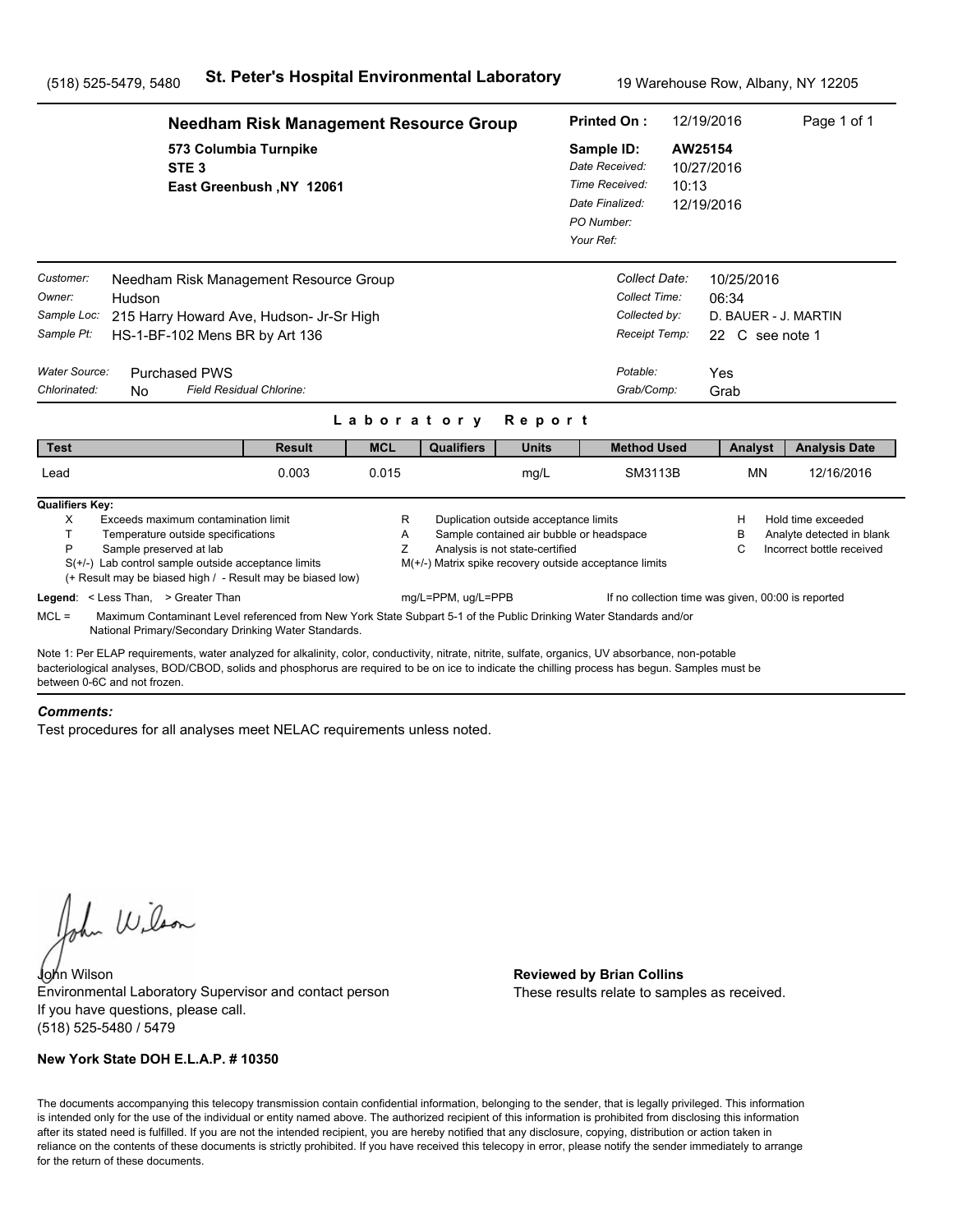(518) 525-5479, 5480 **St. Peter's Hospital Environmental Laboratory** 19 Warehouse Row, Albany, NY 12205

## Needham Risk Management Resource Group

**573 Columbia Turnpike**
**STE 3**
**East Greenbush ,NY 12061**

**Printed On :** 12/19/2016
**Sample ID:** AW25154
*Date Received:* 10/27/2016
*Time Received:* 10:13
*Date Finalized:* 12/19/2016
*PO Number:*
*Your Ref:*

*Customer:* Needham Risk Management Resource Group
*Owner:* Hudson
*Sample Loc:* 215 Harry Howard Ave, Hudson- Jr-Sr High
*Sample Pt:* HS-1-BF-102 Mens BR by Art 136

*Collect Date:* 10/25/2016
*Collect Time:* 06:34
*Collected by:* D. BAUER - J. MARTIN
*Receipt Temp:* 22 C see note 1

*Water Source:* Purchased PWS
*Chlorinated:* No *Field Residual Chlorine:*

*Potable:* Yes
*Grab/Comp:* Grab

## Laboratory Report

| Test | Result | MCL | Qualifiers | Units | Method Used | Analyst | Analysis Date |
|---|---|---|---|---|---|---|---|
| Lead | 0.003 | 0.015 | | mg/L | SM3113B | MN | 12/16/2016 |

**Qualifiers Key:**

- X Exceeds maximum contamination limit
- T Temperature outside specifications
- P Sample preserved at lab
- S(+/-) Lab control sample outside acceptance limits
- (+ Result may be biased high / - Result may be biased low)
- R Duplication outside acceptance limits
- A Sample contained air bubble or headspace
- Z Analysis is not state-certified
- M(+/-) Matrix spike recovery outside acceptance limits
- H Hold time exceeded
- B Analyte detected in blank
- C Incorrect bottle received

**Legend**: < Less Than, > Greater Than mg/L=PPM, ug/L=PPB If no collection time was given, 00:00 is reported

MCL = Maximum Contaminant Level referenced from New York State Subpart 5-1 of the Public Drinking Water Standards and/or National Primary/Secondary Drinking Water Standards.

Note 1: Per ELAP requirements, water analyzed for alkalinity, color, conductivity, nitrate, nitrite, sulfate, organics, UV absorbance, non-potable bacteriological analyses, BOD/CBOD, solids and phosphorus are required to be on ice to indicate the chilling process has begun. Samples must be between 0-6C and not frozen.

***Comments:***

Test procedures for all analyses meet NELAC requirements unless noted.

John Wilson
Environmental Laboratory Supervisor and contact person
If you have questions, please call.
(518) 525-5480 / 5479

**Reviewed by Brian Collins**
These results relate to samples as received.

**New York State DOH E.L.A.P. # 10350**

The documents accompanying this telecopy transmission contain confidential information, belonging to the sender, that is legally privileged. This information is intended only for the use of the individual or entity named above. The authorized recipient of this information is prohibited from disclosing this information after its stated need is fulfilled. If you are not the intended recipient, you are hereby notified that any disclosure, copying, distribution or action taken in reliance on the contents of these documents is strictly prohibited. If you have received this telecopy in error, please notify the sender immediately to arrange for the return of these documents.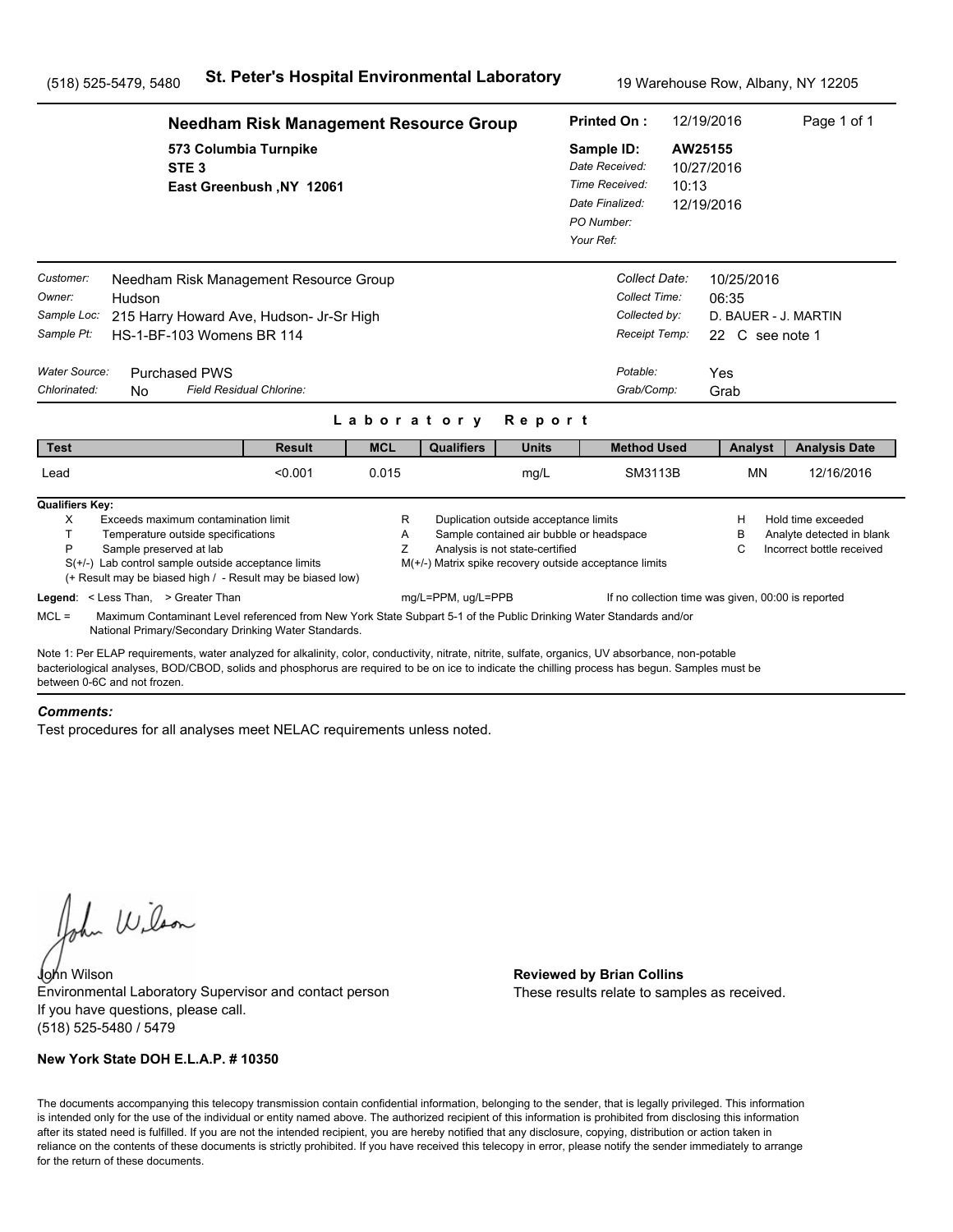(518) 525-5479, 5480 **St. Peter's Hospital Environmental Laboratory** 19 Warehouse Row, Albany, NY 12205

**Needham Risk Management Resource Group**
573 Columbia Turnpike
STE 3
East Greenbush ,NY 12061

**Printed On :** 12/19/2016 Page 1 of 1
**Sample ID:** AW25155
*Date Received:* 10/27/2016
*Time Received:* 10:13
*Date Finalized:* 12/19/2016
*PO Number:*
*Your Ref:*

*Customer:* Needham Risk Management Resource Group
*Owner:* Hudson
*Sample Loc:* 215 Harry Howard Ave, Hudson- Jr-Sr High
*Sample Pt:* HS-1-BF-103 Womens BR 114

*Collect Date:* 10/25/2016
*Collect Time:* 06:35
*Collected by:* D. BAUER - J. MARTIN
*Receipt Temp:* 22 C see note 1

*Water Source:* Purchased PWS
*Chlorinated:* No *Field Residual Chlorine:*

*Potable:* Yes
*Grab/Comp:* Grab

## Laboratory Report

| Test | Result | MCL | Qualifiers | Units | Method Used | Analyst | Analysis Date |
|---|---|---|---|---|---|---|---|
| Lead | <0.001 | 0.015 | | mg/L | SM3113B | MN | 12/16/2016 |

**Qualifiers Key:**

- X Exceeds maximum contamination limit
- T Temperature outside specifications
- P Sample preserved at lab
- S(+/-) Lab control sample outside acceptance limits
  (+ Result may be biased high / - Result may be biased low)
- R Duplication outside acceptance limits
- A Sample contained air bubble or headspace
- Z Analysis is not state-certified
- M(+/-) Matrix spike recovery outside acceptance limits
- H Hold time exceeded
- B Analyte detected in blank
- C Incorrect bottle received

**Legend**: < Less Than, > Greater Than mg/L=PPM, ug/L=PPB If no collection time was given, 00:00 is reported

MCL = Maximum Contaminant Level referenced from New York State Subpart 5-1 of the Public Drinking Water Standards and/or National Primary/Secondary Drinking Water Standards.

Note 1: Per ELAP requirements, water analyzed for alkalinity, color, conductivity, nitrate, nitrite, sulfate, organics, UV absorbance, non-potable bacteriological analyses, BOD/CBOD, solids and phosphorus are required to be on ice to indicate the chilling process has begun. Samples must be between 0-6C and not frozen.

***Comments:***

Test procedures for all analyses meet NELAC requirements unless noted.

John Wilson
Environmental Laboratory Supervisor and contact person
If you have questions, please call.
(518) 525-5480 / 5479

**Reviewed by Brian Collins**
These results relate to samples as received.

**New York State DOH E.L.A.P. # 10350**

The documents accompanying this telecopy transmission contain confidential information, belonging to the sender, that is legally privileged. This information is intended only for the use of the individual or entity named above. The authorized recipient of this information is prohibited from disclosing this information after its stated need is fulfilled. If you are not the intended recipient, you are hereby notified that any disclosure, copying, distribution or action taken in reliance on the contents of these documents is strictly prohibited. If you have received this telecopy in error, please notify the sender immediately to arrange for the return of these documents.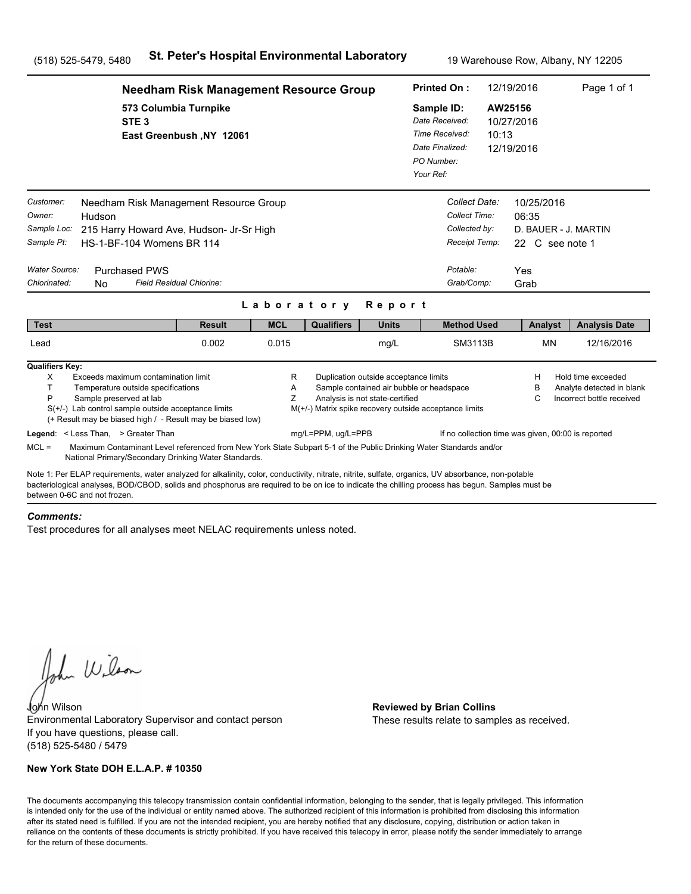(518) 525-5479, 5480 **St. Peter's Hospital Environmental Laboratory** 19 Warehouse Row, Albany, NY 12205

**Needham Risk Management Resource Group**
573 Columbia Turnpike
STE 3
East Greenbush ,NY 12061

**Printed On :** 12/19/2016 Page 1 of 1
**Sample ID:** AW25156
*Date Received:* 10/27/2016
*Time Received:* 10:13
*Date Finalized:* 12/19/2016
*PO Number:*
*Your Ref:*

*Customer:* Needham Risk Management Resource Group
*Owner:* Hudson
*Sample Loc:* 215 Harry Howard Ave, Hudson- Jr-Sr High
*Sample Pt:* HS-1-BF-104 Womens BR 114

*Collect Date:* 10/25/2016
*Collect Time:* 06:35
*Collected by:* D. BAUER - J. MARTIN
*Receipt Temp:* 22 C see note 1

*Water Source:* Purchased PWS
*Chlorinated:* No *Field Residual Chlorine:*

*Potable:* Yes
*Grab/Comp:* Grab

## Laboratory Report

| Test | Result | MCL | Qualifiers | Units | Method Used | Analyst | Analysis Date |
|---|---|---|---|---|---|---|---|
| Lead | 0.002 | 0.015 | | mg/L | SM3113B | MN | 12/16/2016 |

**Qualifiers Key:**
- X Exceeds maximum contamination limit
- T Temperature outside specifications
- P Sample preserved at lab
- S(+/-) Lab control sample outside acceptance limits
- (+ Result may be biased high / - Result may be biased low)
- R Duplication outside acceptance limits
- A Sample contained air bubble or headspace
- Z Analysis is not state-certified
- M(+/-) Matrix spike recovery outside acceptance limits
- H Hold time exceeded
- B Analyte detected in blank
- C Incorrect bottle received

**Legend**: < Less Than, > Greater Than mg/L=PPM, ug/L=PPB If no collection time was given, 00:00 is reported

MCL = Maximum Contaminant Level referenced from New York State Subpart 5-1 of the Public Drinking Water Standards and/or National Primary/Secondary Drinking Water Standards.

Note 1: Per ELAP requirements, water analyzed for alkalinity, color, conductivity, nitrate, nitrite, sulfate, organics, UV absorbance, non-potable bacteriological analyses, BOD/CBOD, solids and phosphorus are required to be on ice to indicate the chilling process has begun. Samples must be between 0-6C and not frozen.

***Comments:***

Test procedures for all analyses meet NELAC requirements unless noted.

John Wilson
Environmental Laboratory Supervisor and contact person
If you have questions, please call.
(518) 525-5480 / 5479

**Reviewed by Brian Collins**
These results relate to samples as received.

**New York State DOH E.L.A.P. # 10350**

The documents accompanying this telecopy transmission contain confidential information, belonging to the sender, that is legally privileged. This information is intended only for the use of the individual or entity named above. The authorized recipient of this information is prohibited from disclosing this information after its stated need is fulfilled. If you are not the intended recipient, you are hereby notified that any disclosure, copying, distribution or action taken in reliance on the contents of these documents is strictly prohibited. If you have received this telecopy in error, please notify the sender immediately to arrange for the return of these documents.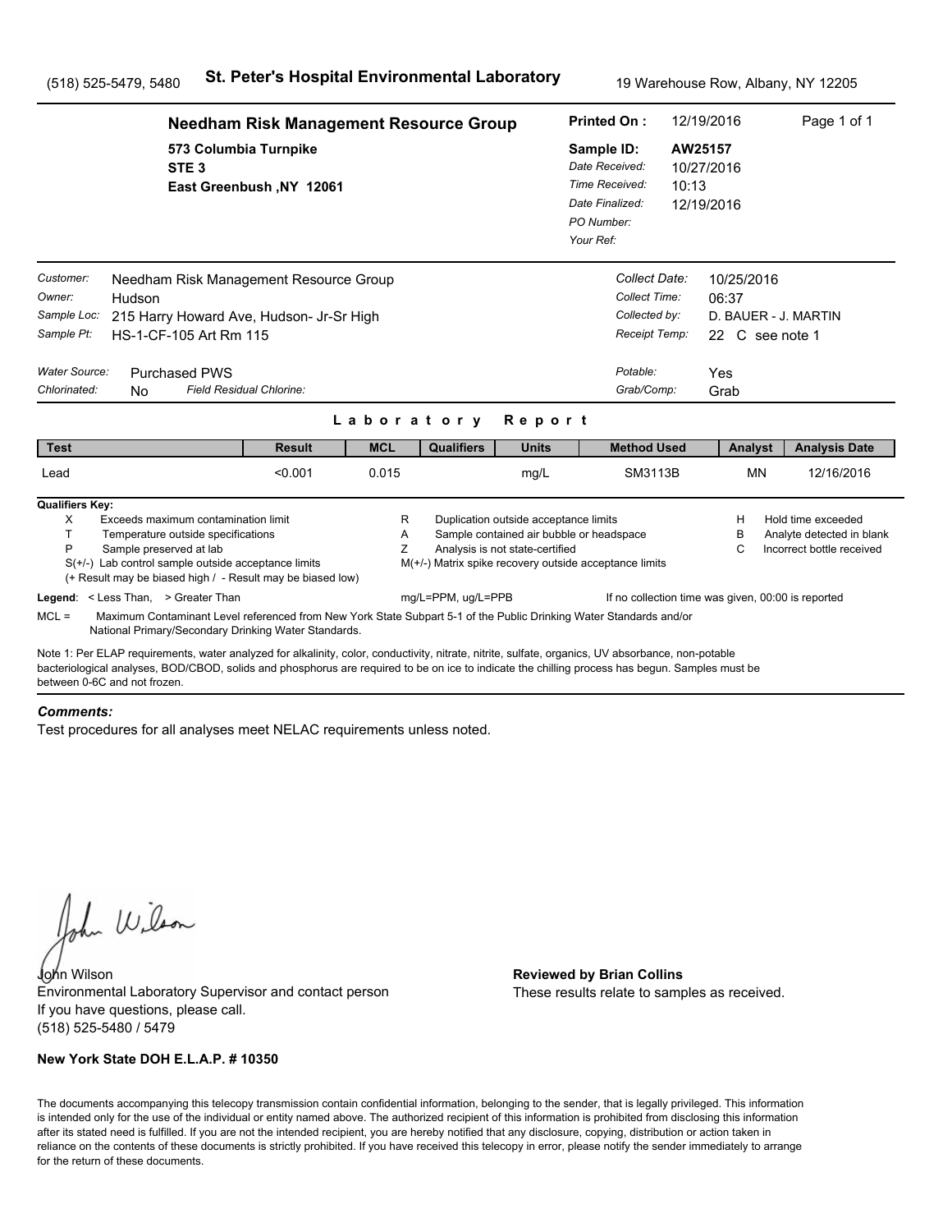(518) 525-5479, 5480 **St. Peter's Hospital Environmental Laboratory** 19 Warehouse Row, Albany, NY 12205

**Needham Risk Management Resource Group**
573 Columbia Turnpike
STE 3
East Greenbush ,NY 12061

**Printed On :** 12/19/2016
**Sample ID:** AW25157
*Date Received:* 10/27/2016
*Time Received:* 10:13
*Date Finalized:* 12/19/2016
*PO Number:*
*Your Ref:*

*Customer:* Needham Risk Management Resource Group
*Owner:* Hudson
*Sample Loc:* 215 Harry Howard Ave, Hudson- Jr-Sr High
*Sample Pt:* HS-1-CF-105 Art Rm 115

*Collect Date:* 10/25/2016
*Collect Time:* 06:37
*Collected by:* D. BAUER - J. MARTIN
*Receipt Temp:* 22 C see note 1

*Water Source:* Purchased PWS
*Chlorinated:* No *Field Residual Chlorine:*

*Potable:* Yes
*Grab/Comp:* Grab

## Laboratory Report

| Test | Result | MCL | Qualifiers | Units | Method Used | Analyst | Analysis Date |
|---|---|---|---|---|---|---|---|
| Lead | <0.001 | 0.015 | | mg/L | SM3113B | MN | 12/16/2016 |

**Qualifiers Key:**

- X Exceeds maximum contamination limit
- T Temperature outside specifications
- P Sample preserved at lab
- S(+/-) Lab control sample outside acceptance limits
- (+ Result may be biased high / - Result may be biased low)
- R Duplication outside acceptance limits
- A Sample contained air bubble or headspace
- Z Analysis is not state-certified
- M(+/-) Matrix spike recovery outside acceptance limits
- H Hold time exceeded
- B Analyte detected in blank
- C Incorrect bottle received

**Legend**: < Less Than, > Greater Than mg/L=PPM, ug/L=PPB If no collection time was given, 00:00 is reported

MCL = Maximum Contaminant Level referenced from New York State Subpart 5-1 of the Public Drinking Water Standards and/or National Primary/Secondary Drinking Water Standards.

Note 1: Per ELAP requirements, water analyzed for alkalinity, color, conductivity, nitrate, nitrite, sulfate, organics, UV absorbance, non-potable bacteriological analyses, BOD/CBOD, solids and phosphorus are required to be on ice to indicate the chilling process has begun. Samples must be between 0-6C and not frozen.

***Comments:***

Test procedures for all analyses meet NELAC requirements unless noted.

John Wilson
Environmental Laboratory Supervisor and contact person
If you have questions, please call.
(518) 525-5480 / 5479

**Reviewed by Brian Collins**
These results relate to samples as received.

**New York State DOH E.L.A.P. # 10350**

The documents accompanying this telecopy transmission contain confidential information, belonging to the sender, that is legally privileged. This information is intended only for the use of the individual or entity named above. The authorized recipient of this information is prohibited from disclosing this information after its stated need is fulfilled. If you are not the intended recipient, you are hereby notified that any disclosure, copying, distribution or action taken in reliance on the contents of these documents is strictly prohibited. If you have received this telecopy in error, please notify the sender immediately to arrange for the return of these documents.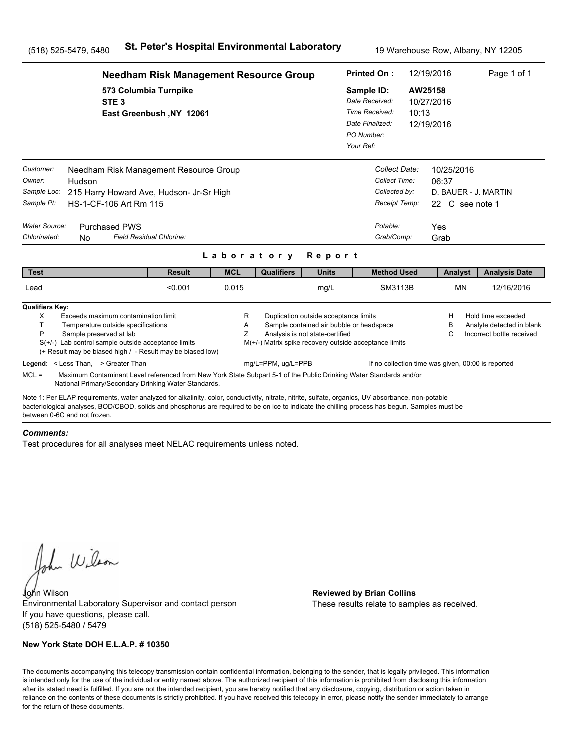(518) 525-5479, 5480 **St. Peter's Hospital Environmental Laboratory** 19 Warehouse Row, Albany, NY 12205

**Needham Risk Management Resource Group**
573 Columbia Turnpike
STE 3
East Greenbush ,NY 12061

**Printed On :** 12/19/2016
**Sample ID:** AW25158
*Date Received:* 10/27/2016
*Time Received:* 10:13
*Date Finalized:* 12/19/2016
*PO Number:*
*Your Ref:*

*Customer:* Needham Risk Management Resource Group
*Owner:* Hudson
*Sample Loc:* 215 Harry Howard Ave, Hudson- Jr-Sr High
*Sample Pt:* HS-1-CF-106 Art Rm 115

*Collect Date:* 10/25/2016
*Collect Time:* 06:37
*Collected by:* D. BAUER - J. MARTIN
*Receipt Temp:* 22 C see note 1

*Water Source:* Purchased PWS
*Chlorinated:* No *Field Residual Chlorine:*

*Potable:* Yes
*Grab/Comp:* Grab

## Laboratory Report

| Test | Result | MCL | Qualifiers | Units | Method Used | Analyst | Analysis Date |
|---|---|---|---|---|---|---|---|
| Lead | <0.001 | 0.015 | | mg/L | SM3113B | MN | 12/16/2016 |

**Qualifiers Key:**

- X Exceeds maximum contamination limit
- T Temperature outside specifications
- P Sample preserved at lab
- S(+/-) Lab control sample outside acceptance limits
- (+ Result may be biased high / - Result may be biased low)
- R Duplication outside acceptance limits
- A Sample contained air bubble or headspace
- Z Analysis is not state-certified
- M(+/-) Matrix spike recovery outside acceptance limits
- H Hold time exceeded
- B Analyte detected in blank
- C Incorrect bottle received

**Legend**: < Less Than, > Greater Than mg/L=PPM, ug/L=PPB If no collection time was given, 00:00 is reported

MCL = Maximum Contaminant Level referenced from New York State Subpart 5-1 of the Public Drinking Water Standards and/or National Primary/Secondary Drinking Water Standards.

Note 1: Per ELAP requirements, water analyzed for alkalinity, color, conductivity, nitrate, nitrite, sulfate, organics, UV absorbance, non-potable bacteriological analyses, BOD/CBOD, solids and phosphorus are required to be on ice to indicate the chilling process has begun. Samples must be between 0-6C and not frozen.

***Comments:***

Test procedures for all analyses meet NELAC requirements unless noted.

John Wilson
Environmental Laboratory Supervisor and contact person
If you have questions, please call.
(518) 525-5480 / 5479

**Reviewed by Brian Collins**
These results relate to samples as received.

**New York State DOH E.L.A.P. # 10350**

The documents accompanying this telecopy transmission contain confidential information, belonging to the sender, that is legally privileged. This information is intended only for the use of the individual or entity named above. The authorized recipient of this information is prohibited from disclosing this information after its stated need is fulfilled. If you are not the intended recipient, you are hereby notified that any disclosure, copying, distribution or action taken in reliance on the contents of these documents is strictly prohibited. If you have received this telecopy in error, please notify the sender immediately to arrange for the return of these documents.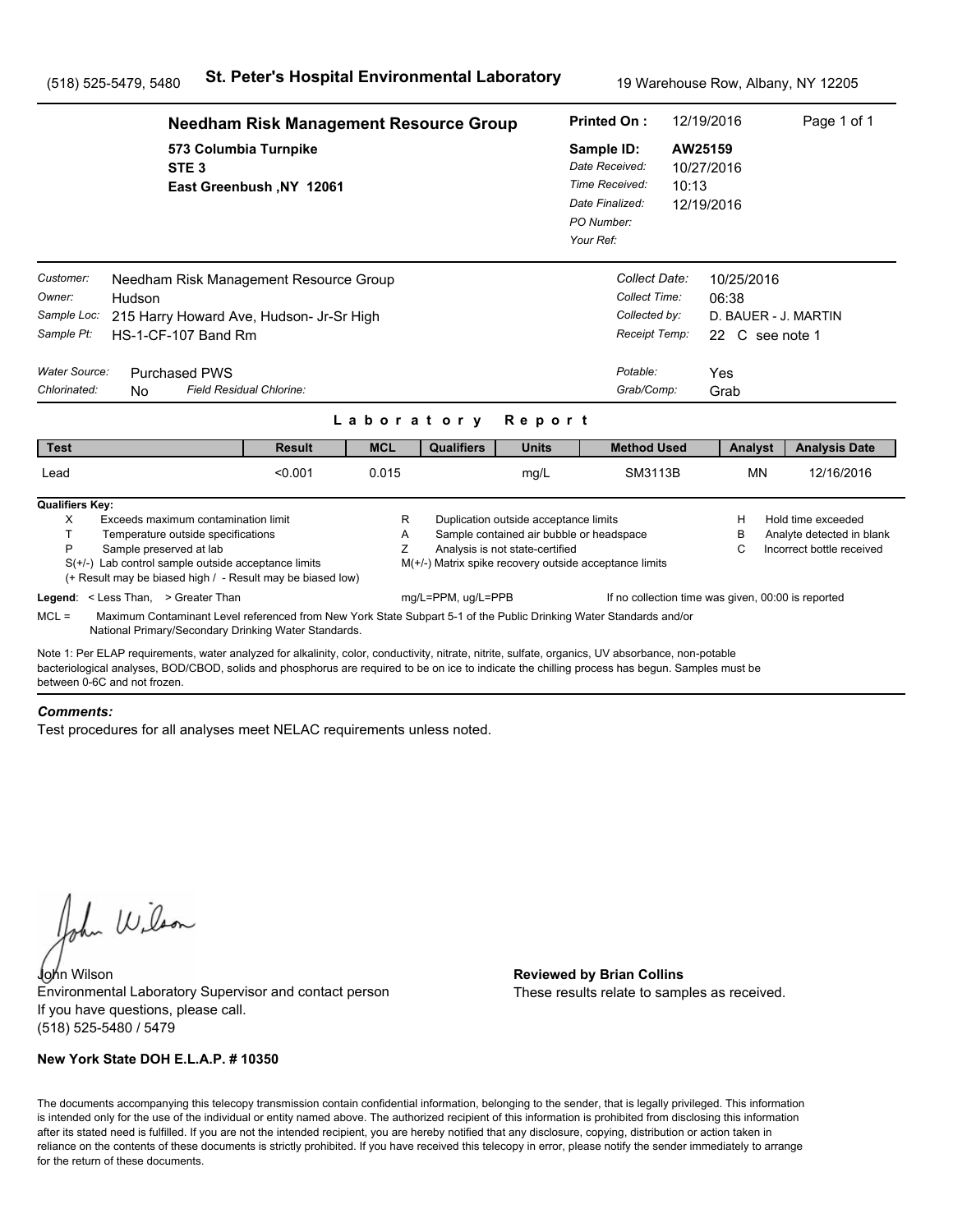(518) 525-5479, 5480 **St. Peter's Hospital Environmental Laboratory** 19 Warehouse Row, Albany, NY 12205

## Needham Risk Management Resource Group

573 Columbia Turnpike
STE 3
East Greenbush ,NY 12061

**Printed On :** 12/19/2016
**Sample ID:** AW25159
*Date Received:* 10/27/2016
*Time Received:* 10:13
*Date Finalized:* 12/19/2016
*PO Number:*
*Your Ref:*

*Customer:* Needham Risk Management Resource Group
*Owner:* Hudson
*Sample Loc:* 215 Harry Howard Ave, Hudson- Jr-Sr High
*Sample Pt:* HS-1-CF-107 Band Rm

*Collect Date:* 10/25/2016
*Collect Time:* 06:38
*Collected by:* D. BAUER - J. MARTIN
*Receipt Temp:* 22 C see note 1

*Water Source:* Purchased PWS
*Chlorinated:* No *Field Residual Chlorine:*

*Potable:* Yes
*Grab/Comp:* Grab

## Laboratory Report

| Test | Result | MCL | Qualifiers | Units | Method Used | Analyst | Analysis Date |
|---|---|---|---|---|---|---|---|
| Lead | <0.001 | 0.015 | | mg/L | SM3113B | MN | 12/16/2016 |

**Qualifiers Key:**

- X Exceeds maximum contamination limit
- T Temperature outside specifications
- P Sample preserved at lab
- S(+/-) Lab control sample outside acceptance limits
  (+ Result may be biased high / - Result may be biased low)
- R Duplication outside acceptance limits
- A Sample contained air bubble or headspace
- Z Analysis is not state-certified
- M(+/-) Matrix spike recovery outside acceptance limits
- H Hold time exceeded
- B Analyte detected in blank
- C Incorrect bottle received

**Legend**: < Less Than, > Greater Than     mg/L=PPM, ug/L=PPB     If no collection time was given, 00:00 is reported

MCL = Maximum Contaminant Level referenced from New York State Subpart 5-1 of the Public Drinking Water Standards and/or National Primary/Secondary Drinking Water Standards.

Note 1: Per ELAP requirements, water analyzed for alkalinity, color, conductivity, nitrate, nitrite, sulfate, organics, UV absorbance, non-potable bacteriological analyses, BOD/CBOD, solids and phosphorus are required to be on ice to indicate the chilling process has begun. Samples must be between 0-6C and not frozen.

***Comments:***

Test procedures for all analyses meet NELAC requirements unless noted.

John Wilson
Environmental Laboratory Supervisor and contact person
If you have questions, please call.
(518) 525-5480 / 5479

**Reviewed by Brian Collins**
These results relate to samples as received.

**New York State DOH E.L.A.P. # 10350**

The documents accompanying this telecopy transmission contain confidential information, belonging to the sender, that is legally privileged. This information is intended only for the use of the individual or entity named above. The authorized recipient of this information is prohibited from disclosing this information after its stated need is fulfilled. If you are not the intended recipient, you are hereby notified that any disclosure, copying, distribution or action taken in reliance on the contents of these documents is strictly prohibited. If you have received this telecopy in error, please notify the sender immediately to arrange for the return of these documents.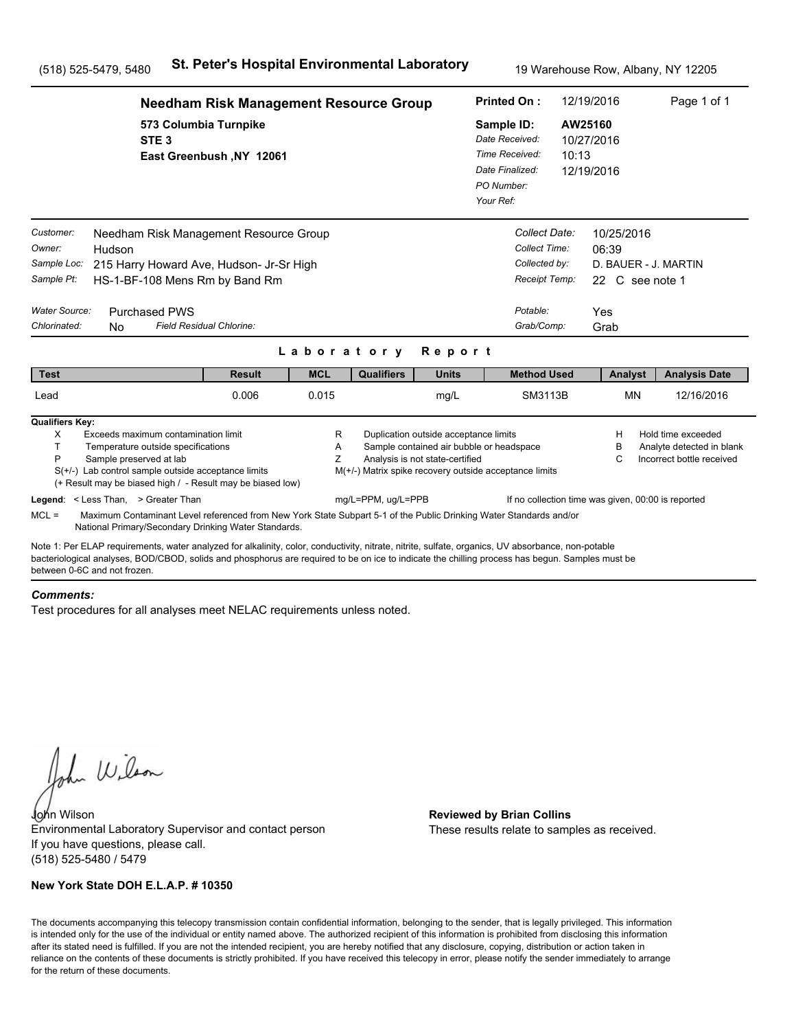(518) 525-5479, 5480 **St. Peter's Hospital Environmental Laboratory** 19 Warehouse Row, Albany, NY 12205

**Needham Risk Management Resource Group**

573 Columbia Turnpike
STE 3
East Greenbush ,NY 12061

**Printed On :** 12/19/2016

**Sample ID:** AW25160
*Date Received:* 10/27/2016
*Time Received:* 10:13
*Date Finalized:* 12/19/2016
*PO Number:*
*Your Ref:*

*Customer:* Needham Risk Management Resource Group
*Owner:* Hudson
*Sample Loc:* 215 Harry Howard Ave, Hudson- Jr-Sr High
*Sample Pt:* HS-1-BF-108 Mens Rm by Band Rm

*Collect Date:* 10/25/2016
*Collect Time:* 06:39
*Collected by:* D. BAUER - J. MARTIN
*Receipt Temp:* 22 C see note 1

*Water Source:* Purchased PWS
*Chlorinated:* No *Field Residual Chlorine:*

*Potable:* Yes
*Grab/Comp:* Grab

## Laboratory Report

| Test | Result | MCL | Qualifiers | Units | Method Used | Analyst | Analysis Date |
|---|---|---|---|---|---|---|---|
| Lead | 0.006 | 0.015 | | mg/L | SM3113B | MN | 12/16/2016 |

**Qualifiers Key:**

- X Exceeds maximum contamination limit
- T Temperature outside specifications
- P Sample preserved at lab
- S(+/-) Lab control sample outside acceptance limits
- (+ Result may be biased high / - Result may be biased low)
- R Duplication outside acceptance limits
- A Sample contained air bubble or headspace
- Z Analysis is not state-certified
- M(+/-) Matrix spike recovery outside acceptance limits
- H Hold time exceeded
- B Analyte detected in blank
- C Incorrect bottle received

**Legend**: < Less Than, > Greater Than mg/L=PPM, ug/L=PPB If no collection time was given, 00:00 is reported

MCL = Maximum Contaminant Level referenced from New York State Subpart 5-1 of the Public Drinking Water Standards and/or National Primary/Secondary Drinking Water Standards.

Note 1: Per ELAP requirements, water analyzed for alkalinity, color, conductivity, nitrate, nitrite, sulfate, organics, UV absorbance, non-potable bacteriological analyses, BOD/CBOD, solids and phosphorus are required to be on ice to indicate the chilling process has begun. Samples must be between 0-6C and not frozen.

***Comments:***

Test procedures for all analyses meet NELAC requirements unless noted.

John Wilson
Environmental Laboratory Supervisor and contact person
If you have questions, please call.
(518) 525-5480 / 5479

**Reviewed by Brian Collins**
These results relate to samples as received.

**New York State DOH E.L.A.P. # 10350**

The documents accompanying this telecopy transmission contain confidential information, belonging to the sender, that is legally privileged. This information is intended only for the use of the individual or entity named above. The authorized recipient of this information is prohibited from disclosing this information after its stated need is fulfilled. If you are not the intended recipient, you are hereby notified that any disclosure, copying, distribution or action taken in reliance on the contents of these documents is strictly prohibited. If you have received this telecopy in error, please notify the sender immediately to arrange for the return of these documents.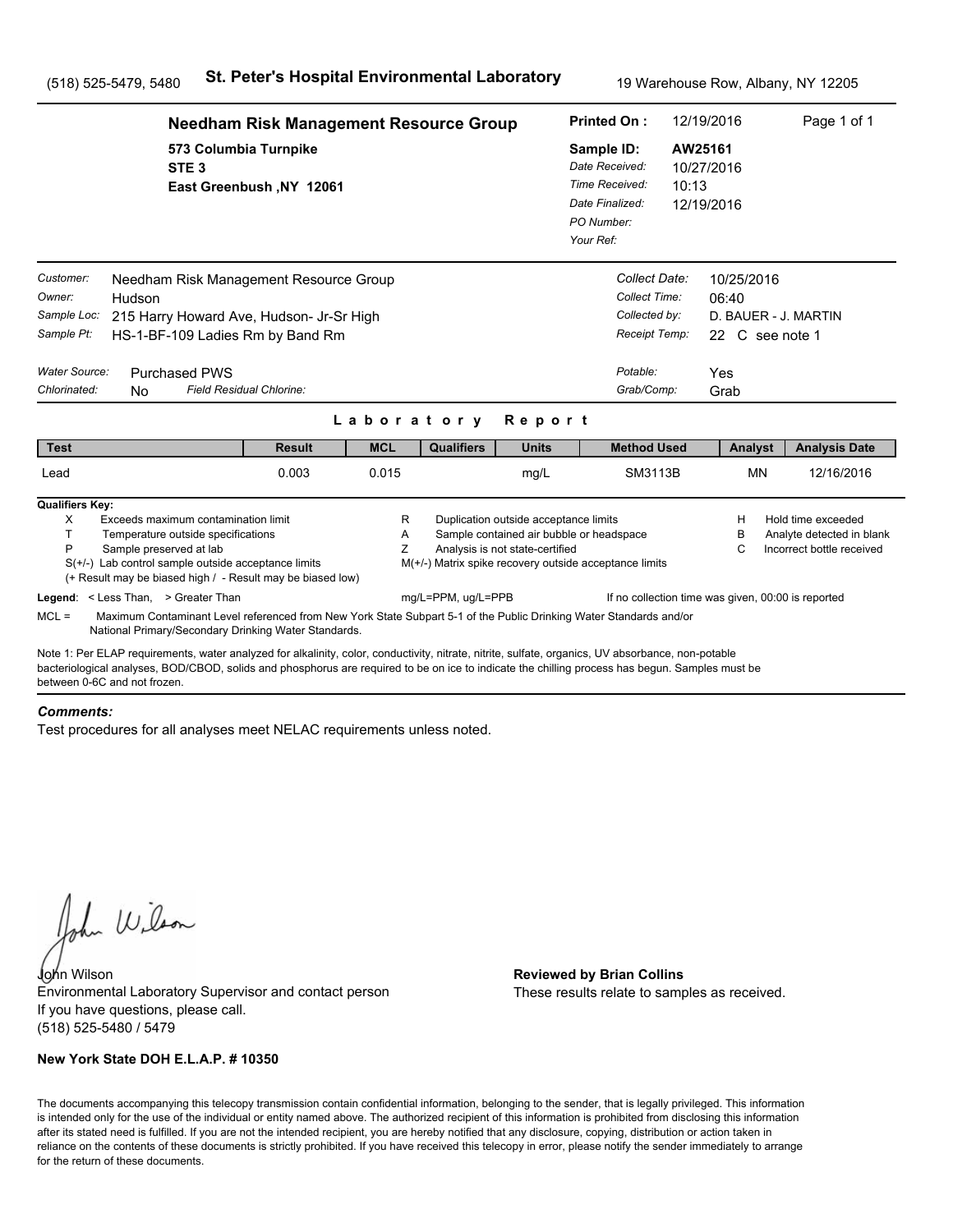(518) 525-5479, 5480 **St. Peter's Hospital Environmental Laboratory** 19 Warehouse Row, Albany, NY 12205

## Needham Risk Management Resource Group

573 Columbia Turnpike
STE 3
East Greenbush ,NY 12061

**Printed On :** 12/19/2016
**Sample ID:** AW25161
*Date Received:* 10/27/2016
*Time Received:* 10:13
*Date Finalized:* 12/19/2016
*PO Number:*
*Your Ref:*

*Customer:* Needham Risk Management Resource Group
*Owner:* Hudson
*Sample Loc:* 215 Harry Howard Ave, Hudson- Jr-Sr High
*Sample Pt:* HS-1-BF-109 Ladies Rm by Band Rm

*Collect Date:* 10/25/2016
*Collect Time:* 06:40
*Collected by:* D. BAUER - J. MARTIN
*Receipt Temp:* 22 C see note 1

*Water Source:* Purchased PWS
*Chlorinated:* No *Field Residual Chlorine:*

*Potable:* Yes
*Grab/Comp:* Grab

### Laboratory Report

| Test | Result | MCL | Qualifiers | Units | Method Used | Analyst | Analysis Date |
|---|---|---|---|---|---|---|---|
| Lead | 0.003 | 0.015 | | mg/L | SM3113B | MN | 12/16/2016 |

**Qualifiers Key:**

- X Exceeds maximum contamination limit
- T Temperature outside specifications
- P Sample preserved at lab
- S(+/-) Lab control sample outside acceptance limits
- (+ Result may be biased high / - Result may be biased low)
- R Duplication outside acceptance limits
- A Sample contained air bubble or headspace
- Z Analysis is not state-certified
- M(+/-) Matrix spike recovery outside acceptance limits
- H Hold time exceeded
- B Analyte detected in blank
- C Incorrect bottle received

**Legend**: < Less Than, > Greater Than mg/L=PPM, ug/L=PPB If no collection time was given, 00:00 is reported

MCL = Maximum Contaminant Level referenced from New York State Subpart 5-1 of the Public Drinking Water Standards and/or National Primary/Secondary Drinking Water Standards.

Note 1: Per ELAP requirements, water analyzed for alkalinity, color, conductivity, nitrate, nitrite, sulfate, organics, UV absorbance, non-potable bacteriological analyses, BOD/CBOD, solids and phosphorus are required to be on ice to indicate the chilling process has begun. Samples must be between 0-6C and not frozen.

***Comments:***

Test procedures for all analyses meet NELAC requirements unless noted.

John Wilson
Environmental Laboratory Supervisor and contact person
If you have questions, please call.
(518) 525-5480 / 5479

**Reviewed by Brian Collins**
These results relate to samples as received.

**New York State DOH E.L.A.P. # 10350**

The documents accompanying this telecopy transmission contain confidential information, belonging to the sender, that is legally privileged. This information is intended only for the use of the individual or entity named above. The authorized recipient of this information is prohibited from disclosing this information after its stated need is fulfilled. If you are not the intended recipient, you are hereby notified that any disclosure, copying, distribution or action taken in reliance on the contents of these documents is strictly prohibited. If you have received this telecopy in error, please notify the sender immediately to arrange for the return of these documents.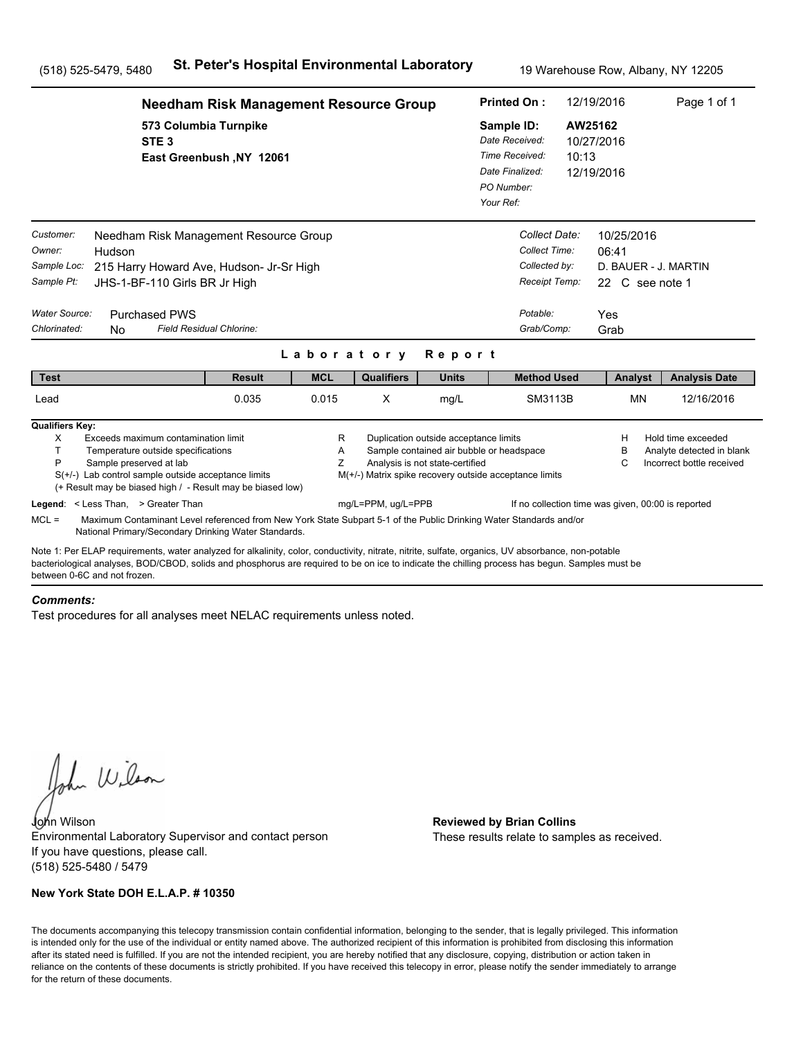(518) 525-5479, 5480 **St. Peter's Hospital Environmental Laboratory** 19 Warehouse Row, Albany, NY 12205

## Needham Risk Management Resource Group

573 Columbia Turnpike
STE 3
East Greenbush ,NY 12061

**Printed On :** 12/19/2016 Page 1 of 1
**Sample ID:** AW25162
*Date Received:* 10/27/2016
*Time Received:* 10:13
*Date Finalized:* 12/19/2016
*PO Number:*
*Your Ref:*

*Customer:* Needham Risk Management Resource Group
*Owner:* Hudson
*Sample Loc:* 215 Harry Howard Ave, Hudson- Jr-Sr High
*Sample Pt:* JHS-1-BF-110 Girls BR Jr High

*Collect Date:* 10/25/2016
*Collect Time:* 06:41
*Collected by:* D. BAUER - J. MARTIN
*Receipt Temp:* 22 C see note 1

*Water Source:* Purchased PWS
*Chlorinated:* No *Field Residual Chlorine:*

*Potable:* Yes
*Grab/Comp:* Grab

### Laboratory Report

| Test | Result | MCL | Qualifiers | Units | Method Used | Analyst | Analysis Date |
|---|---|---|---|---|---|---|---|
| Lead | 0.035 | 0.015 | X | mg/L | SM3113B | MN | 12/16/2016 |

**Qualifiers Key:**

- X Exceeds maximum contamination limit
- T Temperature outside specifications
- P Sample preserved at lab
- S(+/-) Lab control sample outside acceptance limits
  (+ Result may be biased high / - Result may be biased low)
- R Duplication outside acceptance limits
- A Sample contained air bubble or headspace
- Z Analysis is not state-certified
- M(+/-) Matrix spike recovery outside acceptance limits
- H Hold time exceeded
- B Analyte detected in blank
- C Incorrect bottle received

**Legend**: < Less Than, > Greater Than mg/L=PPM, ug/L=PPB If no collection time was given, 00:00 is reported

MCL = Maximum Contaminant Level referenced from New York State Subpart 5-1 of the Public Drinking Water Standards and/or National Primary/Secondary Drinking Water Standards.

Note 1: Per ELAP requirements, water analyzed for alkalinity, color, conductivity, nitrate, nitrite, sulfate, organics, UV absorbance, non-potable bacteriological analyses, BOD/CBOD, solids and phosphorus are required to be on ice to indicate the chilling process has begun. Samples must be between 0-6C and not frozen.

***Comments:***

Test procedures for all analyses meet NELAC requirements unless noted.

John Wilson
Environmental Laboratory Supervisor and contact person
If you have questions, please call.
(518) 525-5480 / 5479

**Reviewed by Brian Collins**
These results relate to samples as received.

**New York State DOH E.L.A.P. # 10350**

The documents accompanying this telecopy transmission contain confidential information, belonging to the sender, that is legally privileged. This information is intended only for the use of the individual or entity named above. The authorized recipient of this information is prohibited from disclosing this information after its stated need is fulfilled. If you are not the intended recipient, you are hereby notified that any disclosure, copying, distribution or action taken in reliance on the contents of these documents is strictly prohibited. If you have received this telecopy in error, please notify the sender immediately to arrange for the return of these documents.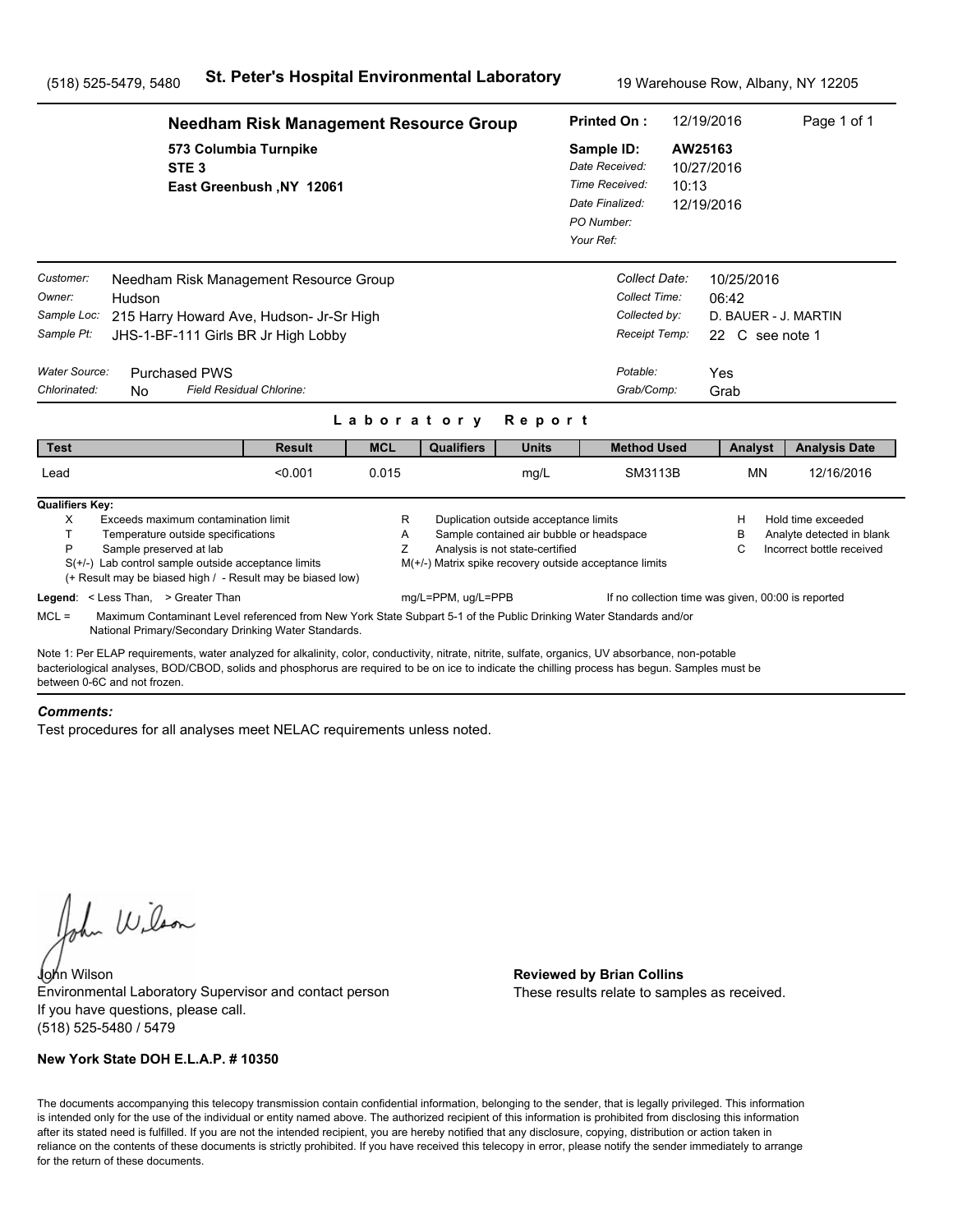(518) 525-5479, 5480 **St. Peter's Hospital Environmental Laboratory** 19 Warehouse Row, Albany, NY 12205

## Needham Risk Management Resource Group

573 Columbia Turnpike
STE 3
East Greenbush ,NY 12061

**Printed On :** 12/19/2016
**Sample ID:** AW25163
*Date Received:* 10/27/2016
*Time Received:* 10:13
*Date Finalized:* 12/19/2016
*PO Number:*
*Your Ref:*

*Customer:* Needham Risk Management Resource Group
*Owner:* Hudson
*Sample Loc:* 215 Harry Howard Ave, Hudson- Jr-Sr High
*Sample Pt:* JHS-1-BF-111 Girls BR Jr High Lobby

*Collect Date:* 10/25/2016
*Collect Time:* 06:42
*Collected by:* D. BAUER - J. MARTIN
*Receipt Temp:* 22 C see note 1

*Water Source:* Purchased PWS
*Chlorinated:* No *Field Residual Chlorine:*

*Potable:* Yes
*Grab/Comp:* Grab

### Laboratory Report

| Test | Result | MCL | Qualifiers | Units | Method Used | Analyst | Analysis Date |
|---|---|---|---|---|---|---|---|
| Lead | <0.001 | 0.015 | | mg/L | SM3113B | MN | 12/16/2016 |

**Qualifiers Key:**

- X Exceeds maximum contamination limit
- T Temperature outside specifications
- P Sample preserved at lab
- S(+/-) Lab control sample outside acceptance limits
  (+ Result may be biased high / - Result may be biased low)
- R Duplication outside acceptance limits
- A Sample contained air bubble or headspace
- Z Analysis is not state-certified
- M(+/-) Matrix spike recovery outside acceptance limits
- H Hold time exceeded
- B Analyte detected in blank
- C Incorrect bottle received

**Legend**: < Less Than, > Greater Than mg/L=PPM, ug/L=PPB If no collection time was given, 00:00 is reported

MCL = Maximum Contaminant Level referenced from New York State Subpart 5-1 of the Public Drinking Water Standards and/or National Primary/Secondary Drinking Water Standards.

Note 1: Per ELAP requirements, water analyzed for alkalinity, color, conductivity, nitrate, nitrite, sulfate, organics, UV absorbance, non-potable bacteriological analyses, BOD/CBOD, solids and phosphorus are required to be on ice to indicate the chilling process has begun. Samples must be between 0-6C and not frozen.

***Comments:***

Test procedures for all analyses meet NELAC requirements unless noted.

John Wilson
Environmental Laboratory Supervisor and contact person
If you have questions, please call.
(518) 525-5480 / 5479

**Reviewed by Brian Collins**
These results relate to samples as received.

**New York State DOH E.L.A.P. # 10350**

The documents accompanying this telecopy transmission contain confidential information, belonging to the sender, that is legally privileged. This information is intended only for the use of the individual or entity named above. The authorized recipient of this information is prohibited from disclosing this information after its stated need is fulfilled. If you are not the intended recipient, you are hereby notified that any disclosure, copying, distribution or action taken in reliance on the contents of these documents is strictly prohibited. If you have received this telecopy in error, please notify the sender immediately to arrange for the return of these documents.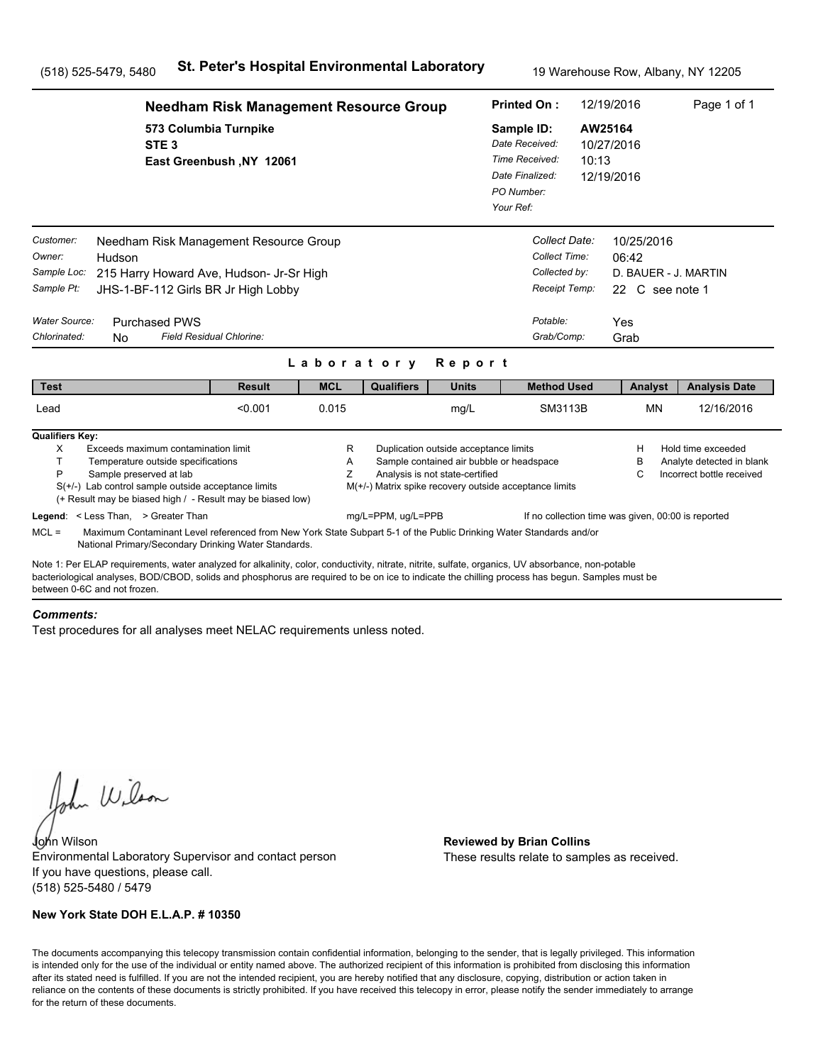(518) 525-5479, 5480 **St. Peter's Hospital Environmental Laboratory** 19 Warehouse Row, Albany, NY 12205

## Needham Risk Management Resource Group

573 Columbia Turnpike
STE 3
East Greenbush ,NY 12061

**Printed On :** 12/19/2016
**Sample ID:** AW25164
*Date Received:* 10/27/2016
*Time Received:* 10:13
*Date Finalized:* 12/19/2016
*PO Number:*
*Your Ref:*

*Customer:* Needham Risk Management Resource Group
*Owner:* Hudson
*Sample Loc:* 215 Harry Howard Ave, Hudson- Jr-Sr High
*Sample Pt:* JHS-1-BF-112 Girls BR Jr High Lobby

*Collect Date:* 10/25/2016
*Collect Time:* 06:42
*Collected by:* D. BAUER - J. MARTIN
*Receipt Temp:* 22 C see note 1

*Water Source:* Purchased PWS
*Chlorinated:* No *Field Residual Chlorine:*

*Potable:* Yes
*Grab/Comp:* Grab

### Laboratory Report

| Test | Result | MCL | Qualifiers | Units | Method Used | Analyst | Analysis Date |
|---|---|---|---|---|---|---|---|
| Lead | <0.001 | 0.015 | | mg/L | SM3113B | MN | 12/16/2016 |

**Qualifiers Key:**

- X Exceeds maximum contamination limit
- T Temperature outside specifications
- P Sample preserved at lab
- S(+/-) Lab control sample outside acceptance limits
  (+ Result may be biased high / - Result may be biased low)
- R Duplication outside acceptance limits
- A Sample contained air bubble or headspace
- Z Analysis is not state-certified
- M(+/-) Matrix spike recovery outside acceptance limits
- H Hold time exceeded
- B Analyte detected in blank
- C Incorrect bottle received

**Legend**: < Less Than, > Greater Than mg/L=PPM, ug/L=PPB If no collection time was given, 00:00 is reported

MCL = Maximum Contaminant Level referenced from New York State Subpart 5-1 of the Public Drinking Water Standards and/or National Primary/Secondary Drinking Water Standards.

Note 1: Per ELAP requirements, water analyzed for alkalinity, color, conductivity, nitrate, nitrite, sulfate, organics, UV absorbance, non-potable bacteriological analyses, BOD/CBOD, solids and phosphorus are required to be on ice to indicate the chilling process has begun. Samples must be between 0-6C and not frozen.

***Comments:***

Test procedures for all analyses meet NELAC requirements unless noted.

John Wilson
John Wilson
Environmental Laboratory Supervisor and contact person
If you have questions, please call.
(518) 525-5480 / 5479

**Reviewed by Brian Collins**
These results relate to samples as received.

**New York State DOH E.L.A.P. # 10350**

The documents accompanying this telecopy transmission contain confidential information, belonging to the sender, that is legally privileged. This information is intended only for the use of the individual or entity named above. The authorized recipient of this information is prohibited from disclosing this information after its stated need is fulfilled. If you are not the intended recipient, you are hereby notified that any disclosure, copying, distribution or action taken in reliance on the contents of these documents is strictly prohibited. If you have received this telecopy in error, please notify the sender immediately to arrange for the return of these documents.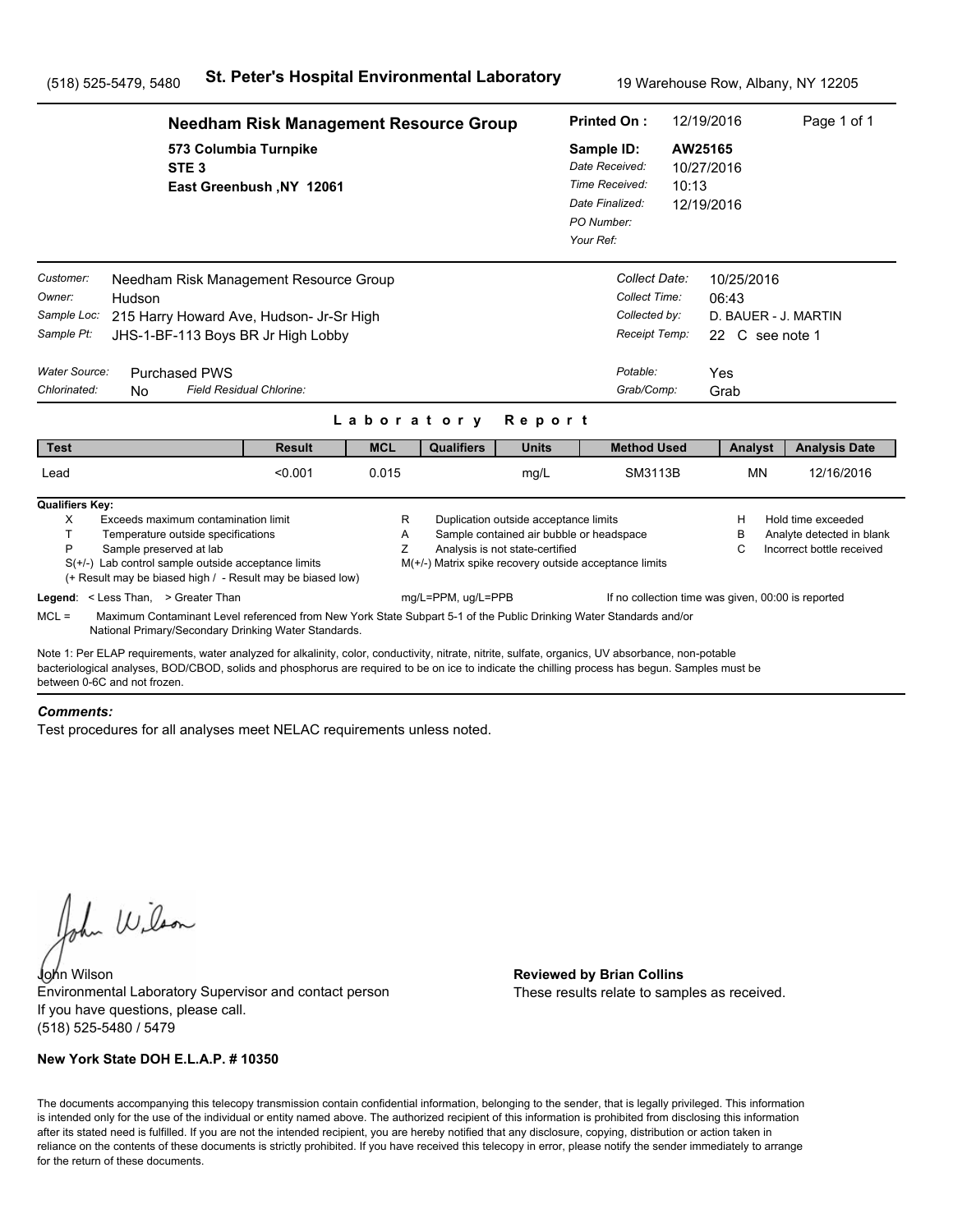(518) 525-5479, 5480 **St. Peter's Hospital Environmental Laboratory** 19 Warehouse Row, Albany, NY 12205

## Needham Risk Management Resource Group

573 Columbia Turnpike
STE 3
East Greenbush ,NY 12061

**Printed On :** 12/19/2016

**Sample ID:** AW25165
*Date Received:* 10/27/2016
*Time Received:* 10:13
*Date Finalized:* 12/19/2016
*PO Number:*
*Your Ref:*

*Customer:* Needham Risk Management Resource Group
*Owner:* Hudson
*Sample Loc:* 215 Harry Howard Ave, Hudson- Jr-Sr High
*Sample Pt:* JHS-1-BF-113 Boys BR Jr High Lobby

*Collect Date:* 10/25/2016
*Collect Time:* 06:43
*Collected by:* D. BAUER - J. MARTIN
*Receipt Temp:* 22 C see note 1

*Water Source:* Purchased PWS
*Chlorinated:* No *Field Residual Chlorine:*

*Potable:* Yes
*Grab/Comp:* Grab

### Laboratory Report

| Test | Result | MCL | Qualifiers | Units | Method Used | Analyst | Analysis Date |
|---|---|---|---|---|---|---|---|
| Lead | <0.001 | 0.015 | | mg/L | SM3113B | MN | 12/16/2016 |

**Qualifiers Key:**

- X Exceeds maximum contamination limit
- T Temperature outside specifications
- P Sample preserved at lab
- S(+/-) Lab control sample outside acceptance limits
- (+ Result may be biased high / - Result may be biased low)
- R Duplication outside acceptance limits
- A Sample contained air bubble or headspace
- Z Analysis is not state-certified
- M(+/-) Matrix spike recovery outside acceptance limits
- H Hold time exceeded
- B Analyte detected in blank
- C Incorrect bottle received

**Legend**: < Less Than, > Greater Than mg/L=PPM, ug/L=PPB If no collection time was given, 00:00 is reported

MCL = Maximum Contaminant Level referenced from New York State Subpart 5-1 of the Public Drinking Water Standards and/or National Primary/Secondary Drinking Water Standards.

Note 1: Per ELAP requirements, water analyzed for alkalinity, color, conductivity, nitrate, nitrite, sulfate, organics, UV absorbance, non-potable bacteriological analyses, BOD/CBOD, solids and phosphorus are required to be on ice to indicate the chilling process has begun. Samples must be between 0-6C and not frozen.

***Comments:***

Test procedures for all analyses meet NELAC requirements unless noted.

John Wilson
Environmental Laboratory Supervisor and contact person
If you have questions, please call.
(518) 525-5480 / 5479

**Reviewed by Brian Collins**
These results relate to samples as received.

**New York State DOH E.L.A.P. # 10350**

The documents accompanying this telecopy transmission contain confidential information, belonging to the sender, that is legally privileged. This information is intended only for the use of the individual or entity named above. The authorized recipient of this information is prohibited from disclosing this information after its stated need is fulfilled. If you are not the intended recipient, you are hereby notified that any disclosure, copying, distribution or action taken in reliance on the contents of these documents is strictly prohibited. If you have received this telecopy in error, please notify the sender immediately to arrange for the return of these documents.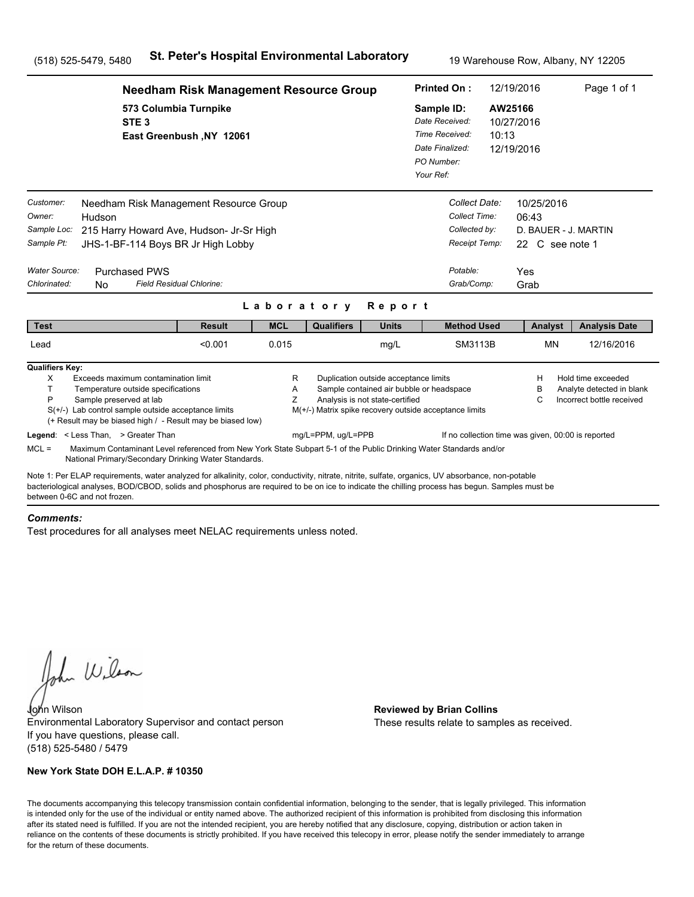(518) 525-5479, 5480 **St. Peter's Hospital Environmental Laboratory** 19 Warehouse Row, Albany, NY 12205

## Needham Risk Management Resource Group

573 Columbia Turnpike
STE 3
East Greenbush ,NY 12061

**Printed On :** 12/19/2016
**Sample ID:** AW25166
*Date Received:* 10/27/2016
*Time Received:* 10:13
*Date Finalized:* 12/19/2016
*PO Number:*
*Your Ref:*

*Customer:* Needham Risk Management Resource Group
*Owner:* Hudson
*Sample Loc:* 215 Harry Howard Ave, Hudson- Jr-Sr High
*Sample Pt:* JHS-1-BF-114 Boys BR Jr High Lobby

*Collect Date:* 10/25/2016
*Collect Time:* 06:43
*Collected by:* D. BAUER - J. MARTIN
*Receipt Temp:* 22 C see note 1

*Water Source:* Purchased PWS
*Chlorinated:* No *Field Residual Chlorine:*

*Potable:* Yes
*Grab/Comp:* Grab

### Laboratory Report

| Test | Result | MCL | Qualifiers | Units | Method Used | Analyst | Analysis Date |
|---|---|---|---|---|---|---|---|
| Lead | <0.001 | 0.015 | | mg/L | SM3113B | MN | 12/16/2016 |

**Qualifiers Key:**

- X Exceeds maximum contamination limit
- T Temperature outside specifications
- P Sample preserved at lab
- S(+/-) Lab control sample outside acceptance limits
- (+ Result may be biased high / - Result may be biased low)
- R Duplication outside acceptance limits
- A Sample contained air bubble or headspace
- Z Analysis is not state-certified
- M(+/-) Matrix spike recovery outside acceptance limits
- H Hold time exceeded
- B Analyte detected in blank
- C Incorrect bottle received

**Legend**: < Less Than, > Greater Than mg/L=PPM, ug/L=PPB If no collection time was given, 00:00 is reported

MCL = Maximum Contaminant Level referenced from New York State Subpart 5-1 of the Public Drinking Water Standards and/or National Primary/Secondary Drinking Water Standards.

Note 1: Per ELAP requirements, water analyzed for alkalinity, color, conductivity, nitrate, nitrite, sulfate, organics, UV absorbance, non-potable bacteriological analyses, BOD/CBOD, solids and phosphorus are required to be on ice to indicate the chilling process has begun. Samples must be between 0-6C and not frozen.

***Comments:***

Test procedures for all analyses meet NELAC requirements unless noted.

John Wilson
Environmental Laboratory Supervisor and contact person
If you have questions, please call.
(518) 525-5480 / 5479

**Reviewed by Brian Collins**
These results relate to samples as received.

**New York State DOH E.L.A.P. # 10350**

The documents accompanying this telecopy transmission contain confidential information, belonging to the sender, that is legally privileged. This information is intended only for the use of the individual or entity named above. The authorized recipient of this information is prohibited from disclosing this information after its stated need is fulfilled. If you are not the intended recipient, you are hereby notified that any disclosure, copying, distribution or action taken in reliance on the contents of these documents is strictly prohibited. If you have received this telecopy in error, please notify the sender immediately to arrange for the return of these documents.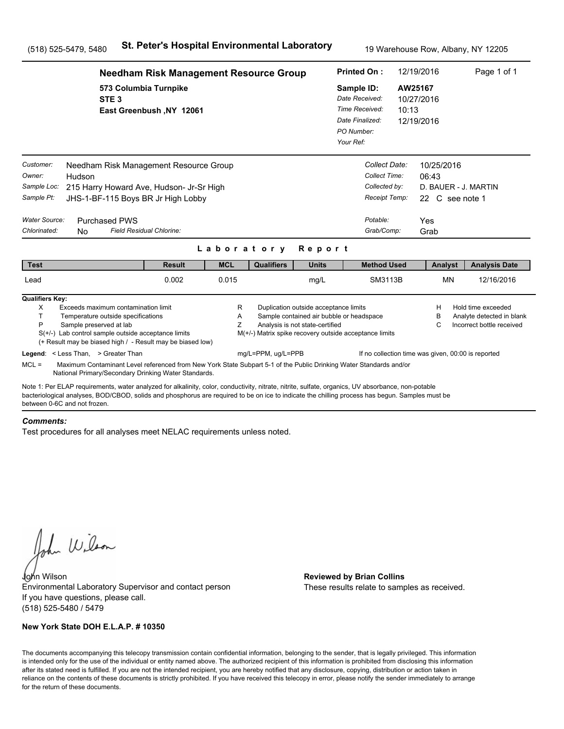(518) 525-5479, 5480 **St. Peter's Hospital Environmental Laboratory** 19 Warehouse Row, Albany, NY 12205

**Needham Risk Management Resource Group**
573 Columbia Turnpike
STE 3
East Greenbush ,NY 12061

**Printed On :** 12/19/2016
**Sample ID:** AW25167
*Date Received:* 10/27/2016
*Time Received:* 10:13
*Date Finalized:* 12/19/2016
*PO Number:*
*Your Ref:*

*Customer:* Needham Risk Management Resource Group
*Owner:* Hudson
*Sample Loc:* 215 Harry Howard Ave, Hudson- Jr-Sr High
*Sample Pt:* JHS-1-BF-115 Boys BR Jr High Lobby

*Collect Date:* 10/25/2016
*Collect Time:* 06:43
*Collected by:* D. BAUER - J. MARTIN
*Receipt Temp:* 22 C see note 1

*Water Source:* Purchased PWS
*Chlorinated:* No *Field Residual Chlorine:*

*Potable:* Yes
*Grab/Comp:* Grab

## Laboratory Report

| Test | Result | MCL | Qualifiers | Units | Method Used | Analyst | Analysis Date |
|---|---|---|---|---|---|---|---|
| Lead | 0.002 | 0.015 | | mg/L | SM3113B | MN | 12/16/2016 |

**Qualifiers Key:**

- X Exceeds maximum contamination limit
- T Temperature outside specifications
- P Sample preserved at lab
- S(+/-) Lab control sample outside acceptance limits
  (+ Result may be biased high / - Result may be biased low)
- R Duplication outside acceptance limits
- A Sample contained air bubble or headspace
- Z Analysis is not state-certified
- M(+/-) Matrix spike recovery outside acceptance limits
- H Hold time exceeded
- B Analyte detected in blank
- C Incorrect bottle received

**Legend**: < Less Than, > Greater Than mg/L=PPM, ug/L=PPB If no collection time was given, 00:00 is reported

MCL = Maximum Contaminant Level referenced from New York State Subpart 5-1 of the Public Drinking Water Standards and/or National Primary/Secondary Drinking Water Standards.

Note 1: Per ELAP requirements, water analyzed for alkalinity, color, conductivity, nitrate, nitrite, sulfate, organics, UV absorbance, non-potable bacteriological analyses, BOD/CBOD, solids and phosphorus are required to be on ice to indicate the chilling process has begun. Samples must be between 0-6C and not frozen.

***Comments:***

Test procedures for all analyses meet NELAC requirements unless noted.

John Wilson
Environmental Laboratory Supervisor and contact person
If you have questions, please call.
(518) 525-5480 / 5479

**Reviewed by Brian Collins**
These results relate to samples as received.

**New York State DOH E.L.A.P. # 10350**

The documents accompanying this telecopy transmission contain confidential information, belonging to the sender, that is legally privileged. This information is intended only for the use of the individual or entity named above. The authorized recipient of this information is prohibited from disclosing this information after its stated need is fulfilled. If you are not the intended recipient, you are hereby notified that any disclosure, copying, distribution or action taken in reliance on the contents of these documents is strictly prohibited. If you have received this telecopy in error, please notify the sender immediately to arrange for the return of these documents.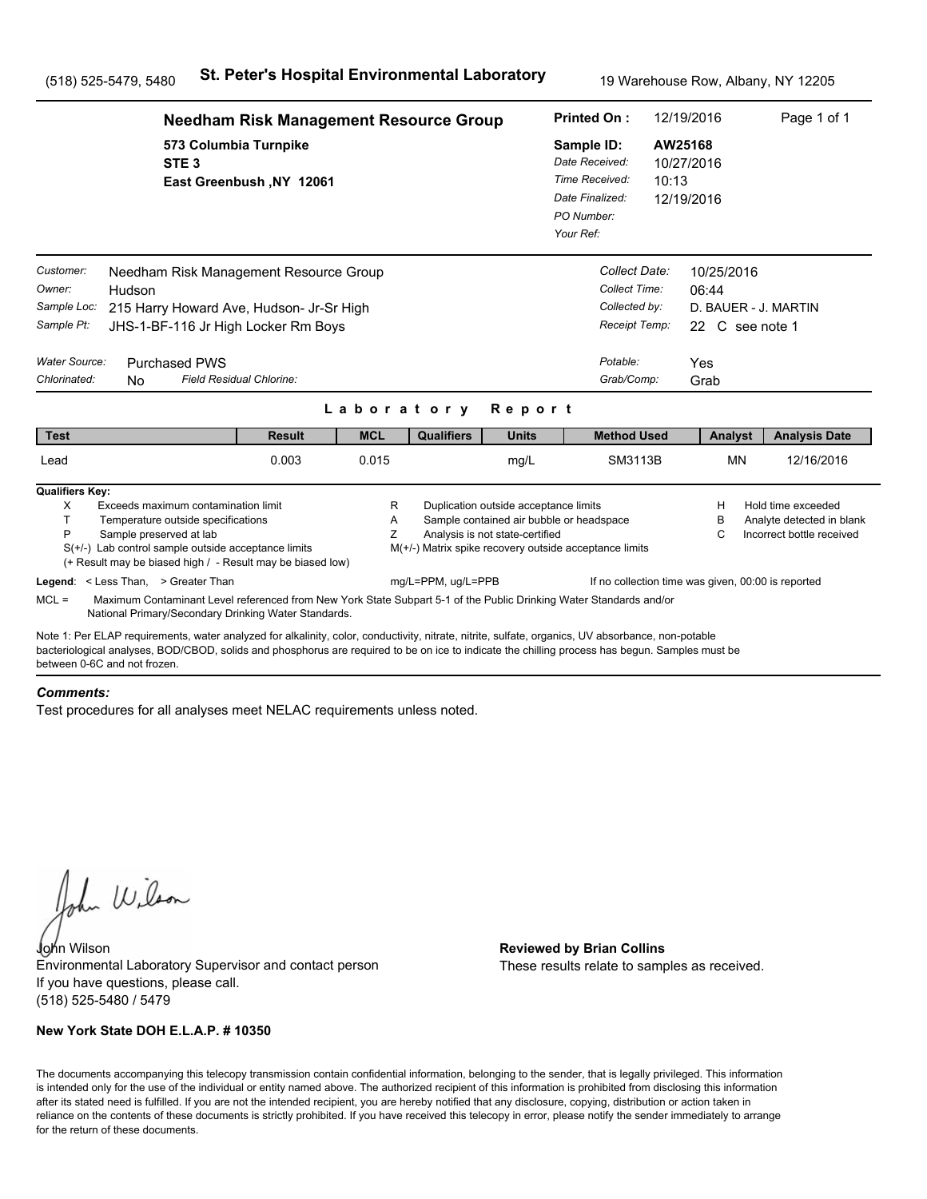(518) 525-5479, 5480 **St. Peter's Hospital Environmental Laboratory** 19 Warehouse Row, Albany, NY 12205

**Needham Risk Management Resource Group**
573 Columbia Turnpike
STE 3
East Greenbush ,NY 12061

**Printed On :** 12/19/2016
**Sample ID:** AW25168
*Date Received:* 10/27/2016
*Time Received:* 10:13
*Date Finalized:* 12/19/2016
*PO Number:*
*Your Ref:*

*Customer:* Needham Risk Management Resource Group
*Owner:* Hudson
*Sample Loc:* 215 Harry Howard Ave, Hudson- Jr-Sr High
*Sample Pt:* JHS-1-BF-116 Jr High Locker Rm Boys

*Collect Date:* 10/25/2016
*Collect Time:* 06:44
*Collected by:* D. BAUER - J. MARTIN
*Receipt Temp:* 22 C see note 1

*Water Source:* Purchased PWS
*Chlorinated:* No *Field Residual Chlorine:*

*Potable:* Yes
*Grab/Comp:* Grab

## Laboratory Report

| Test | Result | MCL | Qualifiers | Units | Method Used | Analyst | Analysis Date |
|---|---|---|---|---|---|---|---|
| Lead | 0.003 | 0.015 | | mg/L | SM3113B | MN | 12/16/2016 |

**Qualifiers Key:**

- X Exceeds maximum contamination limit
- T Temperature outside specifications
- P Sample preserved at lab
- S(+/-) Lab control sample outside acceptance limits
  (+ Result may be biased high / - Result may be biased low)
- R Duplication outside acceptance limits
- A Sample contained air bubble or headspace
- Z Analysis is not state-certified
- M(+/-) Matrix spike recovery outside acceptance limits
- H Hold time exceeded
- B Analyte detected in blank
- C Incorrect bottle received

**Legend**: < Less Than, > Greater Than mg/L=PPM, ug/L=PPB If no collection time was given, 00:00 is reported

MCL = Maximum Contaminant Level referenced from New York State Subpart 5-1 of the Public Drinking Water Standards and/or National Primary/Secondary Drinking Water Standards.

Note 1: Per ELAP requirements, water analyzed for alkalinity, color, conductivity, nitrate, nitrite, sulfate, organics, UV absorbance, non-potable bacteriological analyses, BOD/CBOD, solids and phosphorus are required to be on ice to indicate the chilling process has begun. Samples must be between 0-6C and not frozen.

***Comments:***

Test procedures for all analyses meet NELAC requirements unless noted.

John Wilson
Environmental Laboratory Supervisor and contact person
If you have questions, please call.
(518) 525-5480 / 5479

**Reviewed by Brian Collins**
These results relate to samples as received.

**New York State DOH E.L.A.P. # 10350**

The documents accompanying this telecopy transmission contain confidential information, belonging to the sender, that is legally privileged. This information is intended only for the use of the individual or entity named above. The authorized recipient of this information is prohibited from disclosing this information after its stated need is fulfilled. If you are not the intended recipient, you are hereby notified that any disclosure, copying, distribution or action taken in reliance on the contents of these documents is strictly prohibited. If you have received this telecopy in error, please notify the sender immediately to arrange for the return of these documents.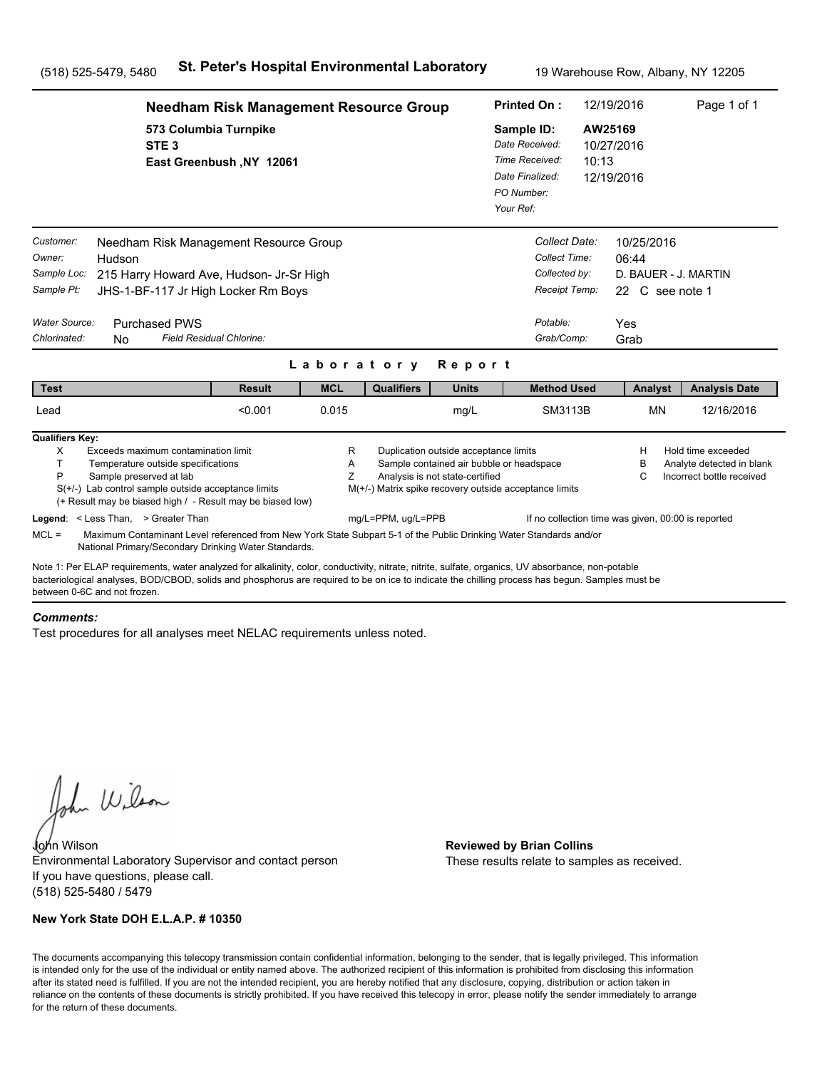(518) 525-5479, 5480 **St. Peter's Hospital Environmental Laboratory** 19 Warehouse Row, Albany, NY 12205

**Needham Risk Management Resource Group**
573 Columbia Turnpike
STE 3
East Greenbush ,NY 12061

**Printed On :** 12/19/2016
**Sample ID:** AW25169
*Date Received:* 10/27/2016
*Time Received:* 10:13
*Date Finalized:* 12/19/2016
*PO Number:*
*Your Ref:*

*Customer:* Needham Risk Management Resource Group
*Owner:* Hudson
*Sample Loc:* 215 Harry Howard Ave, Hudson- Jr-Sr High
*Sample Pt:* JHS-1-BF-117 Jr High Locker Rm Boys

*Collect Date:* 10/25/2016
*Collect Time:* 06:44
*Collected by:* D. BAUER - J. MARTIN
*Receipt Temp:* 22 C see note 1

*Water Source:* Purchased PWS
*Chlorinated:* No *Field Residual Chlorine:*

*Potable:* Yes
*Grab/Comp:* Grab

## Laboratory Report

| Test | Result | MCL | Qualifiers | Units | Method Used | Analyst | Analysis Date |
|---|---|---|---|---|---|---|---|
| Lead | <0.001 | 0.015 | | mg/L | SM3113B | MN | 12/16/2016 |

**Qualifiers Key:**

- X Exceeds maximum contamination limit
- T Temperature outside specifications
- P Sample preserved at lab
- S(+/-) Lab control sample outside acceptance limits
- (+ Result may be biased high / - Result may be biased low)
- R Duplication outside acceptance limits
- A Sample contained air bubble or headspace
- Z Analysis is not state-certified
- M(+/-) Matrix spike recovery outside acceptance limits
- H Hold time exceeded
- B Analyte detected in blank
- C Incorrect bottle received

**Legend**: < Less Than, > Greater Than mg/L=PPM, ug/L=PPB If no collection time was given, 00:00 is reported

MCL = Maximum Contaminant Level referenced from New York State Subpart 5-1 of the Public Drinking Water Standards and/or National Primary/Secondary Drinking Water Standards.

Note 1: Per ELAP requirements, water analyzed for alkalinity, color, conductivity, nitrate, nitrite, sulfate, organics, UV absorbance, non-potable bacteriological analyses, BOD/CBOD, solids and phosphorus are required to be on ice to indicate the chilling process has begun. Samples must be between 0-6C and not frozen.

***Comments:***

Test procedures for all analyses meet NELAC requirements unless noted.

John Wilson
Environmental Laboratory Supervisor and contact person
If you have questions, please call.
(518) 525-5480 / 5479

**Reviewed by Brian Collins**
These results relate to samples as received.

**New York State DOH E.L.A.P. # 10350**

The documents accompanying this telecopy transmission contain confidential information, belonging to the sender, that is legally privileged. This information is intended only for the use of the individual or entity named above. The authorized recipient of this information is prohibited from disclosing this information after its stated need is fulfilled. If you are not the intended recipient, you are hereby notified that any disclosure, copying, distribution or action taken in reliance on the contents of these documents is strictly prohibited. If you have received this telecopy in error, please notify the sender immediately to arrange for the return of these documents.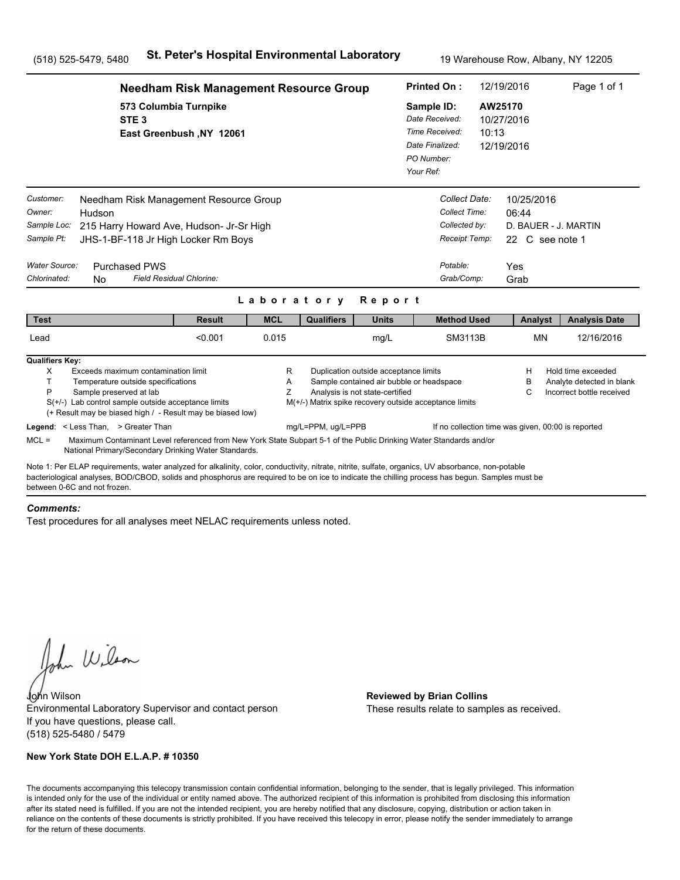(518) 525-5479, 5480 **St. Peter's Hospital Environmental Laboratory** 19 Warehouse Row, Albany, NY 12205

**Needham Risk Management Resource Group**
573 Columbia Turnpike
STE 3
East Greenbush ,NY 12061

**Printed On :** 12/19/2016
**Sample ID:** AW25170
*Date Received:* 10/27/2016
*Time Received:* 10:13
*Date Finalized:* 12/19/2016
*PO Number:*
*Your Ref:*

*Customer:* Needham Risk Management Resource Group
*Owner:* Hudson
*Sample Loc:* 215 Harry Howard Ave, Hudson- Jr-Sr High
*Sample Pt:* JHS-1-BF-118 Jr High Locker Rm Boys

*Collect Date:* 10/25/2016
*Collect Time:* 06:44
*Collected by:* D. BAUER - J. MARTIN
*Receipt Temp:* 22 C see note 1

*Water Source:* Purchased PWS
*Chlorinated:* No *Field Residual Chlorine:*

*Potable:* Yes
*Grab/Comp:* Grab

## Laboratory Report

| Test | Result | MCL | Qualifiers | Units | Method Used | Analyst | Analysis Date |
|---|---|---|---|---|---|---|---|
| Lead | <0.001 | 0.015 | | mg/L | SM3113B | MN | 12/16/2016 |

**Qualifiers Key:**

- X Exceeds maximum contamination limit
- T Temperature outside specifications
- P Sample preserved at lab
- S(+/-) Lab control sample outside acceptance limits (+ Result may be biased high / - Result may be biased low)
- R Duplication outside acceptance limits
- A Sample contained air bubble or headspace
- Z Analysis is not state-certified
- M(+/-) Matrix spike recovery outside acceptance limits
- H Hold time exceeded
- B Analyte detected in blank
- C Incorrect bottle received

**Legend**: < Less Than, > Greater Than mg/L=PPM, ug/L=PPB If no collection time was given, 00:00 is reported

MCL = Maximum Contaminant Level referenced from New York State Subpart 5-1 of the Public Drinking Water Standards and/or National Primary/Secondary Drinking Water Standards.

Note 1: Per ELAP requirements, water analyzed for alkalinity, color, conductivity, nitrate, nitrite, sulfate, organics, UV absorbance, non-potable bacteriological analyses, BOD/CBOD, solids and phosphorus are required to be on ice to indicate the chilling process has begun. Samples must be between 0-6C and not frozen.

***Comments:***

Test procedures for all analyses meet NELAC requirements unless noted.

John Wilson
Environmental Laboratory Supervisor and contact person
If you have questions, please call.
(518) 525-5480 / 5479

**Reviewed by Brian Collins**
These results relate to samples as received.

**New York State DOH E.L.A.P. # 10350**

The documents accompanying this telecopy transmission contain confidential information, belonging to the sender, that is legally privileged. This information is intended only for the use of the individual or entity named above. The authorized recipient of this information is prohibited from disclosing this information after its stated need is fulfilled. If you are not the intended recipient, you are hereby notified that any disclosure, copying, distribution or action taken in reliance on the contents of these documents is strictly prohibited. If you have received this telecopy in error, please notify the sender immediately to arrange for the return of these documents.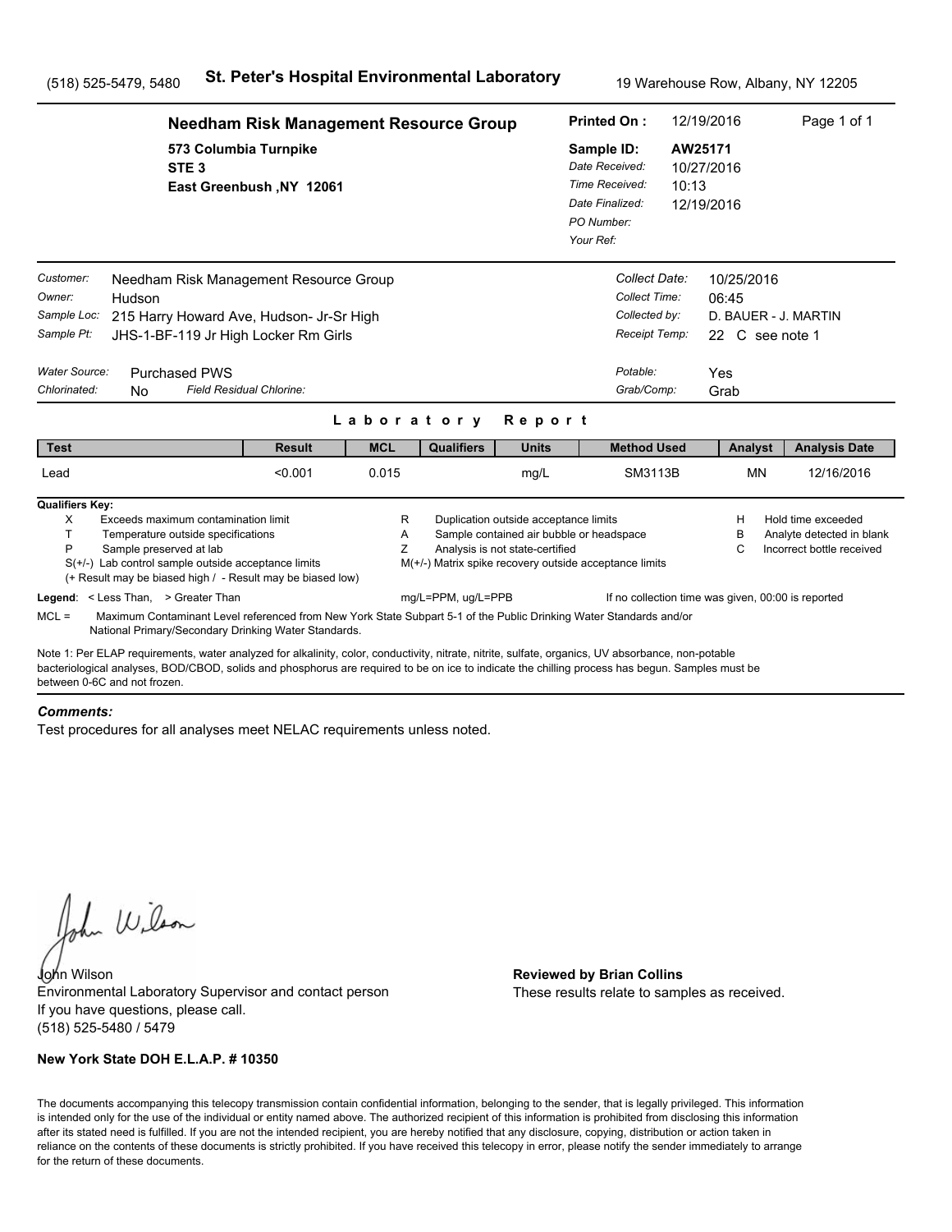(518) 525-5479, 5480 **St. Peter's Hospital Environmental Laboratory** 19 Warehouse Row, Albany, NY 12205

**Needham Risk Management Resource Group**
573 Columbia Turnpike
STE 3
East Greenbush ,NY 12061

**Printed On :** 12/19/2016
**Sample ID:** AW25171
*Date Received:* 10/27/2016
*Time Received:* 10:13
*Date Finalized:* 12/19/2016
*PO Number:*
*Your Ref:*

*Customer:* Needham Risk Management Resource Group
*Owner:* Hudson
*Sample Loc:* 215 Harry Howard Ave, Hudson- Jr-Sr High
*Sample Pt:* JHS-1-BF-119 Jr High Locker Rm Girls

*Collect Date:* 10/25/2016
*Collect Time:* 06:45
*Collected by:* D. BAUER - J. MARTIN
*Receipt Temp:* 22 C see note 1

*Water Source:* Purchased PWS
*Chlorinated:* No *Field Residual Chlorine:*

*Potable:* Yes
*Grab/Comp:* Grab

## Laboratory Report

| Test | Result | MCL | Qualifiers | Units | Method Used | Analyst | Analysis Date |
|---|---|---|---|---|---|---|---|
| Lead | <0.001 | 0.015 | | mg/L | SM3113B | MN | 12/16/2016 |

**Qualifiers Key:**

- X Exceeds maximum contamination limit
- T Temperature outside specifications
- P Sample preserved at lab
- S(+/-) Lab control sample outside acceptance limits
  (+ Result may be biased high / - Result may be biased low)
- R Duplication outside acceptance limits
- A Sample contained air bubble or headspace
- Z Analysis is not state-certified
- M(+/-) Matrix spike recovery outside acceptance limits
- H Hold time exceeded
- B Analyte detected in blank
- C Incorrect bottle received

**Legend**: < Less Than, > Greater Than mg/L=PPM, ug/L=PPB If no collection time was given, 00:00 is reported

MCL = Maximum Contaminant Level referenced from New York State Subpart 5-1 of the Public Drinking Water Standards and/or National Primary/Secondary Drinking Water Standards.

Note 1: Per ELAP requirements, water analyzed for alkalinity, color, conductivity, nitrate, nitrite, sulfate, organics, UV absorbance, non-potable bacteriological analyses, BOD/CBOD, solids and phosphorus are required to be on ice to indicate the chilling process has begun. Samples must be between 0-6C and not frozen.

***Comments:***

Test procedures for all analyses meet NELAC requirements unless noted.

John Wilson
Environmental Laboratory Supervisor and contact person
If you have questions, please call.
(518) 525-5480 / 5479

**Reviewed by Brian Collins**
These results relate to samples as received.

**New York State DOH E.L.A.P. # 10350**

The documents accompanying this telecopy transmission contain confidential information, belonging to the sender, that is legally privileged. This information is intended only for the use of the individual or entity named above. The authorized recipient of this information is prohibited from disclosing this information after its stated need is fulfilled. If you are not the intended recipient, you are hereby notified that any disclosure, copying, distribution or action taken in reliance on the contents of these documents is strictly prohibited. If you have received this telecopy in error, please notify the sender immediately to arrange for the return of these documents.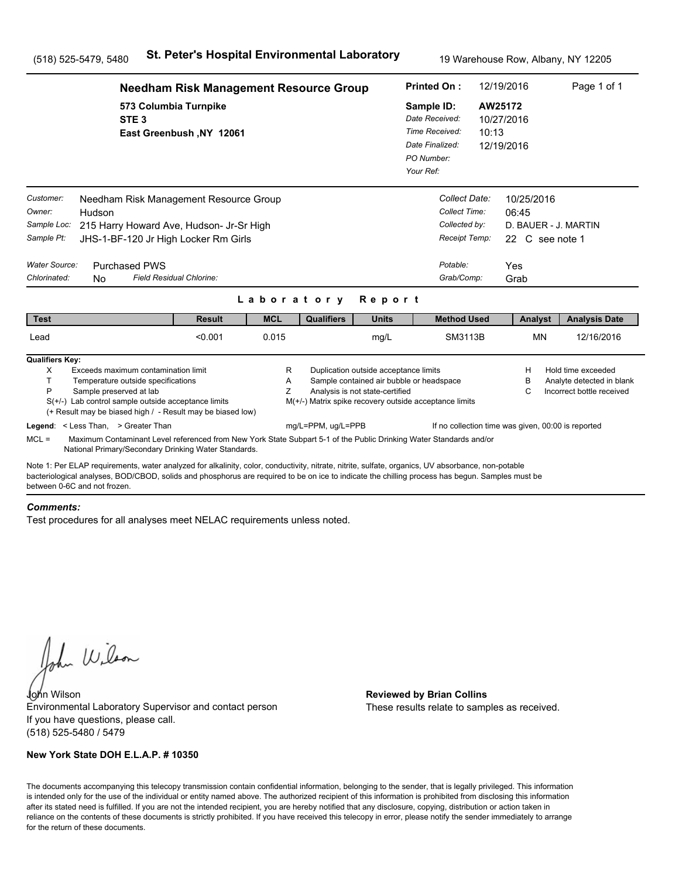(518) 525-5479, 5480 **St. Peter's Hospital Environmental Laboratory** 19 Warehouse Row, Albany, NY 12205

**Needham Risk Management Resource Group**
573 Columbia Turnpike
STE 3
East Greenbush ,NY 12061

**Printed On :** 12/19/2016
**Sample ID:** AW25172
*Date Received:* 10/27/2016
*Time Received:* 10:13
*Date Finalized:* 12/19/2016
*PO Number:*
*Your Ref:*

*Customer:* Needham Risk Management Resource Group
*Owner:* Hudson
*Sample Loc:* 215 Harry Howard Ave, Hudson- Jr-Sr High
*Sample Pt:* JHS-1-BF-120 Jr High Locker Rm Girls

*Collect Date:* 10/25/2016
*Collect Time:* 06:45
*Collected by:* D. BAUER - J. MARTIN
*Receipt Temp:* 22 C see note 1

*Water Source:* Purchased PWS
*Chlorinated:* No *Field Residual Chlorine:*

*Potable:* Yes
*Grab/Comp:* Grab

## Laboratory Report

| Test | Result | MCL | Qualifiers | Units | Method Used | Analyst | Analysis Date |
|---|---|---|---|---|---|---|---|
| Lead | <0.001 | 0.015 | | mg/L | SM3113B | MN | 12/16/2016 |

**Qualifiers Key:**

- X Exceeds maximum contamination limit
- T Temperature outside specifications
- P Sample preserved at lab
- S(+/-) Lab control sample outside acceptance limits
- (+ Result may be biased high / - Result may be biased low)
- R Duplication outside acceptance limits
- A Sample contained air bubble or headspace
- Z Analysis is not state-certified
- M(+/-) Matrix spike recovery outside acceptance limits
- H Hold time exceeded
- B Analyte detected in blank
- C Incorrect bottle received

**Legend**: < Less Than, > Greater Than mg/L=PPM, ug/L=PPB If no collection time was given, 00:00 is reported

MCL = Maximum Contaminant Level referenced from New York State Subpart 5-1 of the Public Drinking Water Standards and/or National Primary/Secondary Drinking Water Standards.

Note 1: Per ELAP requirements, water analyzed for alkalinity, color, conductivity, nitrate, nitrite, sulfate, organics, UV absorbance, non-potable bacteriological analyses, BOD/CBOD, solids and phosphorus are required to be on ice to indicate the chilling process has begun. Samples must be between 0-6C and not frozen.

***Comments:***

Test procedures for all analyses meet NELAC requirements unless noted.

John Wilson
Environmental Laboratory Supervisor and contact person
If you have questions, please call.
(518) 525-5480 / 5479

**Reviewed by Brian Collins**
These results relate to samples as received.

**New York State DOH E.L.A.P. # 10350**

The documents accompanying this telecopy transmission contain confidential information, belonging to the sender, that is legally privileged. This information is intended only for the use of the individual or entity named above. The authorized recipient of this information is prohibited from disclosing this information after its stated need is fulfilled. If you are not the intended recipient, you are hereby notified that any disclosure, copying, distribution or action taken in reliance on the contents of these documents is strictly prohibited. If you have received this telecopy in error, please notify the sender immediately to arrange for the return of these documents.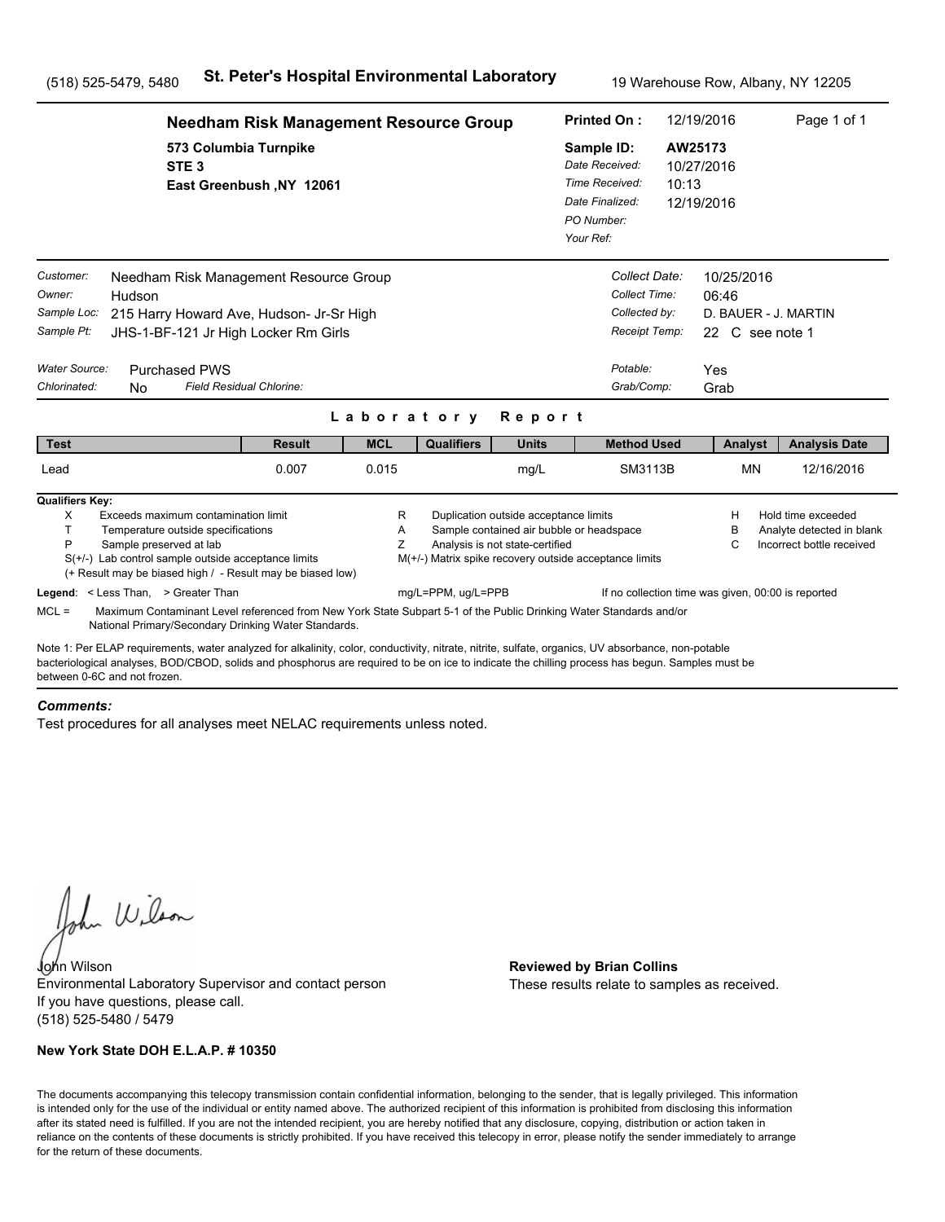(518) 525-5479, 5480 **St. Peter's Hospital Environmental Laboratory** 19 Warehouse Row, Albany, NY 12205

**Needham Risk Management Resource Group**
573 Columbia Turnpike
STE 3
East Greenbush ,NY 12061

**Printed On :** 12/19/2016
**Sample ID:** AW25173
*Date Received:* 10/27/2016
*Time Received:* 10:13
*Date Finalized:* 12/19/2016
*PO Number:*
*Your Ref:*

*Customer:* Needham Risk Management Resource Group
*Owner:* Hudson
*Sample Loc:* 215 Harry Howard Ave, Hudson- Jr-Sr High
*Sample Pt:* JHS-1-BF-121 Jr High Locker Rm Girls

*Collect Date:* 10/25/2016
*Collect Time:* 06:46
*Collected by:* D. BAUER - J. MARTIN
*Receipt Temp:* 22 C see note 1

*Water Source:* Purchased PWS
*Chlorinated:* No *Field Residual Chlorine:*

*Potable:* Yes
*Grab/Comp:* Grab

## Laboratory Report

| Test | Result | MCL | Qualifiers | Units | Method Used | Analyst | Analysis Date |
|---|---|---|---|---|---|---|---|
| Lead | 0.007 | 0.015 | | mg/L | SM3113B | MN | 12/16/2016 |

**Qualifiers Key:**

- X Exceeds maximum contamination limit
- T Temperature outside specifications
- P Sample preserved at lab
- S(+/-) Lab control sample outside acceptance limits
- (+ Result may be biased high / - Result may be biased low)
- R Duplication outside acceptance limits
- A Sample contained air bubble or headspace
- Z Analysis is not state-certified
- M(+/-) Matrix spike recovery outside acceptance limits
- H Hold time exceeded
- B Analyte detected in blank
- C Incorrect bottle received

**Legend**: < Less Than, > Greater Than mg/L=PPM, ug/L=PPB If no collection time was given, 00:00 is reported

MCL = Maximum Contaminant Level referenced from New York State Subpart 5-1 of the Public Drinking Water Standards and/or National Primary/Secondary Drinking Water Standards.

Note 1: Per ELAP requirements, water analyzed for alkalinity, color, conductivity, nitrate, nitrite, sulfate, organics, UV absorbance, non-potable bacteriological analyses, BOD/CBOD, solids and phosphorus are required to be on ice to indicate the chilling process has begun. Samples must be between 0-6C and not frozen.

### *Comments:*

Test procedures for all analyses meet NELAC requirements unless noted.

John Wilson
Environmental Laboratory Supervisor and contact person
If you have questions, please call.
(518) 525-5480 / 5479

**Reviewed by Brian Collins**
These results relate to samples as received.

**New York State DOH E.L.A.P. # 10350**

The documents accompanying this telecopy transmission contain confidential information, belonging to the sender, that is legally privileged. This information is intended only for the use of the individual or entity named above. The authorized recipient of this information is prohibited from disclosing this information after its stated need is fulfilled. If you are not the intended recipient, you are hereby notified that any disclosure, copying, distribution or action taken in reliance on the contents of these documents is strictly prohibited. If you have received this telecopy in error, please notify the sender immediately to arrange for the return of these documents.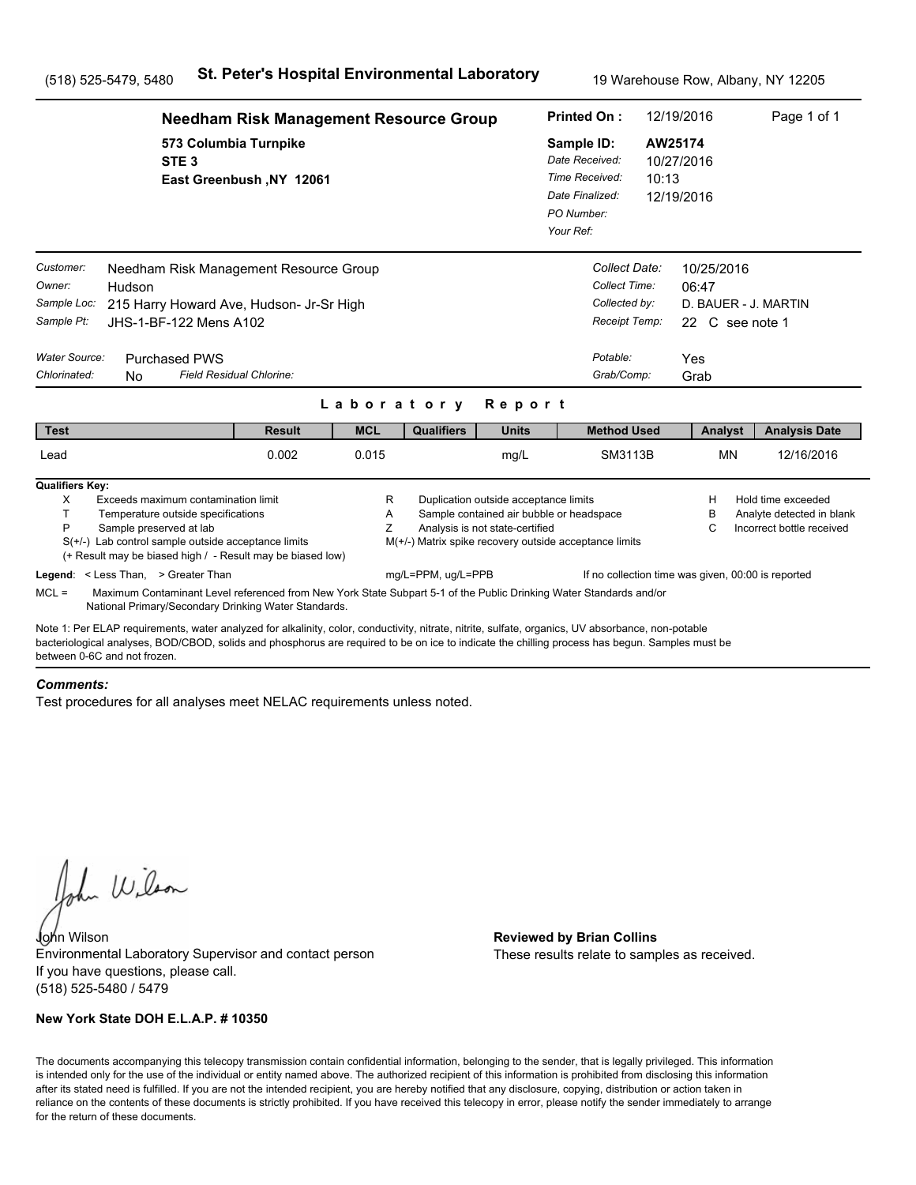(518) 525-5479, 5480 **St. Peter's Hospital Environmental Laboratory** 19 Warehouse Row, Albany, NY 12205

**Needham Risk Management Resource Group**
573 Columbia Turnpike
STE 3
East Greenbush ,NY 12061

**Printed On :** 12/19/2016
**Sample ID:** AW25174
*Date Received:* 10/27/2016
*Time Received:* 10:13
*Date Finalized:* 12/19/2016
*PO Number:*
*Your Ref:*

*Customer:* Needham Risk Management Resource Group
*Owner:* Hudson
*Sample Loc:* 215 Harry Howard Ave, Hudson- Jr-Sr High
*Sample Pt:* JHS-1-BF-122 Mens A102

*Collect Date:* 10/25/2016
*Collect Time:* 06:47
*Collected by:* D. BAUER - J. MARTIN
*Receipt Temp:* 22 C see note 1

*Water Source:* Purchased PWS
*Chlorinated:* No *Field Residual Chlorine:*

*Potable:* Yes
*Grab/Comp:* Grab

## Laboratory Report

| Test | Result | MCL | Qualifiers | Units | Method Used | Analyst | Analysis Date |
|---|---|---|---|---|---|---|---|
| Lead | 0.002 | 0.015 | | mg/L | SM3113B | MN | 12/16/2016 |

**Qualifiers Key:**

- X Exceeds maximum contamination limit
- T Temperature outside specifications
- P Sample preserved at lab
- S(+/-) Lab control sample outside acceptance limits
- (+ Result may be biased high / - Result may be biased low)
- R Duplication outside acceptance limits
- A Sample contained air bubble or headspace
- Z Analysis is not state-certified
- M(+/-) Matrix spike recovery outside acceptance limits
- H Hold time exceeded
- B Analyte detected in blank
- C Incorrect bottle received

**Legend**: < Less Than, > Greater Than mg/L=PPM, ug/L=PPB If no collection time was given, 00:00 is reported

MCL = Maximum Contaminant Level referenced from New York State Subpart 5-1 of the Public Drinking Water Standards and/or National Primary/Secondary Drinking Water Standards.

Note 1: Per ELAP requirements, water analyzed for alkalinity, color, conductivity, nitrate, nitrite, sulfate, organics, UV absorbance, non-potable bacteriological analyses, BOD/CBOD, solids and phosphorus are required to be on ice to indicate the chilling process has begun. Samples must be between 0-6C and not frozen.

***Comments:***

Test procedures for all analyses meet NELAC requirements unless noted.

John Wilson
Environmental Laboratory Supervisor and contact person
If you have questions, please call.
(518) 525-5480 / 5479

**Reviewed by Brian Collins**
These results relate to samples as received.

**New York State DOH E.L.A.P. # 10350**

The documents accompanying this telecopy transmission contain confidential information, belonging to the sender, that is legally privileged. This information is intended only for the use of the individual or entity named above. The authorized recipient of this information is prohibited from disclosing this information after its stated need is fulfilled. If you are not the intended recipient, you are hereby notified that any disclosure, copying, distribution or action taken in reliance on the contents of these documents is strictly prohibited. If you have received this telecopy in error, please notify the sender immediately to arrange for the return of these documents.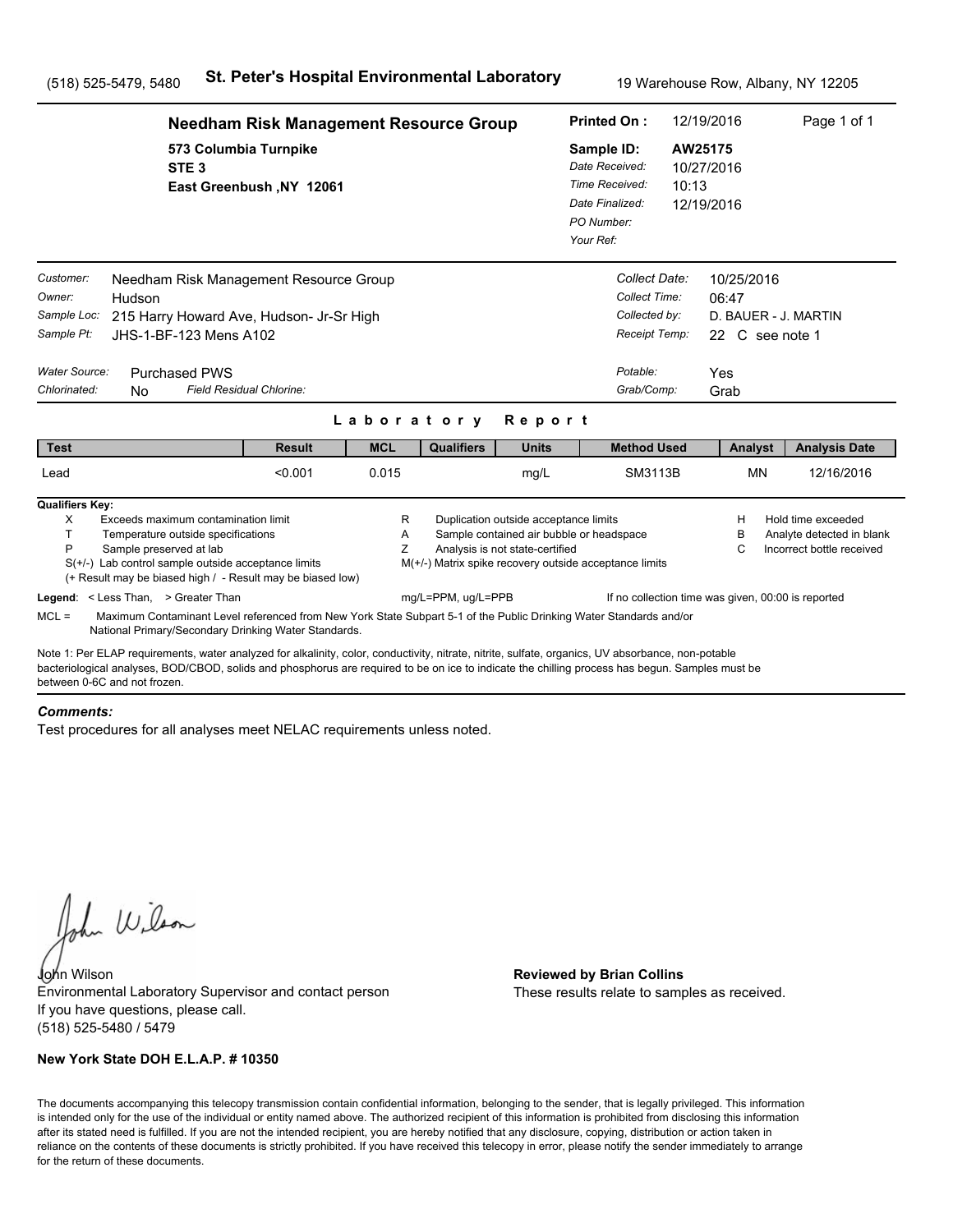(518) 525-5479, 5480 **St. Peter's Hospital Environmental Laboratory** 19 Warehouse Row, Albany, NY 12205

**Needham Risk Management Resource Group**
573 Columbia Turnpike
STE 3
East Greenbush ,NY 12061

**Printed On :** 12/19/2016
**Sample ID:** AW25175
*Date Received:* 10/27/2016
*Time Received:* 10:13
*Date Finalized:* 12/19/2016
*PO Number:*
*Your Ref:*

*Customer:* Needham Risk Management Resource Group
*Owner:* Hudson
*Sample Loc:* 215 Harry Howard Ave, Hudson- Jr-Sr High
*Sample Pt:* JHS-1-BF-123 Mens A102

*Collect Date:* 10/25/2016
*Collect Time:* 06:47
*Collected by:* D. BAUER - J. MARTIN
*Receipt Temp:* 22 C see note 1

*Water Source:* Purchased PWS
*Chlorinated:* No *Field Residual Chlorine:*

*Potable:* Yes
*Grab/Comp:* Grab

## Laboratory Report

| Test | Result | MCL | Qualifiers | Units | Method Used | Analyst | Analysis Date |
|---|---|---|---|---|---|---|---|
| Lead | <0.001 | 0.015 | | mg/L | SM3113B | MN | 12/16/2016 |

**Qualifiers Key:**

- X Exceeds maximum contamination limit
- T Temperature outside specifications
- P Sample preserved at lab
- S(+/-) Lab control sample outside acceptance limits
- (+ Result may be biased high / - Result may be biased low)
- R Duplication outside acceptance limits
- A Sample contained air bubble or headspace
- Z Analysis is not state-certified
- M(+/-) Matrix spike recovery outside acceptance limits
- H Hold time exceeded
- B Analyte detected in blank
- C Incorrect bottle received

**Legend**: < Less Than, > Greater Than mg/L=PPM, ug/L=PPB If no collection time was given, 00:00 is reported

MCL = Maximum Contaminant Level referenced from New York State Subpart 5-1 of the Public Drinking Water Standards and/or National Primary/Secondary Drinking Water Standards.

Note 1: Per ELAP requirements, water analyzed for alkalinity, color, conductivity, nitrate, nitrite, sulfate, organics, UV absorbance, non-potable bacteriological analyses, BOD/CBOD, solids and phosphorus are required to be on ice to indicate the chilling process has begun. Samples must be between 0-6C and not frozen.

***Comments:***

Test procedures for all analyses meet NELAC requirements unless noted.

John Wilson
Environmental Laboratory Supervisor and contact person
If you have questions, please call.
(518) 525-5480 / 5479

**Reviewed by Brian Collins**
These results relate to samples as received.

**New York State DOH E.L.A.P. # 10350**

The documents accompanying this telecopy transmission contain confidential information, belonging to the sender, that is legally privileged. This information is intended only for the use of the individual or entity named above. The authorized recipient of this information is prohibited from disclosing this information after its stated need is fulfilled. If you are not the intended recipient, you are hereby notified that any disclosure, copying, distribution or action taken in reliance on the contents of these documents is strictly prohibited. If you have received this telecopy in error, please notify the sender immediately to arrange for the return of these documents.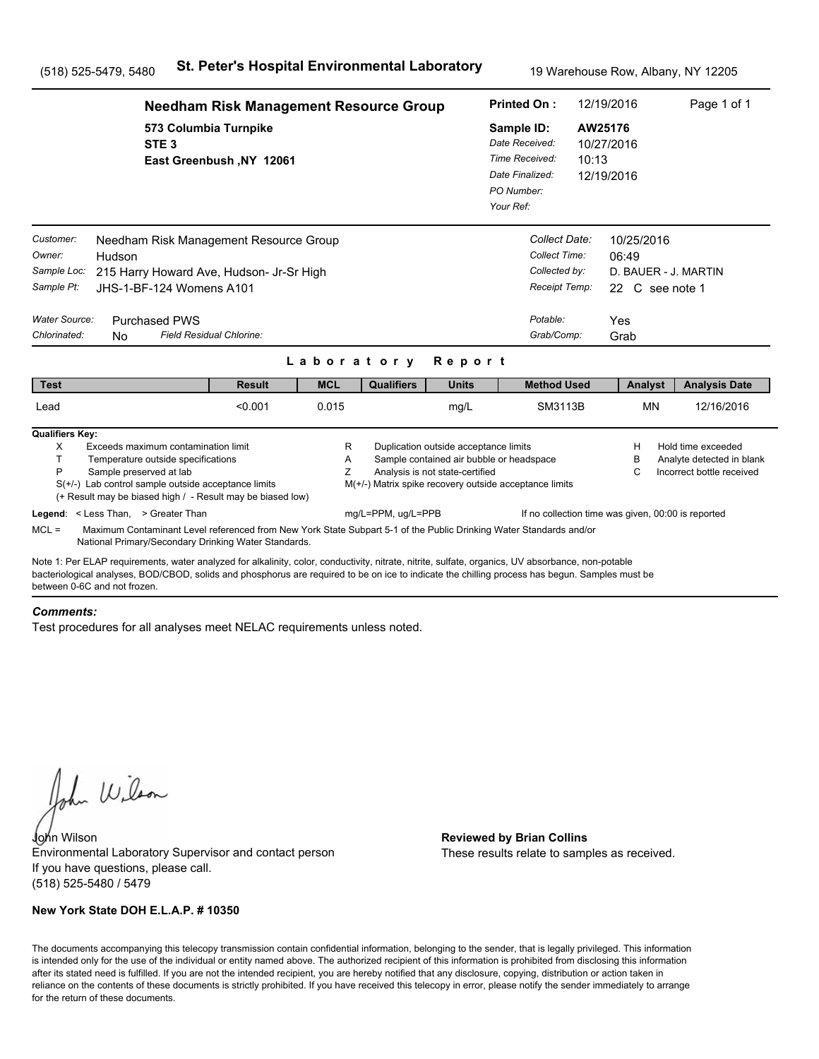(518) 525-5479, 5480 **St. Peter's Hospital Environmental Laboratory** 19 Warehouse Row, Albany, NY 12205

## Needham Risk Management Resource Group

573 Columbia Turnpike
STE 3
East Greenbush ,NY 12061

**Printed On :** 12/19/2016

**Sample ID:** AW25176
*Date Received:* 10/27/2016
*Time Received:* 10:13
*Date Finalized:* 12/19/2016
*PO Number:*
*Your Ref:*

*Customer:* Needham Risk Management Resource Group
*Owner:* Hudson
*Sample Loc:* 215 Harry Howard Ave, Hudson- Jr-Sr High
*Sample Pt:* JHS-1-BF-124 Womens A101

*Collect Date:* 10/25/2016
*Collect Time:* 06:49
*Collected by:* D. BAUER - J. MARTIN
*Receipt Temp:* 22 C see note 1

*Water Source:* Purchased PWS
*Chlorinated:* No *Field Residual Chlorine:*

*Potable:* Yes
*Grab/Comp:* Grab

### Laboratory Report

| Test | Result | MCL | Qualifiers | Units | Method Used | Analyst | Analysis Date |
|---|---|---|---|---|---|---|---|
| Lead | <0.001 | 0.015 | | mg/L | SM3113B | MN | 12/16/2016 |

**Qualifiers Key:**

- X Exceeds maximum contamination limit
- T Temperature outside specifications
- P Sample preserved at lab
- S(+/-) Lab control sample outside acceptance limits
- (+ Result may be biased high / - Result may be biased low)
- R Duplication outside acceptance limits
- A Sample contained air bubble or headspace
- Z Analysis is not state-certified
- M(+/-) Matrix spike recovery outside acceptance limits
- H Hold time exceeded
- B Analyte detected in blank
- C Incorrect bottle received

**Legend**: < Less Than, > Greater Than mg/L=PPM, ug/L=PPB If no collection time was given, 00:00 is reported

MCL = Maximum Contaminant Level referenced from New York State Subpart 5-1 of the Public Drinking Water Standards and/or National Primary/Secondary Drinking Water Standards.

Note 1: Per ELAP requirements, water analyzed for alkalinity, color, conductivity, nitrate, nitrite, sulfate, organics, UV absorbance, non-potable bacteriological analyses, BOD/CBOD, solids and phosphorus are required to be on ice to indicate the chilling process has begun. Samples must be between 0-6C and not frozen.

***Comments:***

Test procedures for all analyses meet NELAC requirements unless noted.

John Wilson
Environmental Laboratory Supervisor and contact person
If you have questions, please call.
(518) 525-5480 / 5479

**Reviewed by Brian Collins**
These results relate to samples as received.

**New York State DOH E.L.A.P. # 10350**

The documents accompanying this telecopy transmission contain confidential information, belonging to the sender, that is legally privileged. This information is intended only for the use of the individual or entity named above. The authorized recipient of this information is prohibited from disclosing this information after its stated need is fulfilled. If you are not the intended recipient, you are hereby notified that any disclosure, copying, distribution or action taken in reliance on the contents of these documents is strictly prohibited. If you have received this telecopy in error, please notify the sender immediately to arrange for the return of these documents.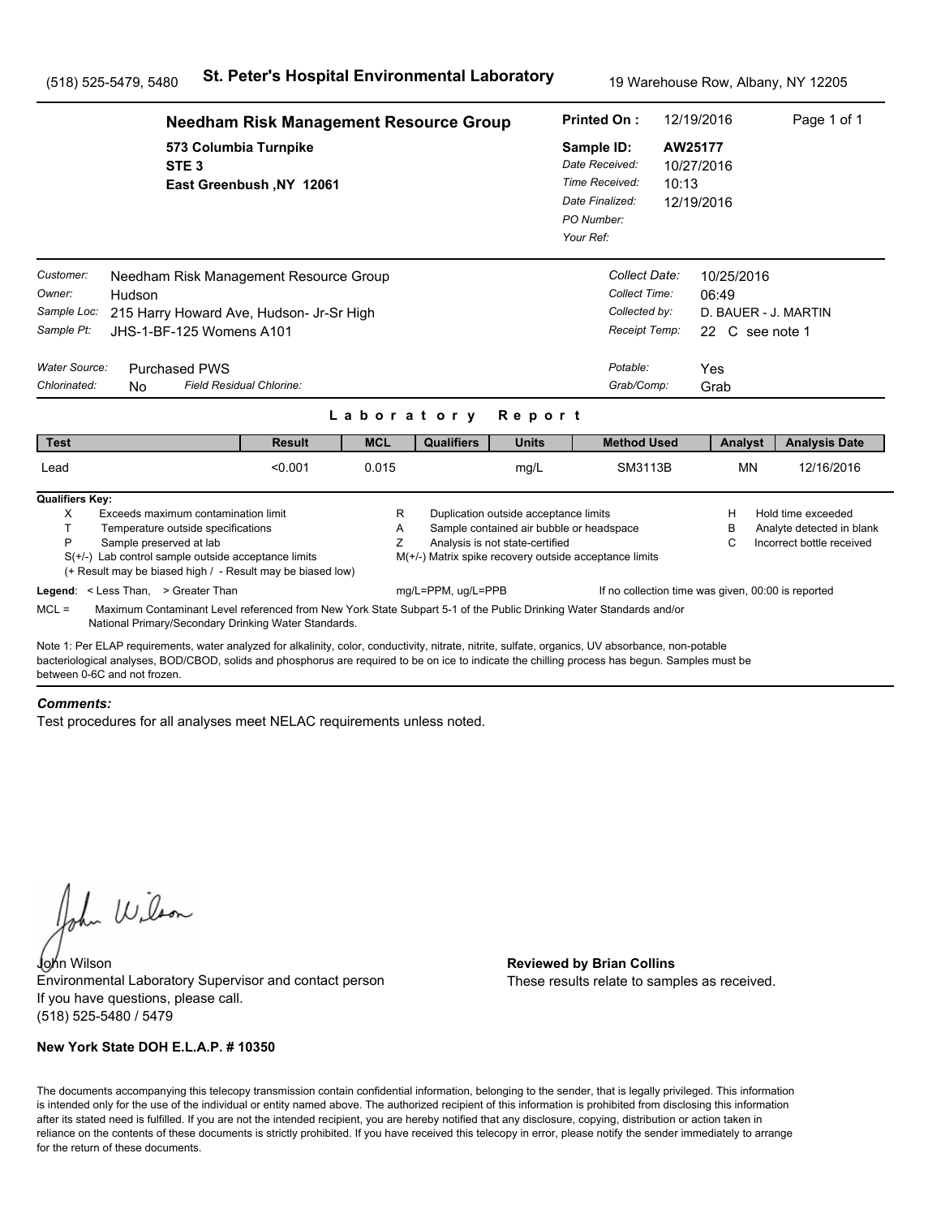(518) 525-5479, 5480 **St. Peter's Hospital Environmental Laboratory** 19 Warehouse Row, Albany, NY 12205

**Needham Risk Management Resource Group**
573 Columbia Turnpike
STE 3
East Greenbush ,NY 12061

**Printed On :** 12/19/2016
**Sample ID:** AW25177
*Date Received:* 10/27/2016
*Time Received:* 10:13
*Date Finalized:* 12/19/2016
*PO Number:*
*Your Ref:*

*Customer:* Needham Risk Management Resource Group
*Owner:* Hudson
*Sample Loc:* 215 Harry Howard Ave, Hudson- Jr-Sr High
*Sample Pt:* JHS-1-BF-125 Womens A101

*Collect Date:* 10/25/2016
*Collect Time:* 06:49
*Collected by:* D. BAUER - J. MARTIN
*Receipt Temp:* 22 C see note 1

*Water Source:* Purchased PWS
*Chlorinated:* No *Field Residual Chlorine:*

*Potable:* Yes
*Grab/Comp:* Grab

## Laboratory Report

| Test | Result | MCL | Qualifiers | Units | Method Used | Analyst | Analysis Date |
|---|---|---|---|---|---|---|---|
| Lead | <0.001 | 0.015 | | mg/L | SM3113B | MN | 12/16/2016 |

**Qualifiers Key:**

- X Exceeds maximum contamination limit
- T Temperature outside specifications
- P Sample preserved at lab
- S(+/-) Lab control sample outside acceptance limits
- (+ Result may be biased high / - Result may be biased low)
- R Duplication outside acceptance limits
- A Sample contained air bubble or headspace
- Z Analysis is not state-certified
- M(+/-) Matrix spike recovery outside acceptance limits
- H Hold time exceeded
- B Analyte detected in blank
- C Incorrect bottle received

**Legend**: < Less Than, > Greater Than mg/L=PPM, ug/L=PPB If no collection time was given, 00:00 is reported

MCL = Maximum Contaminant Level referenced from New York State Subpart 5-1 of the Public Drinking Water Standards and/or National Primary/Secondary Drinking Water Standards.

Note 1: Per ELAP requirements, water analyzed for alkalinity, color, conductivity, nitrate, nitrite, sulfate, organics, UV absorbance, non-potable bacteriological analyses, BOD/CBOD, solids and phosphorus are required to be on ice to indicate the chilling process has begun. Samples must be between 0-6C and not frozen.

***Comments:***

Test procedures for all analyses meet NELAC requirements unless noted.

John Wilson
Environmental Laboratory Supervisor and contact person
If you have questions, please call.
(518) 525-5480 / 5479

**Reviewed by Brian Collins**
These results relate to samples as received.

**New York State DOH E.L.A.P. # 10350**

The documents accompanying this telecopy transmission contain confidential information, belonging to the sender, that is legally privileged. This information is intended only for the use of the individual or entity named above. The authorized recipient of this information is prohibited from disclosing this information after its stated need is fulfilled. If you are not the intended recipient, you are hereby notified that any disclosure, copying, distribution or action taken in reliance on the contents of these documents is strictly prohibited. If you have received this telecopy in error, please notify the sender immediately to arrange for the return of these documents.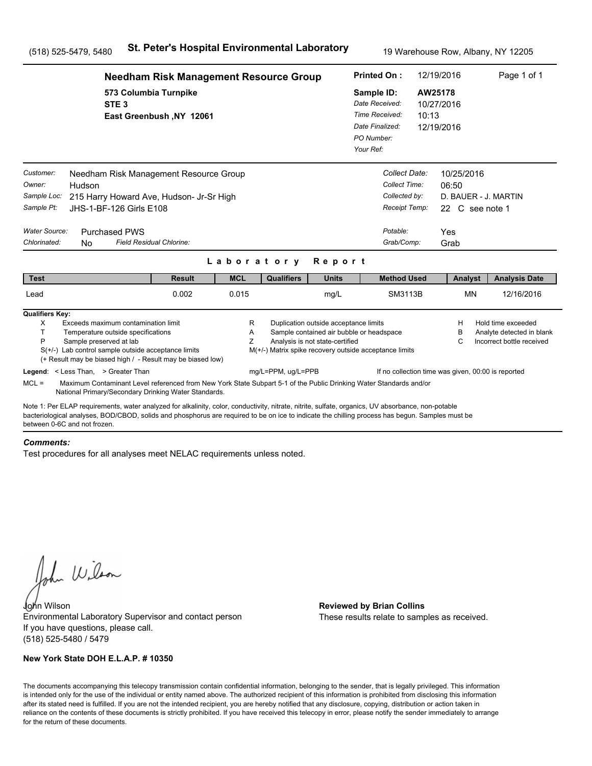(518) 525-5479, 5480 **St. Peter's Hospital Environmental Laboratory** 19 Warehouse Row, Albany, NY 12205

## Needham Risk Management Resource Group

**573 Columbia Turnpike**
**STE 3**
**East Greenbush ,NY 12061**

**Printed On :** 12/19/2016

**Sample ID:** **AW25178**
*Date Received:* 10/27/2016
*Time Received:* 10:13
*Date Finalized:* 12/19/2016
*PO Number:*
*Your Ref:*

*Customer:* Needham Risk Management Resource Group
*Owner:* Hudson
*Sample Loc:* 215 Harry Howard Ave, Hudson- Jr-Sr High
*Sample Pt:* JHS-1-BF-126 Girls E108

*Collect Date:* 10/25/2016
*Collect Time:* 06:50
*Collected by:* D. BAUER - J. MARTIN
*Receipt Temp:* 22 C see note 1

*Water Source:* Purchased PWS
*Chlorinated:* No *Field Residual Chlorine:*

*Potable:* Yes
*Grab/Comp:* Grab

### Laboratory Report

| Test | Result | MCL | Qualifiers | Units | Method Used | Analyst | Analysis Date |
|---|---|---|---|---|---|---|---|
| Lead | 0.002 | 0.015 | | mg/L | SM3113B | MN | 12/16/2016 |

**Qualifiers Key:**

- X Exceeds maximum contamination limit
- T Temperature outside specifications
- P Sample preserved at lab
- S(+/-) Lab control sample outside acceptance limits
  (+ Result may be biased high / - Result may be biased low)
- R Duplication outside acceptance limits
- A Sample contained air bubble or headspace
- Z Analysis is not state-certified
- M(+/-) Matrix spike recovery outside acceptance limits
- H Hold time exceeded
- B Analyte detected in blank
- C Incorrect bottle received

**Legend**: < Less Than, > Greater Than mg/L=PPM, ug/L=PPB If no collection time was given, 00:00 is reported

MCL = Maximum Contaminant Level referenced from New York State Subpart 5-1 of the Public Drinking Water Standards and/or National Primary/Secondary Drinking Water Standards.

Note 1: Per ELAP requirements, water analyzed for alkalinity, color, conductivity, nitrate, nitrite, sulfate, organics, UV absorbance, non-potable bacteriological analyses, BOD/CBOD, solids and phosphorus are required to be on ice to indicate the chilling process has begun. Samples must be between 0-6C and not frozen.

***Comments:***

Test procedures for all analyses meet NELAC requirements unless noted.

John Wilson
Environmental Laboratory Supervisor and contact person
If you have questions, please call.
(518) 525-5480 / 5479

**Reviewed by Brian Collins**
These results relate to samples as received.

**New York State DOH E.L.A.P. # 10350**

The documents accompanying this telecopy transmission contain confidential information, belonging to the sender, that is legally privileged. This information is intended only for the use of the individual or entity named above. The authorized recipient of this information is prohibited from disclosing this information after its stated need is fulfilled. If you are not the intended recipient, you are hereby notified that any disclosure, copying, distribution or action taken in reliance on the contents of these documents is strictly prohibited. If you have received this telecopy in error, please notify the sender immediately to arrange for the return of these documents.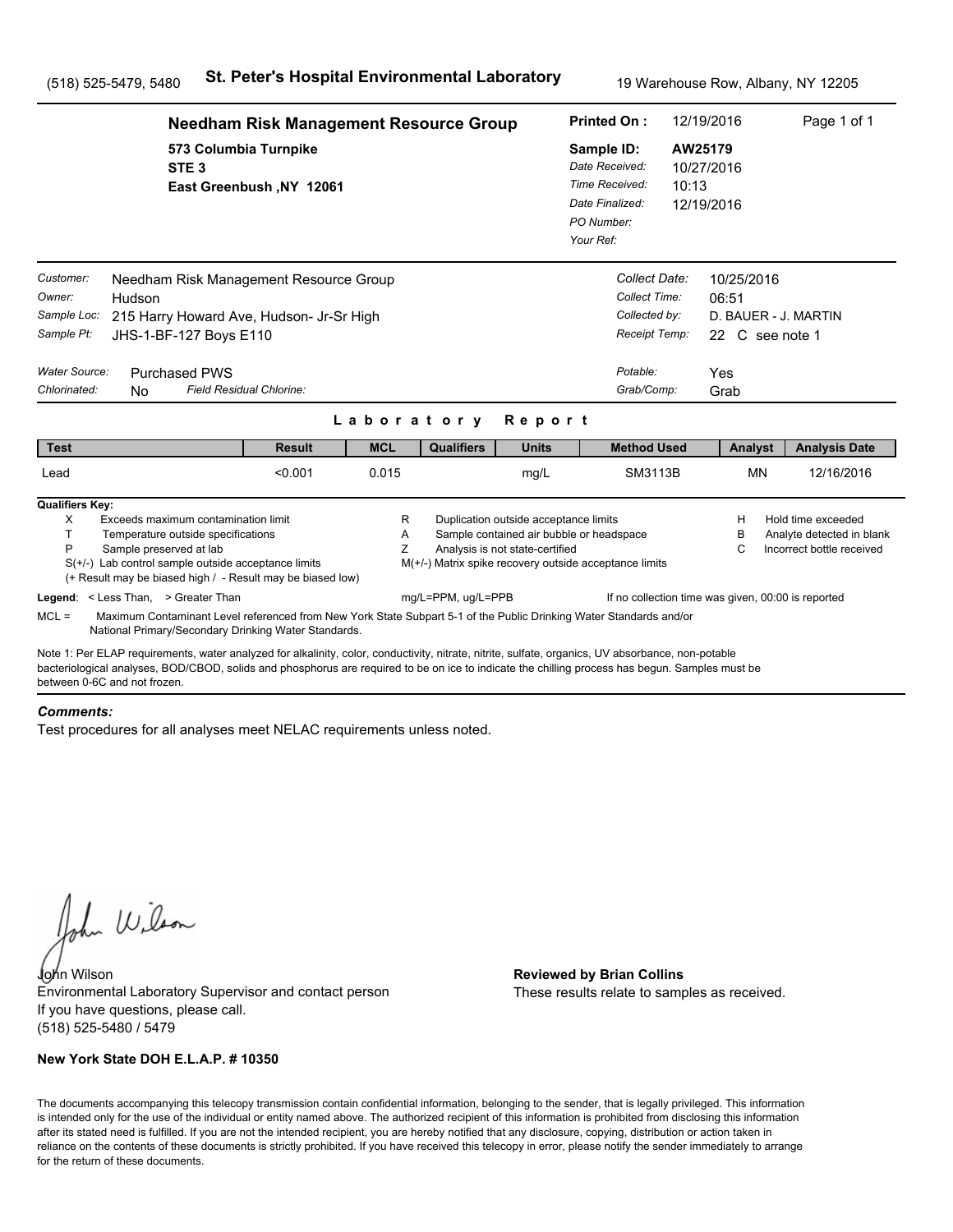(518) 525-5479, 5480 **St. Peter's Hospital Environmental Laboratory** 19 Warehouse Row, Albany, NY 12205

**Needham Risk Management Resource Group**
573 Columbia Turnpike
STE 3
East Greenbush ,NY 12061

**Printed On :** 12/19/2016
**Sample ID:** AW25179
*Date Received:* 10/27/2016
*Time Received:* 10:13
*Date Finalized:* 12/19/2016
*PO Number:*
*Your Ref:*

*Customer:* Needham Risk Management Resource Group
*Owner:* Hudson
*Sample Loc:* 215 Harry Howard Ave, Hudson- Jr-Sr High
*Sample Pt:* JHS-1-BF-127 Boys E110

*Collect Date:* 10/25/2016
*Collect Time:* 06:51
*Collected by:* D. BAUER - J. MARTIN
*Receipt Temp:* 22 C see note 1

*Water Source:* Purchased PWS
*Chlorinated:* No *Field Residual Chlorine:*

*Potable:* Yes
*Grab/Comp:* Grab

## Laboratory Report

| Test | Result | MCL | Qualifiers | Units | Method Used | Analyst | Analysis Date |
|---|---|---|---|---|---|---|---|
| Lead | <0.001 | 0.015 | | mg/L | SM3113B | MN | 12/16/2016 |

**Qualifiers Key:**

- X Exceeds maximum contamination limit
- T Temperature outside specifications
- P Sample preserved at lab
- S(+/-) Lab control sample outside acceptance limits
- (+ Result may be biased high / - Result may be biased low)
- R Duplication outside acceptance limits
- A Sample contained air bubble or headspace
- Z Analysis is not state-certified
- M(+/-) Matrix spike recovery outside acceptance limits
- H Hold time exceeded
- B Analyte detected in blank
- C Incorrect bottle received

**Legend**: < Less Than, > Greater Than mg/L=PPM, ug/L=PPB If no collection time was given, 00:00 is reported

MCL = Maximum Contaminant Level referenced from New York State Subpart 5-1 of the Public Drinking Water Standards and/or National Primary/Secondary Drinking Water Standards.

Note 1: Per ELAP requirements, water analyzed for alkalinity, color, conductivity, nitrate, nitrite, sulfate, organics, UV absorbance, non-potable bacteriological analyses, BOD/CBOD, solids and phosphorus are required to be on ice to indicate the chilling process has begun. Samples must be between 0-6C and not frozen.

***Comments:***

Test procedures for all analyses meet NELAC requirements unless noted.

John Wilson
Environmental Laboratory Supervisor and contact person
If you have questions, please call.
(518) 525-5480 / 5479

**Reviewed by Brian Collins**
These results relate to samples as received.

**New York State DOH E.L.A.P. # 10350**

The documents accompanying this telecopy transmission contain confidential information, belonging to the sender, that is legally privileged. This information is intended only for the use of the individual or entity named above. The authorized recipient of this information is prohibited from disclosing this information after its stated need is fulfilled. If you are not the intended recipient, you are hereby notified that any disclosure, copying, distribution or action taken in reliance on the contents of these documents is strictly prohibited. If you have received this telecopy in error, please notify the sender immediately to arrange for the return of these documents.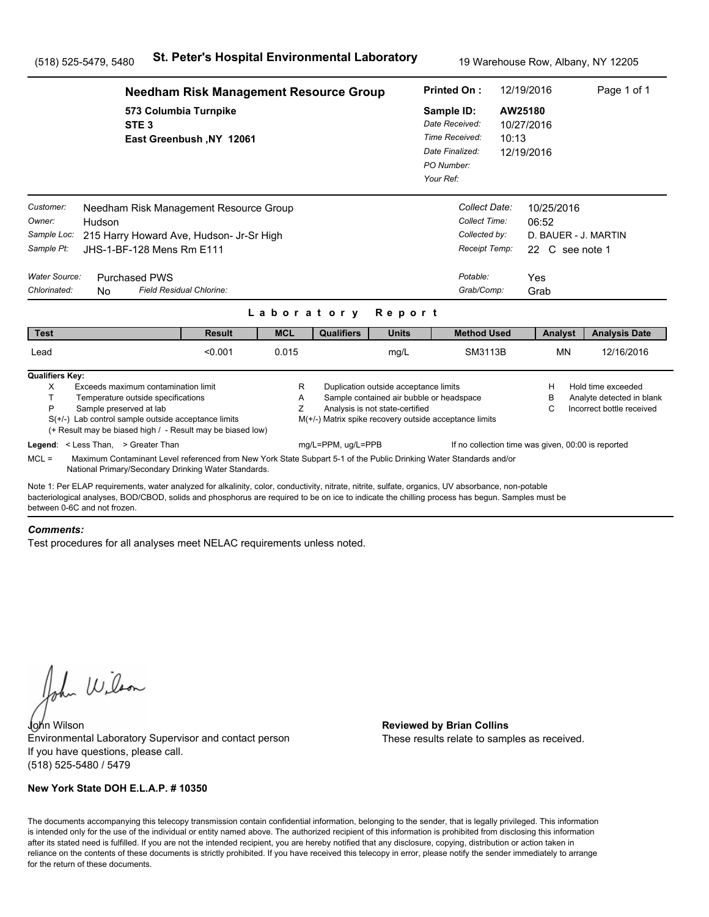(518) 525-5479, 5480 **St. Peter's Hospital Environmental Laboratory** 19 Warehouse Row, Albany, NY 12205

## Needham Risk Management Resource Group

573 Columbia Turnpike
STE 3
East Greenbush ,NY 12061

**Printed On :** 12/19/2016
**Sample ID:** AW25180
*Date Received:* 10/27/2016
*Time Received:* 10:13
*Date Finalized:* 12/19/2016
*PO Number:*
*Your Ref:*

*Customer:* Needham Risk Management Resource Group
*Owner:* Hudson
*Sample Loc:* 215 Harry Howard Ave, Hudson- Jr-Sr High
*Sample Pt:* JHS-1-BF-128 Mens Rm E111

*Collect Date:* 10/25/2016
*Collect Time:* 06:52
*Collected by:* D. BAUER - J. MARTIN
*Receipt Temp:* 22 C see note 1

*Water Source:* Purchased PWS
*Chlorinated:* No *Field Residual Chlorine:*

*Potable:* Yes
*Grab/Comp:* Grab

## Laboratory Report

| Test | Result | MCL | Qualifiers | Units | Method Used | Analyst | Analysis Date |
|---|---|---|---|---|---|---|---|
| Lead | <0.001 | 0.015 | | mg/L | SM3113B | MN | 12/16/2016 |

**Qualifiers Key:**

- X Exceeds maximum contamination limit
- T Temperature outside specifications
- P Sample preserved at lab
- S(+/-) Lab control sample outside acceptance limits
  (+ Result may be biased high / - Result may be biased low)
- R Duplication outside acceptance limits
- A Sample contained air bubble or headspace
- Z Analysis is not state-certified
- M(+/-) Matrix spike recovery outside acceptance limits
- H Hold time exceeded
- B Analyte detected in blank
- C Incorrect bottle received

**Legend**: < Less Than, > Greater Than mg/L=PPM, ug/L=PPB If no collection time was given, 00:00 is reported

MCL = Maximum Contaminant Level referenced from New York State Subpart 5-1 of the Public Drinking Water Standards and/or National Primary/Secondary Drinking Water Standards.

Note 1: Per ELAP requirements, water analyzed for alkalinity, color, conductivity, nitrate, nitrite, sulfate, organics, UV absorbance, non-potable bacteriological analyses, BOD/CBOD, solids and phosphorus are required to be on ice to indicate the chilling process has begun. Samples must be between 0-6C and not frozen.

***Comments:***

Test procedures for all analyses meet NELAC requirements unless noted.

John Wilson
Environmental Laboratory Supervisor and contact person
If you have questions, please call.
(518) 525-5480 / 5479

**Reviewed by Brian Collins**
These results relate to samples as received.

**New York State DOH E.L.A.P. # 10350**

The documents accompanying this telecopy transmission contain confidential information, belonging to the sender, that is legally privileged. This information is intended only for the use of the individual or entity named above. The authorized recipient of this information is prohibited from disclosing this information after its stated need is fulfilled. If you are not the intended recipient, you are hereby notified that any disclosure, copying, distribution or action taken in reliance on the contents of these documents is strictly prohibited. If you have received this telecopy in error, please notify the sender immediately to arrange for the return of these documents.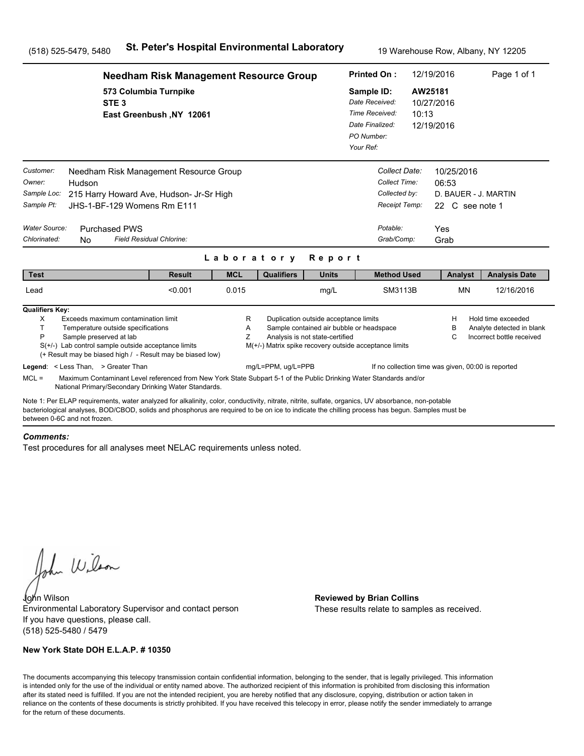(518) 525-5479, 5480 **St. Peter's Hospital Environmental Laboratory** 19 Warehouse Row, Albany, NY 12205

**Needham Risk Management Resource Group**
573 Columbia Turnpike
STE 3
East Greenbush ,NY 12061

**Printed On :** 12/19/2016
**Sample ID:** AW25181
*Date Received:* 10/27/2016
*Time Received:* 10:13
*Date Finalized:* 12/19/2016
*PO Number:*
*Your Ref:*

*Customer:* Needham Risk Management Resource Group
*Owner:* Hudson
*Sample Loc:* 215 Harry Howard Ave, Hudson- Jr-Sr High
*Sample Pt:* JHS-1-BF-129 Womens Rm E111

*Collect Date:* 10/25/2016
*Collect Time:* 06:53
*Collected by:* D. BAUER - J. MARTIN
*Receipt Temp:* 22 C see note 1

*Water Source:* Purchased PWS
*Chlorinated:* No *Field Residual Chlorine:*

*Potable:* Yes
*Grab/Comp:* Grab

## Laboratory Report

| Test | Result | MCL | Qualifiers | Units | Method Used | Analyst | Analysis Date |
|---|---|---|---|---|---|---|---|
| Lead | <0.001 | 0.015 | | mg/L | SM3113B | MN | 12/16/2016 |

**Qualifiers Key:**

- X Exceeds maximum contamination limit
- T Temperature outside specifications
- P Sample preserved at lab
- S(+/-) Lab control sample outside acceptance limits
- (+ Result may be biased high / - Result may be biased low)
- R Duplication outside acceptance limits
- A Sample contained air bubble or headspace
- Z Analysis is not state-certified
- M(+/-) Matrix spike recovery outside acceptance limits
- H Hold time exceeded
- B Analyte detected in blank
- C Incorrect bottle received

**Legend**: < Less Than, > Greater Than mg/L=PPM, ug/L=PPB If no collection time was given, 00:00 is reported

MCL = Maximum Contaminant Level referenced from New York State Subpart 5-1 of the Public Drinking Water Standards and/or National Primary/Secondary Drinking Water Standards.

Note 1: Per ELAP requirements, water analyzed for alkalinity, color, conductivity, nitrate, nitrite, sulfate, organics, UV absorbance, non-potable bacteriological analyses, BOD/CBOD, solids and phosphorus are required to be on ice to indicate the chilling process has begun. Samples must be between 0-6C and not frozen.

***Comments:***

Test procedures for all analyses meet NELAC requirements unless noted.

John Wilson
Environmental Laboratory Supervisor and contact person
If you have questions, please call.
(518) 525-5480 / 5479

**Reviewed by Brian Collins**
These results relate to samples as received.

**New York State DOH E.L.A.P. # 10350**

The documents accompanying this telecopy transmission contain confidential information, belonging to the sender, that is legally privileged. This information is intended only for the use of the individual or entity named above. The authorized recipient of this information is prohibited from disclosing this information after its stated need is fulfilled. If you are not the intended recipient, you are hereby notified that any disclosure, copying, distribution or action taken in reliance on the contents of these documents is strictly prohibited. If you have received this telecopy in error, please notify the sender immediately to arrange for the return of these documents.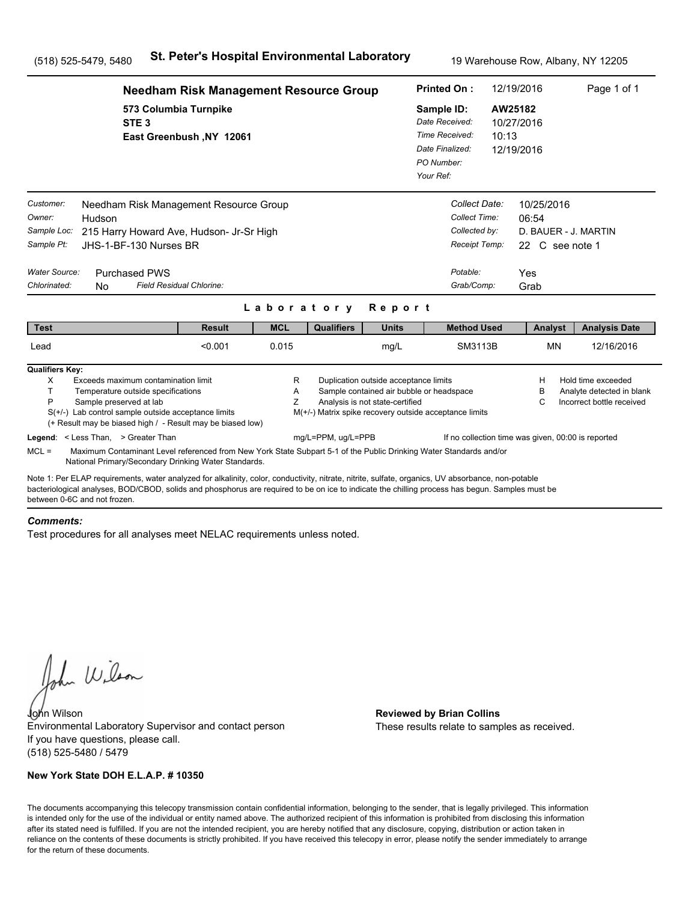(518) 525-5479, 5480 **St. Peter's Hospital Environmental Laboratory** 19 Warehouse Row, Albany, NY 12205

## Needham Risk Management Resource Group

573 Columbia Turnpike
STE 3
East Greenbush ,NY 12061

**Printed On :** 12/19/2016
**Sample ID:** AW25182
*Date Received:* 10/27/2016
*Time Received:* 10:13
*Date Finalized:* 12/19/2016
*PO Number:*
*Your Ref:*

*Customer:* Needham Risk Management Resource Group
*Owner:* Hudson
*Sample Loc:* 215 Harry Howard Ave, Hudson- Jr-Sr High
*Sample Pt:* JHS-1-BF-130 Nurses BR

*Collect Date:* 10/25/2016
*Collect Time:* 06:54
*Collected by:* D. BAUER - J. MARTIN
*Receipt Temp:* 22 C see note 1

*Water Source:* Purchased PWS
*Chlorinated:* No *Field Residual Chlorine:*

*Potable:* Yes
*Grab/Comp:* Grab

### Laboratory Report

| Test | Result | MCL | Qualifiers | Units | Method Used | Analyst | Analysis Date |
|---|---|---|---|---|---|---|---|
| Lead | <0.001 | 0.015 | | mg/L | SM3113B | MN | 12/16/2016 |

**Qualifiers Key:**

- X Exceeds maximum contamination limit
- T Temperature outside specifications
- P Sample preserved at lab
- S(+/-) Lab control sample outside acceptance limits
  (+ Result may be biased high / - Result may be biased low)
- R Duplication outside acceptance limits
- A Sample contained air bubble or headspace
- Z Analysis is not state-certified
- M(+/-) Matrix spike recovery outside acceptance limits
- H Hold time exceeded
- B Analyte detected in blank
- C Incorrect bottle received

**Legend**: < Less Than, > Greater Than mg/L=PPM, ug/L=PPB If no collection time was given, 00:00 is reported

MCL = Maximum Contaminant Level referenced from New York State Subpart 5-1 of the Public Drinking Water Standards and/or National Primary/Secondary Drinking Water Standards.

Note 1: Per ELAP requirements, water analyzed for alkalinity, color, conductivity, nitrate, nitrite, sulfate, organics, UV absorbance, non-potable bacteriological analyses, BOD/CBOD, solids and phosphorus are required to be on ice to indicate the chilling process has begun. Samples must be between 0-6C and not frozen.

***Comments:***

Test procedures for all analyses meet NELAC requirements unless noted.

John Wilson
Environmental Laboratory Supervisor and contact person
If you have questions, please call.
(518) 525-5480 / 5479

**Reviewed by Brian Collins**
These results relate to samples as received.

**New York State DOH E.L.A.P. # 10350**

The documents accompanying this telecopy transmission contain confidential information, belonging to the sender, that is legally privileged. This information is intended only for the use of the individual or entity named above. The authorized recipient of this information is prohibited from disclosing this information after its stated need is fulfilled. If you are not the intended recipient, you are hereby notified that any disclosure, copying, distribution or action taken in reliance on the contents of these documents is strictly prohibited. If you have received this telecopy in error, please notify the sender immediately to arrange for the return of these documents.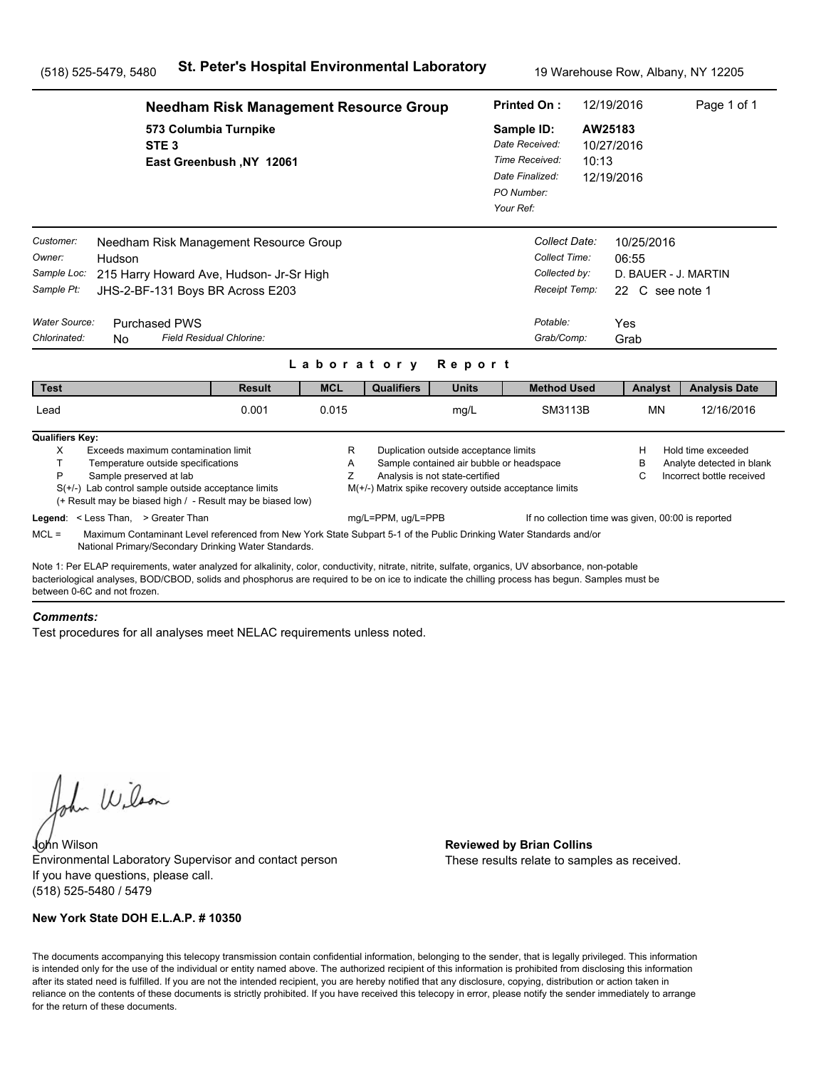(518) 525-5479, 5480 **St. Peter's Hospital Environmental Laboratory** 19 Warehouse Row, Albany, NY 12205

## Needham Risk Management Resource Group

**573 Columbia Turnpike**
**STE 3**
**East Greenbush ,NY 12061**

**Printed On :** 12/19/2016
**Sample ID:** AW25183
*Date Received:* 10/27/2016
*Time Received:* 10:13
*Date Finalized:* 12/19/2016
*PO Number:*
*Your Ref:*

*Customer:* Needham Risk Management Resource Group
*Owner:* Hudson
*Sample Loc:* 215 Harry Howard Ave, Hudson- Jr-Sr High
*Sample Pt:* JHS-2-BF-131 Boys BR Across E203

*Collect Date:* 10/25/2016
*Collect Time:* 06:55
*Collected by:* D. BAUER - J. MARTIN
*Receipt Temp:* 22 C see note 1

*Water Source:* Purchased PWS
*Chlorinated:* No *Field Residual Chlorine:*

*Potable:* Yes
*Grab/Comp:* Grab

### Laboratory Report

| Test | Result | MCL | Qualifiers | Units | Method Used | Analyst | Analysis Date |
|---|---|---|---|---|---|---|---|
| Lead | 0.001 | 0.015 | | mg/L | SM3113B | MN | 12/16/2016 |

**Qualifiers Key:**

- X Exceeds maximum contamination limit
- T Temperature outside specifications
- P Sample preserved at lab
- S(+/-) Lab control sample outside acceptance limits
- (+ Result may be biased high / - Result may be biased low)
- R Duplication outside acceptance limits
- A Sample contained air bubble or headspace
- Z Analysis is not state-certified
- M(+/-) Matrix spike recovery outside acceptance limits
- H Hold time exceeded
- B Analyte detected in blank
- C Incorrect bottle received

**Legend**: < Less Than, > Greater Than mg/L=PPM, ug/L=PPB If no collection time was given, 00:00 is reported

MCL = Maximum Contaminant Level referenced from New York State Subpart 5-1 of the Public Drinking Water Standards and/or National Primary/Secondary Drinking Water Standards.

Note 1: Per ELAP requirements, water analyzed for alkalinity, color, conductivity, nitrate, nitrite, sulfate, organics, UV absorbance, non-potable bacteriological analyses, BOD/CBOD, solids and phosphorus are required to be on ice to indicate the chilling process has begun. Samples must be between 0-6C and not frozen.

***Comments:***

Test procedures for all analyses meet NELAC requirements unless noted.

John Wilson
Environmental Laboratory Supervisor and contact person
If you have questions, please call.
(518) 525-5480 / 5479

**Reviewed by Brian Collins**
These results relate to samples as received.

**New York State DOH E.L.A.P. # 10350**

The documents accompanying this telecopy transmission contain confidential information, belonging to the sender, that is legally privileged. This information is intended only for the use of the individual or entity named above. The authorized recipient of this information is prohibited from disclosing this information after its stated need is fulfilled. If you are not the intended recipient, you are hereby notified that any disclosure, copying, distribution or action taken in reliance on the contents of these documents is strictly prohibited. If you have received this telecopy in error, please notify the sender immediately to arrange for the return of these documents.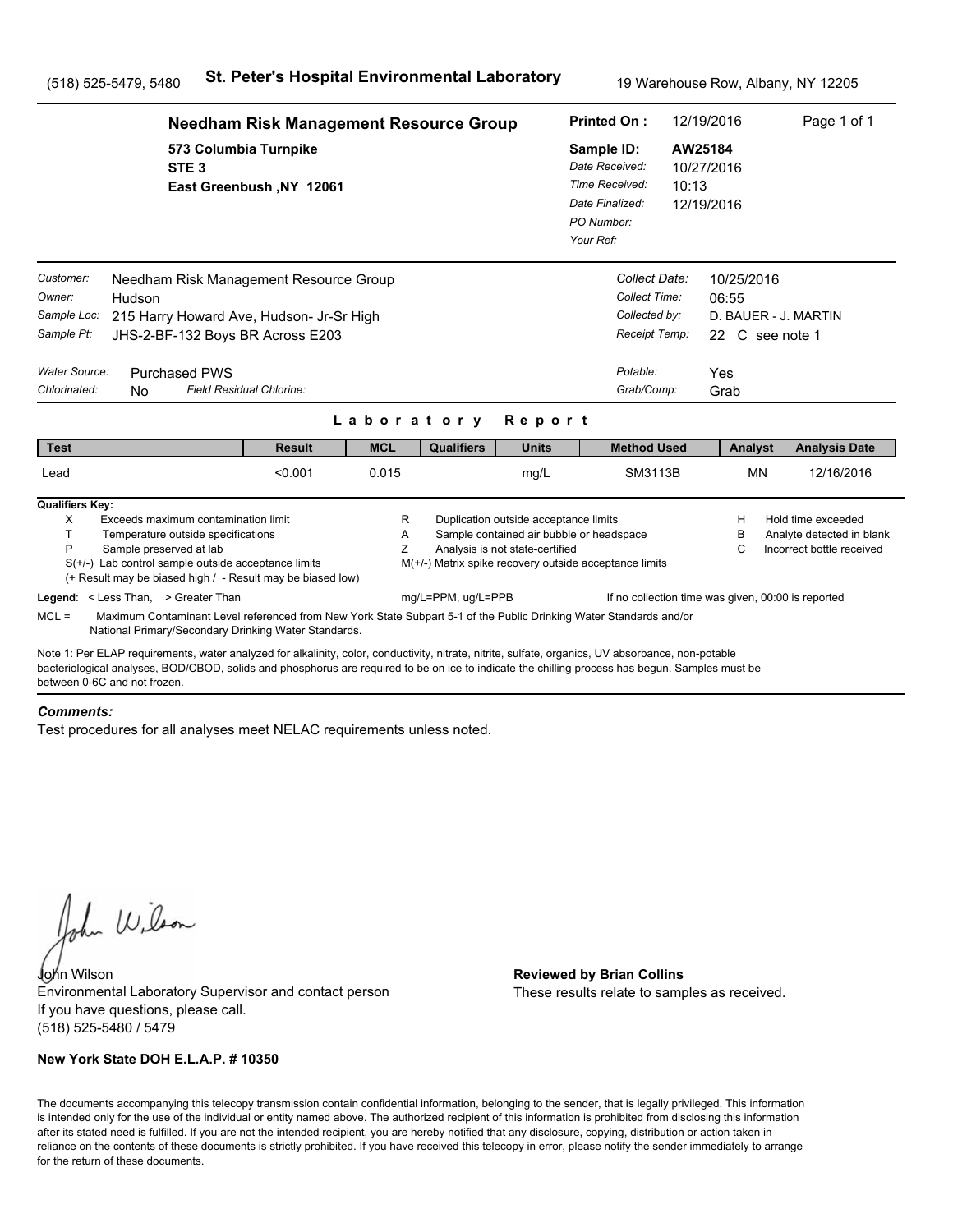(518) 525-5479, 5480 **St. Peter's Hospital Environmental Laboratory** 19 Warehouse Row, Albany, NY 12205

## Needham Risk Management Resource Group

573 Columbia Turnpike
STE 3
East Greenbush ,NY 12061

**Printed On :** 12/19/2016
**Sample ID:** AW25184
*Date Received:* 10/27/2016
*Time Received:* 10:13
*Date Finalized:* 12/19/2016
*PO Number:*
*Your Ref:*

*Customer:* Needham Risk Management Resource Group
*Owner:* Hudson
*Sample Loc:* 215 Harry Howard Ave, Hudson- Jr-Sr High
*Sample Pt:* JHS-2-BF-132 Boys BR Across E203

*Collect Date:* 10/25/2016
*Collect Time:* 06:55
*Collected by:* D. BAUER - J. MARTIN
*Receipt Temp:* 22 C see note 1

*Water Source:* Purchased PWS
*Chlorinated:* No *Field Residual Chlorine:*

*Potable:* Yes
*Grab/Comp:* Grab

### Laboratory Report

| Test | Result | MCL | Qualifiers | Units | Method Used | Analyst | Analysis Date |
|---|---|---|---|---|---|---|---|
| Lead | <0.001 | 0.015 | | mg/L | SM3113B | MN | 12/16/2016 |

**Qualifiers Key:**

- X Exceeds maximum contamination limit
- T Temperature outside specifications
- P Sample preserved at lab
- S(+/-) Lab control sample outside acceptance limits
- (+ Result may be biased high / - Result may be biased low)
- R Duplication outside acceptance limits
- A Sample contained air bubble or headspace
- Z Analysis is not state-certified
- M(+/-) Matrix spike recovery outside acceptance limits
- H Hold time exceeded
- B Analyte detected in blank
- C Incorrect bottle received

**Legend**: < Less Than, > Greater Than mg/L=PPM, ug/L=PPB If no collection time was given, 00:00 is reported

MCL = Maximum Contaminant Level referenced from New York State Subpart 5-1 of the Public Drinking Water Standards and/or National Primary/Secondary Drinking Water Standards.

Note 1: Per ELAP requirements, water analyzed for alkalinity, color, conductivity, nitrate, nitrite, sulfate, organics, UV absorbance, non-potable bacteriological analyses, BOD/CBOD, solids and phosphorus are required to be on ice to indicate the chilling process has begun. Samples must be between 0-6C and not frozen.

***Comments:***

Test procedures for all analyses meet NELAC requirements unless noted.

John Wilson
Environmental Laboratory Supervisor and contact person
If you have questions, please call.
(518) 525-5480 / 5479

**Reviewed by Brian Collins**
These results relate to samples as received.

**New York State DOH E.L.A.P. # 10350**

The documents accompanying this telecopy transmission contain confidential information, belonging to the sender, that is legally privileged. This information is intended only for the use of the individual or entity named above. The authorized recipient of this information is prohibited from disclosing this information after its stated need is fulfilled. If you are not the intended recipient, you are hereby notified that any disclosure, copying, distribution or action taken in reliance on the contents of these documents is strictly prohibited. If you have received this telecopy in error, please notify the sender immediately to arrange for the return of these documents.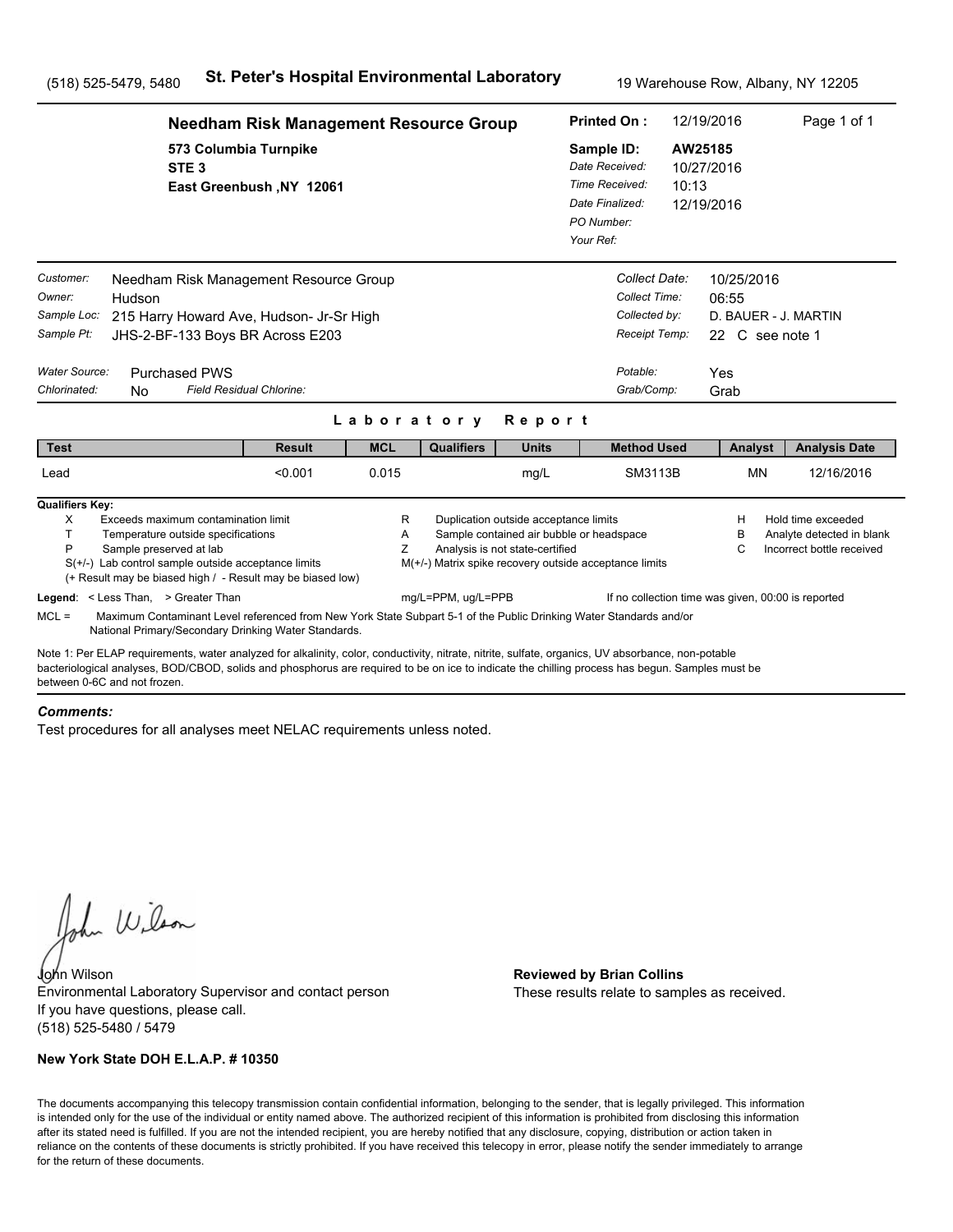(518) 525-5479, 5480 **St. Peter's Hospital Environmental Laboratory** 19 Warehouse Row, Albany, NY 12205

**Needham Risk Management Resource Group**
573 Columbia Turnpike
STE 3
East Greenbush ,NY 12061

**Printed On :** 12/19/2016
**Sample ID:** AW25185
*Date Received:* 10/27/2016
*Time Received:* 10:13
*Date Finalized:* 12/19/2016
*PO Number:*
*Your Ref:*

*Customer:* Needham Risk Management Resource Group
*Owner:* Hudson
*Sample Loc:* 215 Harry Howard Ave, Hudson- Jr-Sr High
*Sample Pt:* JHS-2-BF-133 Boys BR Across E203

*Collect Date:* 10/25/2016
*Collect Time:* 06:55
*Collected by:* D. BAUER - J. MARTIN
*Receipt Temp:* 22 C see note 1

*Water Source:* Purchased PWS
*Chlorinated:* No *Field Residual Chlorine:*

*Potable:* Yes
*Grab/Comp:* Grab

## Laboratory Report

| Test | Result | MCL | Qualifiers | Units | Method Used | Analyst | Analysis Date |
|---|---|---|---|---|---|---|---|
| Lead | <0.001 | 0.015 | | mg/L | SM3113B | MN | 12/16/2016 |

**Qualifiers Key:**

- X Exceeds maximum contamination limit
- T Temperature outside specifications
- P Sample preserved at lab
- S(+/-) Lab control sample outside acceptance limits
  (+ Result may be biased high / - Result may be biased low)
- R Duplication outside acceptance limits
- A Sample contained air bubble or headspace
- Z Analysis is not state-certified
- M(+/-) Matrix spike recovery outside acceptance limits
- H Hold time exceeded
- B Analyte detected in blank
- C Incorrect bottle received

**Legend**: < Less Than, > Greater Than mg/L=PPM, ug/L=PPB If no collection time was given, 00:00 is reported

MCL = Maximum Contaminant Level referenced from New York State Subpart 5-1 of the Public Drinking Water Standards and/or National Primary/Secondary Drinking Water Standards.

Note 1: Per ELAP requirements, water analyzed for alkalinity, color, conductivity, nitrate, nitrite, sulfate, organics, UV absorbance, non-potable bacteriological analyses, BOD/CBOD, solids and phosphorus are required to be on ice to indicate the chilling process has begun. Samples must be between 0-6C and not frozen.

***Comments:***

Test procedures for all analyses meet NELAC requirements unless noted.

John Wilson
Environmental Laboratory Supervisor and contact person
If you have questions, please call.
(518) 525-5480 / 5479

**Reviewed by Brian Collins**
These results relate to samples as received.

**New York State DOH E.L.A.P. # 10350**

The documents accompanying this telecopy transmission contain confidential information, belonging to the sender, that is legally privileged. This information is intended only for the use of the individual or entity named above. The authorized recipient of this information is prohibited from disclosing this information after its stated need is fulfilled. If you are not the intended recipient, you are hereby notified that any disclosure, copying, distribution or action taken in reliance on the contents of these documents is strictly prohibited. If you have received this telecopy in error, please notify the sender immediately to arrange for the return of these documents.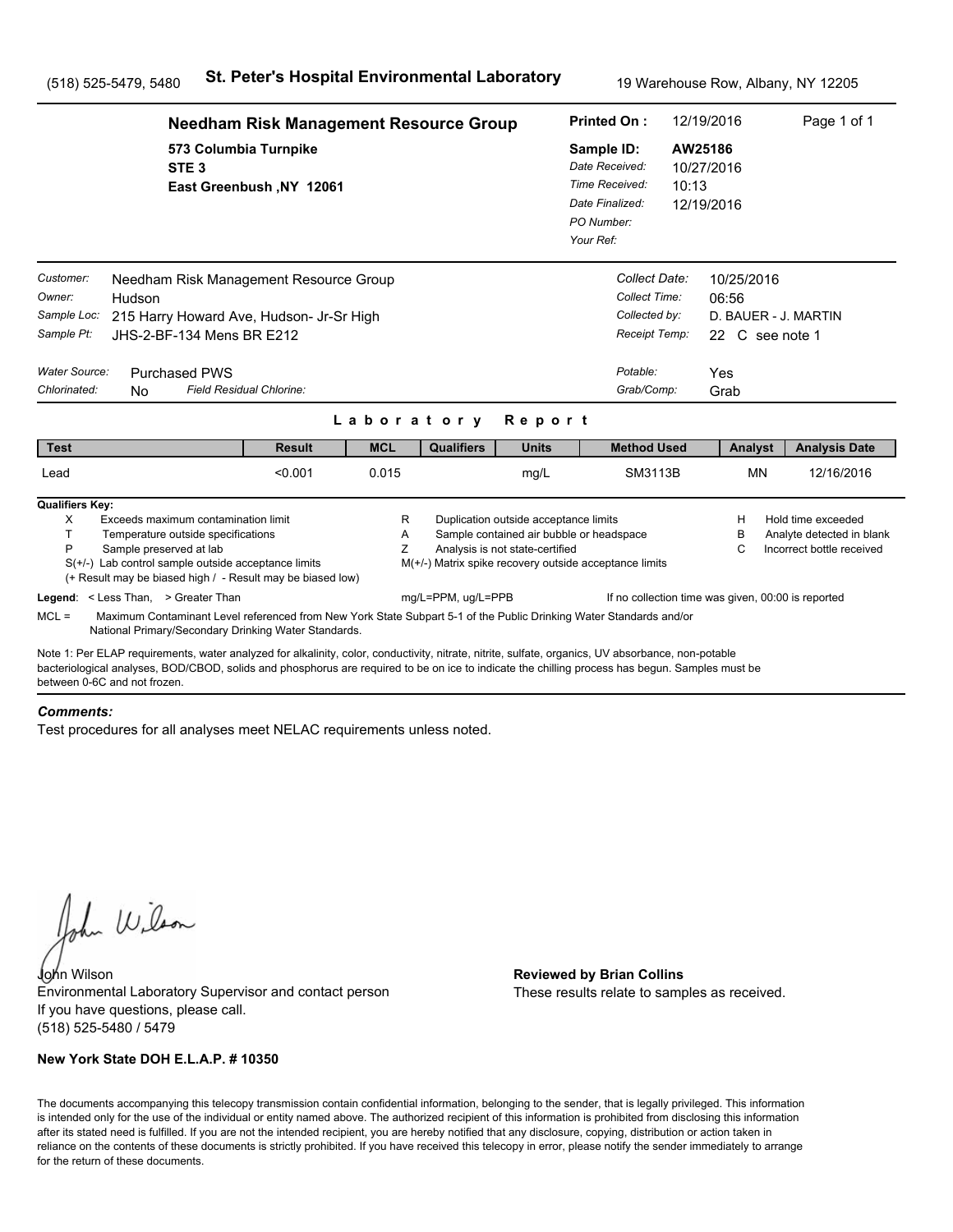(518) 525-5479, 5480 **St. Peter's Hospital Environmental Laboratory** 19 Warehouse Row, Albany, NY 12205

## Needham Risk Management Resource Group

573 Columbia Turnpike
STE 3
East Greenbush ,NY 12061

**Printed On :** 12/19/2016 Page 1 of 1
**Sample ID:** AW25186
*Date Received:* 10/27/2016
*Time Received:* 10:13
*Date Finalized:* 12/19/2016
*PO Number:*
*Your Ref:*

*Customer:* Needham Risk Management Resource Group
*Owner:* Hudson
*Sample Loc:* 215 Harry Howard Ave, Hudson- Jr-Sr High
*Sample Pt:* JHS-2-BF-134 Mens BR E212

*Collect Date:* 10/25/2016
*Collect Time:* 06:56
*Collected by:* D. BAUER - J. MARTIN
*Receipt Temp:* 22 C see note 1

*Water Source:* Purchased PWS
*Chlorinated:* No *Field Residual Chlorine:*

*Potable:* Yes
*Grab/Comp:* Grab

### Laboratory Report

| Test | Result | MCL | Qualifiers | Units | Method Used | Analyst | Analysis Date |
|---|---|---|---|---|---|---|---|
| Lead | <0.001 | 0.015 | | mg/L | SM3113B | MN | 12/16/2016 |

**Qualifiers Key:**

- X Exceeds maximum contamination limit
- T Temperature outside specifications
- P Sample preserved at lab
- S(+/-) Lab control sample outside acceptance limits
  (+ Result may be biased high / - Result may be biased low)
- R Duplication outside acceptance limits
- A Sample contained air bubble or headspace
- Z Analysis is not state-certified
- M(+/-) Matrix spike recovery outside acceptance limits
- H Hold time exceeded
- B Analyte detected in blank
- C Incorrect bottle received

**Legend**: < Less Than, > Greater Than mg/L=PPM, ug/L=PPB If no collection time was given, 00:00 is reported

MCL = Maximum Contaminant Level referenced from New York State Subpart 5-1 of the Public Drinking Water Standards and/or National Primary/Secondary Drinking Water Standards.

Note 1: Per ELAP requirements, water analyzed for alkalinity, color, conductivity, nitrate, nitrite, sulfate, organics, UV absorbance, non-potable bacteriological analyses, BOD/CBOD, solids and phosphorus are required to be on ice to indicate the chilling process has begun. Samples must be between 0-6C and not frozen.

***Comments:***

Test procedures for all analyses meet NELAC requirements unless noted.

John Wilson
Environmental Laboratory Supervisor and contact person
If you have questions, please call.
(518) 525-5480 / 5479

**Reviewed by Brian Collins**
These results relate to samples as received.

**New York State DOH E.L.A.P. # 10350**

The documents accompanying this telecopy transmission contain confidential information, belonging to the sender, that is legally privileged. This information is intended only for the use of the individual or entity named above. The authorized recipient of this information is prohibited from disclosing this information after its stated need is fulfilled. If you are not the intended recipient, you are hereby notified that any disclosure, copying, distribution or action taken in reliance on the contents of these documents is strictly prohibited. If you have received this telecopy in error, please notify the sender immediately to arrange for the return of these documents.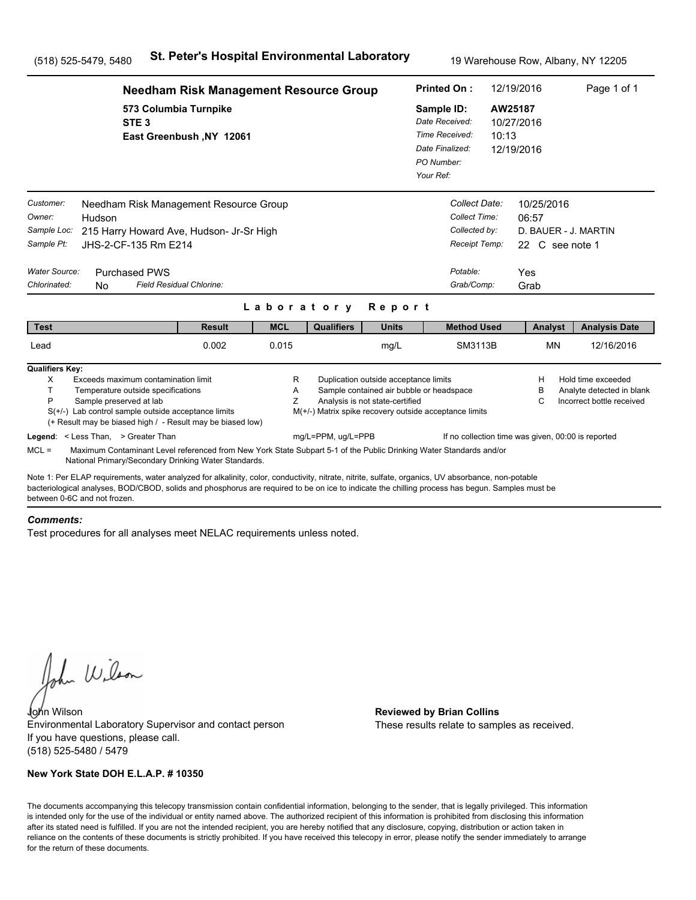(518) 525-5479, 5480 **St. Peter's Hospital Environmental Laboratory** 19 Warehouse Row, Albany, NY 12205

**Needham Risk Management Resource Group**
573 Columbia Turnpike
STE 3
East Greenbush ,NY 12061

**Printed On :** 12/19/2016
**Sample ID:** AW25187
*Date Received:* 10/27/2016
*Time Received:* 10:13
*Date Finalized:* 12/19/2016
*PO Number:*
*Your Ref:*

*Customer:* Needham Risk Management Resource Group
*Owner:* Hudson
*Sample Loc:* 215 Harry Howard Ave, Hudson- Jr-Sr High
*Sample Pt:* JHS-2-CF-135 Rm E214

*Collect Date:* 10/25/2016
*Collect Time:* 06:57
*Collected by:* D. BAUER - J. MARTIN
*Receipt Temp:* 22 C see note 1

*Water Source:* Purchased PWS
*Chlorinated:* No *Field Residual Chlorine:*

*Potable:* Yes
*Grab/Comp:* Grab

## Laboratory Report

| Test | Result | MCL | Qualifiers | Units | Method Used | Analyst | Analysis Date |
|---|---|---|---|---|---|---|---|
| Lead | 0.002 | 0.015 | | mg/L | SM3113B | MN | 12/16/2016 |

**Qualifiers Key:**

- X Exceeds maximum contamination limit
- T Temperature outside specifications
- P Sample preserved at lab
- S(+/-) Lab control sample outside acceptance limits
  (+ Result may be biased high / - Result may be biased low)
- R Duplication outside acceptance limits
- A Sample contained air bubble or headspace
- Z Analysis is not state-certified
- M(+/-) Matrix spike recovery outside acceptance limits
- H Hold time exceeded
- B Analyte detected in blank
- C Incorrect bottle received

**Legend**: < Less Than, > Greater Than mg/L=PPM, ug/L=PPB If no collection time was given, 00:00 is reported

MCL = Maximum Contaminant Level referenced from New York State Subpart 5-1 of the Public Drinking Water Standards and/or National Primary/Secondary Drinking Water Standards.

Note 1: Per ELAP requirements, water analyzed for alkalinity, color, conductivity, nitrate, nitrite, sulfate, organics, UV absorbance, non-potable bacteriological analyses, BOD/CBOD, solids and phosphorus are required to be on ice to indicate the chilling process has begun. Samples must be between 0-6C and not frozen.

***Comments:***

Test procedures for all analyses meet NELAC requirements unless noted.

John Wilson
Environmental Laboratory Supervisor and contact person
If you have questions, please call.
(518) 525-5480 / 5479

**Reviewed by Brian Collins**
These results relate to samples as received.

**New York State DOH E.L.A.P. # 10350**

The documents accompanying this telecopy transmission contain confidential information, belonging to the sender, that is legally privileged. This information is intended only for the use of the individual or entity named above. The authorized recipient of this information is prohibited from disclosing this information after its stated need is fulfilled. If you are not the intended recipient, you are hereby notified that any disclosure, copying, distribution or action taken in reliance on the contents of these documents is strictly prohibited. If you have received this telecopy in error, please notify the sender immediately to arrange for the return of these documents.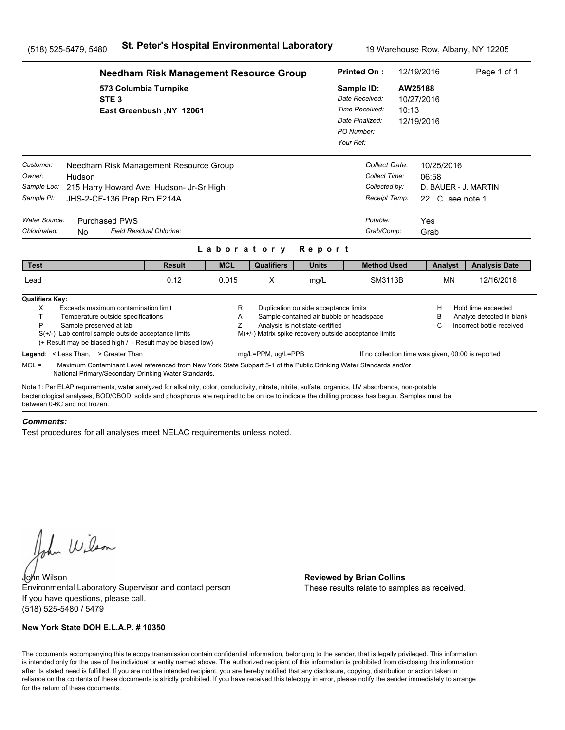(518) 525-5479, 5480 **St. Peter's Hospital Environmental Laboratory** 19 Warehouse Row, Albany, NY 12205

**Needham Risk Management Resource Group**
**573 Columbia Turnpike**
**STE 3**
**East Greenbush ,NY 12061**

**Printed On :** 12/19/2016
**Sample ID:** **AW25188**
*Date Received:* 10/27/2016
*Time Received:* 10:13
*Date Finalized:* 12/19/2016
*PO Number:*
*Your Ref:*

*Customer:* Needham Risk Management Resource Group
*Owner:* Hudson
*Sample Loc:* 215 Harry Howard Ave, Hudson- Jr-Sr High
*Sample Pt:* JHS-2-CF-136 Prep Rm E214A

*Collect Date:* 10/25/2016
*Collect Time:* 06:58
*Collected by:* D. BAUER - J. MARTIN
*Receipt Temp:* 22 C see note 1

*Water Source:* Purchased PWS
*Chlorinated:* No *Field Residual Chlorine:*

*Potable:* Yes
*Grab/Comp:* Grab

## Laboratory Report

| Test | Result | MCL | Qualifiers | Units | Method Used | Analyst | Analysis Date |
|---|---|---|---|---|---|---|---|
| Lead | 0.12 | 0.015 | X | mg/L | SM3113B | MN | 12/16/2016 |

**Qualifiers Key:**

- X Exceeds maximum contamination limit
- T Temperature outside specifications
- P Sample preserved at lab
- S(+/-) Lab control sample outside acceptance limits
- (+ Result may be biased high / - Result may be biased low)
- R Duplication outside acceptance limits
- A Sample contained air bubble or headspace
- Z Analysis is not state-certified
- M(+/-) Matrix spike recovery outside acceptance limits
- H Hold time exceeded
- B Analyte detected in blank
- C Incorrect bottle received

**Legend**: < Less Than, > Greater Than mg/L=PPM, ug/L=PPB If no collection time was given, 00:00 is reported

MCL = Maximum Contaminant Level referenced from New York State Subpart 5-1 of the Public Drinking Water Standards and/or National Primary/Secondary Drinking Water Standards.

Note 1: Per ELAP requirements, water analyzed for alkalinity, color, conductivity, nitrate, nitrite, sulfate, organics, UV absorbance, non-potable bacteriological analyses, BOD/CBOD, solids and phosphorus are required to be on ice to indicate the chilling process has begun. Samples must be between 0-6C and not frozen.

***Comments:***

Test procedures for all analyses meet NELAC requirements unless noted.

John Wilson
Environmental Laboratory Supervisor and contact person
If you have questions, please call.
(518) 525-5480 / 5479

**Reviewed by Brian Collins**
These results relate to samples as received.

**New York State DOH E.L.A.P. # 10350**

The documents accompanying this telecopy transmission contain confidential information, belonging to the sender, that is legally privileged. This information is intended only for the use of the individual or entity named above. The authorized recipient of this information is prohibited from disclosing this information after its stated need is fulfilled. If you are not the intended recipient, you are hereby notified that any disclosure, copying, distribution or action taken in reliance on the contents of these documents is strictly prohibited. If you have received this telecopy in error, please notify the sender immediately to arrange for the return of these documents.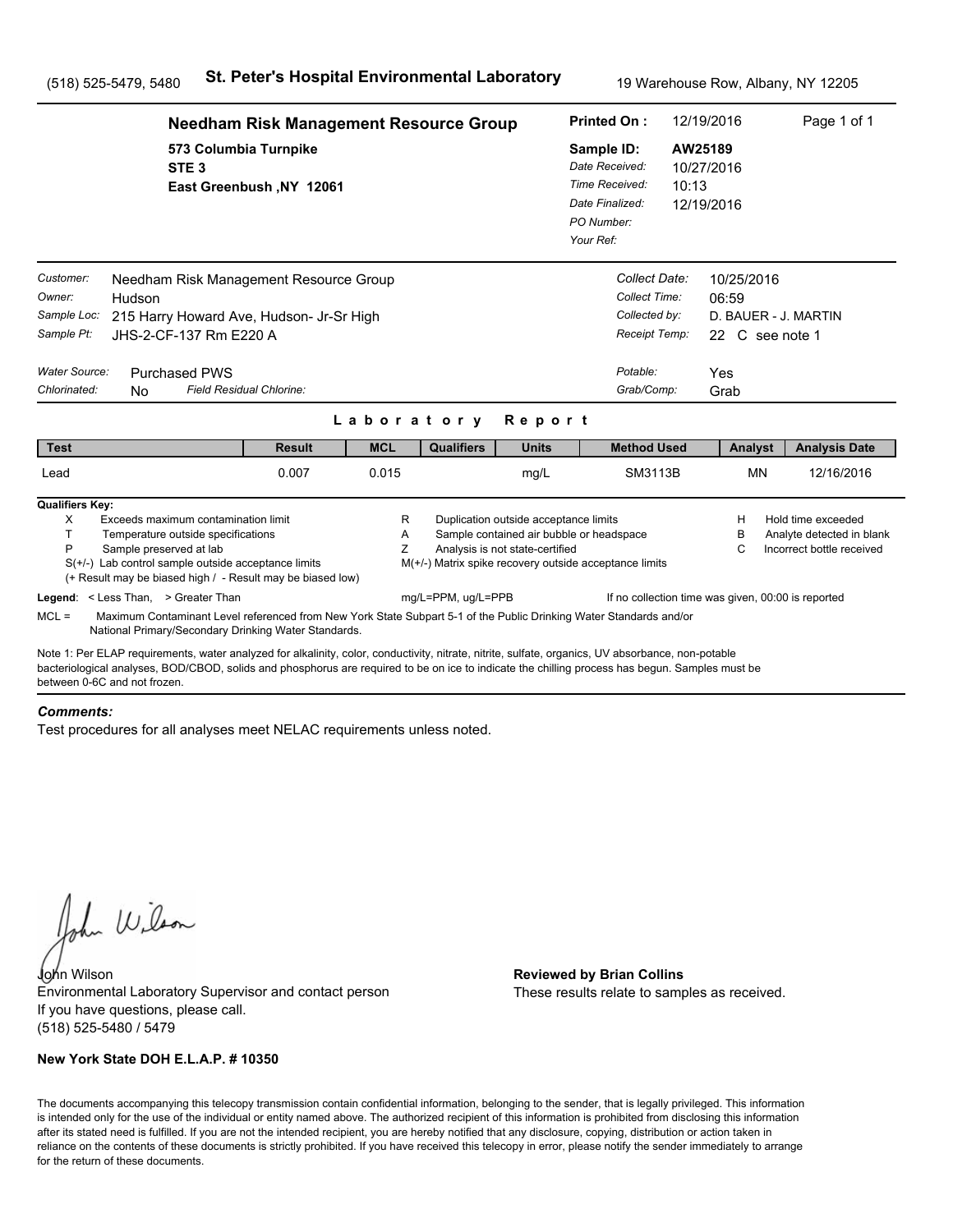(518) 525-5479, 5480 **St. Peter's Hospital Environmental Laboratory** 19 Warehouse Row, Albany, NY 12205

**Needham Risk Management Resource Group**
573 Columbia Turnpike
STE 3
East Greenbush ,NY 12061

**Printed On :** 12/19/2016
**Sample ID:** AW25189
*Date Received:* 10/27/2016
*Time Received:* 10:13
*Date Finalized:* 12/19/2016
*PO Number:*
*Your Ref:*

*Customer:* Needham Risk Management Resource Group
*Owner:* Hudson
*Sample Loc:* 215 Harry Howard Ave, Hudson- Jr-Sr High
*Sample Pt:* JHS-2-CF-137 Rm E220 A

*Collect Date:* 10/25/2016
*Collect Time:* 06:59
*Collected by:* D. BAUER - J. MARTIN
*Receipt Temp:* 22 C see note 1

*Water Source:* Purchased PWS
*Chlorinated:* No *Field Residual Chlorine:*

*Potable:* Yes
*Grab/Comp:* Grab

## Laboratory Report

| Test | Result | MCL | Qualifiers | Units | Method Used | Analyst | Analysis Date |
|---|---|---|---|---|---|---|---|
| Lead | 0.007 | 0.015 | | mg/L | SM3113B | MN | 12/16/2016 |

**Qualifiers Key:**

- X Exceeds maximum contamination limit
- T Temperature outside specifications
- P Sample preserved at lab
- S(+/-) Lab control sample outside acceptance limits
- (+ Result may be biased high / - Result may be biased low)
- R Duplication outside acceptance limits
- A Sample contained air bubble or headspace
- Z Analysis is not state-certified
- M(+/-) Matrix spike recovery outside acceptance limits
- H Hold time exceeded
- B Analyte detected in blank
- C Incorrect bottle received

**Legend**: < Less Than, > Greater Than mg/L=PPM, ug/L=PPB If no collection time was given, 00:00 is reported

MCL = Maximum Contaminant Level referenced from New York State Subpart 5-1 of the Public Drinking Water Standards and/or National Primary/Secondary Drinking Water Standards.

Note 1: Per ELAP requirements, water analyzed for alkalinity, color, conductivity, nitrate, nitrite, sulfate, organics, UV absorbance, non-potable bacteriological analyses, BOD/CBOD, solids and phosphorus are required to be on ice to indicate the chilling process has begun. Samples must be between 0-6C and not frozen.

***Comments:***

Test procedures for all analyses meet NELAC requirements unless noted.

John Wilson
Environmental Laboratory Supervisor and contact person
If you have questions, please call.
(518) 525-5480 / 5479

**Reviewed by Brian Collins**
These results relate to samples as received.

**New York State DOH E.L.A.P. # 10350**

The documents accompanying this telecopy transmission contain confidential information, belonging to the sender, that is legally privileged. This information is intended only for the use of the individual or entity named above. The authorized recipient of this information is prohibited from disclosing this information after its stated need is fulfilled. If you are not the intended recipient, you are hereby notified that any disclosure, copying, distribution or action taken in reliance on the contents of these documents is strictly prohibited. If you have received this telecopy in error, please notify the sender immediately to arrange for the return of these documents.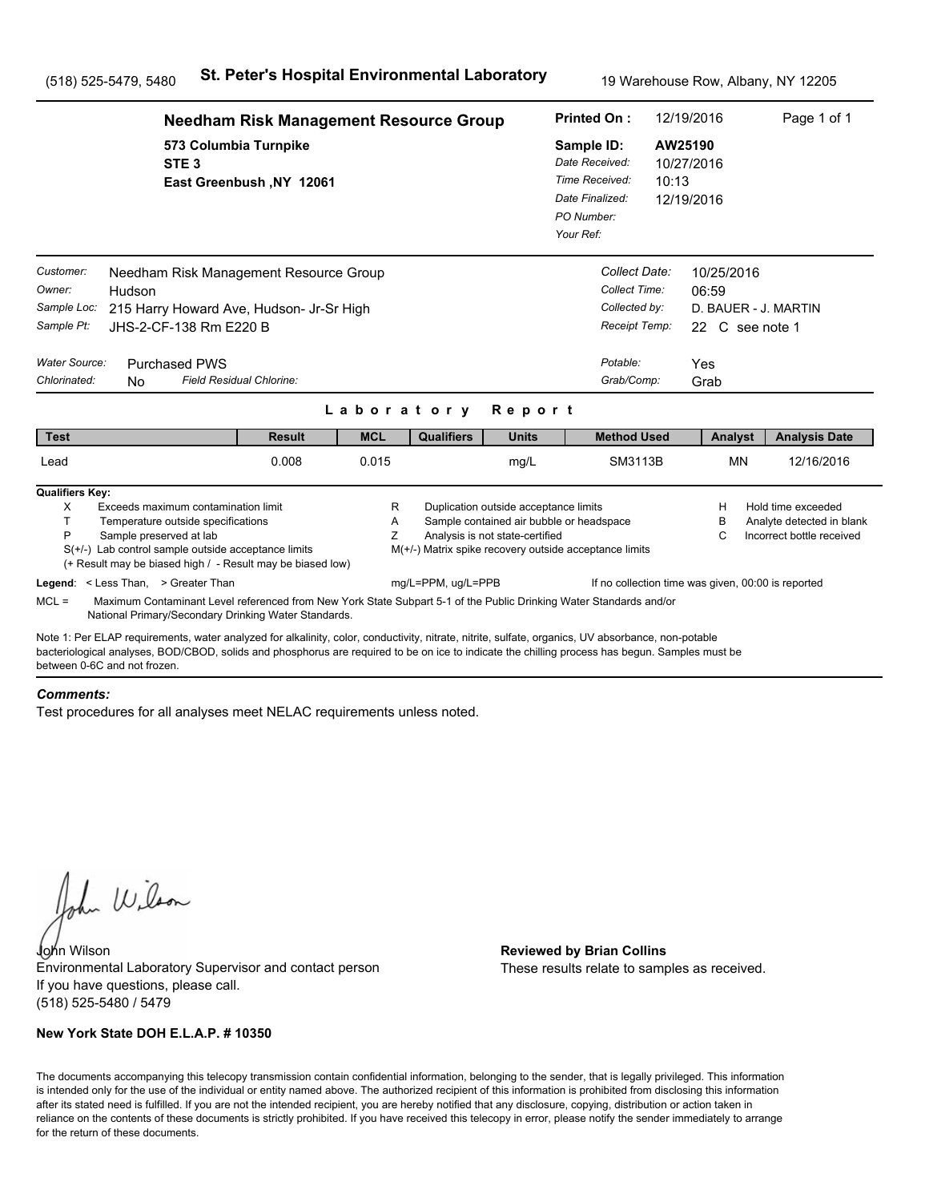(518) 525-5479, 5480 **St. Peter's Hospital Environmental Laboratory** 19 Warehouse Row, Albany, NY 12205

## Needham Risk Management Resource Group

573 Columbia Turnpike
STE 3
East Greenbush ,NY 12061

**Printed On :** 12/19/2016
**Sample ID:** AW25190
*Date Received:* 10/27/2016
*Time Received:* 10:13
*Date Finalized:* 12/19/2016
*PO Number:*
*Your Ref:*

*Customer:* Needham Risk Management Resource Group
*Owner:* Hudson
*Sample Loc:* 215 Harry Howard Ave, Hudson- Jr-Sr High
*Sample Pt:* JHS-2-CF-138 Rm E220 B

*Collect Date:* 10/25/2016
*Collect Time:* 06:59
*Collected by:* D. BAUER - J. MARTIN
*Receipt Temp:* 22 C see note 1

*Water Source:* Purchased PWS
*Chlorinated:* No *Field Residual Chlorine:*

*Potable:* Yes
*Grab/Comp:* Grab

### Laboratory Report

| Test | Result | MCL | Qualifiers | Units | Method Used | Analyst | Analysis Date |
|---|---|---|---|---|---|---|---|
| Lead | 0.008 | 0.015 | | mg/L | SM3113B | MN | 12/16/2016 |

**Qualifiers Key:**

- X Exceeds maximum contamination limit
- T Temperature outside specifications
- P Sample preserved at lab
- S(+/-) Lab control sample outside acceptance limits
- (+ Result may be biased high / - Result may be biased low)
- R Duplication outside acceptance limits
- A Sample contained air bubble or headspace
- Z Analysis is not state-certified
- M(+/-) Matrix spike recovery outside acceptance limits
- H Hold time exceeded
- B Analyte detected in blank
- C Incorrect bottle received

**Legend**: < Less Than, > Greater Than mg/L=PPM, ug/L=PPB If no collection time was given, 00:00 is reported

MCL = Maximum Contaminant Level referenced from New York State Subpart 5-1 of the Public Drinking Water Standards and/or National Primary/Secondary Drinking Water Standards.

Note 1: Per ELAP requirements, water analyzed for alkalinity, color, conductivity, nitrate, nitrite, sulfate, organics, UV absorbance, non-potable bacteriological analyses, BOD/CBOD, solids and phosphorus are required to be on ice to indicate the chilling process has begun. Samples must be between 0-6C and not frozen.

***Comments:***

Test procedures for all analyses meet NELAC requirements unless noted.

John Wilson
Environmental Laboratory Supervisor and contact person
If you have questions, please call.
(518) 525-5480 / 5479

**Reviewed by Brian Collins**
These results relate to samples as received.

**New York State DOH E.L.A.P. # 10350**

The documents accompanying this telecopy transmission contain confidential information, belonging to the sender, that is legally privileged. This information is intended only for the use of the individual or entity named above. The authorized recipient of this information is prohibited from disclosing this information after its stated need is fulfilled. If you are not the intended recipient, you are hereby notified that any disclosure, copying, distribution or action taken in reliance on the contents of these documents is strictly prohibited. If you have received this telecopy in error, please notify the sender immediately to arrange for the return of these documents.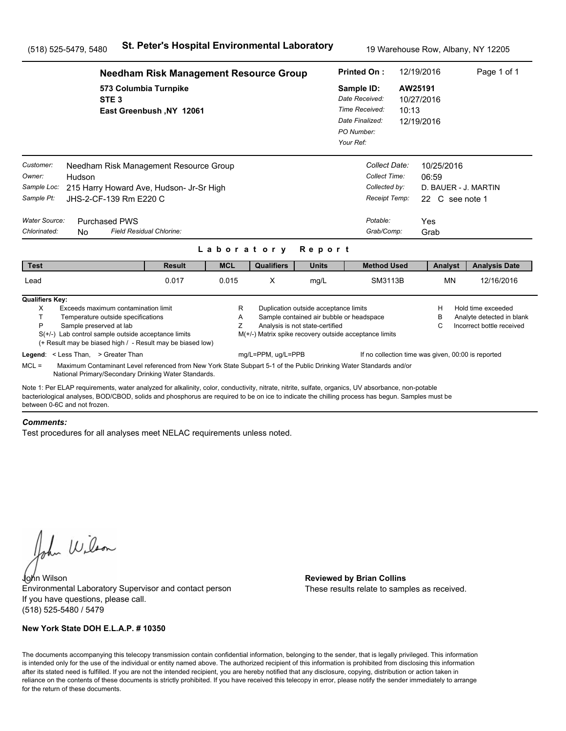(518) 525-5479, 5480 **St. Peter's Hospital Environmental Laboratory** 19 Warehouse Row, Albany, NY 12205

## Needham Risk Management Resource Group

573 Columbia Turnpike
STE 3
East Greenbush ,NY 12061

**Printed On :** 12/19/2016

**Sample ID:** AW25191
*Date Received:* 10/27/2016
*Time Received:* 10:13
*Date Finalized:* 12/19/2016
*PO Number:*
*Your Ref:*

*Customer:* Needham Risk Management Resource Group
*Owner:* Hudson
*Sample Loc:* 215 Harry Howard Ave, Hudson- Jr-Sr High
*Sample Pt:* JHS-2-CF-139 Rm E220 C

*Collect Date:* 10/25/2016
*Collect Time:* 06:59
*Collected by:* D. BAUER - J. MARTIN
*Receipt Temp:* 22 C see note 1

*Water Source:* Purchased PWS
*Chlorinated:* No *Field Residual Chlorine:*

*Potable:* Yes
*Grab/Comp:* Grab

### Laboratory Report

| Test | Result | MCL | Qualifiers | Units | Method Used | Analyst | Analysis Date |
|---|---|---|---|---|---|---|---|
| Lead | 0.017 | 0.015 | X | mg/L | SM3113B | MN | 12/16/2016 |

**Qualifiers Key:**

- X Exceeds maximum contamination limit
- T Temperature outside specifications
- P Sample preserved at lab
- S(+/-) Lab control sample outside acceptance limits
  (+ Result may be biased high / - Result may be biased low)
- R Duplication outside acceptance limits
- A Sample contained air bubble or headspace
- Z Analysis is not state-certified
- M(+/-) Matrix spike recovery outside acceptance limits
- H Hold time exceeded
- B Analyte detected in blank
- C Incorrect bottle received

**Legend**: < Less Than, > Greater Than mg/L=PPM, ug/L=PPB If no collection time was given, 00:00 is reported

MCL = Maximum Contaminant Level referenced from New York State Subpart 5-1 of the Public Drinking Water Standards and/or National Primary/Secondary Drinking Water Standards.

Note 1: Per ELAP requirements, water analyzed for alkalinity, color, conductivity, nitrate, nitrite, sulfate, organics, UV absorbance, non-potable bacteriological analyses, BOD/CBOD, solids and phosphorus are required to be on ice to indicate the chilling process has begun. Samples must be between 0-6C and not frozen.

***Comments:***

Test procedures for all analyses meet NELAC requirements unless noted.

John Wilson
Environmental Laboratory Supervisor and contact person
If you have questions, please call.
(518) 525-5480 / 5479

**Reviewed by Brian Collins**
These results relate to samples as received.

**New York State DOH E.L.A.P. # 10350**

The documents accompanying this telecopy transmission contain confidential information, belonging to the sender, that is legally privileged. This information is intended only for the use of the individual or entity named above. The authorized recipient of this information is prohibited from disclosing this information after its stated need is fulfilled. If you are not the intended recipient, you are hereby notified that any disclosure, copying, distribution or action taken in reliance on the contents of these documents is strictly prohibited. If you have received this telecopy in error, please notify the sender immediately to arrange for the return of these documents.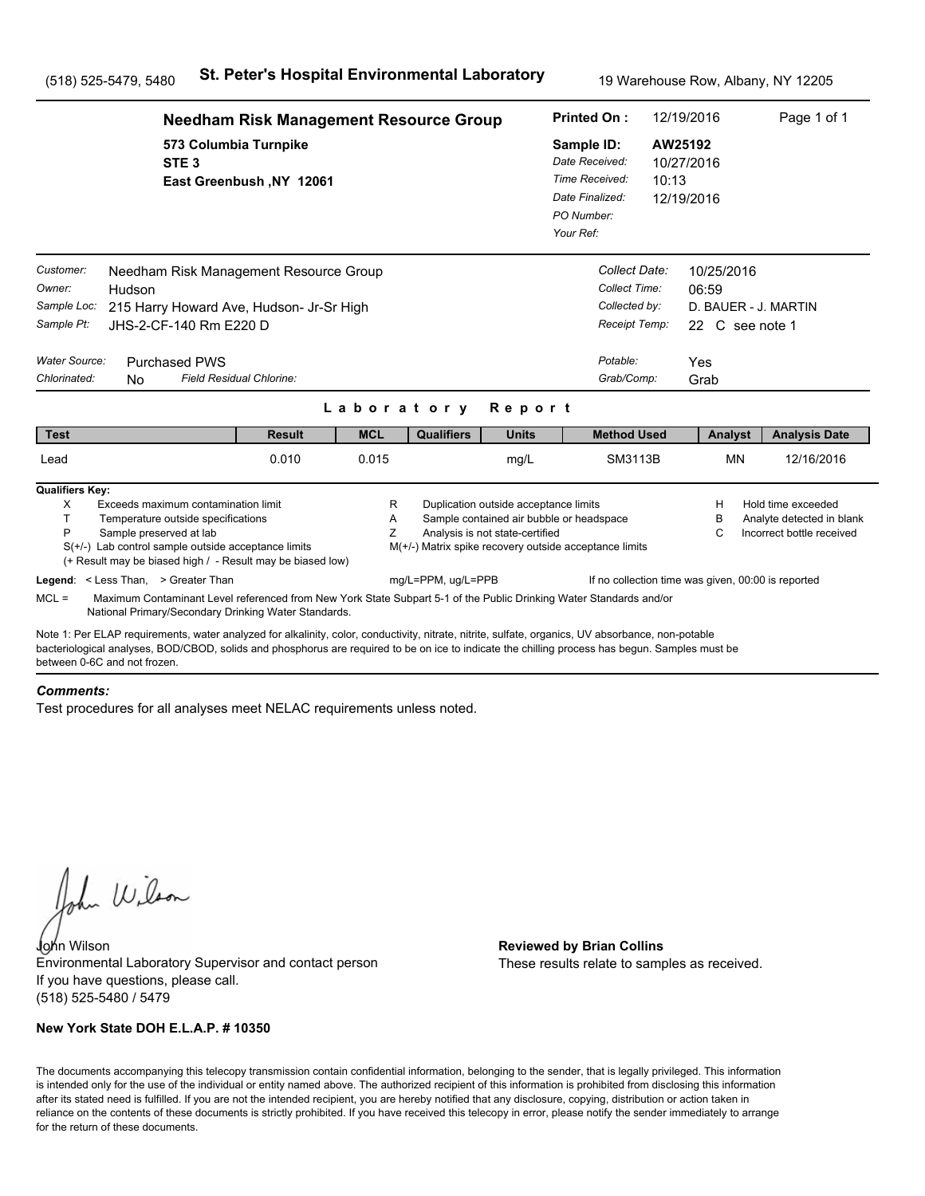(518) 525-5479, 5480 **St. Peter's Hospital Environmental Laboratory** 19 Warehouse Row, Albany, NY 12205

**Needham Risk Management Resource Group**
**573 Columbia Turnpike**
**STE 3**
**East Greenbush ,NY 12061**

**Printed On :** 12/19/2016
**Sample ID:** **AW25192**
*Date Received:* 10/27/2016
*Time Received:* 10:13
*Date Finalized:* 12/19/2016
*PO Number:*
*Your Ref:*

*Customer:* Needham Risk Management Resource Group
*Owner:* Hudson
*Sample Loc:* 215 Harry Howard Ave, Hudson- Jr-Sr High
*Sample Pt:* JHS-2-CF-140 Rm E220 D

*Collect Date:* 10/25/2016
*Collect Time:* 06:59
*Collected by:* D. BAUER - J. MARTIN
*Receipt Temp:* 22 C see note 1

*Water Source:* Purchased PWS
*Chlorinated:* No *Field Residual Chlorine:*

*Potable:* Yes
*Grab/Comp:* Grab

## Laboratory Report

| Test | Result | MCL | Qualifiers | Units | Method Used | Analyst | Analysis Date |
|---|---|---|---|---|---|---|---|
| Lead | 0.010 | 0.015 | | mg/L | SM3113B | MN | 12/16/2016 |

**Qualifiers Key:**

- X Exceeds maximum contamination limit
- T Temperature outside specifications
- P Sample preserved at lab
- S(+/-) Lab control sample outside acceptance limits
- (+ Result may be biased high / - Result may be biased low)
- R Duplication outside acceptance limits
- A Sample contained air bubble or headspace
- Z Analysis is not state-certified
- M(+/-) Matrix spike recovery outside acceptance limits
- H Hold time exceeded
- B Analyte detected in blank
- C Incorrect bottle received

**Legend**: < Less Than, > Greater Than mg/L=PPM, ug/L=PPB If no collection time was given, 00:00 is reported

MCL = Maximum Contaminant Level referenced from New York State Subpart 5-1 of the Public Drinking Water Standards and/or National Primary/Secondary Drinking Water Standards.

Note 1: Per ELAP requirements, water analyzed for alkalinity, color, conductivity, nitrate, nitrite, sulfate, organics, UV absorbance, non-potable bacteriological analyses, BOD/CBOD, solids and phosphorus are required to be on ice to indicate the chilling process has begun. Samples must be between 0-6C and not frozen.

***Comments:***

Test procedures for all analyses meet NELAC requirements unless noted.

John Wilson
Environmental Laboratory Supervisor and contact person
If you have questions, please call.
(518) 525-5480 / 5479

**Reviewed by Brian Collins**
These results relate to samples as received.

**New York State DOH E.L.A.P. # 10350**

The documents accompanying this telecopy transmission contain confidential information, belonging to the sender, that is legally privileged. This information is intended only for the use of the individual or entity named above. The authorized recipient of this information is prohibited from disclosing this information after its stated need is fulfilled. If you are not the intended recipient, you are hereby notified that any disclosure, copying, distribution or action taken in reliance on the contents of these documents is strictly prohibited. If you have received this telecopy in error, please notify the sender immediately to arrange for the return of these documents.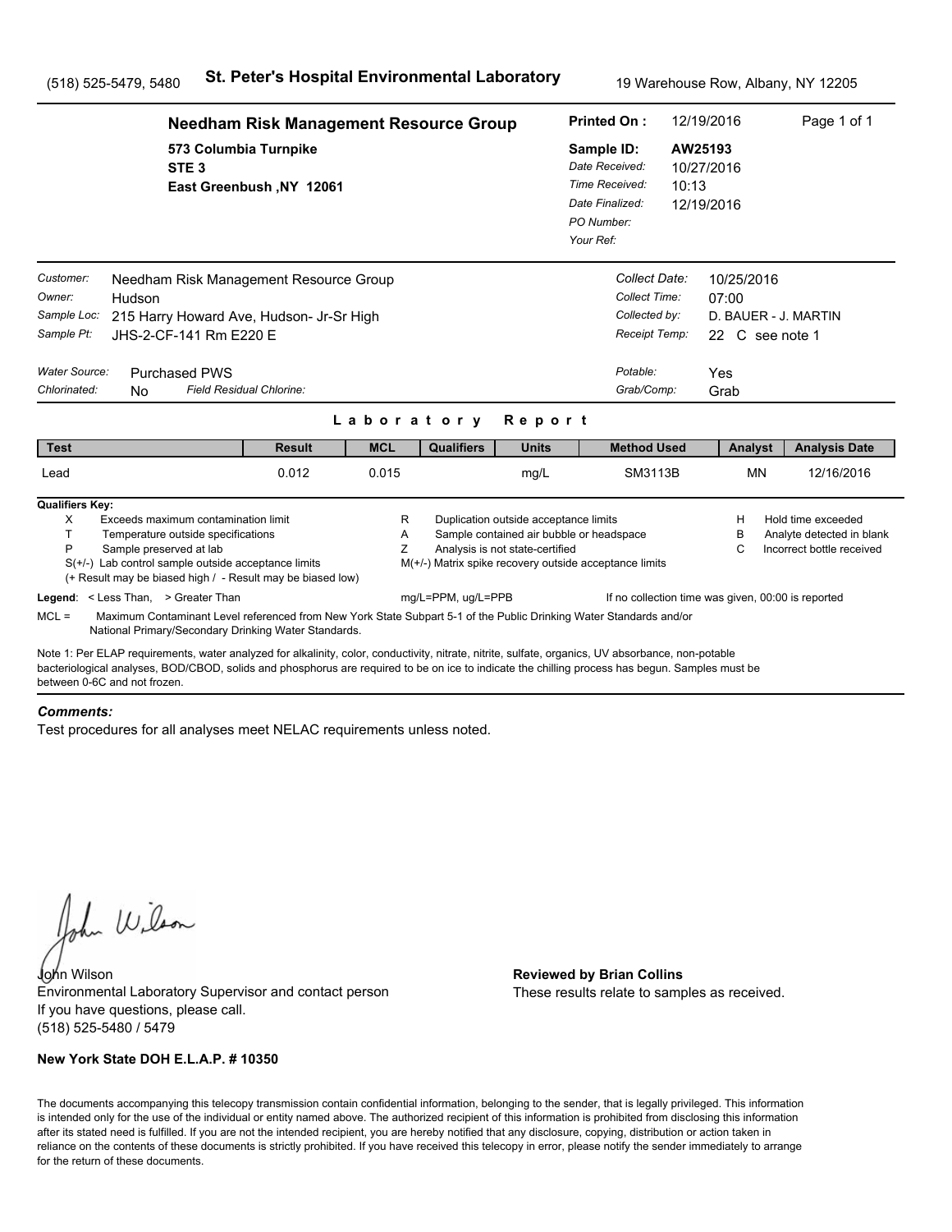(518) 525-5479, 5480 **St. Peter's Hospital Environmental Laboratory** 19 Warehouse Row, Albany, NY 12205

## Needham Risk Management Resource Group

573 Columbia Turnpike
STE 3
East Greenbush ,NY 12061

| | |
|---|---|
| **Printed On :** | 12/19/2016 |
| **Sample ID:** | **AW25193** |
| *Date Received:* | 10/27/2016 |
| *Time Received:* | 10:13 |
| *Date Finalized:* | 12/19/2016 |
| *PO Number:* | |
| *Your Ref:* | |

| | |
|---|---|
| *Customer:* | Needham Risk Management Resource Group |
| *Owner:* | Hudson |
| *Sample Loc:* | 215 Harry Howard Ave, Hudson- Jr-Sr High |
| *Sample Pt:* | JHS-2-CF-141 Rm E220 E |
| *Water Source:* | Purchased PWS |
| *Chlorinated:* | No |
| *Field Residual Chlorine:* | |

| | |
|---|---|
| *Collect Date:* | 10/25/2016 |
| *Collect Time:* | 07:00 |
| *Collected by:* | D. BAUER - J. MARTIN |
| *Receipt Temp:* | 22 C see note 1 |
| *Potable:* | Yes |
| *Grab/Comp:* | Grab |

### Laboratory Report

| Test | Result | MCL | Qualifiers | Units | Method Used | Analyst | Analysis Date |
|---|---|---|---|---|---|---|---|
| Lead | 0.012 | 0.015 | | mg/L | SM3113B | MN | 12/16/2016 |

**Qualifiers Key:**

- X Exceeds maximum contamination limit
- T Temperature outside specifications
- P Sample preserved at lab
- S(+/-) Lab control sample outside acceptance limits
- (+ Result may be biased high / - Result may be biased low)
- R Duplication outside acceptance limits
- A Sample contained air bubble or headspace
- Z Analysis is not state-certified
- M(+/-) Matrix spike recovery outside acceptance limits
- H Hold time exceeded
- B Analyte detected in blank
- C Incorrect bottle received

**Legend**: < Less Than, > Greater Than mg/L=PPM, ug/L=PPB If no collection time was given, 00:00 is reported

MCL = Maximum Contaminant Level referenced from New York State Subpart 5-1 of the Public Drinking Water Standards and/or National Primary/Secondary Drinking Water Standards.

Note 1: Per ELAP requirements, water analyzed for alkalinity, color, conductivity, nitrate, nitrite, sulfate, organics, UV absorbance, non-potable bacteriological analyses, BOD/CBOD, solids and phosphorus are required to be on ice to indicate the chilling process has begun. Samples must be between 0-6C and not frozen.

***Comments:***

Test procedures for all analyses meet NELAC requirements unless noted.

John Wilson
Environmental Laboratory Supervisor and contact person
If you have questions, please call.
(518) 525-5480 / 5479

**Reviewed by Brian Collins**
These results relate to samples as received.

**New York State DOH E.L.A.P. # 10350**

The documents accompanying this telecopy transmission contain confidential information, belonging to the sender, that is legally privileged. This information is intended only for the use of the individual or entity named above. The authorized recipient of this information is prohibited from disclosing this information after its stated need is fulfilled. If you are not the intended recipient, you are hereby notified that any disclosure, copying, distribution or action taken in reliance on the contents of these documents is strictly prohibited. If you have received this telecopy in error, please notify the sender immediately to arrange for the return of these documents.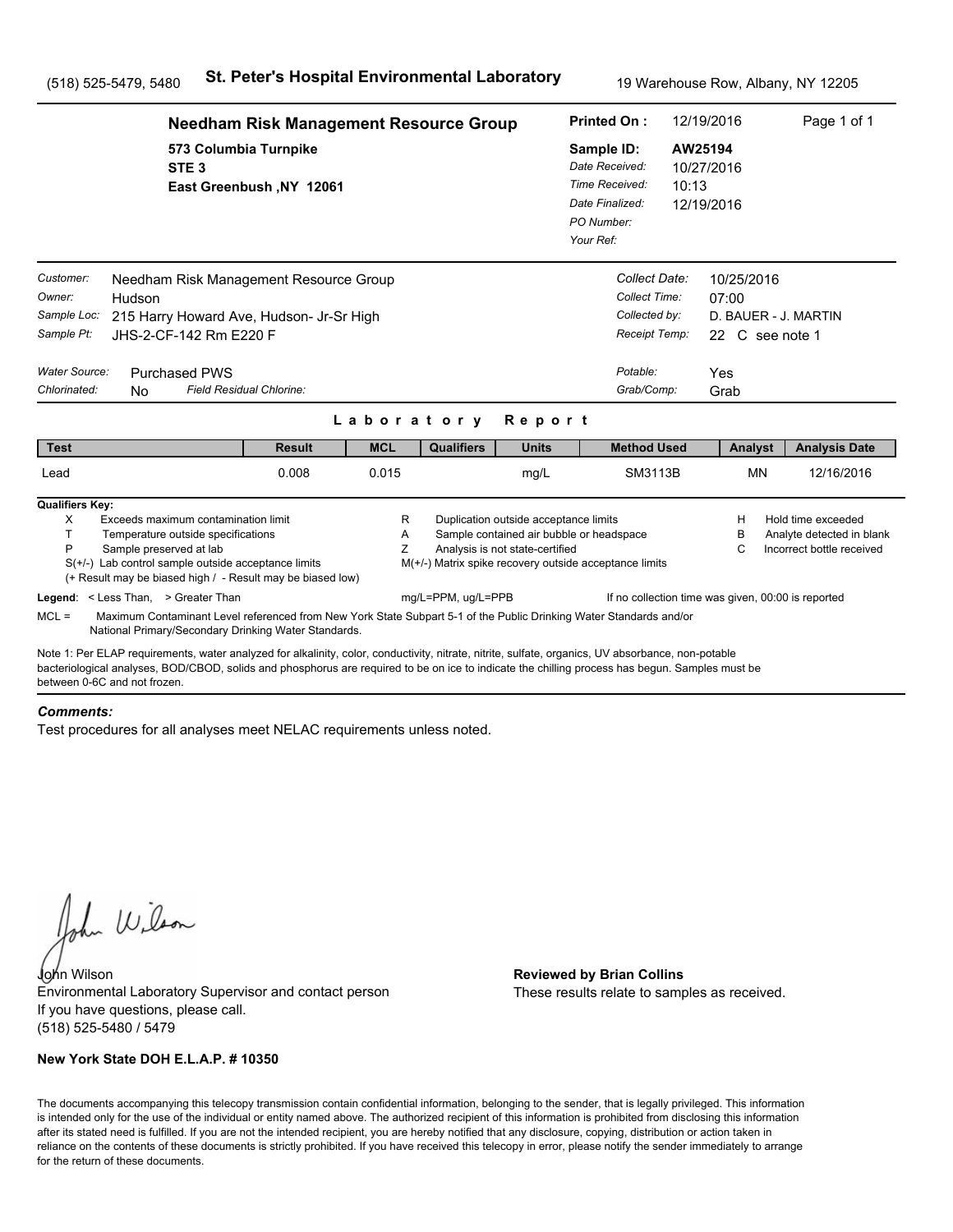(518) 525-5479, 5480 **St. Peter's Hospital Environmental Laboratory** 19 Warehouse Row, Albany, NY 12205

## Needham Risk Management Resource Group

573 Columbia Turnpike
STE 3
East Greenbush ,NY 12061

**Printed On :** 12/19/2016
**Sample ID:** AW25194
*Date Received:* 10/27/2016
*Time Received:* 10:13
*Date Finalized:* 12/19/2016
*PO Number:*
*Your Ref:*

*Customer:* Needham Risk Management Resource Group
*Owner:* Hudson
*Sample Loc:* 215 Harry Howard Ave, Hudson- Jr-Sr High
*Sample Pt:* JHS-2-CF-142 Rm E220 F

*Collect Date:* 10/25/2016
*Collect Time:* 07:00
*Collected by:* D. BAUER - J. MARTIN
*Receipt Temp:* 22 C see note 1

*Water Source:* Purchased PWS
*Chlorinated:* No *Field Residual Chlorine:*

*Potable:* Yes
*Grab/Comp:* Grab

### Laboratory Report

| Test | Result | MCL | Qualifiers | Units | Method Used | Analyst | Analysis Date |
|---|---|---|---|---|---|---|---|
| Lead | 0.008 | 0.015 | | mg/L | SM3113B | MN | 12/16/2016 |

**Qualifiers Key:**

- X Exceeds maximum contamination limit
- T Temperature outside specifications
- P Sample preserved at lab
- S(+/-) Lab control sample outside acceptance limits
- (+ Result may be biased high / - Result may be biased low)
- R Duplication outside acceptance limits
- A Sample contained air bubble or headspace
- Z Analysis is not state-certified
- M(+/-) Matrix spike recovery outside acceptance limits
- H Hold time exceeded
- B Analyte detected in blank
- C Incorrect bottle received

**Legend**: < Less Than, > Greater Than    mg/L=PPM, ug/L=PPB    If no collection time was given, 00:00 is reported

MCL = Maximum Contaminant Level referenced from New York State Subpart 5-1 of the Public Drinking Water Standards and/or National Primary/Secondary Drinking Water Standards.

Note 1: Per ELAP requirements, water analyzed for alkalinity, color, conductivity, nitrate, nitrite, sulfate, organics, UV absorbance, non-potable bacteriological analyses, BOD/CBOD, solids and phosphorus are required to be on ice to indicate the chilling process has begun. Samples must be between 0-6C and not frozen.

***Comments:***

Test procedures for all analyses meet NELAC requirements unless noted.

John Wilson
Environmental Laboratory Supervisor and contact person
If you have questions, please call.
(518) 525-5480 / 5479

**Reviewed by Brian Collins**
These results relate to samples as received.

**New York State DOH E.L.A.P. # 10350**

The documents accompanying this telecopy transmission contain confidential information, belonging to the sender, that is legally privileged. This information is intended only for the use of the individual or entity named above. The authorized recipient of this information is prohibited from disclosing this information after its stated need is fulfilled. If you are not the intended recipient, you are hereby notified that any disclosure, copying, distribution or action taken in reliance on the contents of these documents is strictly prohibited. If you have received this telecopy in error, please notify the sender immediately to arrange for the return of these documents.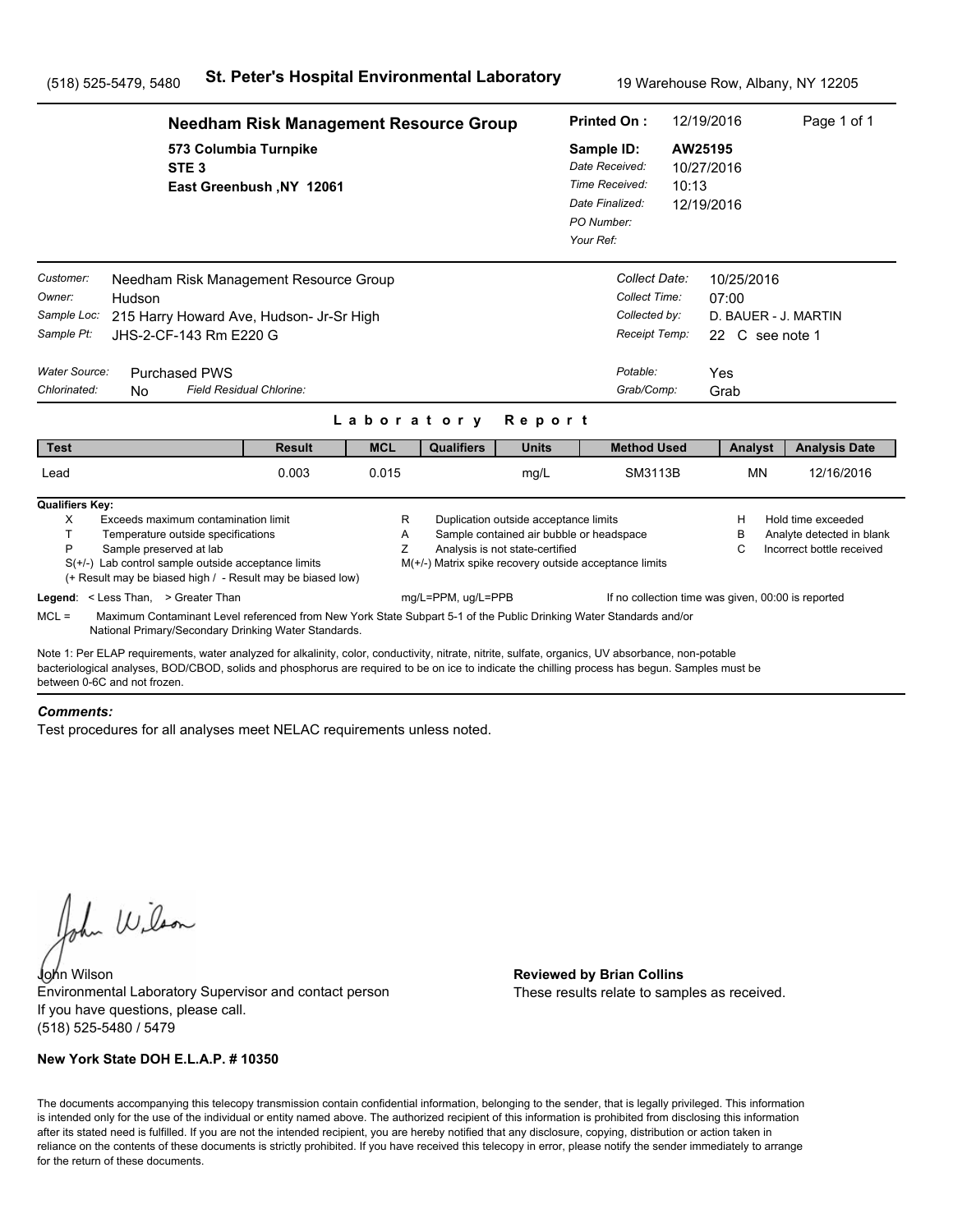(518) 525-5479, 5480 **St. Peter's Hospital Environmental Laboratory** 19 Warehouse Row, Albany, NY 12205

**Needham Risk Management Resource Group**
573 Columbia Turnpike
STE 3
East Greenbush ,NY 12061

**Printed On :** 12/19/2016
**Sample ID:** AW25195
*Date Received:* 10/27/2016
*Time Received:* 10:13
*Date Finalized:* 12/19/2016
*PO Number:*
*Your Ref:*

*Customer:* Needham Risk Management Resource Group
*Owner:* Hudson
*Sample Loc:* 215 Harry Howard Ave, Hudson- Jr-Sr High
*Sample Pt:* JHS-2-CF-143 Rm E220 G

*Collect Date:* 10/25/2016
*Collect Time:* 07:00
*Collected by:* D. BAUER - J. MARTIN
*Receipt Temp:* 22 C see note 1

*Water Source:* Purchased PWS
*Chlorinated:* No *Field Residual Chlorine:*

*Potable:* Yes
*Grab/Comp:* Grab

## Laboratory Report

| Test | Result | MCL | Qualifiers | Units | Method Used | Analyst | Analysis Date |
|---|---|---|---|---|---|---|---|
| Lead | 0.003 | 0.015 | | mg/L | SM3113B | MN | 12/16/2016 |

**Qualifiers Key:**

- X Exceeds maximum contamination limit
- T Temperature outside specifications
- P Sample preserved at lab
- S(+/-) Lab control sample outside acceptance limits
  (+ Result may be biased high / - Result may be biased low)
- R Duplication outside acceptance limits
- A Sample contained air bubble or headspace
- Z Analysis is not state-certified
- M(+/-) Matrix spike recovery outside acceptance limits
- H Hold time exceeded
- B Analyte detected in blank
- C Incorrect bottle received

**Legend**: < Less Than, > Greater Than mg/L=PPM, ug/L=PPB If no collection time was given, 00:00 is reported

MCL = Maximum Contaminant Level referenced from New York State Subpart 5-1 of the Public Drinking Water Standards and/or National Primary/Secondary Drinking Water Standards.

Note 1: Per ELAP requirements, water analyzed for alkalinity, color, conductivity, nitrate, nitrite, sulfate, organics, UV absorbance, non-potable bacteriological analyses, BOD/CBOD, solids and phosphorus are required to be on ice to indicate the chilling process has begun. Samples must be between 0-6C and not frozen.

***Comments:***

Test procedures for all analyses meet NELAC requirements unless noted.

John Wilson
Environmental Laboratory Supervisor and contact person
If you have questions, please call.
(518) 525-5480 / 5479

**Reviewed by Brian Collins**
These results relate to samples as received.

**New York State DOH E.L.A.P. # 10350**

The documents accompanying this telecopy transmission contain confidential information, belonging to the sender, that is legally privileged. This information is intended only for the use of the individual or entity named above. The authorized recipient of this information is prohibited from disclosing this information after its stated need is fulfilled. If you are not the intended recipient, you are hereby notified that any disclosure, copying, distribution or action taken in reliance on the contents of these documents is strictly prohibited. If you have received this telecopy in error, please notify the sender immediately to arrange for the return of these documents.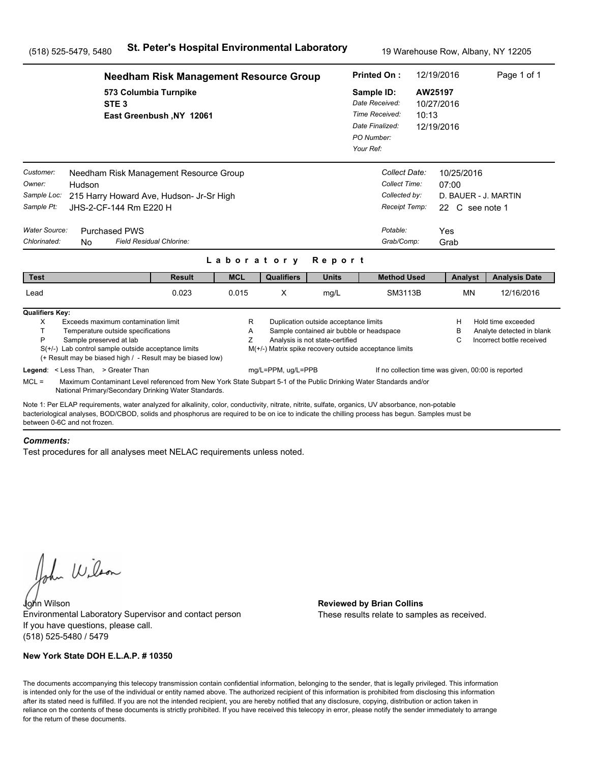(518) 525-5479, 5480 **St. Peter's Hospital Environmental Laboratory** 19 Warehouse Row, Albany, NY 12205

**Needham Risk Management Resource Group**

**573 Columbia Turnpike**
**STE 3**
**East Greenbush ,NY 12061**

**Printed On :** 12/19/2016
**Sample ID:** **AW25197**
*Date Received:* 10/27/2016
*Time Received:* 10:13
*Date Finalized:* 12/19/2016
*PO Number:*
*Your Ref:*

*Customer:* Needham Risk Management Resource Group
*Owner:* Hudson
*Sample Loc:* 215 Harry Howard Ave, Hudson- Jr-Sr High
*Sample Pt:* JHS-2-CF-144 Rm E220 H

*Collect Date:* 10/25/2016
*Collect Time:* 07:00
*Collected by:* D. BAUER - J. MARTIN
*Receipt Temp:* 22 C see note 1

*Water Source:* Purchased PWS
*Chlorinated:* No *Field Residual Chlorine:*

*Potable:* Yes
*Grab/Comp:* Grab

## Laboratory Report

| Test | Result | MCL | Qualifiers | Units | Method Used | Analyst | Analysis Date |
|---|---|---|---|---|---|---|---|
| Lead | 0.023 | 0.015 | X | mg/L | SM3113B | MN | 12/16/2016 |

**Qualifiers Key:**

- X Exceeds maximum contamination limit
- T Temperature outside specifications
- P Sample preserved at lab
- S(+/-) Lab control sample outside acceptance limits
- (+ Result may be biased high / - Result may be biased low)
- R Duplication outside acceptance limits
- A Sample contained air bubble or headspace
- Z Analysis is not state-certified
- M(+/-) Matrix spike recovery outside acceptance limits
- H Hold time exceeded
- B Analyte detected in blank
- C Incorrect bottle received

**Legend**: < Less Than, > Greater Than mg/L=PPM, ug/L=PPB If no collection time was given, 00:00 is reported

MCL = Maximum Contaminant Level referenced from New York State Subpart 5-1 of the Public Drinking Water Standards and/or National Primary/Secondary Drinking Water Standards.

Note 1: Per ELAP requirements, water analyzed for alkalinity, color, conductivity, nitrate, nitrite, sulfate, organics, UV absorbance, non-potable bacteriological analyses, BOD/CBOD, solids and phosphorus are required to be on ice to indicate the chilling process has begun. Samples must be between 0-6C and not frozen.

***Comments:***

Test procedures for all analyses meet NELAC requirements unless noted.

John Wilson
Environmental Laboratory Supervisor and contact person
If you have questions, please call.
(518) 525-5480 / 5479

**Reviewed by Brian Collins**
These results relate to samples as received.

**New York State DOH E.L.A.P. # 10350**

The documents accompanying this telecopy transmission contain confidential information, belonging to the sender, that is legally privileged. This information is intended only for the use of the individual or entity named above. The authorized recipient of this information is prohibited from disclosing this information after its stated need is fulfilled. If you are not the intended recipient, you are hereby notified that any disclosure, copying, distribution or action taken in reliance on the contents of these documents is strictly prohibited. If you have received this telecopy in error, please notify the sender immediately to arrange for the return of these documents.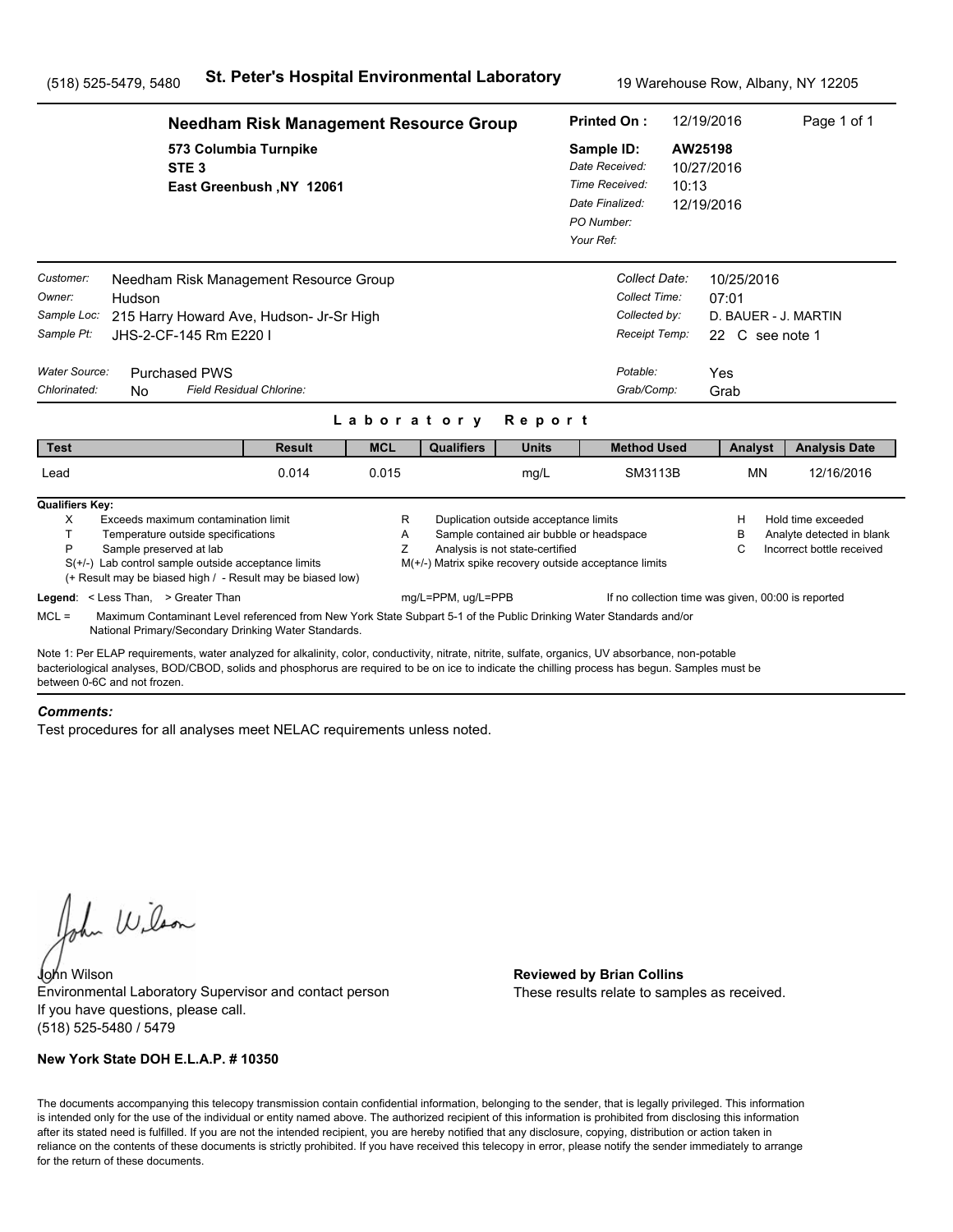(518) 525-5479, 5480 **St. Peter's Hospital Environmental Laboratory** 19 Warehouse Row, Albany, NY 12205

**Needham Risk Management Resource Group**
573 Columbia Turnpike
STE 3
East Greenbush ,NY 12061

**Printed On :** 12/19/2016
**Sample ID:** AW25198
*Date Received:* 10/27/2016
*Time Received:* 10:13
*Date Finalized:* 12/19/2016
*PO Number:*
*Your Ref:*

*Customer:* Needham Risk Management Resource Group
*Owner:* Hudson
*Sample Loc:* 215 Harry Howard Ave, Hudson- Jr-Sr High
*Sample Pt:* JHS-2-CF-145 Rm E220 I

*Collect Date:* 10/25/2016
*Collect Time:* 07:01
*Collected by:* D. BAUER - J. MARTIN
*Receipt Temp:* 22 C see note 1

*Water Source:* Purchased PWS
*Chlorinated:* No *Field Residual Chlorine:*

*Potable:* Yes
*Grab/Comp:* Grab

## Laboratory Report

| Test | Result | MCL | Qualifiers | Units | Method Used | Analyst | Analysis Date |
|---|---|---|---|---|---|---|---|
| Lead | 0.014 | 0.015 | | mg/L | SM3113B | MN | 12/16/2016 |

**Qualifiers Key:**

- X Exceeds maximum contamination limit
- T Temperature outside specifications
- P Sample preserved at lab
- S(+/-) Lab control sample outside acceptance limits
- (+ Result may be biased high / - Result may be biased low)
- R Duplication outside acceptance limits
- A Sample contained air bubble or headspace
- Z Analysis is not state-certified
- M(+/-) Matrix spike recovery outside acceptance limits
- H Hold time exceeded
- B Analyte detected in blank
- C Incorrect bottle received

**Legend**: < Less Than, > Greater Than mg/L=PPM, ug/L=PPB If no collection time was given, 00:00 is reported

MCL = Maximum Contaminant Level referenced from New York State Subpart 5-1 of the Public Drinking Water Standards and/or National Primary/Secondary Drinking Water Standards.

Note 1: Per ELAP requirements, water analyzed for alkalinity, color, conductivity, nitrate, nitrite, sulfate, organics, UV absorbance, non-potable bacteriological analyses, BOD/CBOD, solids and phosphorus are required to be on ice to indicate the chilling process has begun. Samples must be between 0-6C and not frozen.

***Comments:***

Test procedures for all analyses meet NELAC requirements unless noted.

John Wilson
Environmental Laboratory Supervisor and contact person
If you have questions, please call.
(518) 525-5480 / 5479

**Reviewed by Brian Collins**
These results relate to samples as received.

**New York State DOH E.L.A.P. # 10350**

The documents accompanying this telecopy transmission contain confidential information, belonging to the sender, that is legally privileged. This information is intended only for the use of the individual or entity named above. The authorized recipient of this information is prohibited from disclosing this information after its stated need is fulfilled. If you are not the intended recipient, you are hereby notified that any disclosure, copying, distribution or action taken in reliance on the contents of these documents is strictly prohibited. If you have received this telecopy in error, please notify the sender immediately to arrange for the return of these documents.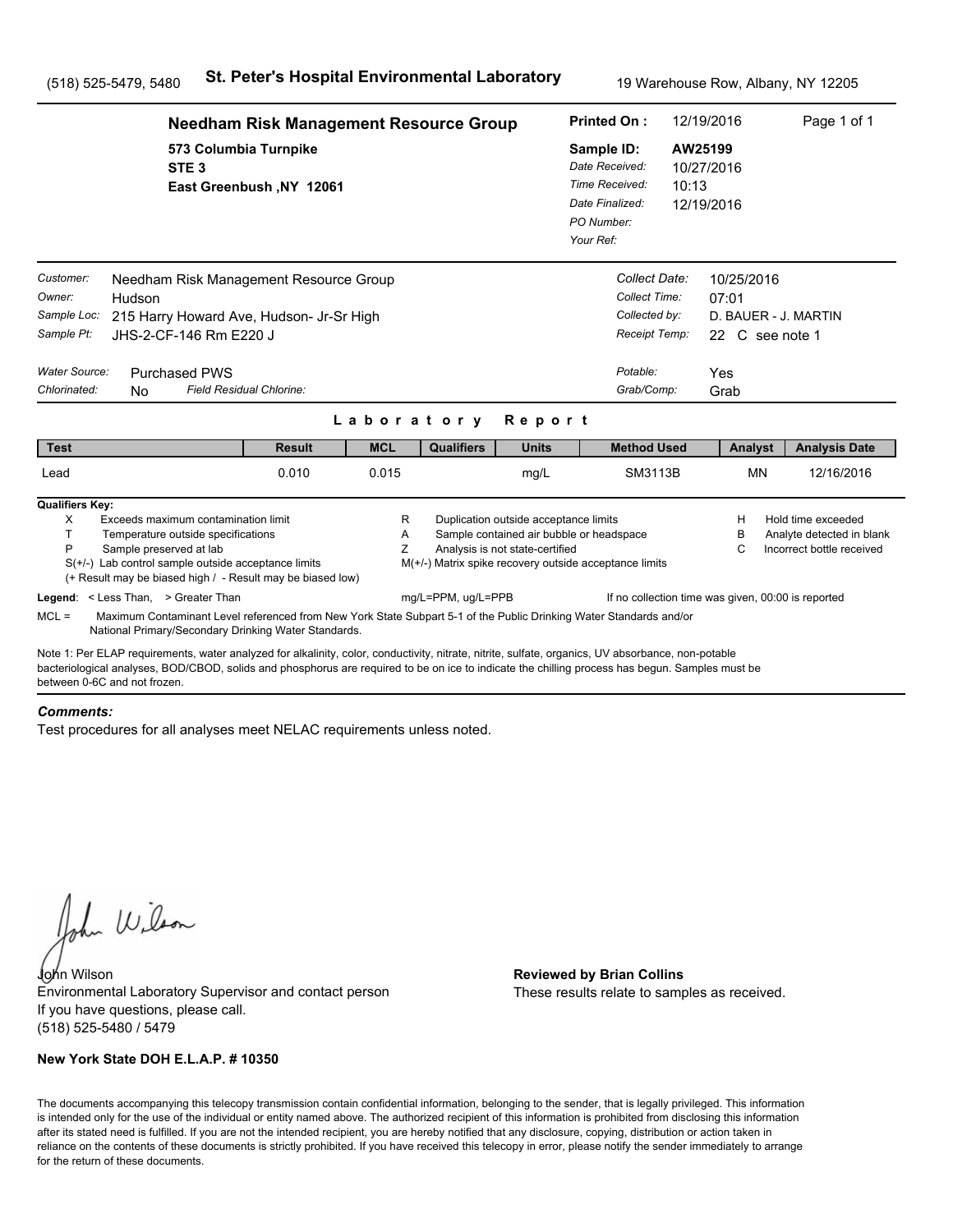(518) 525-5479, 5480 **St. Peter's Hospital Environmental Laboratory** 19 Warehouse Row, Albany, NY 12205

**Needham Risk Management Resource Group**

573 Columbia Turnpike
STE 3
East Greenbush ,NY 12061

**Printed On :** 12/19/2016
**Sample ID:** AW25199
*Date Received:* 10/27/2016
*Time Received:* 10:13
*Date Finalized:* 12/19/2016
*PO Number:*
*Your Ref:*

*Customer:* Needham Risk Management Resource Group
*Owner:* Hudson
*Sample Loc:* 215 Harry Howard Ave, Hudson- Jr-Sr High
*Sample Pt:* JHS-2-CF-146 Rm E220 J

*Collect Date:* 10/25/2016
*Collect Time:* 07:01
*Collected by:* D. BAUER - J. MARTIN
*Receipt Temp:* 22 C see note 1

*Water Source:* Purchased PWS
*Chlorinated:* No *Field Residual Chlorine:*

*Potable:* Yes
*Grab/Comp:* Grab

## Laboratory Report

| Test | Result | MCL | Qualifiers | Units | Method Used | Analyst | Analysis Date |
|---|---|---|---|---|---|---|---|
| Lead | 0.010 | 0.015 | | mg/L | SM3113B | MN | 12/16/2016 |

**Qualifiers Key:**

- X Exceeds maximum contamination limit
- T Temperature outside specifications
- P Sample preserved at lab
- S(+/-) Lab control sample outside acceptance limits
- (+ Result may be biased high / - Result may be biased low)
- R Duplication outside acceptance limits
- A Sample contained air bubble or headspace
- Z Analysis is not state-certified
- M(+/-) Matrix spike recovery outside acceptance limits
- H Hold time exceeded
- B Analyte detected in blank
- C Incorrect bottle received

**Legend**: < Less Than, > Greater Than mg/L=PPM, ug/L=PPB If no collection time was given, 00:00 is reported

MCL = Maximum Contaminant Level referenced from New York State Subpart 5-1 of the Public Drinking Water Standards and/or National Primary/Secondary Drinking Water Standards.

Note 1: Per ELAP requirements, water analyzed for alkalinity, color, conductivity, nitrate, nitrite, sulfate, organics, UV absorbance, non-potable bacteriological analyses, BOD/CBOD, solids and phosphorus are required to be on ice to indicate the chilling process has begun. Samples must be between 0-6C and not frozen.

***Comments:***

Test procedures for all analyses meet NELAC requirements unless noted.

John Wilson
Environmental Laboratory Supervisor and contact person
If you have questions, please call.
(518) 525-5480 / 5479

**Reviewed by Brian Collins**
These results relate to samples as received.

**New York State DOH E.L.A.P. # 10350**

The documents accompanying this telecopy transmission contain confidential information, belonging to the sender, that is legally privileged. This information is intended only for the use of the individual or entity named above. The authorized recipient of this information is prohibited from disclosing this information after its stated need is fulfilled. If you are not the intended recipient, you are hereby notified that any disclosure, copying, distribution or action taken in reliance on the contents of these documents is strictly prohibited. If you have received this telecopy in error, please notify the sender immediately to arrange for the return of these documents.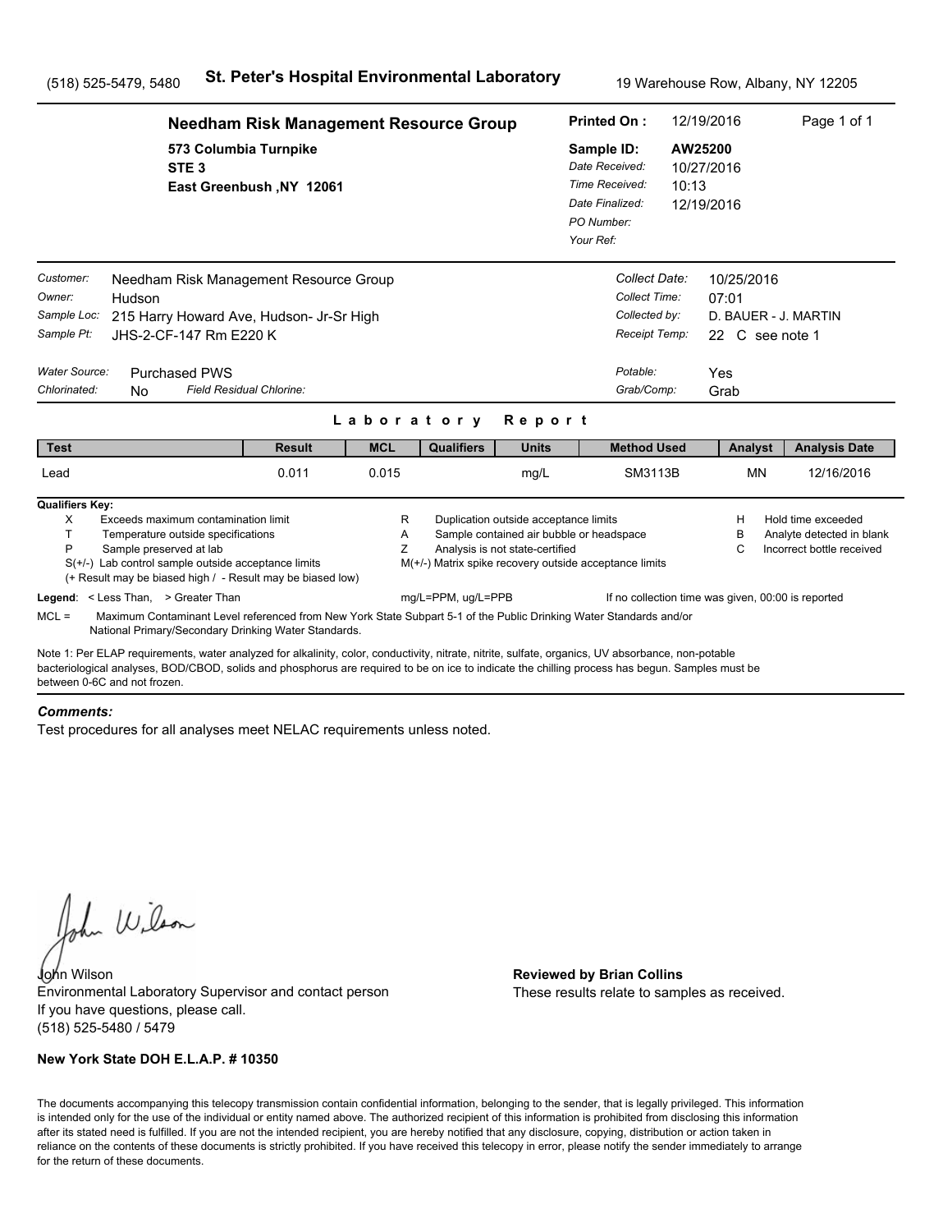(518) 525-5479, 5480 **St. Peter's Hospital Environmental Laboratory** 19 Warehouse Row, Albany, NY 12205

**Needham Risk Management Resource Group**
573 Columbia Turnpike
STE 3
East Greenbush ,NY 12061

**Printed On :** 12/19/2016
**Sample ID:** AW25200
*Date Received:* 10/27/2016
*Time Received:* 10:13
*Date Finalized:* 12/19/2016
*PO Number:*
*Your Ref:*

*Customer:* Needham Risk Management Resource Group
*Owner:* Hudson
*Sample Loc:* 215 Harry Howard Ave, Hudson- Jr-Sr High
*Sample Pt:* JHS-2-CF-147 Rm E220 K

*Collect Date:* 10/25/2016
*Collect Time:* 07:01
*Collected by:* D. BAUER - J. MARTIN
*Receipt Temp:* 22 C see note 1

*Water Source:* Purchased PWS
*Chlorinated:* No *Field Residual Chlorine:*

*Potable:* Yes
*Grab/Comp:* Grab

## Laboratory Report

| Test | Result | MCL | Qualifiers | Units | Method Used | Analyst | Analysis Date |
|---|---|---|---|---|---|---|---|
| Lead | 0.011 | 0.015 | | mg/L | SM3113B | MN | 12/16/2016 |

**Qualifiers Key:**

- X Exceeds maximum contamination limit
- T Temperature outside specifications
- P Sample preserved at lab
- S(+/-) Lab control sample outside acceptance limits
- (+ Result may be biased high / - Result may be biased low)
- R Duplication outside acceptance limits
- A Sample contained air bubble or headspace
- Z Analysis is not state-certified
- M(+/-) Matrix spike recovery outside acceptance limits
- H Hold time exceeded
- B Analyte detected in blank
- C Incorrect bottle received

**Legend**: < Less Than, > Greater Than mg/L=PPM, ug/L=PPB If no collection time was given, 00:00 is reported

MCL = Maximum Contaminant Level referenced from New York State Subpart 5-1 of the Public Drinking Water Standards and/or National Primary/Secondary Drinking Water Standards.

Note 1: Per ELAP requirements, water analyzed for alkalinity, color, conductivity, nitrate, nitrite, sulfate, organics, UV absorbance, non-potable bacteriological analyses, BOD/CBOD, solids and phosphorus are required to be on ice to indicate the chilling process has begun. Samples must be between 0-6C and not frozen.

***Comments:***

Test procedures for all analyses meet NELAC requirements unless noted.

John Wilson
Environmental Laboratory Supervisor and contact person
If you have questions, please call.
(518) 525-5480 / 5479

**Reviewed by Brian Collins**
These results relate to samples as received.

**New York State DOH E.L.A.P. # 10350**

The documents accompanying this telecopy transmission contain confidential information, belonging to the sender, that is legally privileged. This information is intended only for the use of the individual or entity named above. The authorized recipient of this information is prohibited from disclosing this information after its stated need is fulfilled. If you are not the intended recipient, you are hereby notified that any disclosure, copying, distribution or action taken in reliance on the contents of these documents is strictly prohibited. If you have received this telecopy in error, please notify the sender immediately to arrange for the return of these documents.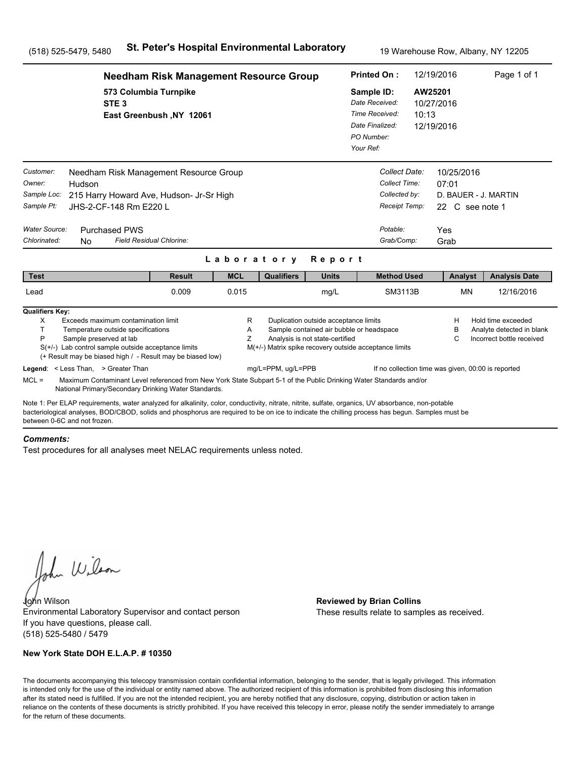(518) 525-5479, 5480 **St. Peter's Hospital Environmental Laboratory** 19 Warehouse Row, Albany, NY 12205

## Needham Risk Management Resource Group

573 Columbia Turnpike
STE 3
East Greenbush ,NY 12061

**Printed On :** 12/19/2016
**Sample ID:** AW25201
*Date Received:* 10/27/2016
*Time Received:* 10:13
*Date Finalized:* 12/19/2016
*PO Number:*
*Your Ref:*

*Customer:* Needham Risk Management Resource Group
*Owner:* Hudson
*Sample Loc:* 215 Harry Howard Ave, Hudson- Jr-Sr High
*Sample Pt:* JHS-2-CF-148 Rm E220 L

*Collect Date:* 10/25/2016
*Collect Time:* 07:01
*Collected by:* D. BAUER - J. MARTIN
*Receipt Temp:* 22 C see note 1

*Water Source:* Purchased PWS
*Chlorinated:* No *Field Residual Chlorine:*

*Potable:* Yes
*Grab/Comp:* Grab

## Laboratory Report

| Test | Result | MCL | Qualifiers | Units | Method Used | Analyst | Analysis Date |
|---|---|---|---|---|---|---|---|
| Lead | 0.009 | 0.015 | | mg/L | SM3113B | MN | 12/16/2016 |

**Qualifiers Key:**

- X Exceeds maximum contamination limit
- T Temperature outside specifications
- P Sample preserved at lab
- S(+/-) Lab control sample outside acceptance limits
- (+ Result may be biased high / - Result may be biased low)
- R Duplication outside acceptance limits
- A Sample contained air bubble or headspace
- Z Analysis is not state-certified
- M(+/-) Matrix spike recovery outside acceptance limits
- H Hold time exceeded
- B Analyte detected in blank
- C Incorrect bottle received

**Legend**: < Less Than, > Greater Than mg/L=PPM, ug/L=PPB If no collection time was given, 00:00 is reported

MCL = Maximum Contaminant Level referenced from New York State Subpart 5-1 of the Public Drinking Water Standards and/or National Primary/Secondary Drinking Water Standards.

Note 1: Per ELAP requirements, water analyzed for alkalinity, color, conductivity, nitrate, nitrite, sulfate, organics, UV absorbance, non-potable bacteriological analyses, BOD/CBOD, solids and phosphorus are required to be on ice to indicate the chilling process has begun. Samples must be between 0-6C and not frozen.

***Comments:***

Test procedures for all analyses meet NELAC requirements unless noted.

John Wilson
Environmental Laboratory Supervisor and contact person
If you have questions, please call.
(518) 525-5480 / 5479

**Reviewed by Brian Collins**
These results relate to samples as received.

**New York State DOH E.L.A.P. # 10350**

The documents accompanying this telecopy transmission contain confidential information, belonging to the sender, that is legally privileged. This information is intended only for the use of the individual or entity named above. The authorized recipient of this information is prohibited from disclosing this information after its stated need is fulfilled. If you are not the intended recipient, you are hereby notified that any disclosure, copying, distribution or action taken in reliance on the contents of these documents is strictly prohibited. If you have received this telecopy in error, please notify the sender immediately to arrange for the return of these documents.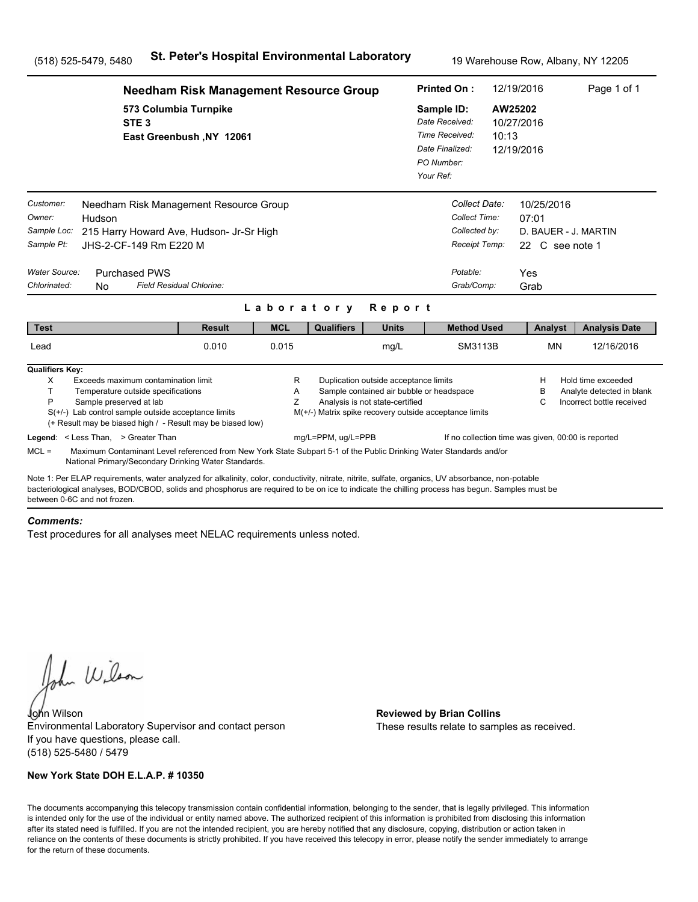(518) 525-5479, 5480 **St. Peter's Hospital Environmental Laboratory** 19 Warehouse Row, Albany, NY 12205

## Needham Risk Management Resource Group

573 Columbia Turnpike
STE 3
East Greenbush ,NY 12061

**Printed On :** 12/19/2016

**Sample ID:** AW25202
*Date Received:* 10/27/2016
*Time Received:* 10:13
*Date Finalized:* 12/19/2016
*PO Number:*
*Your Ref:*

*Customer:* Needham Risk Management Resource Group
*Owner:* Hudson
*Sample Loc:* 215 Harry Howard Ave, Hudson- Jr-Sr High
*Sample Pt:* JHS-2-CF-149 Rm E220 M

*Collect Date:* 10/25/2016
*Collect Time:* 07:01
*Collected by:* D. BAUER - J. MARTIN
*Receipt Temp:* 22 C see note 1

*Water Source:* Purchased PWS
*Chlorinated:* No *Field Residual Chlorine:*

*Potable:* Yes
*Grab/Comp:* Grab

### Laboratory Report

| Test | Result | MCL | Qualifiers | Units | Method Used | Analyst | Analysis Date |
|---|---|---|---|---|---|---|---|
| Lead | 0.010 | 0.015 | | mg/L | SM3113B | MN | 12/16/2016 |

**Qualifiers Key:**

| | | | | | |
|---|---|---|---|---|---|
| X | Exceeds maximum contamination limit | R | Duplication outside acceptance limits | H | Hold time exceeded |
| T | Temperature outside specifications | A | Sample contained air bubble or headspace | B | Analyte detected in blank |
| P | Sample preserved at lab | Z | Analysis is not state-certified | C | Incorrect bottle received |

S(+/-) Lab control sample outside acceptance limits
(+ Result may be biased high / - Result may be biased low)
M(+/-) Matrix spike recovery outside acceptance limits

**Legend**: < Less Than, > Greater Than mg/L=PPM, ug/L=PPB If no collection time was given, 00:00 is reported

MCL = Maximum Contaminant Level referenced from New York State Subpart 5-1 of the Public Drinking Water Standards and/or National Primary/Secondary Drinking Water Standards.

Note 1: Per ELAP requirements, water analyzed for alkalinity, color, conductivity, nitrate, nitrite, sulfate, organics, UV absorbance, non-potable bacteriological analyses, BOD/CBOD, solids and phosphorus are required to be on ice to indicate the chilling process has begun. Samples must be between 0-6C and not frozen.

***Comments:***

Test procedures for all analyses meet NELAC requirements unless noted.

John Wilson
Environmental Laboratory Supervisor and contact person
If you have questions, please call.
(518) 525-5480 / 5479

**Reviewed by Brian Collins**
These results relate to samples as received.

**New York State DOH E.L.A.P. # 10350**

The documents accompanying this telecopy transmission contain confidential information, belonging to the sender, that is legally privileged. This information is intended only for the use of the individual or entity named above. The authorized recipient of this information is prohibited from disclosing this information after its stated need is fulfilled. If you are not the intended recipient, you are hereby notified that any disclosure, copying, distribution or action taken in reliance on the contents of these documents is strictly prohibited. If you have received this telecopy in error, please notify the sender immediately to arrange for the return of these documents.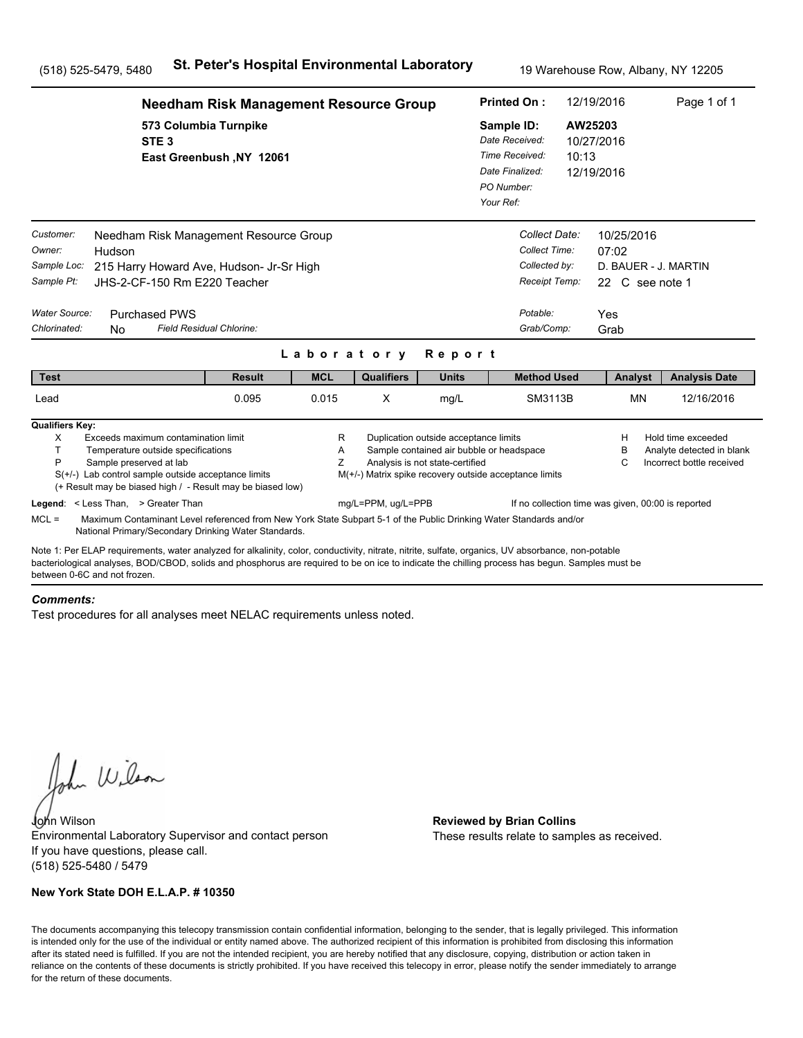(518) 525-5479, 5480 **St. Peter's Hospital Environmental Laboratory** 19 Warehouse Row, Albany, NY 12205

## Needham Risk Management Resource Group

573 Columbia Turnpike
STE 3
East Greenbush ,NY 12061

**Printed On :** 12/19/2016

**Sample ID:** AW25203
*Date Received:* 10/27/2016
*Time Received:* 10:13
*Date Finalized:* 12/19/2016
*PO Number:*
*Your Ref:*

*Customer:* Needham Risk Management Resource Group
*Owner:* Hudson
*Sample Loc:* 215 Harry Howard Ave, Hudson- Jr-Sr High
*Sample Pt:* JHS-2-CF-150 Rm E220 Teacher

*Collect Date:* 10/25/2016
*Collect Time:* 07:02
*Collected by:* D. BAUER - J. MARTIN
*Receipt Temp:* 22 C see note 1

*Water Source:* Purchased PWS
*Chlorinated:* No *Field Residual Chlorine:*

*Potable:* Yes
*Grab/Comp:* Grab

## Laboratory Report

| Test | Result | MCL | Qualifiers | Units | Method Used | Analyst | Analysis Date |
|---|---|---|---|---|---|---|---|
| Lead | 0.095 | 0.015 | X | mg/L | SM3113B | MN | 12/16/2016 |

**Qualifiers Key:**

- X Exceeds maximum contamination limit
- T Temperature outside specifications
- P Sample preserved at lab
- S(+/-) Lab control sample outside acceptance limits
- (+ Result may be biased high / - Result may be biased low)
- R Duplication outside acceptance limits
- A Sample contained air bubble or headspace
- Z Analysis is not state-certified
- M(+/-) Matrix spike recovery outside acceptance limits
- H Hold time exceeded
- B Analyte detected in blank
- C Incorrect bottle received

**Legend**: < Less Than, > Greater Than mg/L=PPM, ug/L=PPB If no collection time was given, 00:00 is reported

MCL = Maximum Contaminant Level referenced from New York State Subpart 5-1 of the Public Drinking Water Standards and/or National Primary/Secondary Drinking Water Standards.

Note 1: Per ELAP requirements, water analyzed for alkalinity, color, conductivity, nitrate, nitrite, sulfate, organics, UV absorbance, non-potable bacteriological analyses, BOD/CBOD, solids and phosphorus are required to be on ice to indicate the chilling process has begun. Samples must be between 0-6C and not frozen.

***Comments:***

Test procedures for all analyses meet NELAC requirements unless noted.

John Wilson
Environmental Laboratory Supervisor and contact person
If you have questions, please call.
(518) 525-5480 / 5479

**Reviewed by Brian Collins**
These results relate to samples as received.

**New York State DOH E.L.A.P. # 10350**

The documents accompanying this telecopy transmission contain confidential information, belonging to the sender, that is legally privileged. This information is intended only for the use of the individual or entity named above. The authorized recipient of this information is prohibited from disclosing this information after its stated need is fulfilled. If you are not the intended recipient, you are hereby notified that any disclosure, copying, distribution or action taken in reliance on the contents of these documents is strictly prohibited. If you have received this telecopy in error, please notify the sender immediately to arrange for the return of these documents.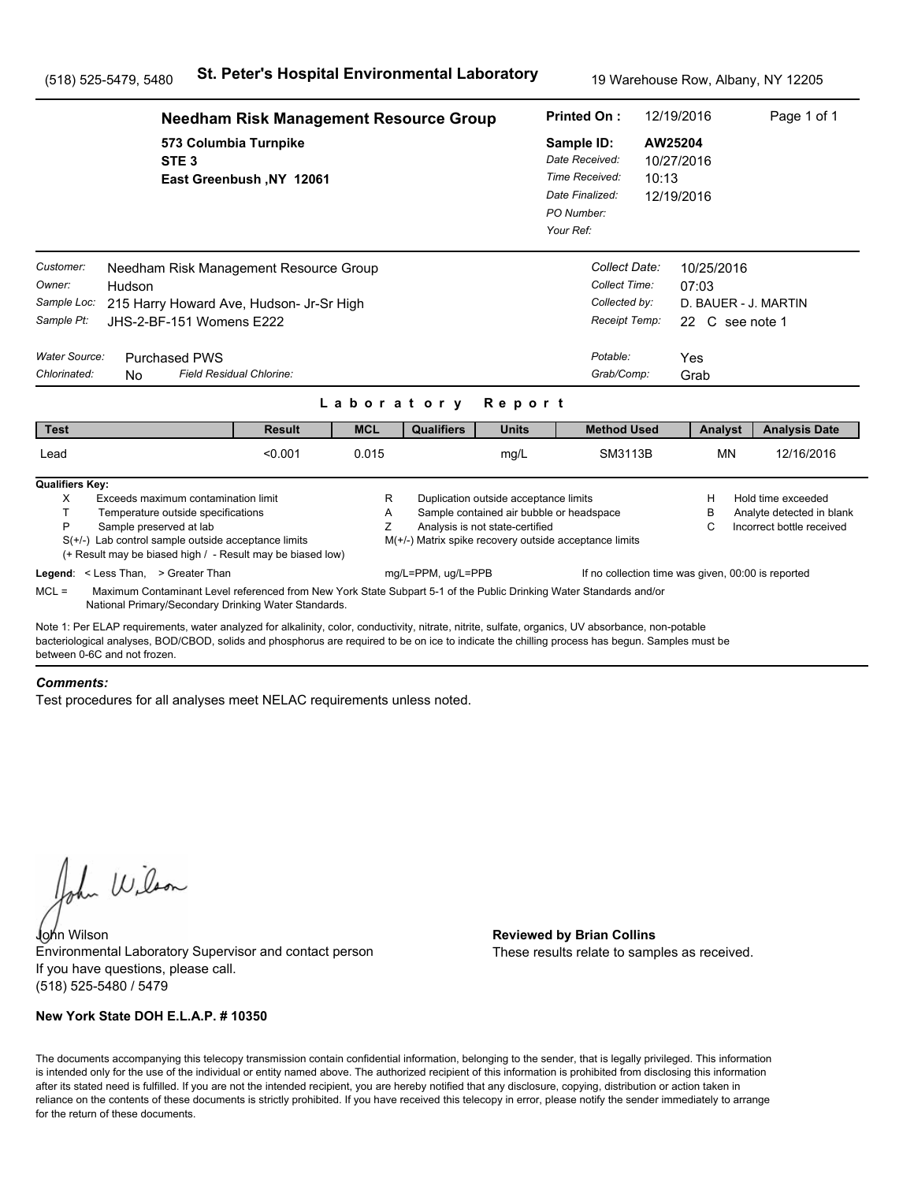(518) 525-5479, 5480 **St. Peter's Hospital Environmental Laboratory** 19 Warehouse Row, Albany, NY 12205

## Needham Risk Management Resource Group

573 Columbia Turnpike
STE 3
East Greenbush ,NY 12061

**Printed On :** 12/19/2016
**Sample ID:** AW25204
*Date Received:* 10/27/2016
*Time Received:* 10:13
*Date Finalized:* 12/19/2016
*PO Number:*
*Your Ref:*

*Customer:* Needham Risk Management Resource Group
*Owner:* Hudson
*Sample Loc:* 215 Harry Howard Ave, Hudson- Jr-Sr High
*Sample Pt:* JHS-2-BF-151 Womens E222

*Collect Date:* 10/25/2016
*Collect Time:* 07:03
*Collected by:* D. BAUER - J. MARTIN
*Receipt Temp:* 22 C see note 1

*Water Source:* Purchased PWS
*Chlorinated:* No *Field Residual Chlorine:*

*Potable:* Yes
*Grab/Comp:* Grab

## Laboratory Report

| Test | Result | MCL | Qualifiers | Units | Method Used | Analyst | Analysis Date |
|---|---|---|---|---|---|---|---|
| Lead | <0.001 | 0.015 | | mg/L | SM3113B | MN | 12/16/2016 |

**Qualifiers Key:**

- X Exceeds maximum contamination limit
- T Temperature outside specifications
- P Sample preserved at lab
- S(+/-) Lab control sample outside acceptance limits
  (+ Result may be biased high / - Result may be biased low)
- R Duplication outside acceptance limits
- A Sample contained air bubble or headspace
- Z Analysis is not state-certified
- M(+/-) Matrix spike recovery outside acceptance limits
- H Hold time exceeded
- B Analyte detected in blank
- C Incorrect bottle received

**Legend**: < Less Than, > Greater Than mg/L=PPM, ug/L=PPB If no collection time was given, 00:00 is reported

MCL = Maximum Contaminant Level referenced from New York State Subpart 5-1 of the Public Drinking Water Standards and/or National Primary/Secondary Drinking Water Standards.

Note 1: Per ELAP requirements, water analyzed for alkalinity, color, conductivity, nitrate, nitrite, sulfate, organics, UV absorbance, non-potable bacteriological analyses, BOD/CBOD, solids and phosphorus are required to be on ice to indicate the chilling process has begun. Samples must be between 0-6C and not frozen.

***Comments:***

Test procedures for all analyses meet NELAC requirements unless noted.

John Wilson
Environmental Laboratory Supervisor and contact person
If you have questions, please call.
(518) 525-5480 / 5479

**Reviewed by Brian Collins**
These results relate to samples as received.

**New York State DOH E.L.A.P. # 10350**

The documents accompanying this telecopy transmission contain confidential information, belonging to the sender, that is legally privileged. This information is intended only for the use of the individual or entity named above. The authorized recipient of this information is prohibited from disclosing this information after its stated need is fulfilled. If you are not the intended recipient, you are hereby notified that any disclosure, copying, distribution or action taken in reliance on the contents of these documents is strictly prohibited. If you have received this telecopy in error, please notify the sender immediately to arrange for the return of these documents.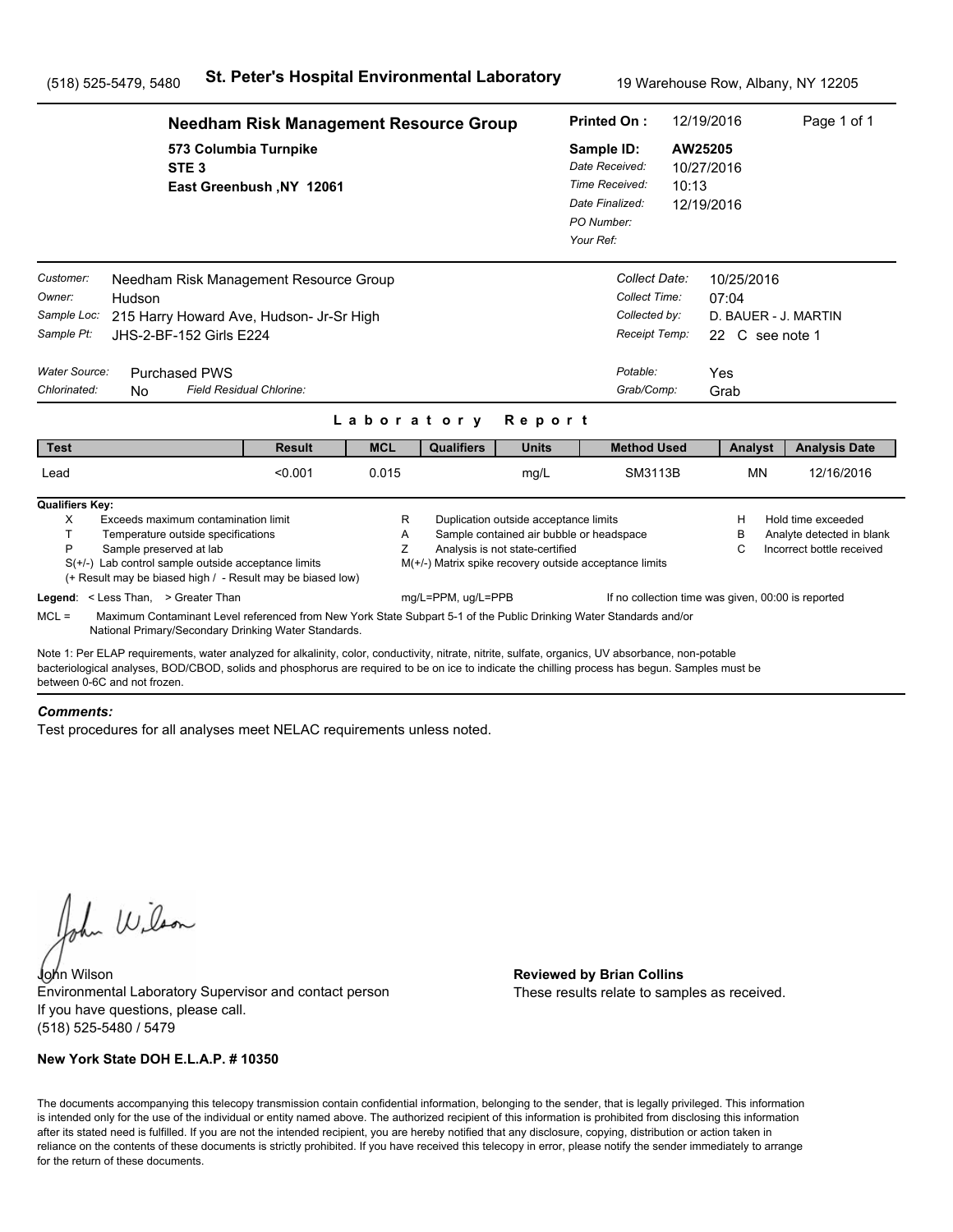(518) 525-5479, 5480 **St. Peter's Hospital Environmental Laboratory** 19 Warehouse Row, Albany, NY 12205

**Needham Risk Management Resource Group**
573 Columbia Turnpike
STE 3
East Greenbush ,NY 12061

**Printed On :** 12/19/2016
**Sample ID:** AW25205
*Date Received:* 10/27/2016
*Time Received:* 10:13
*Date Finalized:* 12/19/2016
*PO Number:*
*Your Ref:*

*Customer:* Needham Risk Management Resource Group
*Owner:* Hudson
*Sample Loc:* 215 Harry Howard Ave, Hudson- Jr-Sr High
*Sample Pt:* JHS-2-BF-152 Girls E224

*Collect Date:* 10/25/2016
*Collect Time:* 07:04
*Collected by:* D. BAUER - J. MARTIN
*Receipt Temp:* 22 C see note 1

*Water Source:* Purchased PWS
*Chlorinated:* No *Field Residual Chlorine:*

*Potable:* Yes
*Grab/Comp:* Grab

## Laboratory Report

| Test | Result | MCL | Qualifiers | Units | Method Used | Analyst | Analysis Date |
|---|---|---|---|---|---|---|---|
| Lead | <0.001 | 0.015 | | mg/L | SM3113B | MN | 12/16/2016 |

**Qualifiers Key:**

- X Exceeds maximum contamination limit
- T Temperature outside specifications
- P Sample preserved at lab
- S(+/-) Lab control sample outside acceptance limits
- (+ Result may be biased high / - Result may be biased low)
- R Duplication outside acceptance limits
- A Sample contained air bubble or headspace
- Z Analysis is not state-certified
- M(+/-) Matrix spike recovery outside acceptance limits
- H Hold time exceeded
- B Analyte detected in blank
- C Incorrect bottle received

**Legend**: < Less Than, > Greater Than mg/L=PPM, ug/L=PPB If no collection time was given, 00:00 is reported

MCL = Maximum Contaminant Level referenced from New York State Subpart 5-1 of the Public Drinking Water Standards and/or National Primary/Secondary Drinking Water Standards.

Note 1: Per ELAP requirements, water analyzed for alkalinity, color, conductivity, nitrate, nitrite, sulfate, organics, UV absorbance, non-potable bacteriological analyses, BOD/CBOD, solids and phosphorus are required to be on ice to indicate the chilling process has begun. Samples must be between 0-6C and not frozen.

***Comments:***

Test procedures for all analyses meet NELAC requirements unless noted.

John Wilson
Environmental Laboratory Supervisor and contact person
If you have questions, please call.
(518) 525-5480 / 5479

**Reviewed by Brian Collins**
These results relate to samples as received.

**New York State DOH E.L.A.P. # 10350**

The documents accompanying this telecopy transmission contain confidential information, belonging to the sender, that is legally privileged. This information is intended only for the use of the individual or entity named above. The authorized recipient of this information is prohibited from disclosing this information after its stated need is fulfilled. If you are not the intended recipient, you are hereby notified that any disclosure, copying, distribution or action taken in reliance on the contents of these documents is strictly prohibited. If you have received this telecopy in error, please notify the sender immediately to arrange for the return of these documents.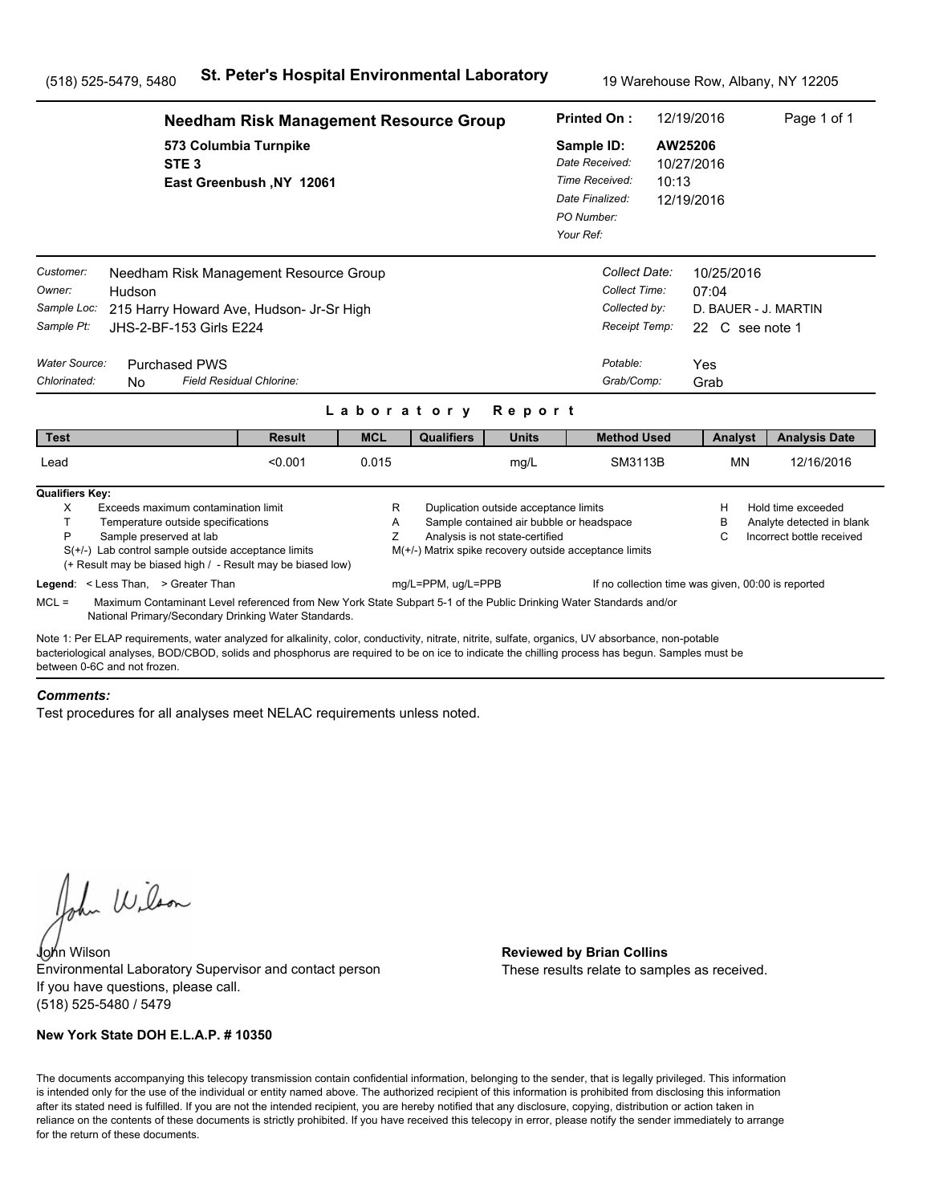(518) 525-5479, 5480 **St. Peter's Hospital Environmental Laboratory** 19 Warehouse Row, Albany, NY 12205

**Needham Risk Management Resource Group**
573 Columbia Turnpike
STE 3
East Greenbush ,NY 12061

**Printed On :** 12/19/2016
**Sample ID:** AW25206
*Date Received:* 10/27/2016
*Time Received:* 10:13
*Date Finalized:* 12/19/2016
*PO Number:*
*Your Ref:*

*Customer:* Needham Risk Management Resource Group
*Owner:* Hudson
*Sample Loc:* 215 Harry Howard Ave, Hudson- Jr-Sr High
*Sample Pt:* JHS-2-BF-153 Girls E224

*Collect Date:* 10/25/2016
*Collect Time:* 07:04
*Collected by:* D. BAUER - J. MARTIN
*Receipt Temp:* 22 C see note 1

*Water Source:* Purchased PWS
*Chlorinated:* No *Field Residual Chlorine:*

*Potable:* Yes
*Grab/Comp:* Grab

## Laboratory Report

| Test | Result | MCL | Qualifiers | Units | Method Used | Analyst | Analysis Date |
|---|---|---|---|---|---|---|---|
| Lead | <0.001 | 0.015 | | mg/L | SM3113B | MN | 12/16/2016 |

**Qualifiers Key:**
- X Exceeds maximum contamination limit
- T Temperature outside specifications
- P Sample preserved at lab
- S(+/-) Lab control sample outside acceptance limits
- (+ Result may be biased high / - Result may be biased low)
- R Duplication outside acceptance limits
- A Sample contained air bubble or headspace
- Z Analysis is not state-certified
- M(+/-) Matrix spike recovery outside acceptance limits
- H Hold time exceeded
- B Analyte detected in blank
- C Incorrect bottle received

**Legend**: < Less Than, > Greater Than mg/L=PPM, ug/L=PPB If no collection time was given, 00:00 is reported

MCL = Maximum Contaminant Level referenced from New York State Subpart 5-1 of the Public Drinking Water Standards and/or National Primary/Secondary Drinking Water Standards.

Note 1: Per ELAP requirements, water analyzed for alkalinity, color, conductivity, nitrate, nitrite, sulfate, organics, UV absorbance, non-potable bacteriological analyses, BOD/CBOD, solids and phosphorus are required to be on ice to indicate the chilling process has begun. Samples must be between 0-6C and not frozen.

***Comments:***

Test procedures for all analyses meet NELAC requirements unless noted.

John Wilson
Environmental Laboratory Supervisor and contact person
If you have questions, please call.
(518) 525-5480 / 5479

**Reviewed by Brian Collins**
These results relate to samples as received.

**New York State DOH E.L.A.P. # 10350**

The documents accompanying this telecopy transmission contain confidential information, belonging to the sender, that is legally privileged. This information is intended only for the use of the individual or entity named above. The authorized recipient of this information is prohibited from disclosing this information after its stated need is fulfilled. If you are not the intended recipient, you are hereby notified that any disclosure, copying, distribution or action taken in reliance on the contents of these documents is strictly prohibited. If you have received this telecopy in error, please notify the sender immediately to arrange for the return of these documents.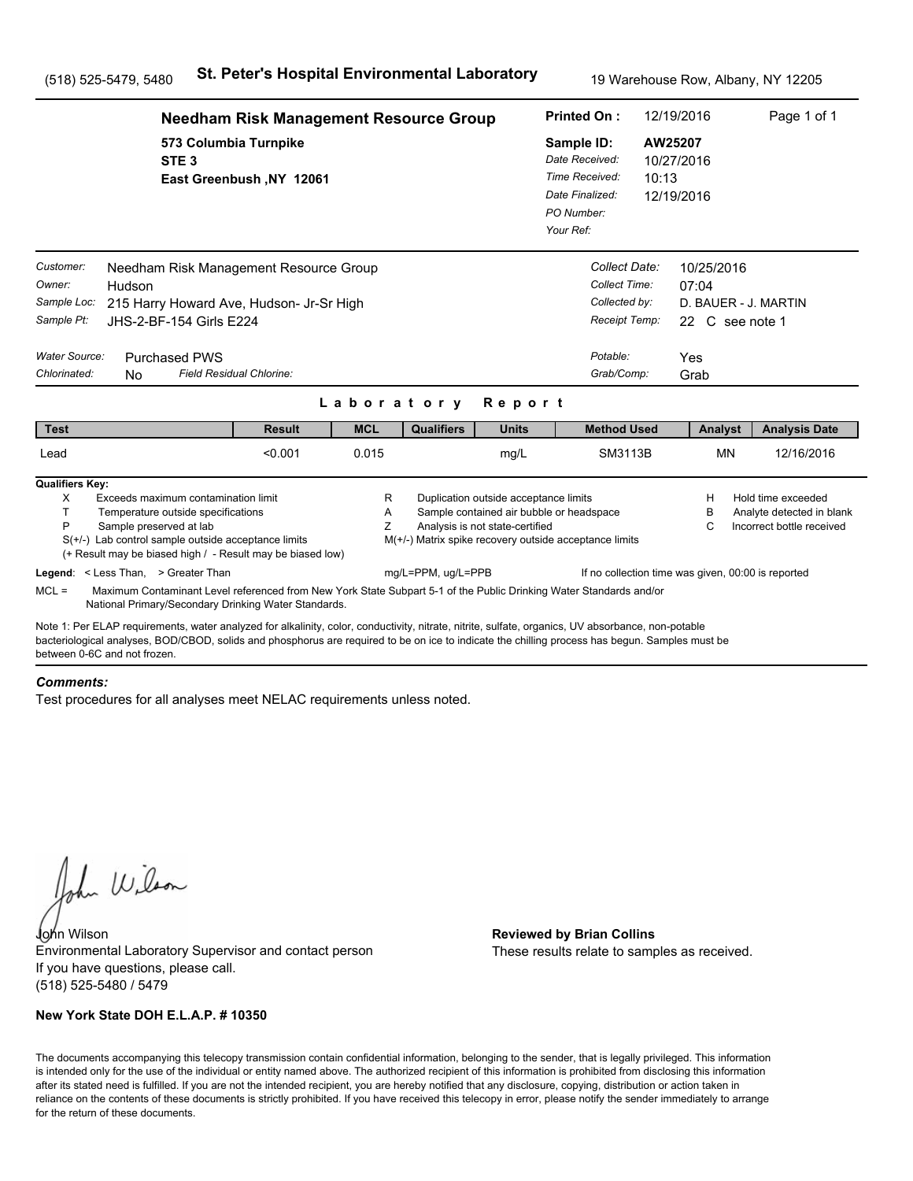(518) 525-5479, 5480 **St. Peter's Hospital Environmental Laboratory** 19 Warehouse Row, Albany, NY 12205

## Needham Risk Management Resource Group

573 Columbia Turnpike
STE 3
East Greenbush ,NY 12061

**Printed On :** 12/19/2016
**Sample ID:** AW25207
*Date Received:* 10/27/2016
*Time Received:* 10:13
*Date Finalized:* 12/19/2016
*PO Number:*
*Your Ref:*

*Customer:* Needham Risk Management Resource Group
*Owner:* Hudson
*Sample Loc:* 215 Harry Howard Ave, Hudson- Jr-Sr High
*Sample Pt:* JHS-2-BF-154 Girls E224

*Collect Date:* 10/25/2016
*Collect Time:* 07:04
*Collected by:* D. BAUER - J. MARTIN
*Receipt Temp:* 22 C see note 1

*Water Source:* Purchased PWS
*Chlorinated:* No *Field Residual Chlorine:*

*Potable:* Yes
*Grab/Comp:* Grab

### Laboratory Report

| Test | Result | MCL | Qualifiers | Units | Method Used | Analyst | Analysis Date |
|---|---|---|---|---|---|---|---|
| Lead | <0.001 | 0.015 | | mg/L | SM3113B | MN | 12/16/2016 |

**Qualifiers Key:**

- X Exceeds maximum contamination limit
- T Temperature outside specifications
- P Sample preserved at lab
- S(+/-) Lab control sample outside acceptance limits
  (+ Result may be biased high / - Result may be biased low)
- R Duplication outside acceptance limits
- A Sample contained air bubble or headspace
- Z Analysis is not state-certified
- M(+/-) Matrix spike recovery outside acceptance limits
- H Hold time exceeded
- B Analyte detected in blank
- C Incorrect bottle received

**Legend**: < Less Than, > Greater Than mg/L=PPM, ug/L=PPB If no collection time was given, 00:00 is reported

MCL = Maximum Contaminant Level referenced from New York State Subpart 5-1 of the Public Drinking Water Standards and/or National Primary/Secondary Drinking Water Standards.

Note 1: Per ELAP requirements, water analyzed for alkalinity, color, conductivity, nitrate, nitrite, sulfate, organics, UV absorbance, non-potable bacteriological analyses, BOD/CBOD, solids and phosphorus are required to be on ice to indicate the chilling process has begun. Samples must be between 0-6C and not frozen.

***Comments:***

Test procedures for all analyses meet NELAC requirements unless noted.

John Wilson
Environmental Laboratory Supervisor and contact person
If you have questions, please call.
(518) 525-5480 / 5479

**Reviewed by Brian Collins**
These results relate to samples as received.

**New York State DOH E.L.A.P. # 10350**

The documents accompanying this telecopy transmission contain confidential information, belonging to the sender, that is legally privileged. This information is intended only for the use of the individual or entity named above. The authorized recipient of this information is prohibited from disclosing this information after its stated need is fulfilled. If you are not the intended recipient, you are hereby notified that any disclosure, copying, distribution or action taken in reliance on the contents of these documents is strictly prohibited. If you have received this telecopy in error, please notify the sender immediately to arrange for the return of these documents.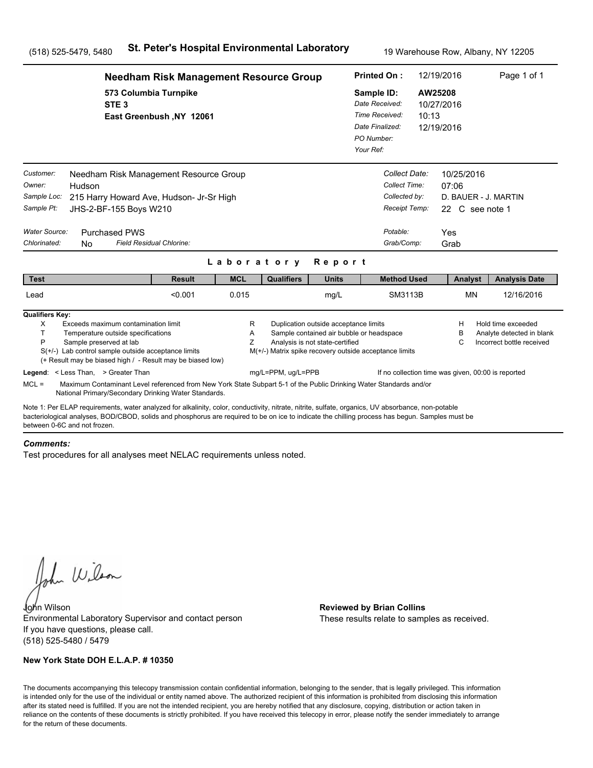(518) 525-5479, 5480 **St. Peter's Hospital Environmental Laboratory** 19 Warehouse Row, Albany, NY 12205

## Needham Risk Management Resource Group

573 Columbia Turnpike
STE 3
East Greenbush ,NY 12061

**Printed On :** 12/19/2016 Page 1 of 1
**Sample ID:** AW25208
*Date Received:* 10/27/2016
*Time Received:* 10:13
*Date Finalized:* 12/19/2016
*PO Number:*
*Your Ref:*

*Customer:* Needham Risk Management Resource Group
*Owner:* Hudson
*Sample Loc:* 215 Harry Howard Ave, Hudson- Jr-Sr High
*Sample Pt:* JHS-2-BF-155 Boys W210

*Collect Date:* 10/25/2016
*Collect Time:* 07:06
*Collected by:* D. BAUER - J. MARTIN
*Receipt Temp:* 22 C see note 1

*Water Source:* Purchased PWS
*Chlorinated:* No *Field Residual Chlorine:*

*Potable:* Yes
*Grab/Comp:* Grab

### Laboratory Report

| Test | Result | MCL | Qualifiers | Units | Method Used | Analyst | Analysis Date |
|---|---|---|---|---|---|---|---|
| Lead | <0.001 | 0.015 | | mg/L | SM3113B | MN | 12/16/2016 |

**Qualifiers Key:**

- X Exceeds maximum contamination limit
- T Temperature outside specifications
- P Sample preserved at lab
- S(+/-) Lab control sample outside acceptance limits
- (+ Result may be biased high / - Result may be biased low)
- R Duplication outside acceptance limits
- A Sample contained air bubble or headspace
- Z Analysis is not state-certified
- M(+/-) Matrix spike recovery outside acceptance limits
- H Hold time exceeded
- B Analyte detected in blank
- C Incorrect bottle received

**Legend**: < Less Than, > Greater Than mg/L=PPM, ug/L=PPB If no collection time was given, 00:00 is reported

MCL = Maximum Contaminant Level referenced from New York State Subpart 5-1 of the Public Drinking Water Standards and/or National Primary/Secondary Drinking Water Standards.

Note 1: Per ELAP requirements, water analyzed for alkalinity, color, conductivity, nitrate, nitrite, sulfate, organics, UV absorbance, non-potable bacteriological analyses, BOD/CBOD, solids and phosphorus are required to be on ice to indicate the chilling process has begun. Samples must be between 0-6C and not frozen.

***Comments:***

Test procedures for all analyses meet NELAC requirements unless noted.

John Wilson
Environmental Laboratory Supervisor and contact person
If you have questions, please call.
(518) 525-5480 / 5479

**Reviewed by Brian Collins**
These results relate to samples as received.

**New York State DOH E.L.A.P. # 10350**

The documents accompanying this telecopy transmission contain confidential information, belonging to the sender, that is legally privileged. This information is intended only for the use of the individual or entity named above. The authorized recipient of this information is prohibited from disclosing this information after its stated need is fulfilled. If you are not the intended recipient, you are hereby notified that any disclosure, copying, distribution or action taken in reliance on the contents of these documents is strictly prohibited. If you have received this telecopy in error, please notify the sender immediately to arrange for the return of these documents.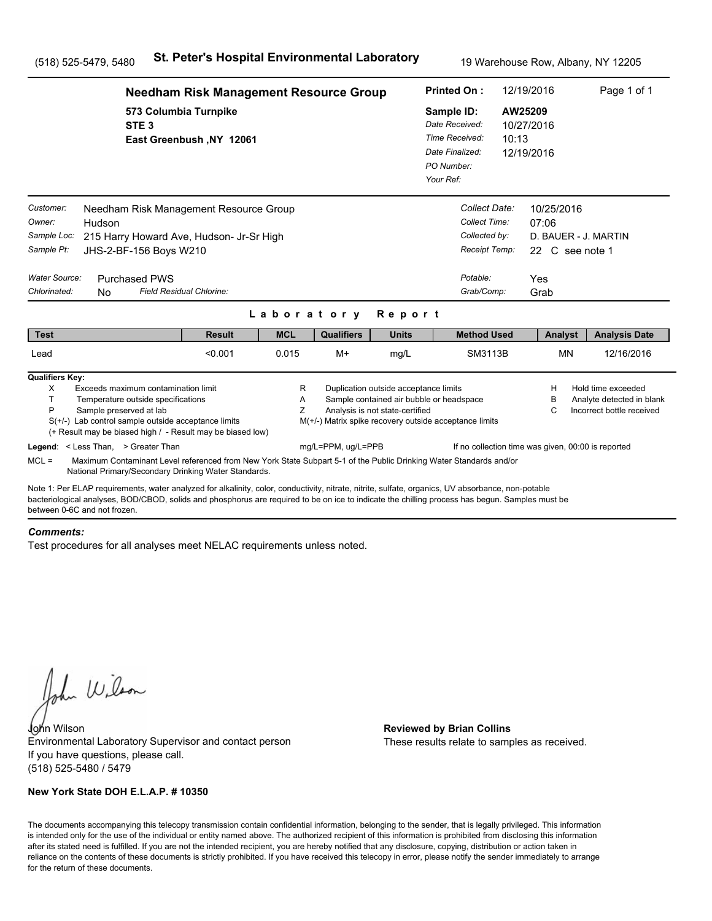(518) 525-5479, 5480 **St. Peter's Hospital Environmental Laboratory** 19 Warehouse Row, Albany, NY 12205

**Needham Risk Management Resource Group**
573 Columbia Turnpike
STE 3
East Greenbush ,NY 12061

**Printed On :** 12/19/2016
**Sample ID:** AW25209
*Date Received:* 10/27/2016
*Time Received:* 10:13
*Date Finalized:* 12/19/2016
*PO Number:*
*Your Ref:*

*Customer:* Needham Risk Management Resource Group
*Owner:* Hudson
*Sample Loc:* 215 Harry Howard Ave, Hudson- Jr-Sr High
*Sample Pt:* JHS-2-BF-156 Boys W210

*Collect Date:* 10/25/2016
*Collect Time:* 07:06
*Collected by:* D. BAUER - J. MARTIN
*Receipt Temp:* 22 C see note 1

*Water Source:* Purchased PWS
*Chlorinated:* No *Field Residual Chlorine:*

*Potable:* Yes
*Grab/Comp:* Grab

## Laboratory Report

| Test | Result | MCL | Qualifiers | Units | Method Used | Analyst | Analysis Date |
|---|---|---|---|---|---|---|---|
| Lead | <0.001 | 0.015 | M+ | mg/L | SM3113B | MN | 12/16/2016 |

**Qualifiers Key:**

- X Exceeds maximum contamination limit
- T Temperature outside specifications
- P Sample preserved at lab
- S(+/-) Lab control sample outside acceptance limits
- (+ Result may be biased high / - Result may be biased low)
- R Duplication outside acceptance limits
- A Sample contained air bubble or headspace
- Z Analysis is not state-certified
- M(+/-) Matrix spike recovery outside acceptance limits
- H Hold time exceeded
- B Analyte detected in blank
- C Incorrect bottle received

**Legend**: < Less Than, > Greater Than mg/L=PPM, ug/L=PPB If no collection time was given, 00:00 is reported

MCL = Maximum Contaminant Level referenced from New York State Subpart 5-1 of the Public Drinking Water Standards and/or National Primary/Secondary Drinking Water Standards.

Note 1: Per ELAP requirements, water analyzed for alkalinity, color, conductivity, nitrate, nitrite, sulfate, organics, UV absorbance, non-potable bacteriological analyses, BOD/CBOD, solids and phosphorus are required to be on ice to indicate the chilling process has begun. Samples must be between 0-6C and not frozen.

***Comments:***

Test procedures for all analyses meet NELAC requirements unless noted.

John Wilson
Environmental Laboratory Supervisor and contact person
If you have questions, please call.
(518) 525-5480 / 5479

**Reviewed by Brian Collins**
These results relate to samples as received.

**New York State DOH E.L.A.P. # 10350**

The documents accompanying this telecopy transmission contain confidential information, belonging to the sender, that is legally privileged. This information is intended only for the use of the individual or entity named above. The authorized recipient of this information is prohibited from disclosing this information after its stated need is fulfilled. If you are not the intended recipient, you are hereby notified that any disclosure, copying, distribution or action taken in reliance on the contents of these documents is strictly prohibited. If you have received this telecopy in error, please notify the sender immediately to arrange for the return of these documents.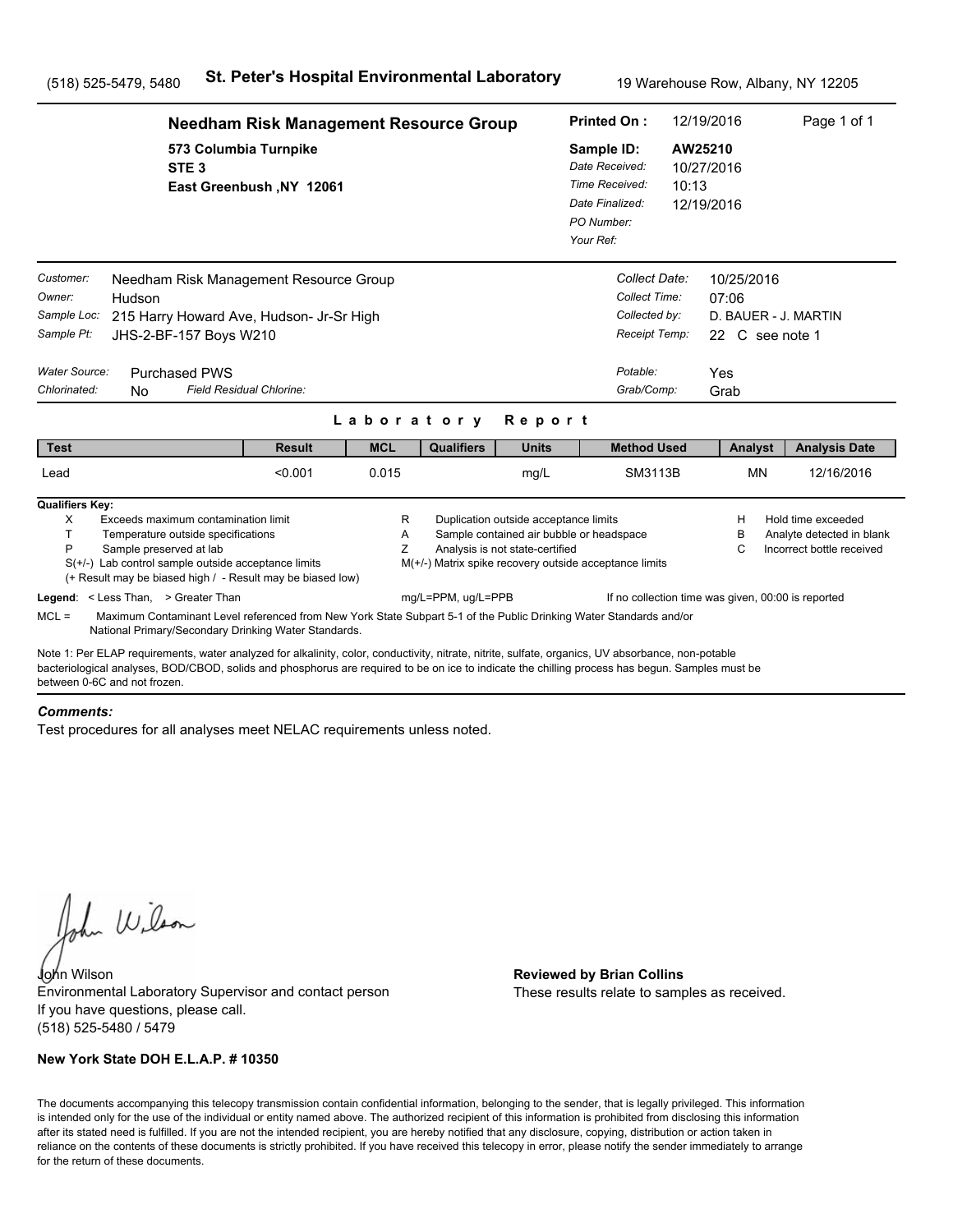(518) 525-5479, 5480 **St. Peter's Hospital Environmental Laboratory** 19 Warehouse Row, Albany, NY 12205

## Needham Risk Management Resource Group

573 Columbia Turnpike
STE 3
East Greenbush ,NY 12061

**Printed On :** 12/19/2016 Page 1 of 1

**Sample ID:** AW25210
*Date Received:* 10/27/2016
*Time Received:* 10:13
*Date Finalized:* 12/19/2016
*PO Number:*
*Your Ref:*

*Customer:* Needham Risk Management Resource Group
*Owner:* Hudson
*Sample Loc:* 215 Harry Howard Ave, Hudson- Jr-Sr High
*Sample Pt:* JHS-2-BF-157 Boys W210

*Collect Date:* 10/25/2016
*Collect Time:* 07:06
*Collected by:* D. BAUER - J. MARTIN
*Receipt Temp:* 22 C see note 1

*Water Source:* Purchased PWS
*Chlorinated:* No *Field Residual Chlorine:*

*Potable:* Yes
*Grab/Comp:* Grab

### Laboratory Report

| Test | Result | MCL | Qualifiers | Units | Method Used | Analyst | Analysis Date |
|---|---|---|---|---|---|---|---|
| Lead | <0.001 | 0.015 | | mg/L | SM3113B | MN | 12/16/2016 |

**Qualifiers Key:**

X Exceeds maximum contamination limit
T Temperature outside specifications
P Sample preserved at lab
S(+/-) Lab control sample outside acceptance limits
(+ Result may be biased high / - Result may be biased low)

R Duplication outside acceptance limits
A Sample contained air bubble or headspace
Z Analysis is not state-certified
M(+/-) Matrix spike recovery outside acceptance limits

H Hold time exceeded
B Analyte detected in blank
C Incorrect bottle received

**Legend**: < Less Than, > Greater Than mg/L=PPM, ug/L=PPB If no collection time was given, 00:00 is reported

MCL = Maximum Contaminant Level referenced from New York State Subpart 5-1 of the Public Drinking Water Standards and/or National Primary/Secondary Drinking Water Standards.

Note 1: Per ELAP requirements, water analyzed for alkalinity, color, conductivity, nitrate, nitrite, sulfate, organics, UV absorbance, non-potable bacteriological analyses, BOD/CBOD, solids and phosphorus are required to be on ice to indicate the chilling process has begun. Samples must be between 0-6C and not frozen.

***Comments:***

Test procedures for all analyses meet NELAC requirements unless noted.

John Wilson
Environmental Laboratory Supervisor and contact person
If you have questions, please call.
(518) 525-5480 / 5479

**Reviewed by Brian Collins**
These results relate to samples as received.

**New York State DOH E.L.A.P. # 10350**

The documents accompanying this telecopy transmission contain confidential information, belonging to the sender, that is legally privileged. This information is intended only for the use of the individual or entity named above. The authorized recipient of this information is prohibited from disclosing this information after its stated need is fulfilled. If you are not the intended recipient, you are hereby notified that any disclosure, copying, distribution or action taken in reliance on the contents of these documents is strictly prohibited. If you have received this telecopy in error, please notify the sender immediately to arrange for the return of these documents.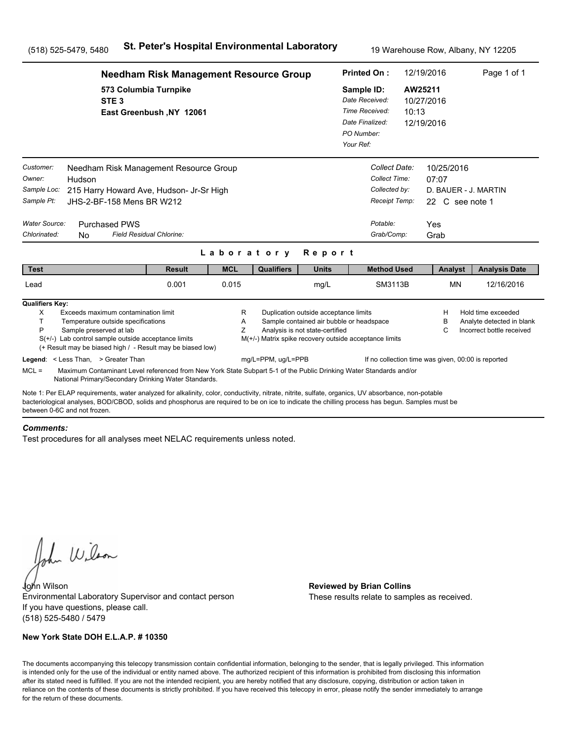(518) 525-5479, 5480 **St. Peter's Hospital Environmental Laboratory** 19 Warehouse Row, Albany, NY 12205

**Needham Risk Management Resource Group**

573 Columbia Turnpike
STE 3
East Greenbush ,NY 12061

**Printed On :** 12/19/2016

**Sample ID:** AW25211
*Date Received:* 10/27/2016
*Time Received:* 10:13
*Date Finalized:* 12/19/2016
*PO Number:*
*Your Ref:*

*Customer:* Needham Risk Management Resource Group
*Owner:* Hudson
*Sample Loc:* 215 Harry Howard Ave, Hudson- Jr-Sr High
*Sample Pt:* JHS-2-BF-158 Mens BR W212

*Collect Date:* 10/25/2016
*Collect Time:* 07:07
*Collected by:* D. BAUER - J. MARTIN
*Receipt Temp:* 22 C see note 1

*Water Source:* Purchased PWS
*Chlorinated:* No *Field Residual Chlorine:*

*Potable:* Yes
*Grab/Comp:* Grab

## Laboratory Report

| Test | Result | MCL | Qualifiers | Units | Method Used | Analyst | Analysis Date |
|---|---|---|---|---|---|---|---|
| Lead | 0.001 | 0.015 | | mg/L | SM3113B | MN | 12/16/2016 |

**Qualifiers Key:**

- X Exceeds maximum contamination limit
- T Temperature outside specifications
- P Sample preserved at lab
- S(+/-) Lab control sample outside acceptance limits
- (+ Result may be biased high / - Result may be biased low)
- R Duplication outside acceptance limits
- A Sample contained air bubble or headspace
- Z Analysis is not state-certified
- M(+/-) Matrix spike recovery outside acceptance limits
- H Hold time exceeded
- B Analyte detected in blank
- C Incorrect bottle received

**Legend**: < Less Than, > Greater Than mg/L=PPM, ug/L=PPB If no collection time was given, 00:00 is reported

MCL = Maximum Contaminant Level referenced from New York State Subpart 5-1 of the Public Drinking Water Standards and/or National Primary/Secondary Drinking Water Standards.

Note 1: Per ELAP requirements, water analyzed for alkalinity, color, conductivity, nitrate, nitrite, sulfate, organics, UV absorbance, non-potable bacteriological analyses, BOD/CBOD, solids and phosphorus are required to be on ice to indicate the chilling process has begun. Samples must be between 0-6C and not frozen.

***Comments:***

Test procedures for all analyses meet NELAC requirements unless noted.

John Wilson
Environmental Laboratory Supervisor and contact person
If you have questions, please call.
(518) 525-5480 / 5479

**Reviewed by Brian Collins**
These results relate to samples as received.

**New York State DOH E.L.A.P. # 10350**

The documents accompanying this telecopy transmission contain confidential information, belonging to the sender, that is legally privileged. This information is intended only for the use of the individual or entity named above. The authorized recipient of this information is prohibited from disclosing this information after its stated need is fulfilled. If you are not the intended recipient, you are hereby notified that any disclosure, copying, distribution or action taken in reliance on the contents of these documents is strictly prohibited. If you have received this telecopy in error, please notify the sender immediately to arrange for the return of these documents.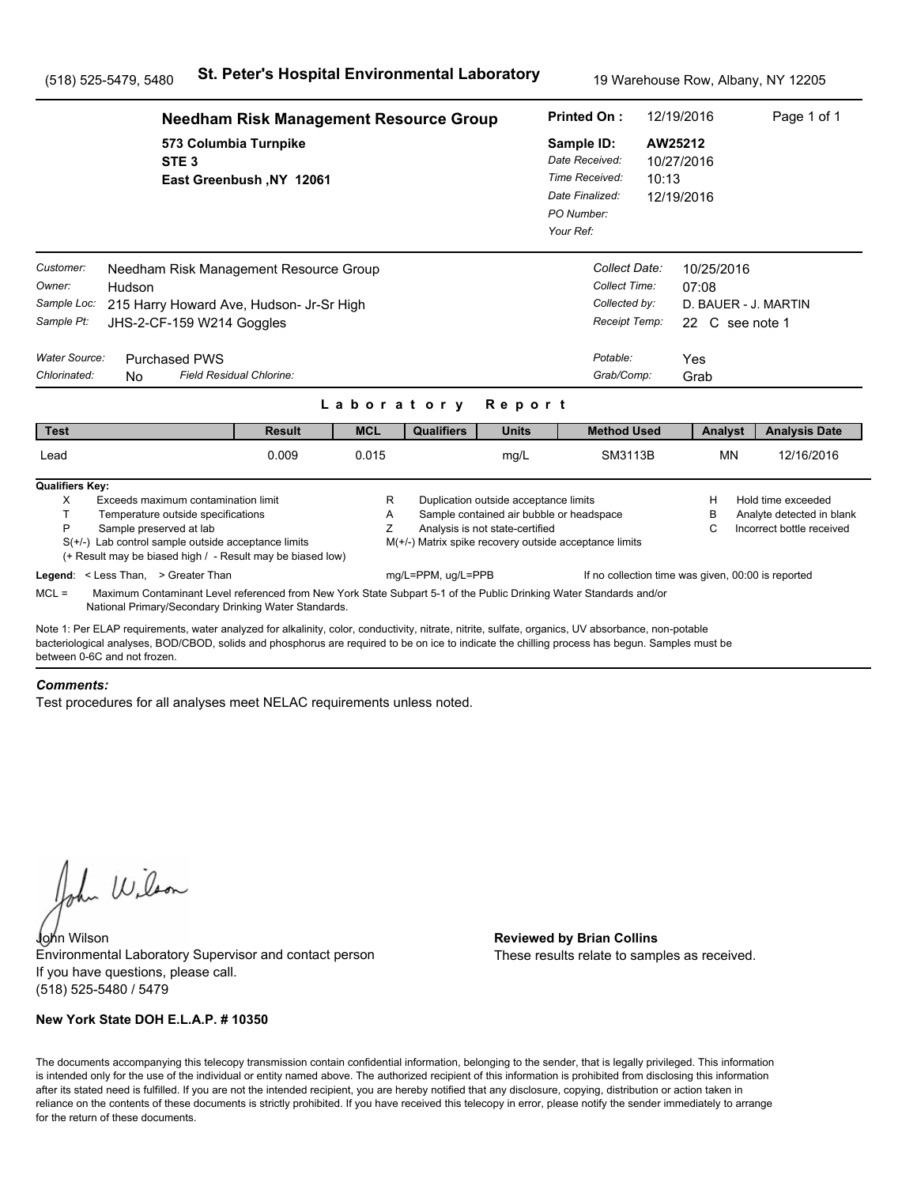(518) 525-5479, 5480 **St. Peter's Hospital Environmental Laboratory** 19 Warehouse Row, Albany, NY 12205

**Needham Risk Management Resource Group**
573 Columbia Turnpike
STE 3
East Greenbush ,NY 12061

| | |
|---|---|
| **Printed On :** | 12/19/2016 |
| **Sample ID:** | **AW25212** |
| *Date Received:* | 10/27/2016 |
| *Time Received:* | 10:13 |
| *Date Finalized:* | 12/19/2016 |
| *PO Number:* | |
| *Your Ref:* | |

| | |
|---|---|
| *Customer:* | Needham Risk Management Resource Group |
| *Owner:* | Hudson |
| *Sample Loc:* | 215 Harry Howard Ave, Hudson- Jr-Sr High |
| *Sample Pt:* | JHS-2-CF-159 W214 Goggles |
| *Water Source:* | Purchased PWS |
| *Chlorinated:* | No |
| *Field Residual Chlorine:* | |

| | |
|---|---|
| *Collect Date:* | 10/25/2016 |
| *Collect Time:* | 07:08 |
| *Collected by:* | D. BAUER - J. MARTIN |
| *Receipt Temp:* | 22 C see note 1 |
| *Potable:* | Yes |
| *Grab/Comp:* | Grab |

## Laboratory Report

| Test | Result | MCL | Qualifiers | Units | Method Used | Analyst | Analysis Date |
|---|---|---|---|---|---|---|---|
| Lead | 0.009 | 0.015 | | mg/L | SM3113B | MN | 12/16/2016 |

**Qualifiers Key:**

- X Exceeds maximum contamination limit
- T Temperature outside specifications
- P Sample preserved at lab
- S(+/-) Lab control sample outside acceptance limits
  (+ Result may be biased high / - Result may be biased low)
- R Duplication outside acceptance limits
- A Sample contained air bubble or headspace
- Z Analysis is not state-certified
- M(+/-) Matrix spike recovery outside acceptance limits
- H Hold time exceeded
- B Analyte detected in blank
- C Incorrect bottle received

**Legend**: < Less Than, > Greater Than mg/L=PPM, ug/L=PPB If no collection time was given, 00:00 is reported

MCL = Maximum Contaminant Level referenced from New York State Subpart 5-1 of the Public Drinking Water Standards and/or National Primary/Secondary Drinking Water Standards.

Note 1: Per ELAP requirements, water analyzed for alkalinity, color, conductivity, nitrate, nitrite, sulfate, organics, UV absorbance, non-potable bacteriological analyses, BOD/CBOD, solids and phosphorus are required to be on ice to indicate the chilling process has begun. Samples must be between 0-6C and not frozen.

***Comments:***

Test procedures for all analyses meet NELAC requirements unless noted.

John Wilson
Environmental Laboratory Supervisor and contact person
If you have questions, please call.
(518) 525-5480 / 5479

**Reviewed by Brian Collins**
These results relate to samples as received.

**New York State DOH E.L.A.P. # 10350**

The documents accompanying this telecopy transmission contain confidential information, belonging to the sender, that is legally privileged. This information is intended only for the use of the individual or entity named above. The authorized recipient of this information is prohibited from disclosing this information after its stated need is fulfilled. If you are not the intended recipient, you are hereby notified that any disclosure, copying, distribution or action taken in reliance on the contents of these documents is strictly prohibited. If you have received this telecopy in error, please notify the sender immediately to arrange for the return of these documents.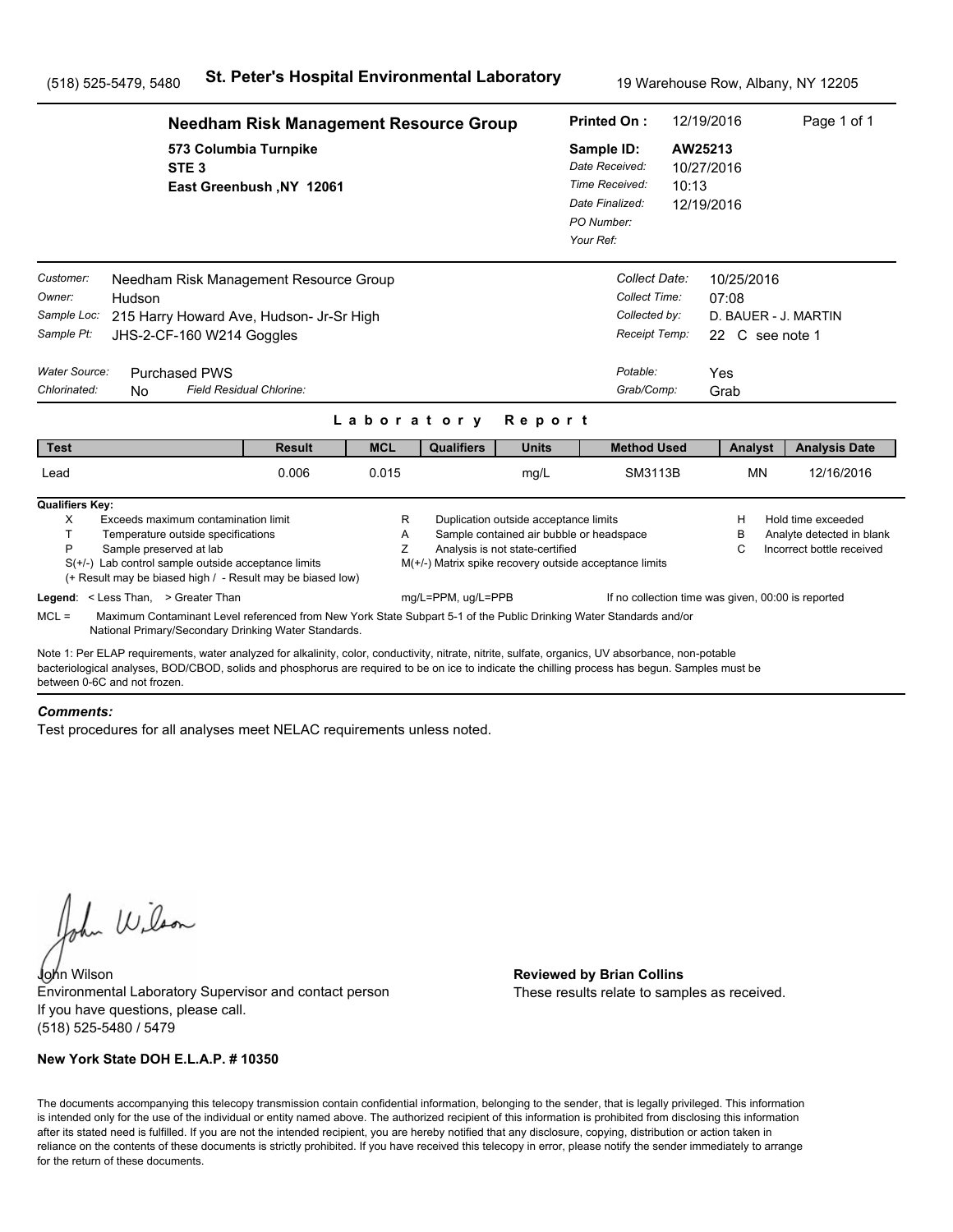(518) 525-5479, 5480 **St. Peter's Hospital Environmental Laboratory** 19 Warehouse Row, Albany, NY 12205

**Needham Risk Management Resource Group**
573 Columbia Turnpike
STE 3
East Greenbush ,NY 12061

**Printed On :** 12/19/2016
**Sample ID:** AW25213
*Date Received:* 10/27/2016
*Time Received:* 10:13
*Date Finalized:* 12/19/2016
*PO Number:*
*Your Ref:*

*Customer:* Needham Risk Management Resource Group
*Owner:* Hudson
*Sample Loc:* 215 Harry Howard Ave, Hudson- Jr-Sr High
*Sample Pt:* JHS-2-CF-160 W214 Goggles

*Collect Date:* 10/25/2016
*Collect Time:* 07:08
*Collected by:* D. BAUER - J. MARTIN
*Receipt Temp:* 22 C see note 1

*Water Source:* Purchased PWS
*Chlorinated:* No *Field Residual Chlorine:*

*Potable:* Yes
*Grab/Comp:* Grab

## Laboratory Report

| Test | Result | MCL | Qualifiers | Units | Method Used | Analyst | Analysis Date |
|---|---|---|---|---|---|---|---|
| Lead | 0.006 | 0.015 | | mg/L | SM3113B | MN | 12/16/2016 |

**Qualifiers Key:**

- X Exceeds maximum contamination limit
- T Temperature outside specifications
- P Sample preserved at lab
- S(+/-) Lab control sample outside acceptance limits
- (+ Result may be biased high / - Result may be biased low)
- R Duplication outside acceptance limits
- A Sample contained air bubble or headspace
- Z Analysis is not state-certified
- M(+/-) Matrix spike recovery outside acceptance limits
- H Hold time exceeded
- B Analyte detected in blank
- C Incorrect bottle received

**Legend**: < Less Than, > Greater Than mg/L=PPM, ug/L=PPB If no collection time was given, 00:00 is reported

MCL = Maximum Contaminant Level referenced from New York State Subpart 5-1 of the Public Drinking Water Standards and/or National Primary/Secondary Drinking Water Standards.

Note 1: Per ELAP requirements, water analyzed for alkalinity, color, conductivity, nitrate, nitrite, sulfate, organics, UV absorbance, non-potable bacteriological analyses, BOD/CBOD, solids and phosphorus are required to be on ice to indicate the chilling process has begun. Samples must be between 0-6C and not frozen.

***Comments:***

Test procedures for all analyses meet NELAC requirements unless noted.

John Wilson
Environmental Laboratory Supervisor and contact person
If you have questions, please call.
(518) 525-5480 / 5479

**Reviewed by Brian Collins**
These results relate to samples as received.

**New York State DOH E.L.A.P. # 10350**

The documents accompanying this telecopy transmission contain confidential information, belonging to the sender, that is legally privileged. This information is intended only for the use of the individual or entity named above. The authorized recipient of this information is prohibited from disclosing this information after its stated need is fulfilled. If you are not the intended recipient, you are hereby notified that any disclosure, copying, distribution or action taken in reliance on the contents of these documents is strictly prohibited. If you have received this telecopy in error, please notify the sender immediately to arrange for the return of these documents.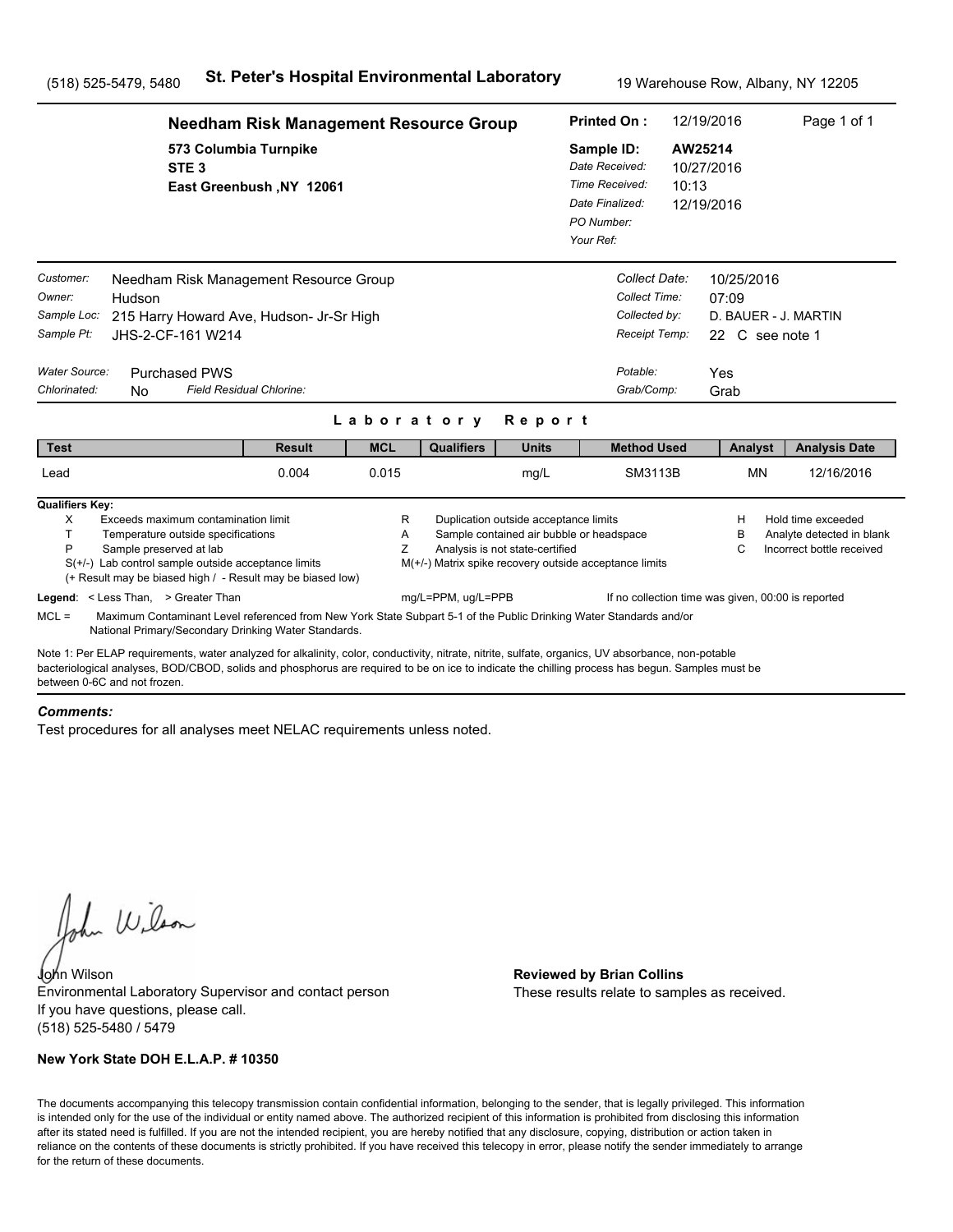(518) 525-5479, 5480 **St. Peter's Hospital Environmental Laboratory** 19 Warehouse Row, Albany, NY 12205

## Needham Risk Management Resource Group

573 Columbia Turnpike
STE 3
East Greenbush ,NY 12061

**Printed On :** 12/19/2016

**Sample ID:** AW25214
*Date Received:* 10/27/2016
*Time Received:* 10:13
*Date Finalized:* 12/19/2016
*PO Number:*
*Your Ref:*

*Customer:* Needham Risk Management Resource Group
*Owner:* Hudson
*Sample Loc:* 215 Harry Howard Ave, Hudson- Jr-Sr High
*Sample Pt:* JHS-2-CF-161 W214

*Collect Date:* 10/25/2016
*Collect Time:* 07:09
*Collected by:* D. BAUER - J. MARTIN
*Receipt Temp:* 22 C see note 1

*Water Source:* Purchased PWS
*Chlorinated:* No *Field Residual Chlorine:*

*Potable:* Yes
*Grab/Comp:* Grab

## Laboratory Report

| Test | Result | MCL | Qualifiers | Units | Method Used | Analyst | Analysis Date |
|---|---|---|---|---|---|---|---|
| Lead | 0.004 | 0.015 | | mg/L | SM3113B | MN | 12/16/2016 |

**Qualifiers Key:**

- X Exceeds maximum contamination limit
- T Temperature outside specifications
- P Sample preserved at lab
- S(+/-) Lab control sample outside acceptance limits
- (+ Result may be biased high / - Result may be biased low)
- R Duplication outside acceptance limits
- A Sample contained air bubble or headspace
- Z Analysis is not state-certified
- M(+/-) Matrix spike recovery outside acceptance limits
- H Hold time exceeded
- B Analyte detected in blank
- C Incorrect bottle received

**Legend**: < Less Than, > Greater Than mg/L=PPM, ug/L=PPB If no collection time was given, 00:00 is reported

MCL = Maximum Contaminant Level referenced from New York State Subpart 5-1 of the Public Drinking Water Standards and/or National Primary/Secondary Drinking Water Standards.

Note 1: Per ELAP requirements, water analyzed for alkalinity, color, conductivity, nitrate, nitrite, sulfate, organics, UV absorbance, non-potable bacteriological analyses, BOD/CBOD, solids and phosphorus are required to be on ice to indicate the chilling process has begun. Samples must be between 0-6C and not frozen.

***Comments:***

Test procedures for all analyses meet NELAC requirements unless noted.

John Wilson
Environmental Laboratory Supervisor and contact person
If you have questions, please call.
(518) 525-5480 / 5479

**Reviewed by Brian Collins**
These results relate to samples as received.

**New York State DOH E.L.A.P. # 10350**

The documents accompanying this telecopy transmission contain confidential information, belonging to the sender, that is legally privileged. This information is intended only for the use of the individual or entity named above. The authorized recipient of this information is prohibited from disclosing this information after its stated need is fulfilled. If you are not the intended recipient, you are hereby notified that any disclosure, copying, distribution or action taken in reliance on the contents of these documents is strictly prohibited. If you have received this telecopy in error, please notify the sender immediately to arrange for the return of these documents.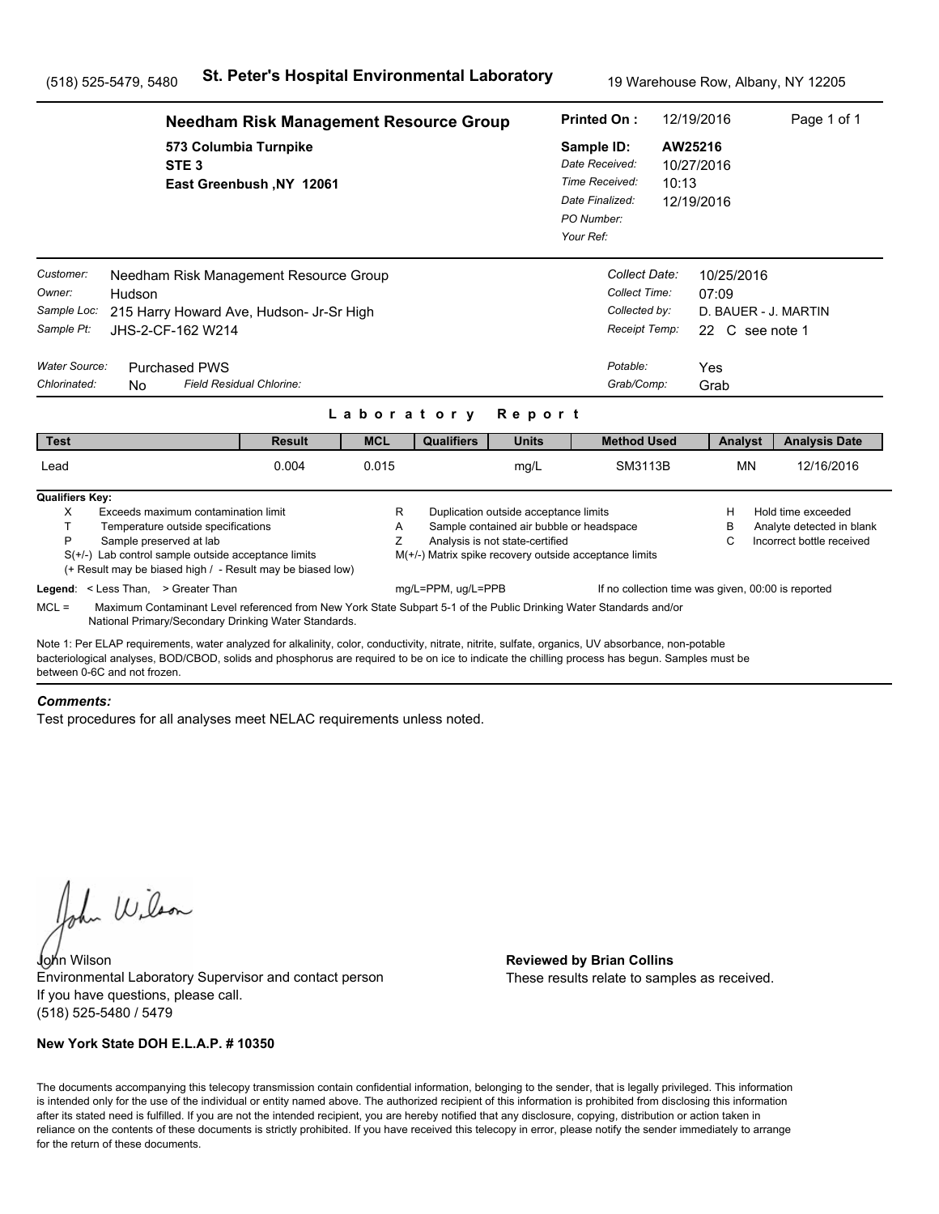(518) 525-5479, 5480 **St. Peter's Hospital Environmental Laboratory** 19 Warehouse Row, Albany, NY 12205

**Needham Risk Management Resource Group**
573 Columbia Turnpike
STE 3
East Greenbush ,NY 12061

**Printed On :** 12/19/2016
**Sample ID:** AW25216
*Date Received:* 10/27/2016
*Time Received:* 10:13
*Date Finalized:* 12/19/2016
*PO Number:*
*Your Ref:*

*Customer:* Needham Risk Management Resource Group
*Owner:* Hudson
*Sample Loc:* 215 Harry Howard Ave, Hudson- Jr-Sr High
*Sample Pt:* JHS-2-CF-162 W214

*Collect Date:* 10/25/2016
*Collect Time:* 07:09
*Collected by:* D. BAUER - J. MARTIN
*Receipt Temp:* 22 C see note 1

*Water Source:* Purchased PWS
*Chlorinated:* No *Field Residual Chlorine:*

*Potable:* Yes
*Grab/Comp:* Grab

## Laboratory Report

| Test | Result | MCL | Qualifiers | Units | Method Used | Analyst | Analysis Date |
|---|---|---|---|---|---|---|---|
| Lead | 0.004 | 0.015 | | mg/L | SM3113B | MN | 12/16/2016 |

**Qualifiers Key:**

- X Exceeds maximum contamination limit
- T Temperature outside specifications
- P Sample preserved at lab
- S(+/-) Lab control sample outside acceptance limits
  (+ Result may be biased high / - Result may be biased low)
- R Duplication outside acceptance limits
- A Sample contained air bubble or headspace
- Z Analysis is not state-certified
- M(+/-) Matrix spike recovery outside acceptance limits
- H Hold time exceeded
- B Analyte detected in blank
- C Incorrect bottle received

**Legend**: < Less Than, > Greater Than mg/L=PPM, ug/L=PPB If no collection time was given, 00:00 is reported

MCL = Maximum Contaminant Level referenced from New York State Subpart 5-1 of the Public Drinking Water Standards and/or National Primary/Secondary Drinking Water Standards.

Note 1: Per ELAP requirements, water analyzed for alkalinity, color, conductivity, nitrate, nitrite, sulfate, organics, UV absorbance, non-potable bacteriological analyses, BOD/CBOD, solids and phosphorus are required to be on ice to indicate the chilling process has begun. Samples must be between 0-6C and not frozen.

***Comments:***

Test procedures for all analyses meet NELAC requirements unless noted.

John Wilson
Environmental Laboratory Supervisor and contact person
If you have questions, please call.
(518) 525-5480 / 5479

**Reviewed by Brian Collins**
These results relate to samples as received.

**New York State DOH E.L.A.P. # 10350**

The documents accompanying this telecopy transmission contain confidential information, belonging to the sender, that is legally privileged. This information is intended only for the use of the individual or entity named above. The authorized recipient of this information is prohibited from disclosing this information after its stated need is fulfilled. If you are not the intended recipient, you are hereby notified that any disclosure, copying, distribution or action taken in reliance on the contents of these documents is strictly prohibited. If you have received this telecopy in error, please notify the sender immediately to arrange for the return of these documents.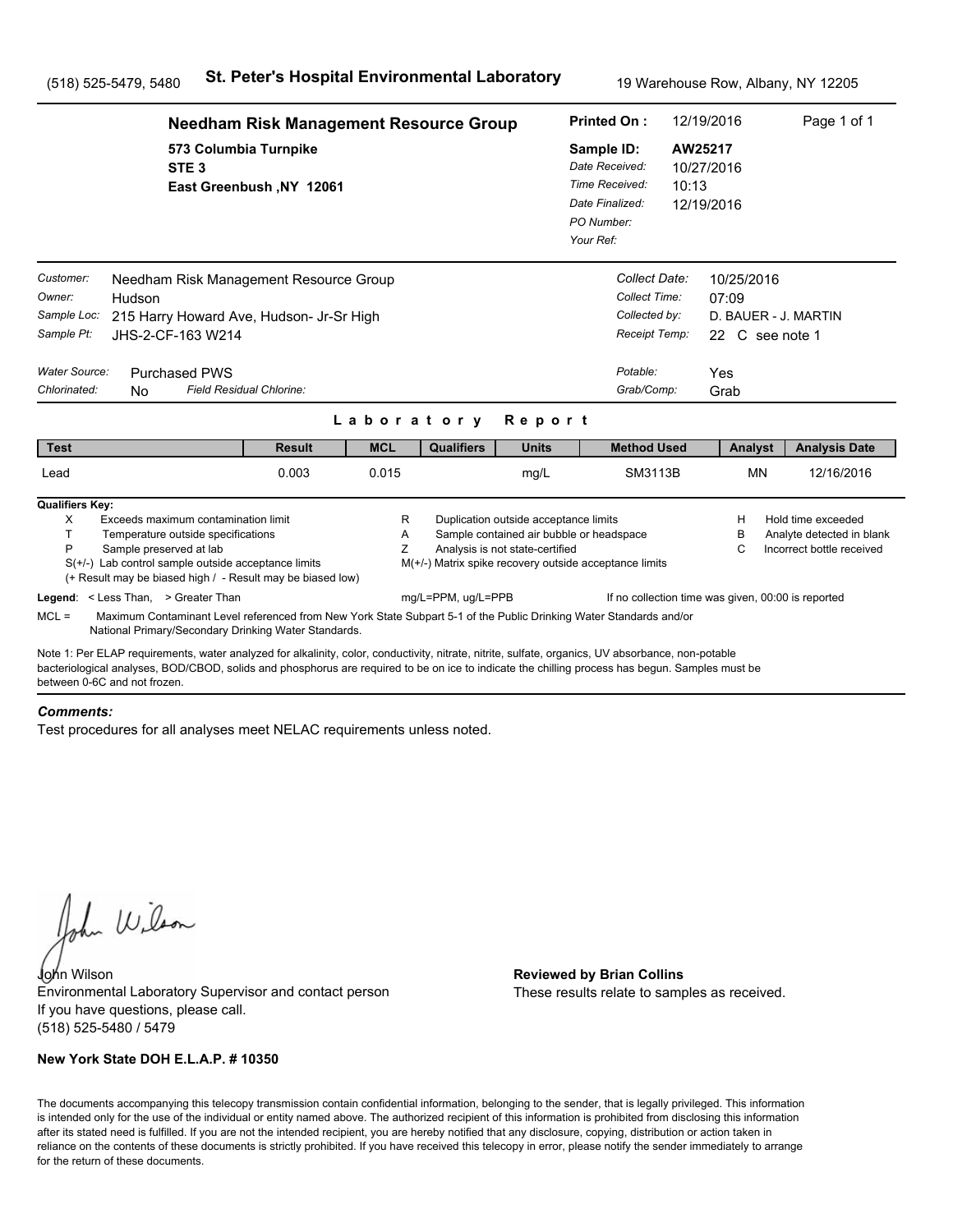(518) 525-5479, 5480 **St. Peter's Hospital Environmental Laboratory** 19 Warehouse Row, Albany, NY 12205

**Needham Risk Management Resource Group**
573 Columbia Turnpike
STE 3
East Greenbush ,NY 12061

**Printed On :** 12/19/2016
**Sample ID:** AW25217
*Date Received:* 10/27/2016
*Time Received:* 10:13
*Date Finalized:* 12/19/2016
*PO Number:*
*Your Ref:*

*Customer:* Needham Risk Management Resource Group
*Owner:* Hudson
*Sample Loc:* 215 Harry Howard Ave, Hudson- Jr-Sr High
*Sample Pt:* JHS-2-CF-163 W214

*Collect Date:* 10/25/2016
*Collect Time:* 07:09
*Collected by:* D. BAUER - J. MARTIN
*Receipt Temp:* 22 C see note 1

*Water Source:* Purchased PWS
*Chlorinated:* No *Field Residual Chlorine:*

*Potable:* Yes
*Grab/Comp:* Grab

## Laboratory Report

| Test | Result | MCL | Qualifiers | Units | Method Used | Analyst | Analysis Date |
|---|---|---|---|---|---|---|---|
| Lead | 0.003 | 0.015 | | mg/L | SM3113B | MN | 12/16/2016 |

**Qualifiers Key:**

- X Exceeds maximum contamination limit
- T Temperature outside specifications
- P Sample preserved at lab
- S(+/-) Lab control sample outside acceptance limits
- (+ Result may be biased high / - Result may be biased low)
- R Duplication outside acceptance limits
- A Sample contained air bubble or headspace
- Z Analysis is not state-certified
- M(+/-) Matrix spike recovery outside acceptance limits
- H Hold time exceeded
- B Analyte detected in blank
- C Incorrect bottle received

**Legend**: < Less Than, > Greater Than mg/L=PPM, ug/L=PPB If no collection time was given, 00:00 is reported

MCL = Maximum Contaminant Level referenced from New York State Subpart 5-1 of the Public Drinking Water Standards and/or National Primary/Secondary Drinking Water Standards.

Note 1: Per ELAP requirements, water analyzed for alkalinity, color, conductivity, nitrate, nitrite, sulfate, organics, UV absorbance, non-potable bacteriological analyses, BOD/CBOD, solids and phosphorus are required to be on ice to indicate the chilling process has begun. Samples must be between 0-6C and not frozen.

***Comments:***

Test procedures for all analyses meet NELAC requirements unless noted.

John Wilson
Environmental Laboratory Supervisor and contact person
If you have questions, please call.
(518) 525-5480 / 5479

**Reviewed by Brian Collins**
These results relate to samples as received.

**New York State DOH E.L.A.P. # 10350**

The documents accompanying this telecopy transmission contain confidential information, belonging to the sender, that is legally privileged. This information is intended only for the use of the individual or entity named above. The authorized recipient of this information is prohibited from disclosing this information after its stated need is fulfilled. If you are not the intended recipient, you are hereby notified that any disclosure, copying, distribution or action taken in reliance on the contents of these documents is strictly prohibited. If you have received this telecopy in error, please notify the sender immediately to arrange for the return of these documents.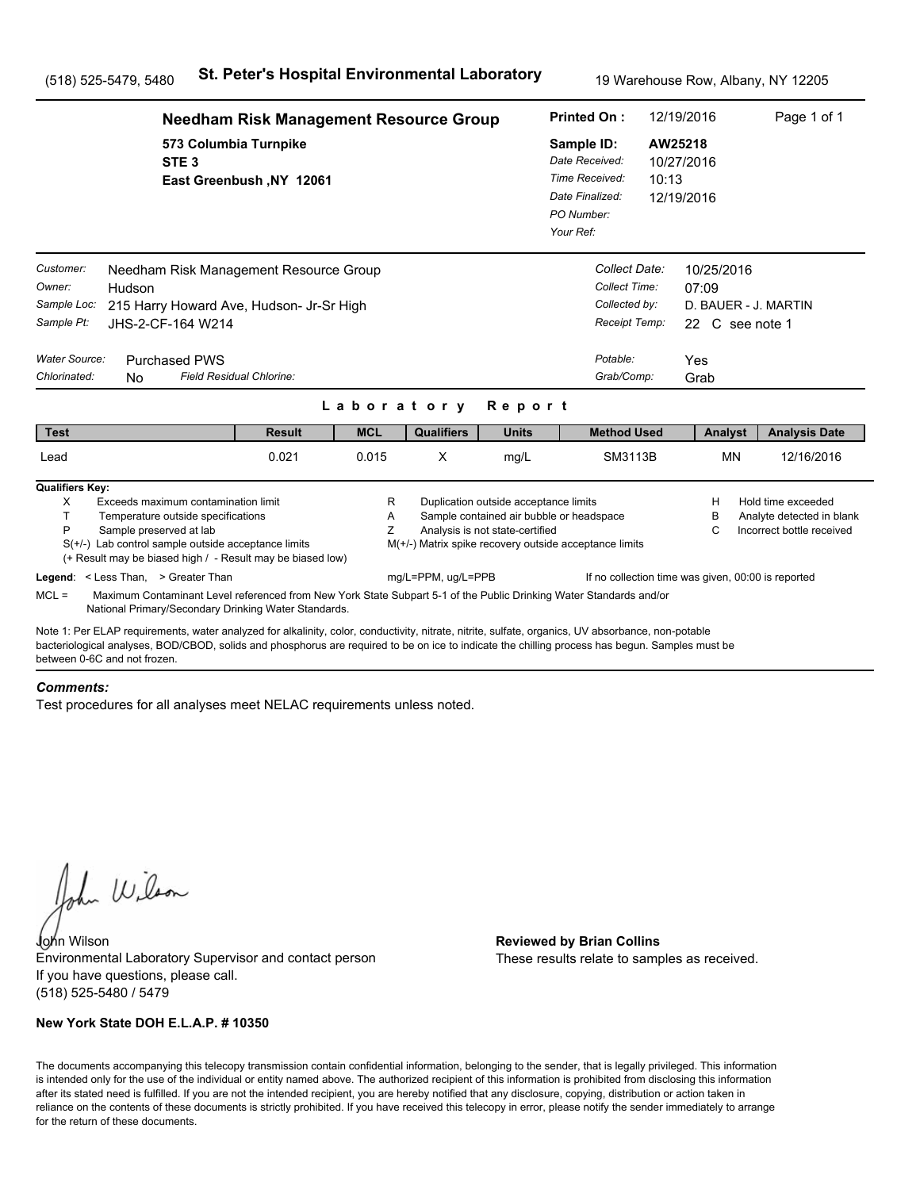(518) 525-5479, 5480 **St. Peter's Hospital Environmental Laboratory** 19 Warehouse Row, Albany, NY 12205

**Needham Risk Management Resource Group**
573 Columbia Turnpike
STE 3
East Greenbush ,NY 12061

**Printed On :** 12/19/2016
**Sample ID:** AW25218
*Date Received:* 10/27/2016
*Time Received:* 10:13
*Date Finalized:* 12/19/2016
*PO Number:*
*Your Ref:*

*Customer:* Needham Risk Management Resource Group
*Owner:* Hudson
*Sample Loc:* 215 Harry Howard Ave, Hudson- Jr-Sr High
*Sample Pt:* JHS-2-CF-164 W214

*Collect Date:* 10/25/2016
*Collect Time:* 07:09
*Collected by:* D. BAUER - J. MARTIN
*Receipt Temp:* 22 C see note 1

*Water Source:* Purchased PWS
*Chlorinated:* No *Field Residual Chlorine:*

*Potable:* Yes
*Grab/Comp:* Grab

## Laboratory Report

| Test | Result | MCL | Qualifiers | Units | Method Used | Analyst | Analysis Date |
|---|---|---|---|---|---|---|---|
| Lead | 0.021 | 0.015 | X | mg/L | SM3113B | MN | 12/16/2016 |

**Qualifiers Key:**

- X Exceeds maximum contamination limit
- T Temperature outside specifications
- P Sample preserved at lab
- S(+/-) Lab control sample outside acceptance limits
- (+ Result may be biased high / - Result may be biased low)
- R Duplication outside acceptance limits
- A Sample contained air bubble or headspace
- Z Analysis is not state-certified
- M(+/-) Matrix spike recovery outside acceptance limits
- H Hold time exceeded
- B Analyte detected in blank
- C Incorrect bottle received

**Legend**: < Less Than, > Greater Than mg/L=PPM, ug/L=PPB If no collection time was given, 00:00 is reported

MCL = Maximum Contaminant Level referenced from New York State Subpart 5-1 of the Public Drinking Water Standards and/or National Primary/Secondary Drinking Water Standards.

Note 1: Per ELAP requirements, water analyzed for alkalinity, color, conductivity, nitrate, nitrite, sulfate, organics, UV absorbance, non-potable bacteriological analyses, BOD/CBOD, solids and phosphorus are required to be on ice to indicate the chilling process has begun. Samples must be between 0-6C and not frozen.

***Comments:***

Test procedures for all analyses meet NELAC requirements unless noted.

John Wilson
Environmental Laboratory Supervisor and contact person
If you have questions, please call.
(518) 525-5480 / 5479

**Reviewed by Brian Collins**
These results relate to samples as received.

**New York State DOH E.L.A.P. # 10350**

The documents accompanying this telecopy transmission contain confidential information, belonging to the sender, that is legally privileged. This information is intended only for the use of the individual or entity named above. The authorized recipient of this information is prohibited from disclosing this information after its stated need is fulfilled. If you are not the intended recipient, you are hereby notified that any disclosure, copying, distribution or action taken in reliance on the contents of these documents is strictly prohibited. If you have received this telecopy in error, please notify the sender immediately to arrange for the return of these documents.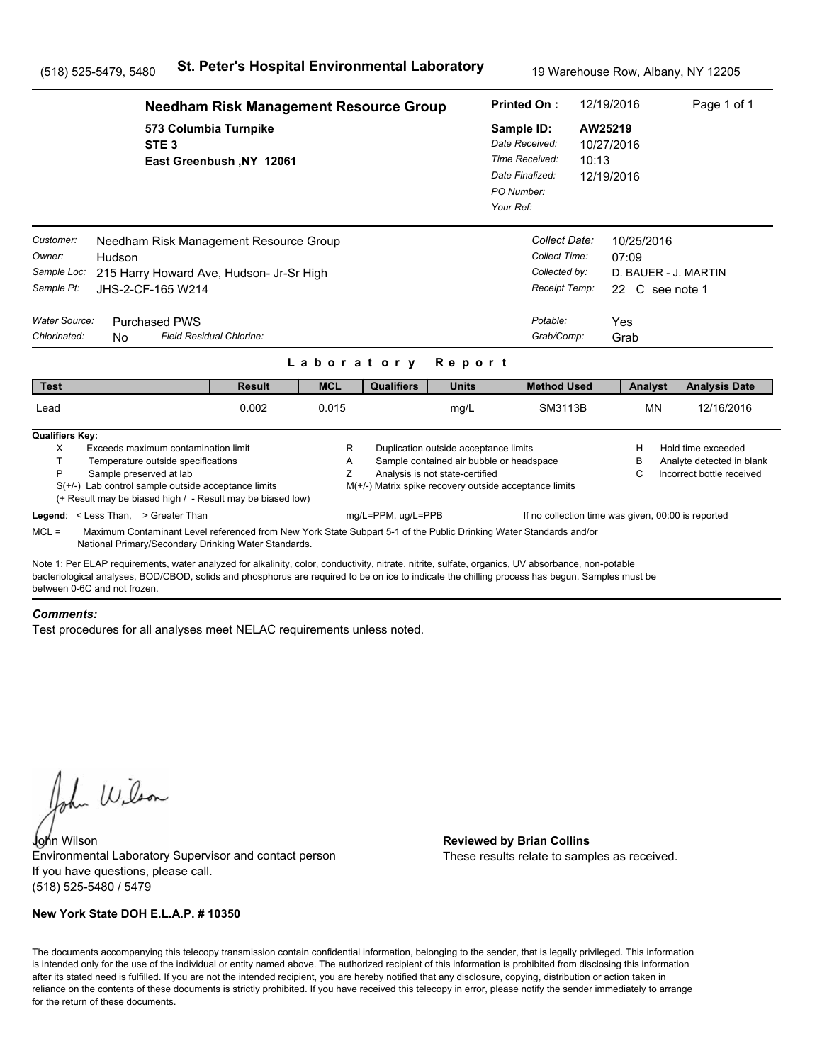(518) 525-5479, 5480 **St. Peter's Hospital Environmental Laboratory** 19 Warehouse Row, Albany, NY 12205

## Needham Risk Management Resource Group

573 Columbia Turnpike
STE 3
East Greenbush ,NY 12061

**Printed On :** 12/19/2016 Page 1 of 1
**Sample ID:** AW25219
*Date Received:* 10/27/2016
*Time Received:* 10:13
*Date Finalized:* 12/19/2016
*PO Number:*
*Your Ref:*

*Customer:* Needham Risk Management Resource Group
*Owner:* Hudson
*Sample Loc:* 215 Harry Howard Ave, Hudson- Jr-Sr High
*Sample Pt:* JHS-2-CF-165 W214

*Collect Date:* 10/25/2016
*Collect Time:* 07:09
*Collected by:* D. BAUER - J. MARTIN
*Receipt Temp:* 22 C see note 1

*Water Source:* Purchased PWS
*Chlorinated:* No *Field Residual Chlorine:*

*Potable:* Yes
*Grab/Comp:* Grab

### Laboratory Report

| Test | Result | MCL | Qualifiers | Units | Method Used | Analyst | Analysis Date |
|---|---|---|---|---|---|---|---|
| Lead | 0.002 | 0.015 | | mg/L | SM3113B | MN | 12/16/2016 |

**Qualifiers Key:**

- X Exceeds maximum contamination limit
- T Temperature outside specifications
- P Sample preserved at lab
- S(+/-) Lab control sample outside acceptance limits
- (+ Result may be biased high / - Result may be biased low)
- R Duplication outside acceptance limits
- A Sample contained air bubble or headspace
- Z Analysis is not state-certified
- M(+/-) Matrix spike recovery outside acceptance limits
- H Hold time exceeded
- B Analyte detected in blank
- C Incorrect bottle received

**Legend**: < Less Than, > Greater Than mg/L=PPM, ug/L=PPB If no collection time was given, 00:00 is reported

MCL = Maximum Contaminant Level referenced from New York State Subpart 5-1 of the Public Drinking Water Standards and/or National Primary/Secondary Drinking Water Standards.

Note 1: Per ELAP requirements, water analyzed for alkalinity, color, conductivity, nitrate, nitrite, sulfate, organics, UV absorbance, non-potable bacteriological analyses, BOD/CBOD, solids and phosphorus are required to be on ice to indicate the chilling process has begun. Samples must be between 0-6C and not frozen.

***Comments:***

Test procedures for all analyses meet NELAC requirements unless noted.

John Wilson
Environmental Laboratory Supervisor and contact person
If you have questions, please call.
(518) 525-5480 / 5479

**Reviewed by Brian Collins**
These results relate to samples as received.

**New York State DOH E.L.A.P. # 10350**

The documents accompanying this telecopy transmission contain confidential information, belonging to the sender, that is legally privileged. This information is intended only for the use of the individual or entity named above. The authorized recipient of this information is prohibited from disclosing this information after its stated need is fulfilled. If you are not the intended recipient, you are hereby notified that any disclosure, copying, distribution or action taken in reliance on the contents of these documents is strictly prohibited. If you have received this telecopy in error, please notify the sender immediately to arrange for the return of these documents.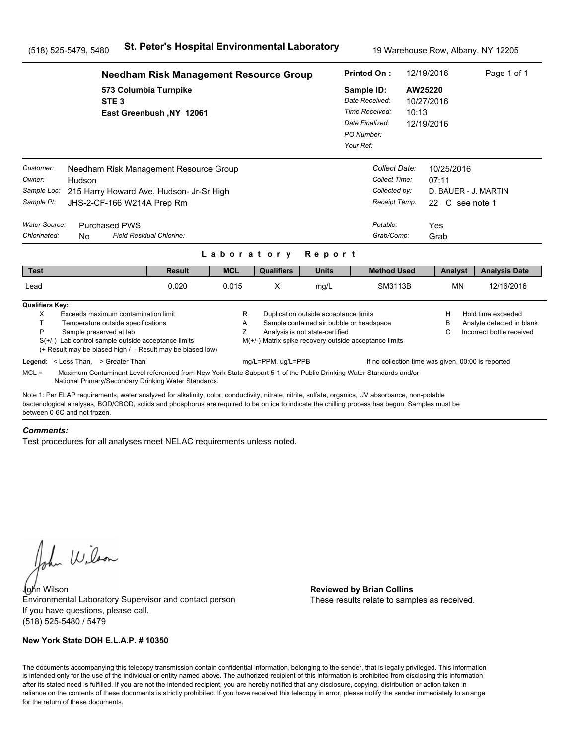(518) 525-5479, 5480 **St. Peter's Hospital Environmental Laboratory** 19 Warehouse Row, Albany, NY 12205

**Needham Risk Management Resource Group**
573 Columbia Turnpike
STE 3
East Greenbush ,NY 12061

**Printed On :** 12/19/2016 Page 1 of 1
**Sample ID:** AW25220
*Date Received:* 10/27/2016
*Time Received:* 10:13
*Date Finalized:* 12/19/2016
*PO Number:*
*Your Ref:*

*Customer:* Needham Risk Management Resource Group
*Owner:* Hudson
*Sample Loc:* 215 Harry Howard Ave, Hudson- Jr-Sr High
*Sample Pt:* JHS-2-CF-166 W214A Prep Rm

*Collect Date:* 10/25/2016
*Collect Time:* 07:11
*Collected by:* D. BAUER - J. MARTIN
*Receipt Temp:* 22 C see note 1

*Water Source:* Purchased PWS
*Chlorinated:* No *Field Residual Chlorine:*

*Potable:* Yes
*Grab/Comp:* Grab

## Laboratory Report

| Test | Result | MCL | Qualifiers | Units | Method Used | Analyst | Analysis Date |
|---|---|---|---|---|---|---|---|
| Lead | 0.020 | 0.015 | X | mg/L | SM3113B | MN | 12/16/2016 |

**Qualifiers Key:**

- X Exceeds maximum contamination limit
- T Temperature outside specifications
- P Sample preserved at lab
- S(+/-) Lab control sample outside acceptance limits
  (+ Result may be biased high / - Result may be biased low)
- R Duplication outside acceptance limits
- A Sample contained air bubble or headspace
- Z Analysis is not state-certified
- M(+/-) Matrix spike recovery outside acceptance limits
- H Hold time exceeded
- B Analyte detected in blank
- C Incorrect bottle received

**Legend**: < Less Than, > Greater Than mg/L=PPM, ug/L=PPB If no collection time was given, 00:00 is reported

MCL = Maximum Contaminant Level referenced from New York State Subpart 5-1 of the Public Drinking Water Standards and/or National Primary/Secondary Drinking Water Standards.

Note 1: Per ELAP requirements, water analyzed for alkalinity, color, conductivity, nitrate, nitrite, sulfate, organics, UV absorbance, non-potable bacteriological analyses, BOD/CBOD, solids and phosphorus are required to be on ice to indicate the chilling process has begun. Samples must be between 0-6C and not frozen.

***Comments:***

Test procedures for all analyses meet NELAC requirements unless noted.

John Wilson
Environmental Laboratory Supervisor and contact person
If you have questions, please call.
(518) 525-5480 / 5479

**Reviewed by Brian Collins**
These results relate to samples as received.

**New York State DOH E.L.A.P. # 10350**

The documents accompanying this telecopy transmission contain confidential information, belonging to the sender, that is legally privileged. This information is intended only for the use of the individual or entity named above. The authorized recipient of this information is prohibited from disclosing this information after its stated need is fulfilled. If you are not the intended recipient, you are hereby notified that any disclosure, copying, distribution or action taken in reliance on the contents of these documents is strictly prohibited. If you have received this telecopy in error, please notify the sender immediately to arrange for the return of these documents.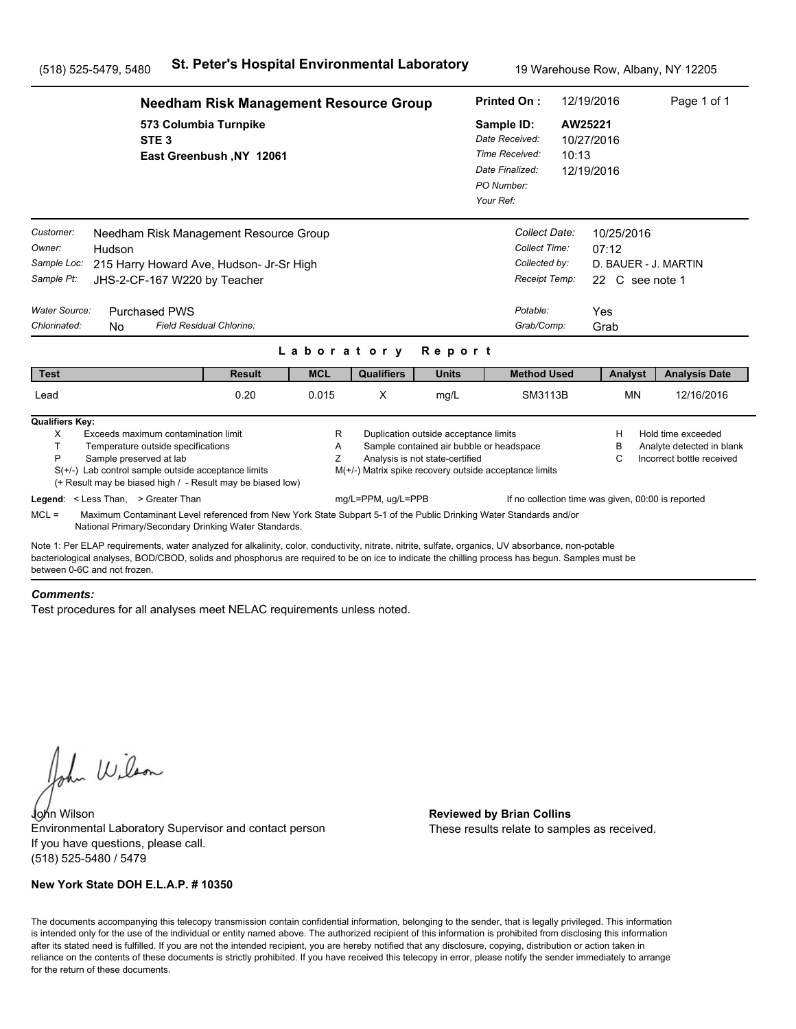(518) 525-5479, 5480 **St. Peter's Hospital Environmental Laboratory** 19 Warehouse Row, Albany, NY 12205

**Needham Risk Management Resource Group**
573 Columbia Turnpike
STE 3
East Greenbush ,NY 12061

**Printed On :** 12/19/2016
**Sample ID:** AW25221
*Date Received:* 10/27/2016
*Time Received:* 10:13
*Date Finalized:* 12/19/2016
*PO Number:*
*Your Ref:*

*Customer:* Needham Risk Management Resource Group
*Owner:* Hudson
*Sample Loc:* 215 Harry Howard Ave, Hudson- Jr-Sr High
*Sample Pt:* JHS-2-CF-167 W220 by Teacher

*Collect Date:* 10/25/2016
*Collect Time:* 07:12
*Collected by:* D. BAUER - J. MARTIN
*Receipt Temp:* 22 C see note 1

*Water Source:* Purchased PWS
*Chlorinated:* No *Field Residual Chlorine:*

*Potable:* Yes
*Grab/Comp:* Grab

## Laboratory Report

| Test | Result | MCL | Qualifiers | Units | Method Used | Analyst | Analysis Date |
|---|---|---|---|---|---|---|---|
| Lead | 0.20 | 0.015 | X | mg/L | SM3113B | MN | 12/16/2016 |

**Qualifiers Key:**
X Exceeds maximum contamination limit
T Temperature outside specifications
P Sample preserved at lab
S(+/-) Lab control sample outside acceptance limits
(+ Result may be biased high / - Result may be biased low)
R Duplication outside acceptance limits
A Sample contained air bubble or headspace
Z Analysis is not state-certified
M(+/-) Matrix spike recovery outside acceptance limits
H Hold time exceeded
B Analyte detected in blank
C Incorrect bottle received

**Legend**: < Less Than, > Greater Than mg/L=PPM, ug/L=PPB If no collection time was given, 00:00 is reported

MCL = Maximum Contaminant Level referenced from New York State Subpart 5-1 of the Public Drinking Water Standards and/or National Primary/Secondary Drinking Water Standards.

Note 1: Per ELAP requirements, water analyzed for alkalinity, color, conductivity, nitrate, nitrite, sulfate, organics, UV absorbance, non-potable bacteriological analyses, BOD/CBOD, solids and phosphorus are required to be on ice to indicate the chilling process has begun. Samples must be between 0-6C and not frozen.

***Comments:***
Test procedures for all analyses meet NELAC requirements unless noted.

John Wilson
Environmental Laboratory Supervisor and contact person
If you have questions, please call.
(518) 525-5480 / 5479

**Reviewed by Brian Collins**
These results relate to samples as received.

**New York State DOH E.L.A.P. # 10350**

The documents accompanying this telecopy transmission contain confidential information, belonging to the sender, that is legally privileged. This information is intended only for the use of the individual or entity named above. The authorized recipient of this information is prohibited from disclosing this information after its stated need is fulfilled. If you are not the intended recipient, you are hereby notified that any disclosure, copying, distribution or action taken in reliance on the contents of these documents is strictly prohibited. If you have received this telecopy in error, please notify the sender immediately to arrange for the return of these documents.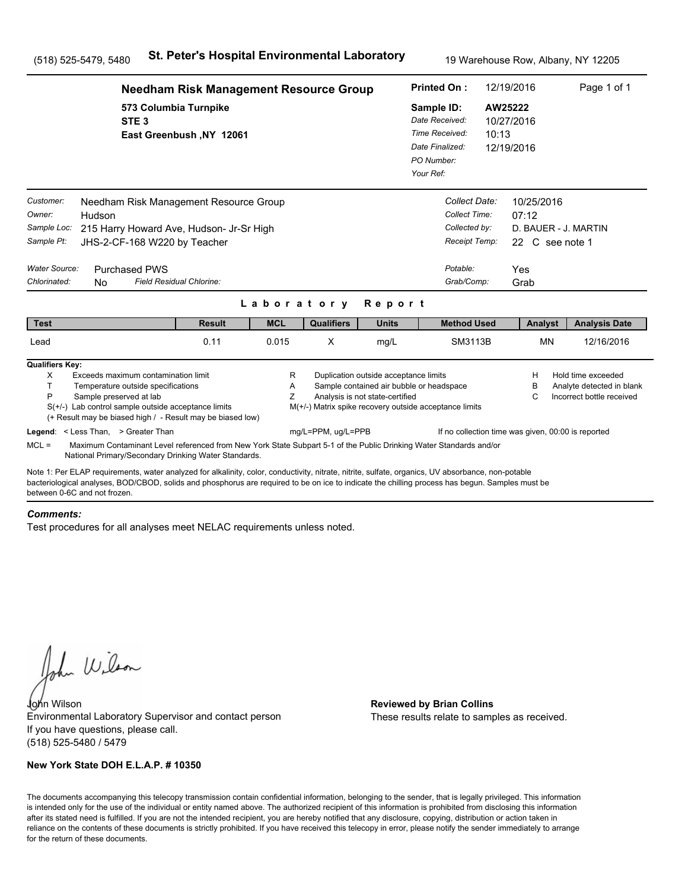(518) 525-5479, 5480 **St. Peter's Hospital Environmental Laboratory** 19 Warehouse Row, Albany, NY 12205

## Needham Risk Management Resource Group

573 Columbia Turnpike
STE 3
East Greenbush ,NY 12061

**Printed On :** 12/19/2016

**Sample ID:** AW25222
*Date Received:* 10/27/2016
*Time Received:* 10:13
*Date Finalized:* 12/19/2016
*PO Number:*
*Your Ref:*

*Customer:* Needham Risk Management Resource Group
*Owner:* Hudson
*Sample Loc:* 215 Harry Howard Ave, Hudson- Jr-Sr High
*Sample Pt:* JHS-2-CF-168 W220 by Teacher

*Collect Date:* 10/25/2016
*Collect Time:* 07:12
*Collected by:* D. BAUER - J. MARTIN
*Receipt Temp:* 22 C see note 1

*Water Source:* Purchased PWS
*Chlorinated:* No *Field Residual Chlorine:*

*Potable:* Yes
*Grab/Comp:* Grab

### Laboratory Report

| Test | Result | MCL | Qualifiers | Units | Method Used | Analyst | Analysis Date |
|---|---|---|---|---|---|---|---|
| Lead | 0.11 | 0.015 | X | mg/L | SM3113B | MN | 12/16/2016 |

**Qualifiers Key:**

- X Exceeds maximum contamination limit
- T Temperature outside specifications
- P Sample preserved at lab
- S(+/-) Lab control sample outside acceptance limits
- (+ Result may be biased high / - Result may be biased low)
- R Duplication outside acceptance limits
- A Sample contained air bubble or headspace
- Z Analysis is not state-certified
- M(+/-) Matrix spike recovery outside acceptance limits
- H Hold time exceeded
- B Analyte detected in blank
- C Incorrect bottle received

**Legend**: < Less Than, > Greater Than mg/L=PPM, ug/L=PPB If no collection time was given, 00:00 is reported

MCL = Maximum Contaminant Level referenced from New York State Subpart 5-1 of the Public Drinking Water Standards and/or National Primary/Secondary Drinking Water Standards.

Note 1: Per ELAP requirements, water analyzed for alkalinity, color, conductivity, nitrate, nitrite, sulfate, organics, UV absorbance, non-potable bacteriological analyses, BOD/CBOD, solids and phosphorus are required to be on ice to indicate the chilling process has begun. Samples must be between 0-6C and not frozen.

***Comments:***

Test procedures for all analyses meet NELAC requirements unless noted.

John Wilson
Environmental Laboratory Supervisor and contact person
If you have questions, please call.
(518) 525-5480 / 5479

**Reviewed by Brian Collins**
These results relate to samples as received.

**New York State DOH E.L.A.P. # 10350**

The documents accompanying this telecopy transmission contain confidential information, belonging to the sender, that is legally privileged. This information is intended only for the use of the individual or entity named above. The authorized recipient of this information is prohibited from disclosing this information after its stated need is fulfilled. If you are not the intended recipient, you are hereby notified that any disclosure, copying, distribution or action taken in reliance on the contents of these documents is strictly prohibited. If you have received this telecopy in error, please notify the sender immediately to arrange for the return of these documents.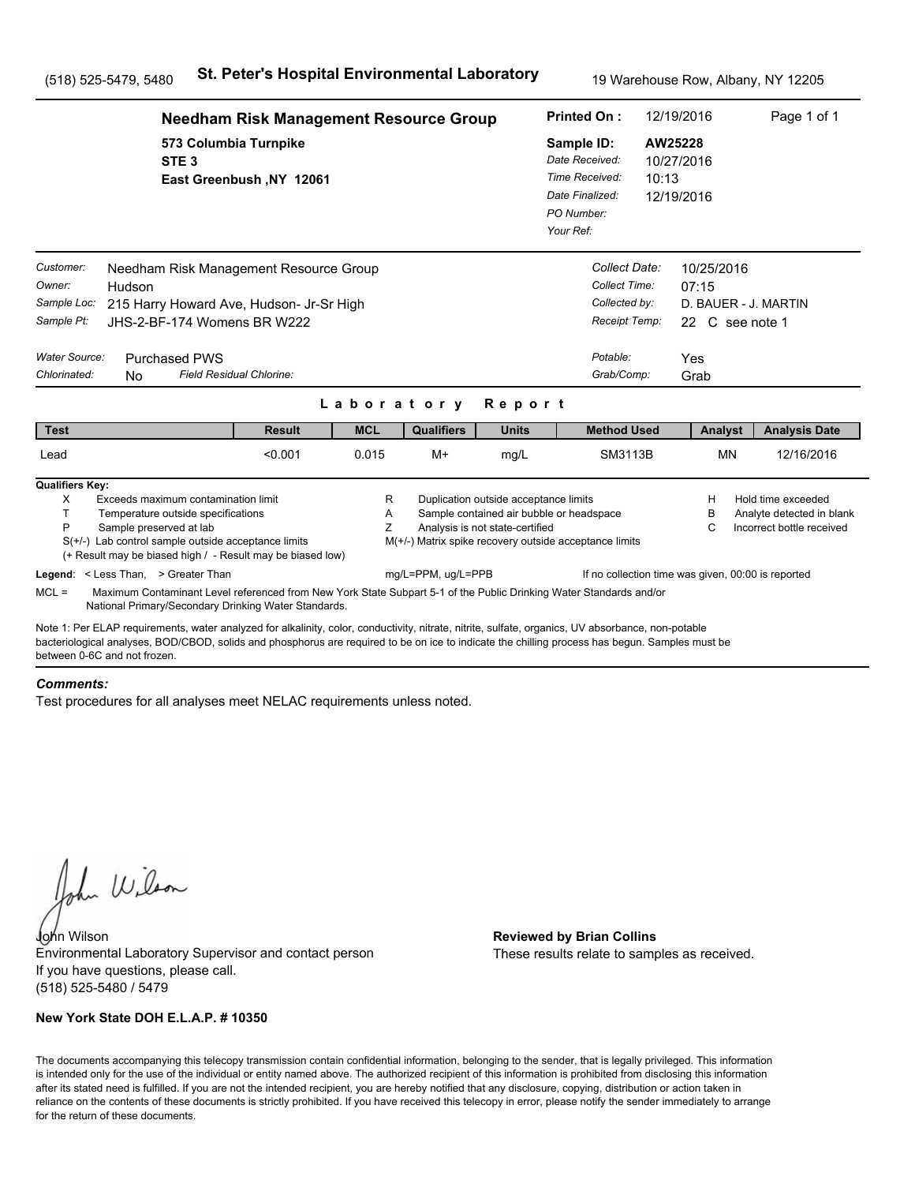(518) 525-5479, 5480 **St. Peter's Hospital Environmental Laboratory** 19 Warehouse Row, Albany, NY 12205

**Needham Risk Management Resource Group**
**573 Columbia Turnpike**
**STE 3**
**East Greenbush ,NY 12061**

| | |
|---|---|
| **Printed On :** | 12/19/2016 |
| **Sample ID:** | **AW25228** |
| *Date Received:* | 10/27/2016 |
| *Time Received:* | 10:13 |
| *Date Finalized:* | 12/19/2016 |
| *PO Number:* | |
| *Your Ref:* | |

| | |
|---|---|
| *Customer:* | Needham Risk Management Resource Group |
| *Owner:* | Hudson |
| *Sample Loc:* | 215 Harry Howard Ave, Hudson- Jr-Sr High |
| *Sample Pt:* | JHS-2-BF-174 Womens BR W222 |
| *Water Source:* | Purchased PWS |
| *Chlorinated:* | No *Field Residual Chlorine:* |

| | |
|---|---|
| *Collect Date:* | 10/25/2016 |
| *Collect Time:* | 07:15 |
| *Collected by:* | D. BAUER - J. MARTIN |
| *Receipt Temp:* | 22 C see note 1 |
| *Potable:* | Yes |
| *Grab/Comp:* | Grab |

## Laboratory Report

| Test | Result | MCL | Qualifiers | Units | Method Used | Analyst | Analysis Date |
|---|---|---|---|---|---|---|---|
| Lead | <0.001 | 0.015 | M+ | mg/L | SM3113B | MN | 12/16/2016 |

**Qualifiers Key:**

- X Exceeds maximum contamination limit
- T Temperature outside specifications
- P Sample preserved at lab
- S(+/-) Lab control sample outside acceptance limits
- (+ Result may be biased high / - Result may be biased low)
- R Duplication outside acceptance limits
- A Sample contained air bubble or headspace
- Z Analysis is not state-certified
- M(+/-) Matrix spike recovery outside acceptance limits
- H Hold time exceeded
- B Analyte detected in blank
- C Incorrect bottle received

**Legend**: < Less Than, > Greater Than mg/L=PPM, ug/L=PPB If no collection time was given, 00:00 is reported

MCL = Maximum Contaminant Level referenced from New York State Subpart 5-1 of the Public Drinking Water Standards and/or National Primary/Secondary Drinking Water Standards.

Note 1: Per ELAP requirements, water analyzed for alkalinity, color, conductivity, nitrate, nitrite, sulfate, organics, UV absorbance, non-potable bacteriological analyses, BOD/CBOD, solids and phosphorus are required to be on ice to indicate the chilling process has begun. Samples must be between 0-6C and not frozen.

***Comments:***

Test procedures for all analyses meet NELAC requirements unless noted.

John Wilson
Environmental Laboratory Supervisor and contact person
If you have questions, please call.
(518) 525-5480 / 5479

**Reviewed by Brian Collins**
These results relate to samples as received.

**New York State DOH E.L.A.P. # 10350**

The documents accompanying this telecopy transmission contain confidential information, belonging to the sender, that is legally privileged. This information is intended only for the use of the individual or entity named above. The authorized recipient of this information is prohibited from disclosing this information after its stated need is fulfilled. If you are not the intended recipient, you are hereby notified that any disclosure, copying, distribution or action taken in reliance on the contents of these documents is strictly prohibited. If you have received this telecopy in error, please notify the sender immediately to arrange for the return of these documents.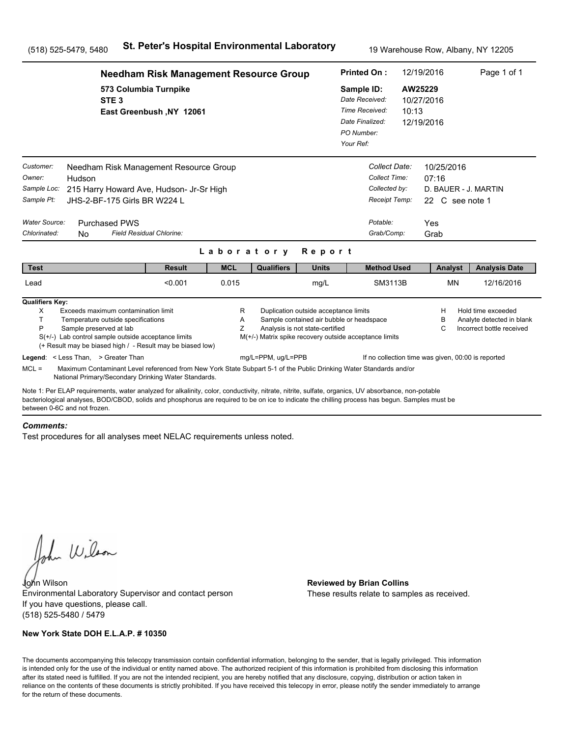(518) 525-5479, 5480 **St. Peter's Hospital Environmental Laboratory** 19 Warehouse Row, Albany, NY 12205

## Needham Risk Management Resource Group

573 Columbia Turnpike
STE 3
East Greenbush ,NY 12061

**Printed On :** 12/19/2016
**Sample ID:** AW25229
*Date Received:* 10/27/2016
*Time Received:* 10:13
*Date Finalized:* 12/19/2016
*PO Number:*
*Your Ref:*

*Customer:* Needham Risk Management Resource Group
*Owner:* Hudson
*Sample Loc:* 215 Harry Howard Ave, Hudson- Jr-Sr High
*Sample Pt:* JHS-2-BF-175 Girls BR W224 L

*Collect Date:* 10/25/2016
*Collect Time:* 07:16
*Collected by:* D. BAUER - J. MARTIN
*Receipt Temp:* 22 C see note 1

*Water Source:* Purchased PWS
*Chlorinated:* No *Field Residual Chlorine:*

*Potable:* Yes
*Grab/Comp:* Grab

### Laboratory Report

| Test | Result | MCL | Qualifiers | Units | Method Used | Analyst | Analysis Date |
|---|---|---|---|---|---|---|---|
| Lead | <0.001 | 0.015 | | mg/L | SM3113B | MN | 12/16/2016 |

**Qualifiers Key:**

- X Exceeds maximum contamination limit
- T Temperature outside specifications
- P Sample preserved at lab
- S(+/-) Lab control sample outside acceptance limits
  (+ Result may be biased high / - Result may be biased low)
- R Duplication outside acceptance limits
- A Sample contained air bubble or headspace
- Z Analysis is not state-certified
- M(+/-) Matrix spike recovery outside acceptance limits
- H Hold time exceeded
- B Analyte detected in blank
- C Incorrect bottle received

**Legend**: < Less Than, > Greater Than mg/L=PPM, ug/L=PPB If no collection time was given, 00:00 is reported

MCL = Maximum Contaminant Level referenced from New York State Subpart 5-1 of the Public Drinking Water Standards and/or National Primary/Secondary Drinking Water Standards.

Note 1: Per ELAP requirements, water analyzed for alkalinity, color, conductivity, nitrate, nitrite, sulfate, organics, UV absorbance, non-potable bacteriological analyses, BOD/CBOD, solids and phosphorus are required to be on ice to indicate the chilling process has begun. Samples must be between 0-6C and not frozen.

***Comments:***

Test procedures for all analyses meet NELAC requirements unless noted.

John Wilson
Environmental Laboratory Supervisor and contact person
If you have questions, please call.
(518) 525-5480 / 5479

**Reviewed by Brian Collins**
These results relate to samples as received.

**New York State DOH E.L.A.P. # 10350**

The documents accompanying this telecopy transmission contain confidential information, belonging to the sender, that is legally privileged. This information is intended only for the use of the individual or entity named above. The authorized recipient of this information is prohibited from disclosing this information after its stated need is fulfilled. If you are not the intended recipient, you are hereby notified that any disclosure, copying, distribution or action taken in reliance on the contents of these documents is strictly prohibited. If you have received this telecopy in error, please notify the sender immediately to arrange for the return of these documents.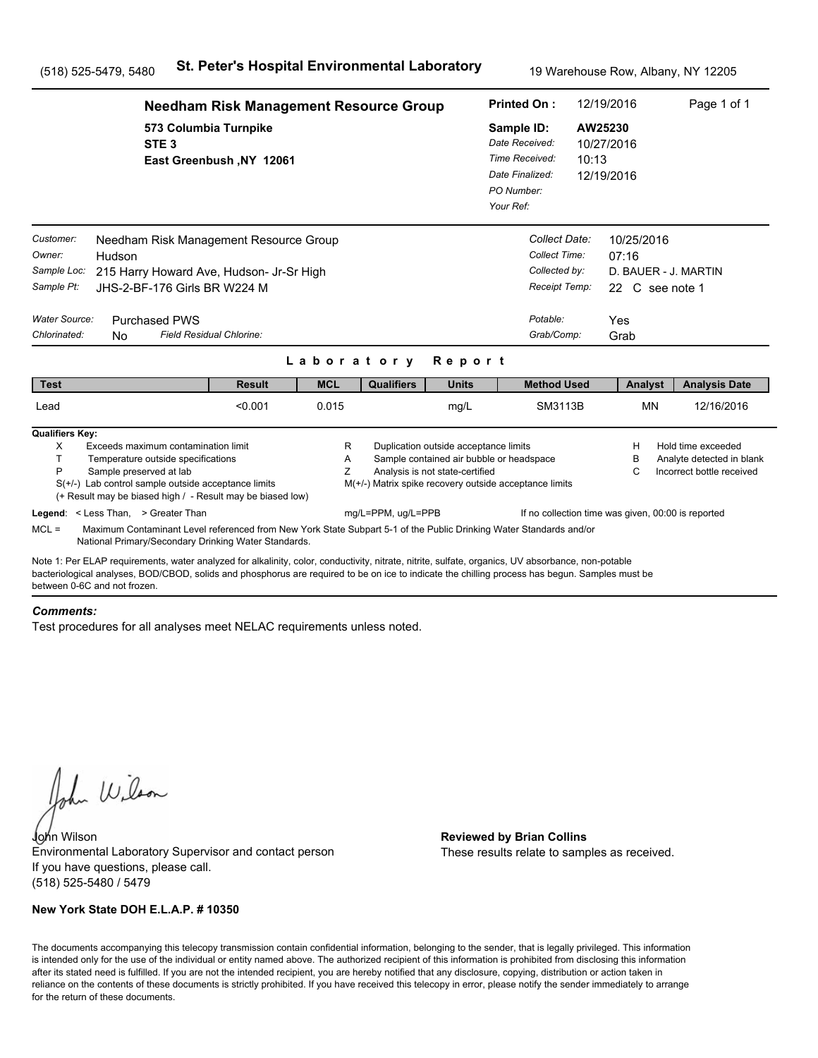(518) 525-5479, 5480 **St. Peter's Hospital Environmental Laboratory** 19 Warehouse Row, Albany, NY 12205

**Needham Risk Management Resource Group**
573 Columbia Turnpike
STE 3
East Greenbush ,NY 12061

**Printed On :** 12/19/2016
**Sample ID:** AW25230
*Date Received:* 10/27/2016
*Time Received:* 10:13
*Date Finalized:* 12/19/2016
*PO Number:*
*Your Ref:*

*Customer:* Needham Risk Management Resource Group
*Owner:* Hudson
*Sample Loc:* 215 Harry Howard Ave, Hudson- Jr-Sr High
*Sample Pt:* JHS-2-BF-176 Girls BR W224 M

*Collect Date:* 10/25/2016
*Collect Time:* 07:16
*Collected by:* D. BAUER - J. MARTIN
*Receipt Temp:* 22 C see note 1

*Water Source:* Purchased PWS
*Chlorinated:* No *Field Residual Chlorine:*

*Potable:* Yes
*Grab/Comp:* Grab

## Laboratory Report

| Test | Result | MCL | Qualifiers | Units | Method Used | Analyst | Analysis Date |
|---|---|---|---|---|---|---|---|
| Lead | <0.001 | 0.015 | | mg/L | SM3113B | MN | 12/16/2016 |

**Qualifiers Key:**
- X Exceeds maximum contamination limit
- T Temperature outside specifications
- P Sample preserved at lab
- S(+/-) Lab control sample outside acceptance limits
- (+ Result may be biased high / - Result may be biased low)
- R Duplication outside acceptance limits
- A Sample contained air bubble or headspace
- Z Analysis is not state-certified
- M(+/-) Matrix spike recovery outside acceptance limits
- H Hold time exceeded
- B Analyte detected in blank
- C Incorrect bottle received

**Legend**: < Less Than, > Greater Than mg/L=PPM, ug/L=PPB If no collection time was given, 00:00 is reported

MCL = Maximum Contaminant Level referenced from New York State Subpart 5-1 of the Public Drinking Water Standards and/or National Primary/Secondary Drinking Water Standards.

Note 1: Per ELAP requirements, water analyzed for alkalinity, color, conductivity, nitrate, nitrite, sulfate, organics, UV absorbance, non-potable bacteriological analyses, BOD/CBOD, solids and phosphorus are required to be on ice to indicate the chilling process has begun. Samples must be between 0-6C and not frozen.

***Comments:***

Test procedures for all analyses meet NELAC requirements unless noted.

John Wilson
Environmental Laboratory Supervisor and contact person
If you have questions, please call.
(518) 525-5480 / 5479

**Reviewed by Brian Collins**
These results relate to samples as received.

**New York State DOH E.L.A.P. # 10350**

The documents accompanying this telecopy transmission contain confidential information, belonging to the sender, that is legally privileged. This information is intended only for the use of the individual or entity named above. The authorized recipient of this information is prohibited from disclosing this information after its stated need is fulfilled. If you are not the intended recipient, you are hereby notified that any disclosure, copying, distribution or action taken in reliance on the contents of these documents is strictly prohibited. If you have received this telecopy in error, please notify the sender immediately to arrange for the return of these documents.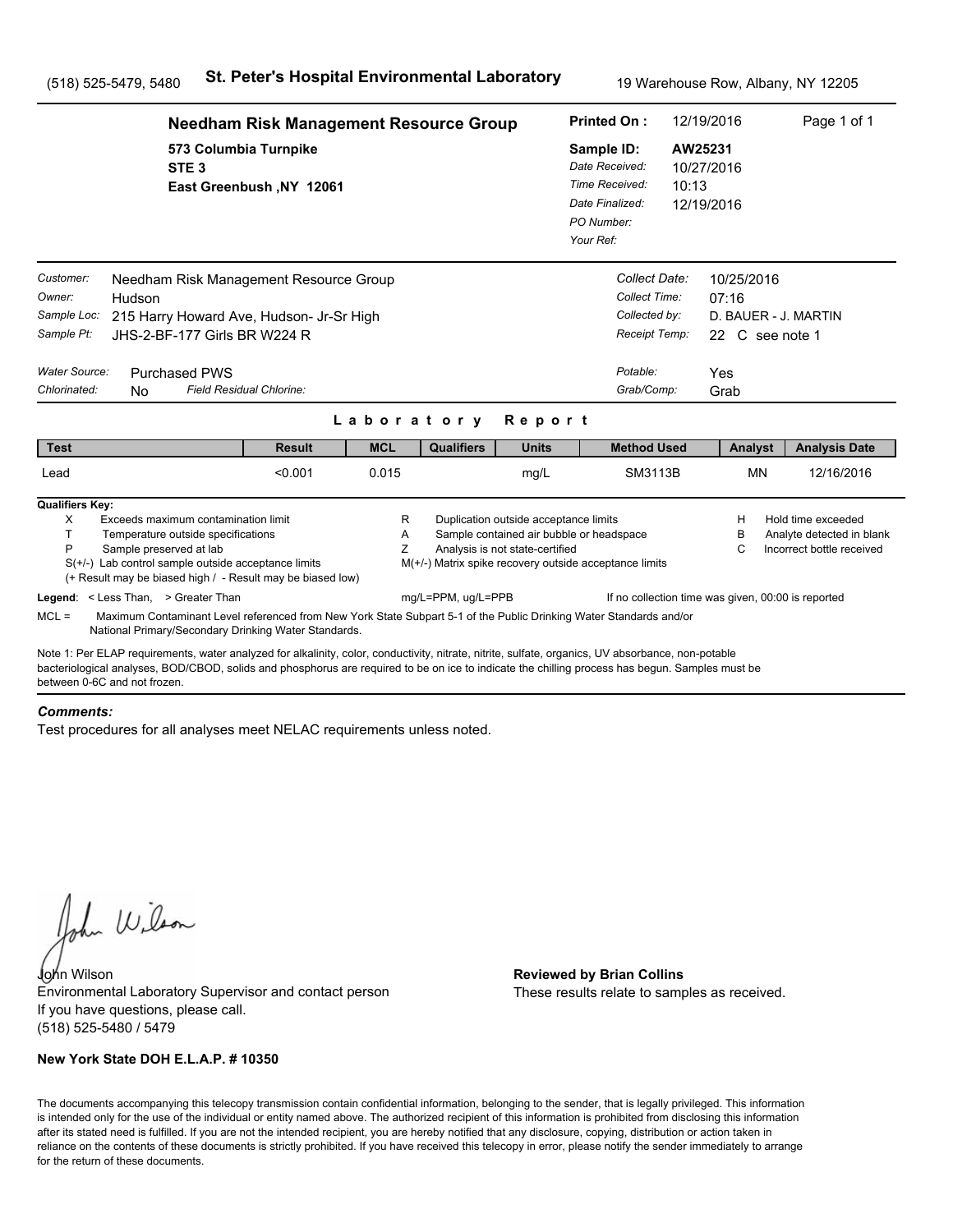(518) 525-5479, 5480 **St. Peter's Hospital Environmental Laboratory** 19 Warehouse Row, Albany, NY 12205

**Needham Risk Management Resource Group**
573 Columbia Turnpike
STE 3
East Greenbush ,NY 12061

| | |
|---|---|
| **Printed On :** | 12/19/2016 |
| **Sample ID:** | **AW25231** |
| *Date Received:* | 10/27/2016 |
| *Time Received:* | 10:13 |
| *Date Finalized:* | 12/19/2016 |
| *PO Number:* | |
| *Your Ref:* | |

| | |
|---|---|
| *Customer:* | Needham Risk Management Resource Group |
| *Owner:* | Hudson |
| *Sample Loc:* | 215 Harry Howard Ave, Hudson- Jr-Sr High |
| *Sample Pt:* | JHS-2-BF-177 Girls BR W224 R |
| *Water Source:* | Purchased PWS |
| *Chlorinated:* | No *Field Residual Chlorine:* |

| | |
|---|---|
| *Collect Date:* | 10/25/2016 |
| *Collect Time:* | 07:16 |
| *Collected by:* | D. BAUER - J. MARTIN |
| *Receipt Temp:* | 22 C see note 1 |
| *Potable:* | Yes |
| *Grab/Comp:* | Grab |

## Laboratory Report

| Test | Result | MCL | Qualifiers | Units | Method Used | Analyst | Analysis Date |
|---|---|---|---|---|---|---|---|
| Lead | <0.001 | 0.015 | | mg/L | SM3113B | MN | 12/16/2016 |

**Qualifiers Key:**

- X Exceeds maximum contamination limit
- T Temperature outside specifications
- P Sample preserved at lab
- S(+/-) Lab control sample outside acceptance limits
- (+ Result may be biased high / - Result may be biased low)
- R Duplication outside acceptance limits
- A Sample contained air bubble or headspace
- Z Analysis is not state-certified
- M(+/-) Matrix spike recovery outside acceptance limits
- H Hold time exceeded
- B Analyte detected in blank
- C Incorrect bottle received

**Legend**: < Less Than, > Greater Than   mg/L=PPM, ug/L=PPB   If no collection time was given, 00:00 is reported

MCL = Maximum Contaminant Level referenced from New York State Subpart 5-1 of the Public Drinking Water Standards and/or National Primary/Secondary Drinking Water Standards.

Note 1: Per ELAP requirements, water analyzed for alkalinity, color, conductivity, nitrate, nitrite, sulfate, organics, UV absorbance, non-potable bacteriological analyses, BOD/CBOD, solids and phosphorus are required to be on ice to indicate the chilling process has begun. Samples must be between 0-6C and not frozen.

***Comments:***

Test procedures for all analyses meet NELAC requirements unless noted.

John Wilson
Environmental Laboratory Supervisor and contact person
If you have questions, please call.
(518) 525-5480 / 5479

**Reviewed by Brian Collins**
These results relate to samples as received.

**New York State DOH E.L.A.P. # 10350**

The documents accompanying this telecopy transmission contain confidential information, belonging to the sender, that is legally privileged. This information is intended only for the use of the individual or entity named above. The authorized recipient of this information is prohibited from disclosing this information after its stated need is fulfilled. If you are not the intended recipient, you are hereby notified that any disclosure, copying, distribution or action taken in reliance on the contents of these documents is strictly prohibited. If you have received this telecopy in error, please notify the sender immediately to arrange for the return of these documents.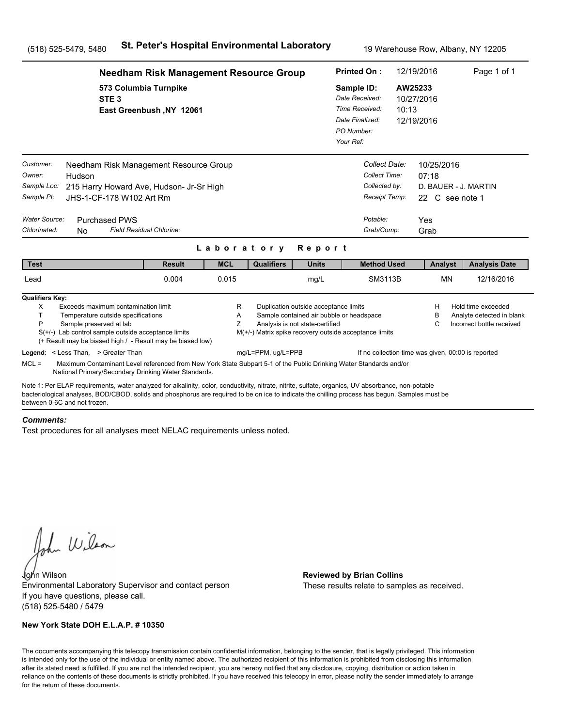(518) 525-5479, 5480 **St. Peter's Hospital Environmental Laboratory** 19 Warehouse Row, Albany, NY 12205

## Needham Risk Management Resource Group

573 Columbia Turnpike
STE 3
East Greenbush ,NY 12061

**Printed On :** 12/19/2016 Page 1 of 1

**Sample ID:** AW25233
*Date Received:* 10/27/2016
*Time Received:* 10:13
*Date Finalized:* 12/19/2016
*PO Number:*
*Your Ref:*

*Customer:* Needham Risk Management Resource Group
*Owner:* Hudson
*Sample Loc:* 215 Harry Howard Ave, Hudson- Jr-Sr High
*Sample Pt:* JHS-1-CF-178 W102 Art Rm

*Collect Date:* 10/25/2016
*Collect Time:* 07:18
*Collected by:* D. BAUER - J. MARTIN
*Receipt Temp:* 22 C see note 1

*Water Source:* Purchased PWS
*Chlorinated:* No *Field Residual Chlorine:*

*Potable:* Yes
*Grab/Comp:* Grab

### Laboratory Report

| Test | Result | MCL | Qualifiers | Units | Method Used | Analyst | Analysis Date |
|---|---|---|---|---|---|---|---|
| Lead | 0.004 | 0.015 | | mg/L | SM3113B | MN | 12/16/2016 |

**Qualifiers Key:**

| | | | | | |
|---|---|---|---|---|---|
| X | Exceeds maximum contamination limit | R | Duplication outside acceptance limits | H | Hold time exceeded |
| T | Temperature outside specifications | A | Sample contained air bubble or headspace | B | Analyte detected in blank |
| P | Sample preserved at lab | Z | Analysis is not state-certified | C | Incorrect bottle received |

S(+/-) Lab control sample outside acceptance limits
(+ Result may be biased high / - Result may be biased low)
M(+/-) Matrix spike recovery outside acceptance limits

**Legend**: < Less Than, > Greater Than mg/L=PPM, ug/L=PPB If no collection time was given, 00:00 is reported

MCL = Maximum Contaminant Level referenced from New York State Subpart 5-1 of the Public Drinking Water Standards and/or National Primary/Secondary Drinking Water Standards.

Note 1: Per ELAP requirements, water analyzed for alkalinity, color, conductivity, nitrate, nitrite, sulfate, organics, UV absorbance, non-potable bacteriological analyses, BOD/CBOD, solids and phosphorus are required to be on ice to indicate the chilling process has begun. Samples must be between 0-6C and not frozen.

***Comments:***

Test procedures for all analyses meet NELAC requirements unless noted.

John Wilson
Environmental Laboratory Supervisor and contact person
If you have questions, please call.
(518) 525-5480 / 5479

**Reviewed by Brian Collins**
These results relate to samples as received.

**New York State DOH E.L.A.P. # 10350**

The documents accompanying this telecopy transmission contain confidential information, belonging to the sender, that is legally privileged. This information is intended only for the use of the individual or entity named above. The authorized recipient of this information is prohibited from disclosing this information after its stated need is fulfilled. If you are not the intended recipient, you are hereby notified that any disclosure, copying, distribution or action taken in reliance on the contents of these documents is strictly prohibited. If you have received this telecopy in error, please notify the sender immediately to arrange for the return of these documents.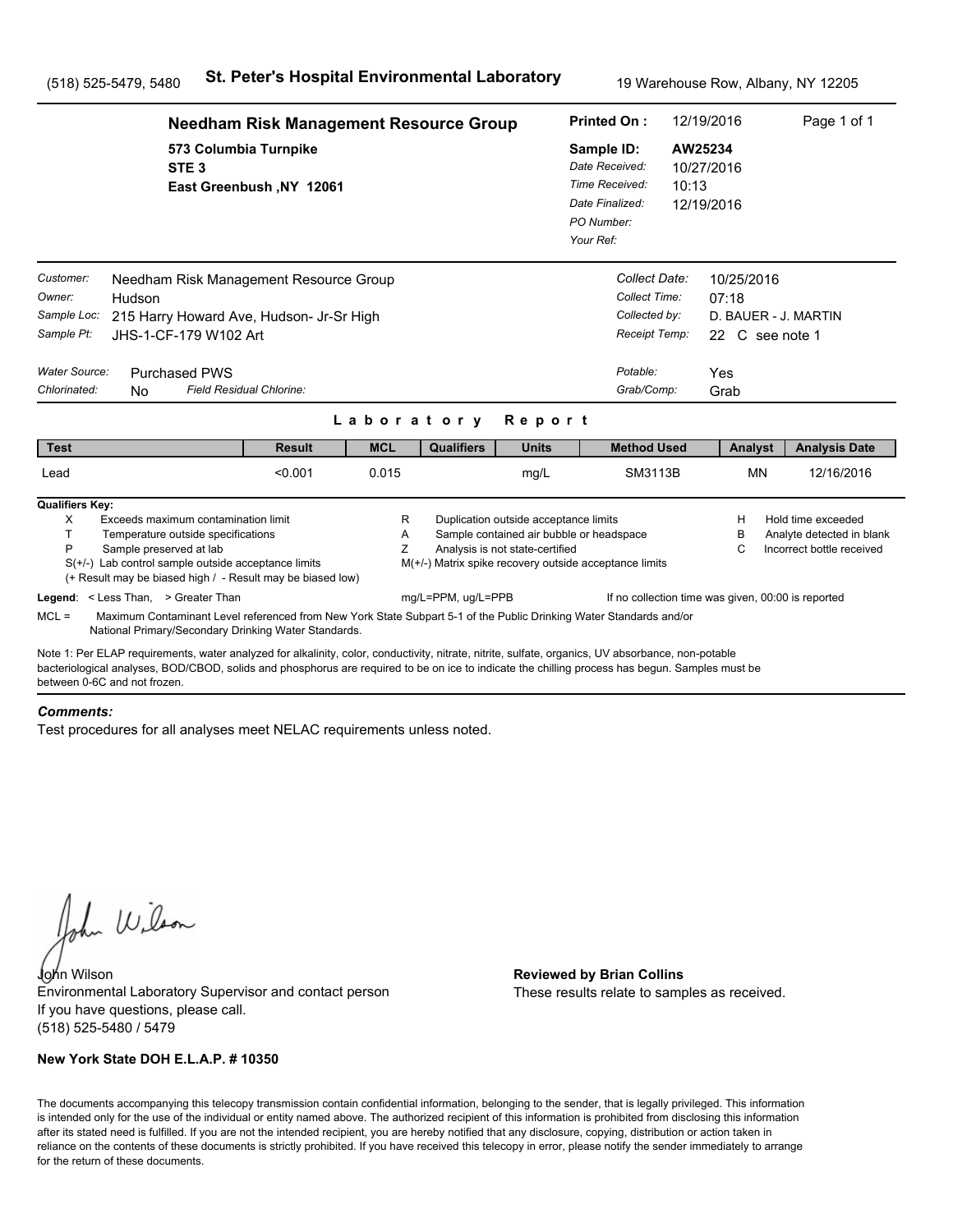(518) 525-5479, 5480 **St. Peter's Hospital Environmental Laboratory** 19 Warehouse Row, Albany, NY 12205

**Needham Risk Management Resource Group**
573 Columbia Turnpike
STE 3
East Greenbush ,NY 12061

**Printed On :** 12/19/2016
**Sample ID:** AW25234
*Date Received:* 10/27/2016
*Time Received:* 10:13
*Date Finalized:* 12/19/2016
*PO Number:*
*Your Ref:*

*Customer:* Needham Risk Management Resource Group
*Owner:* Hudson
*Sample Loc:* 215 Harry Howard Ave, Hudson- Jr-Sr High
*Sample Pt:* JHS-1-CF-179 W102 Art

*Collect Date:* 10/25/2016
*Collect Time:* 07:18
*Collected by:* D. BAUER - J. MARTIN
*Receipt Temp:* 22 C see note 1

*Water Source:* Purchased PWS
*Chlorinated:* No *Field Residual Chlorine:*

*Potable:* Yes
*Grab/Comp:* Grab

## Laboratory Report

| Test | Result | MCL | Qualifiers | Units | Method Used | Analyst | Analysis Date |
|---|---|---|---|---|---|---|---|
| Lead | <0.001 | 0.015 | | mg/L | SM3113B | MN | 12/16/2016 |

**Qualifiers Key:**
- X Exceeds maximum contamination limit
- T Temperature outside specifications
- P Sample preserved at lab
- S(+/-) Lab control sample outside acceptance limits
  (+ Result may be biased high / - Result may be biased low)
- R Duplication outside acceptance limits
- A Sample contained air bubble or headspace
- Z Analysis is not state-certified
- M(+/-) Matrix spike recovery outside acceptance limits
- H Hold time exceeded
- B Analyte detected in blank
- C Incorrect bottle received

**Legend**: < Less Than, > Greater Than mg/L=PPM, ug/L=PPB If no collection time was given, 00:00 is reported

MCL = Maximum Contaminant Level referenced from New York State Subpart 5-1 of the Public Drinking Water Standards and/or National Primary/Secondary Drinking Water Standards.

Note 1: Per ELAP requirements, water analyzed for alkalinity, color, conductivity, nitrate, nitrite, sulfate, organics, UV absorbance, non-potable bacteriological analyses, BOD/CBOD, solids and phosphorus are required to be on ice to indicate the chilling process has begun. Samples must be between 0-6C and not frozen.

***Comments:***

Test procedures for all analyses meet NELAC requirements unless noted.

John Wilson
Environmental Laboratory Supervisor and contact person
If you have questions, please call.
(518) 525-5480 / 5479

**Reviewed by Brian Collins**
These results relate to samples as received.

**New York State DOH E.L.A.P. # 10350**

The documents accompanying this telecopy transmission contain confidential information, belonging to the sender, that is legally privileged. This information is intended only for the use of the individual or entity named above. The authorized recipient of this information is prohibited from disclosing this information after its stated need is fulfilled. If you are not the intended recipient, you are hereby notified that any disclosure, copying, distribution or action taken in reliance on the contents of these documents is strictly prohibited. If you have received this telecopy in error, please notify the sender immediately to arrange for the return of these documents.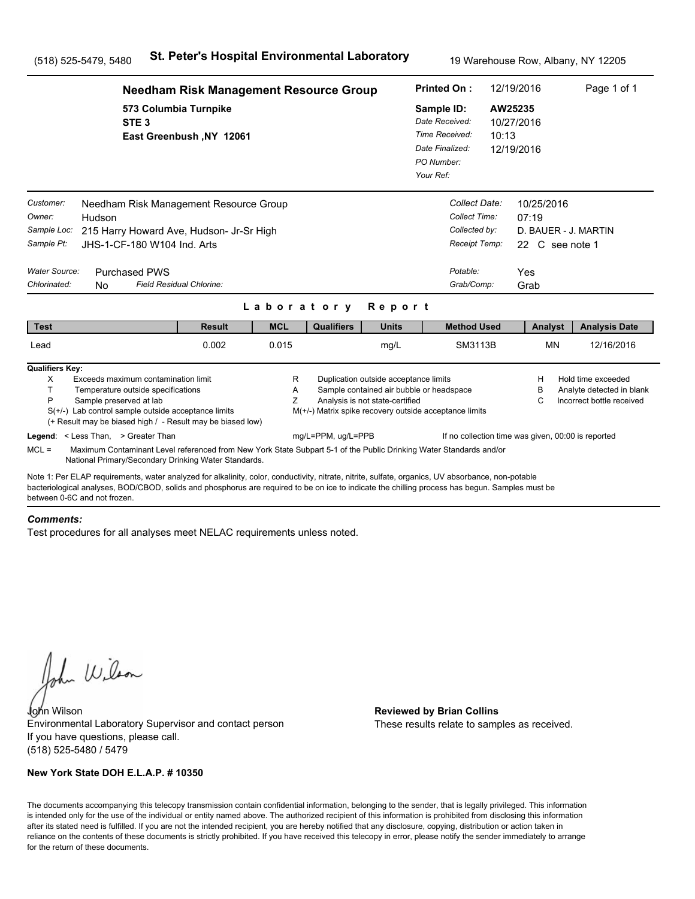(518) 525-5479, 5480 **St. Peter's Hospital Environmental Laboratory** 19 Warehouse Row, Albany, NY 12205

## Needham Risk Management Resource Group

573 Columbia Turnpike
STE 3
East Greenbush ,NY 12061

**Printed On :** 12/19/2016

**Sample ID:** AW25235
*Date Received:* 10/27/2016
*Time Received:* 10:13
*Date Finalized:* 12/19/2016
*PO Number:*
*Your Ref:*

*Customer:* Needham Risk Management Resource Group
*Owner:* Hudson
*Sample Loc:* 215 Harry Howard Ave, Hudson- Jr-Sr High
*Sample Pt:* JHS-1-CF-180 W104 Ind. Arts

*Collect Date:* 10/25/2016
*Collect Time:* 07:19
*Collected by:* D. BAUER - J. MARTIN
*Receipt Temp:* 22 C see note 1

*Water Source:* Purchased PWS
*Chlorinated:* No *Field Residual Chlorine:*

*Potable:* Yes
*Grab/Comp:* Grab

### Laboratory Report

| Test | Result | MCL | Qualifiers | Units | Method Used | Analyst | Analysis Date |
|---|---|---|---|---|---|---|---|
| Lead | 0.002 | 0.015 | | mg/L | SM3113B | MN | 12/16/2016 |

**Qualifiers Key:**

- X Exceeds maximum contamination limit
- T Temperature outside specifications
- P Sample preserved at lab
- S(+/-) Lab control sample outside acceptance limits
- (+ Result may be biased high / - Result may be biased low)
- R Duplication outside acceptance limits
- A Sample contained air bubble or headspace
- Z Analysis is not state-certified
- M(+/-) Matrix spike recovery outside acceptance limits
- H Hold time exceeded
- B Analyte detected in blank
- C Incorrect bottle received

**Legend**: < Less Than, > Greater Than mg/L=PPM, ug/L=PPB If no collection time was given, 00:00 is reported

MCL = Maximum Contaminant Level referenced from New York State Subpart 5-1 of the Public Drinking Water Standards and/or National Primary/Secondary Drinking Water Standards.

Note 1: Per ELAP requirements, water analyzed for alkalinity, color, conductivity, nitrate, nitrite, sulfate, organics, UV absorbance, non-potable bacteriological analyses, BOD/CBOD, solids and phosphorus are required to be on ice to indicate the chilling process has begun. Samples must be between 0-6C and not frozen.

***Comments:***

Test procedures for all analyses meet NELAC requirements unless noted.

John Wilson
Environmental Laboratory Supervisor and contact person
If you have questions, please call.
(518) 525-5480 / 5479

**Reviewed by Brian Collins**
These results relate to samples as received.

**New York State DOH E.L.A.P. # 10350**

The documents accompanying this telecopy transmission contain confidential information, belonging to the sender, that is legally privileged. This information is intended only for the use of the individual or entity named above. The authorized recipient of this information is prohibited from disclosing this information after its stated need is fulfilled. If you are not the intended recipient, you are hereby notified that any disclosure, copying, distribution or action taken in reliance on the contents of these documents is strictly prohibited. If you have received this telecopy in error, please notify the sender immediately to arrange for the return of these documents.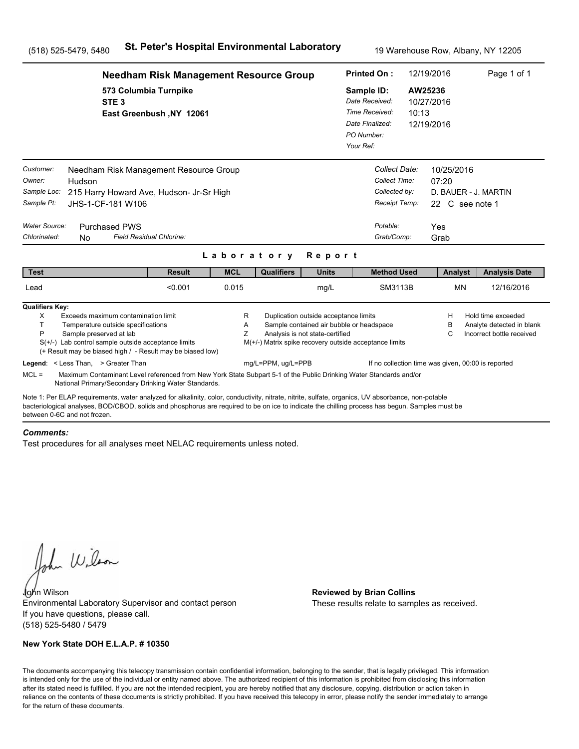(518) 525-5479, 5480 **St. Peter's Hospital Environmental Laboratory** 19 Warehouse Row, Albany, NY 12205

**Needham Risk Management Resource Group**
**573 Columbia Turnpike**
**STE 3**
**East Greenbush ,NY 12061**

| | |
|---|---|
| **Printed On :** | 12/19/2016 |
| **Sample ID:** | **AW25236** |
| *Date Received:* | 10/27/2016 |
| *Time Received:* | 10:13 |
| *Date Finalized:* | 12/19/2016 |
| *PO Number:* | |
| *Your Ref:* | |

| | |
|---|---|
| *Customer:* | Needham Risk Management Resource Group |
| *Owner:* | Hudson |
| *Sample Loc:* | 215 Harry Howard Ave, Hudson- Jr-Sr High |
| *Sample Pt:* | JHS-1-CF-181 W106 |
| *Water Source:* | Purchased PWS |
| *Chlorinated:* | No *Field Residual Chlorine:* |

| | |
|---|---|
| *Collect Date:* | 10/25/2016 |
| *Collect Time:* | 07:20 |
| *Collected by:* | D. BAUER - J. MARTIN |
| *Receipt Temp:* | 22 C see note 1 |
| *Potable:* | Yes |
| *Grab/Comp:* | Grab |

## Laboratory Report

| Test | Result | MCL | Qualifiers | Units | Method Used | Analyst | Analysis Date |
|---|---|---|---|---|---|---|---|
| Lead | <0.001 | 0.015 | | mg/L | SM3113B | MN | 12/16/2016 |

**Qualifiers Key:**

- X Exceeds maximum contamination limit
- T Temperature outside specifications
- P Sample preserved at lab
- S(+/-) Lab control sample outside acceptance limits
- (+ Result may be biased high / - Result may be biased low)
- R Duplication outside acceptance limits
- A Sample contained air bubble or headspace
- Z Analysis is not state-certified
- M(+/-) Matrix spike recovery outside acceptance limits
- H Hold time exceeded
- B Analyte detected in blank
- C Incorrect bottle received

**Legend**: < Less Than, > Greater Than mg/L=PPM, ug/L=PPB If no collection time was given, 00:00 is reported

MCL = Maximum Contaminant Level referenced from New York State Subpart 5-1 of the Public Drinking Water Standards and/or National Primary/Secondary Drinking Water Standards.

Note 1: Per ELAP requirements, water analyzed for alkalinity, color, conductivity, nitrate, nitrite, sulfate, organics, UV absorbance, non-potable bacteriological analyses, BOD/CBOD, solids and phosphorus are required to be on ice to indicate the chilling process has begun. Samples must be between 0-6C and not frozen.

***Comments:***

Test procedures for all analyses meet NELAC requirements unless noted.

John Wilson
Environmental Laboratory Supervisor and contact person
If you have questions, please call.
(518) 525-5480 / 5479

**Reviewed by Brian Collins**
These results relate to samples as received.

**New York State DOH E.L.A.P. # 10350**

The documents accompanying this telecopy transmission contain confidential information, belonging to the sender, that is legally privileged. This information is intended only for the use of the individual or entity named above. The authorized recipient of this information is prohibited from disclosing this information after its stated need is fulfilled. If you are not the intended recipient, you are hereby notified that any disclosure, copying, distribution or action taken in reliance on the contents of these documents is strictly prohibited. If you have received this telecopy in error, please notify the sender immediately to arrange for the return of these documents.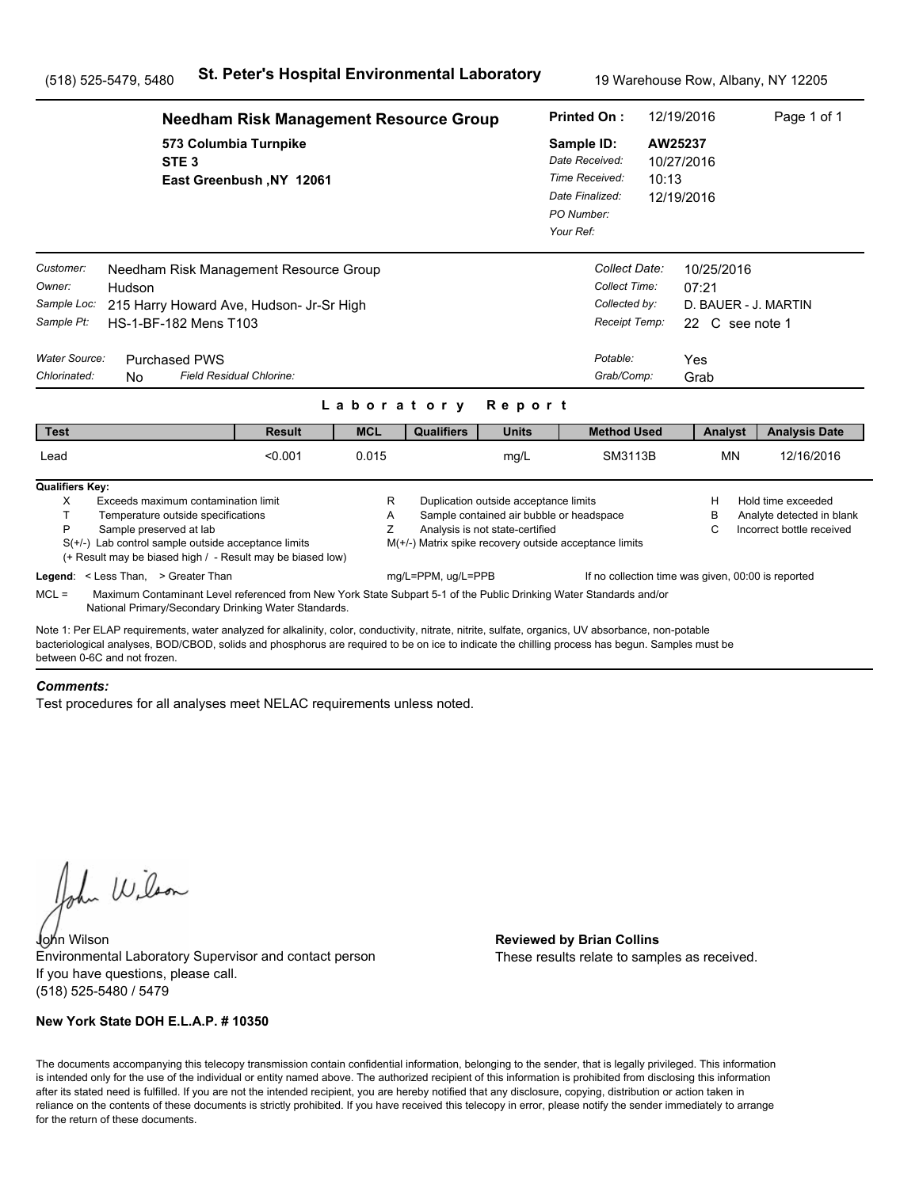(518) 525-5479, 5480 **St. Peter's Hospital Environmental Laboratory** 19 Warehouse Row, Albany, NY 12205

## Needham Risk Management Resource Group

573 Columbia Turnpike
STE 3
East Greenbush ,NY 12061

**Printed On :** 12/19/2016
**Sample ID:** AW25237
*Date Received:* 10/27/2016
*Time Received:* 10:13
*Date Finalized:* 12/19/2016
*PO Number:*
*Your Ref:*

*Customer:* Needham Risk Management Resource Group
*Owner:* Hudson
*Sample Loc:* 215 Harry Howard Ave, Hudson- Jr-Sr High
*Sample Pt:* HS-1-BF-182 Mens T103

*Collect Date:* 10/25/2016
*Collect Time:* 07:21
*Collected by:* D. BAUER - J. MARTIN
*Receipt Temp:* 22 C see note 1

*Water Source:* Purchased PWS
*Chlorinated:* No *Field Residual Chlorine:*

*Potable:* Yes
*Grab/Comp:* Grab

### Laboratory Report

| Test | Result | MCL | Qualifiers | Units | Method Used | Analyst | Analysis Date |
|---|---|---|---|---|---|---|---|
| Lead | <0.001 | 0.015 | | mg/L | SM3113B | MN | 12/16/2016 |

**Qualifiers Key:**

- X Exceeds maximum contamination limit
- T Temperature outside specifications
- P Sample preserved at lab
- S(+/-) Lab control sample outside acceptance limits
  (+ Result may be biased high / - Result may be biased low)
- R Duplication outside acceptance limits
- A Sample contained air bubble or headspace
- Z Analysis is not state-certified
- M(+/-) Matrix spike recovery outside acceptance limits
- H Hold time exceeded
- B Analyte detected in blank
- C Incorrect bottle received

**Legend**: < Less Than, > Greater Than mg/L=PPM, ug/L=PPB If no collection time was given, 00:00 is reported

MCL = Maximum Contaminant Level referenced from New York State Subpart 5-1 of the Public Drinking Water Standards and/or National Primary/Secondary Drinking Water Standards.

Note 1: Per ELAP requirements, water analyzed for alkalinity, color, conductivity, nitrate, nitrite, sulfate, organics, UV absorbance, non-potable bacteriological analyses, BOD/CBOD, solids and phosphorus are required to be on ice to indicate the chilling process has begun. Samples must be between 0-6C and not frozen.

***Comments:***

Test procedures for all analyses meet NELAC requirements unless noted.

John Wilson
Environmental Laboratory Supervisor and contact person
If you have questions, please call.
(518) 525-5480 / 5479

**Reviewed by Brian Collins**
These results relate to samples as received.

**New York State DOH E.L.A.P. # 10350**

The documents accompanying this telecopy transmission contain confidential information, belonging to the sender, that is legally privileged. This information is intended only for the use of the individual or entity named above. The authorized recipient of this information is prohibited from disclosing this information after its stated need is fulfilled. If you are not the intended recipient, you are hereby notified that any disclosure, copying, distribution or action taken in reliance on the contents of these documents is strictly prohibited. If you have received this telecopy in error, please notify the sender immediately to arrange for the return of these documents.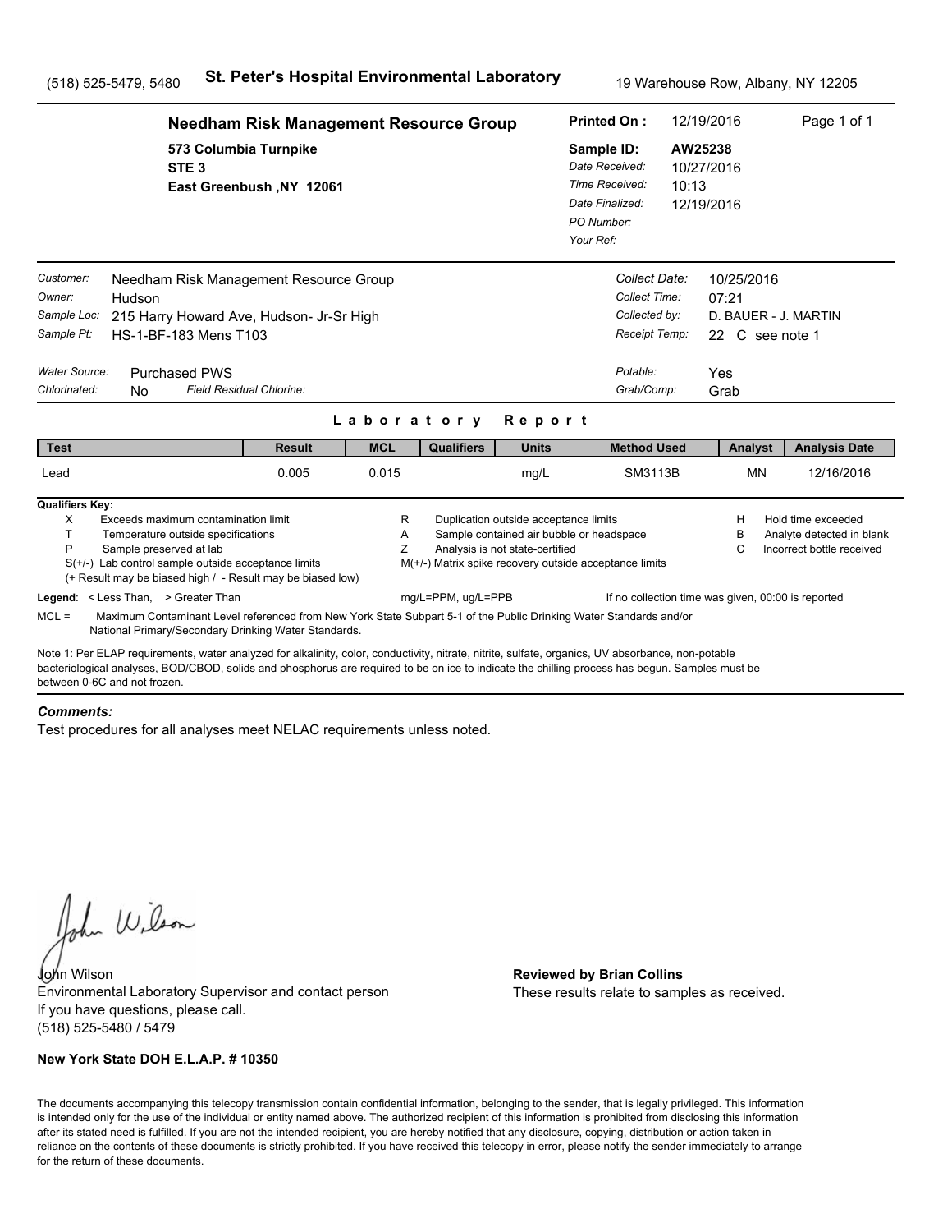(518) 525-5479, 5480 **St. Peter's Hospital Environmental Laboratory** 19 Warehouse Row, Albany, NY 12205

**Needham Risk Management Resource Group**
573 Columbia Turnpike
STE 3
East Greenbush ,NY 12061

**Printed On :** 12/19/2016
**Sample ID:** AW25238
*Date Received:* 10/27/2016
*Time Received:* 10:13
*Date Finalized:* 12/19/2016
*PO Number:*
*Your Ref:*

*Customer:* Needham Risk Management Resource Group
*Owner:* Hudson
*Sample Loc:* 215 Harry Howard Ave, Hudson- Jr-Sr High
*Sample Pt:* HS-1-BF-183 Mens T103

*Collect Date:* 10/25/2016
*Collect Time:* 07:21
*Collected by:* D. BAUER - J. MARTIN
*Receipt Temp:* 22 C see note 1

*Water Source:* Purchased PWS
*Chlorinated:* No *Field Residual Chlorine:*

*Potable:* Yes
*Grab/Comp:* Grab

## Laboratory Report

| Test | Result | MCL | Qualifiers | Units | Method Used | Analyst | Analysis Date |
|---|---|---|---|---|---|---|---|
| Lead | 0.005 | 0.015 | | mg/L | SM3113B | MN | 12/16/2016 |

**Qualifiers Key:**

- X Exceeds maximum contamination limit
- T Temperature outside specifications
- P Sample preserved at lab
- S(+/-) Lab control sample outside acceptance limits
  (+ Result may be biased high / - Result may be biased low)
- R Duplication outside acceptance limits
- A Sample contained air bubble or headspace
- Z Analysis is not state-certified
- M(+/-) Matrix spike recovery outside acceptance limits
- H Hold time exceeded
- B Analyte detected in blank
- C Incorrect bottle received

**Legend**: < Less Than, > Greater Than   mg/L=PPM, ug/L=PPB   If no collection time was given, 00:00 is reported

MCL = Maximum Contaminant Level referenced from New York State Subpart 5-1 of the Public Drinking Water Standards and/or National Primary/Secondary Drinking Water Standards.

Note 1: Per ELAP requirements, water analyzed for alkalinity, color, conductivity, nitrate, nitrite, sulfate, organics, UV absorbance, non-potable bacteriological analyses, BOD/CBOD, solids and phosphorus are required to be on ice to indicate the chilling process has begun. Samples must be between 0-6C and not frozen.

***Comments:***

Test procedures for all analyses meet NELAC requirements unless noted.

John Wilson
Environmental Laboratory Supervisor and contact person
If you have questions, please call.
(518) 525-5480 / 5479

**Reviewed by Brian Collins**
These results relate to samples as received.

**New York State DOH E.L.A.P. # 10350**

The documents accompanying this telecopy transmission contain confidential information, belonging to the sender, that is legally privileged. This information is intended only for the use of the individual or entity named above. The authorized recipient of this information is prohibited from disclosing this information after its stated need is fulfilled. If you are not the intended recipient, you are hereby notified that any disclosure, copying, distribution or action taken in reliance on the contents of these documents is strictly prohibited. If you have received this telecopy in error, please notify the sender immediately to arrange for the return of these documents.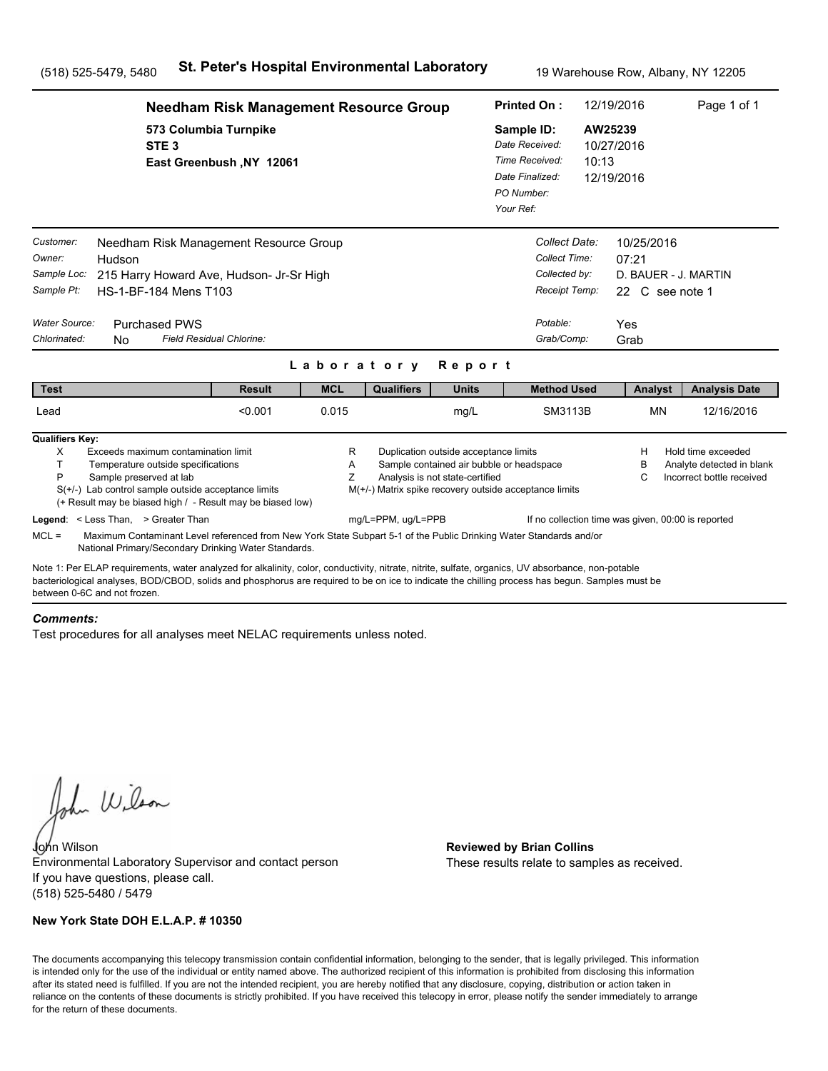(518) 525-5479, 5480 **St. Peter's Hospital Environmental Laboratory** 19 Warehouse Row, Albany, NY 12205

## Needham Risk Management Resource Group

573 Columbia Turnpike
STE 3
East Greenbush ,NY 12061

**Printed On :** 12/19/2016

**Sample ID:** AW25239
*Date Received:* 10/27/2016
*Time Received:* 10:13
*Date Finalized:* 12/19/2016
*PO Number:*
*Your Ref:*

*Customer:* Needham Risk Management Resource Group
*Owner:* Hudson
*Sample Loc:* 215 Harry Howard Ave, Hudson- Jr-Sr High
*Sample Pt:* HS-1-BF-184 Mens T103

*Collect Date:* 10/25/2016
*Collect Time:* 07:21
*Collected by:* D. BAUER - J. MARTIN
*Receipt Temp:* 22 C see note 1

*Water Source:* Purchased PWS
*Chlorinated:* No *Field Residual Chlorine:*

*Potable:* Yes
*Grab/Comp:* Grab

### Laboratory Report

| Test | Result | MCL | Qualifiers | Units | Method Used | Analyst | Analysis Date |
|---|---|---|---|---|---|---|---|
| Lead | <0.001 | 0.015 | | mg/L | SM3113B | MN | 12/16/2016 |

**Qualifiers Key:**

- X Exceeds maximum contamination limit
- T Temperature outside specifications
- P Sample preserved at lab
- S(+/-) Lab control sample outside acceptance limits
- (+ Result may be biased high / - Result may be biased low)
- R Duplication outside acceptance limits
- A Sample contained air bubble or headspace
- Z Analysis is not state-certified
- M(+/-) Matrix spike recovery outside acceptance limits
- H Hold time exceeded
- B Analyte detected in blank
- C Incorrect bottle received

**Legend**: < Less Than, > Greater Than mg/L=PPM, ug/L=PPB If no collection time was given, 00:00 is reported

MCL = Maximum Contaminant Level referenced from New York State Subpart 5-1 of the Public Drinking Water Standards and/or National Primary/Secondary Drinking Water Standards.

Note 1: Per ELAP requirements, water analyzed for alkalinity, color, conductivity, nitrate, nitrite, sulfate, organics, UV absorbance, non-potable bacteriological analyses, BOD/CBOD, solids and phosphorus are required to be on ice to indicate the chilling process has begun. Samples must be between 0-6C and not frozen.

***Comments:***

Test procedures for all analyses meet NELAC requirements unless noted.

John Wilson
Environmental Laboratory Supervisor and contact person
If you have questions, please call.
(518) 525-5480 / 5479

**Reviewed by Brian Collins**
These results relate to samples as received.

**New York State DOH E.L.A.P. # 10350**

The documents accompanying this telecopy transmission contain confidential information, belonging to the sender, that is legally privileged. This information is intended only for the use of the individual or entity named above. The authorized recipient of this information is prohibited from disclosing this information after its stated need is fulfilled. If you are not the intended recipient, you are hereby notified that any disclosure, copying, distribution or action taken in reliance on the contents of these documents is strictly prohibited. If you have received this telecopy in error, please notify the sender immediately to arrange for the return of these documents.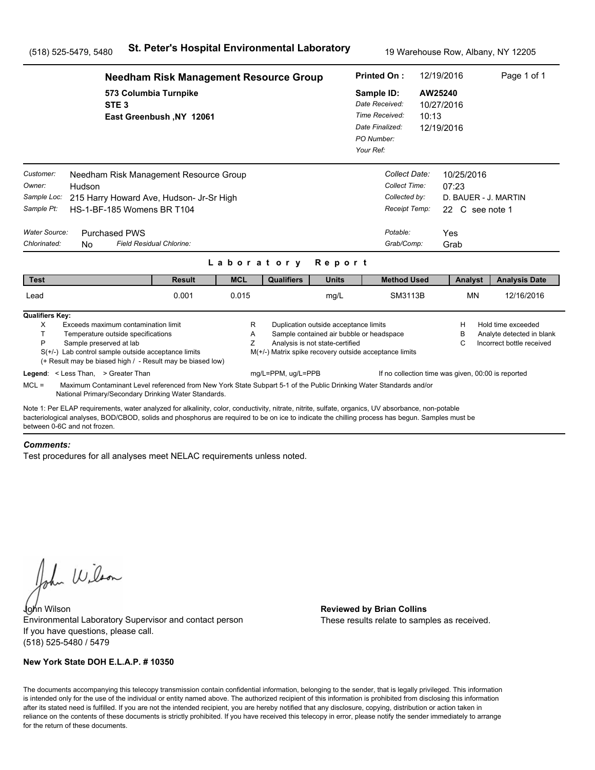(518) 525-5479, 5480 **St. Peter's Hospital Environmental Laboratory** 19 Warehouse Row, Albany, NY 12205

**Needham Risk Management Resource Group**
573 Columbia Turnpike
STE 3
East Greenbush ,NY 12061

| | |
|---|---|
| **Printed On :** | 12/19/2016 |
| **Sample ID:** | **AW25240** |
| *Date Received:* | 10/27/2016 |
| *Time Received:* | 10:13 |
| *Date Finalized:* | 12/19/2016 |
| *PO Number:* | |
| *Your Ref:* | |

| | | | |
|---|---|---|---|
| *Customer:* | Needham Risk Management Resource Group | *Collect Date:* | 10/25/2016 |
| *Owner:* | Hudson | *Collect Time:* | 07:23 |
| *Sample Loc:* | 215 Harry Howard Ave, Hudson- Jr-Sr High | *Collected by:* | D. BAUER - J. MARTIN |
| *Sample Pt:* | HS-1-BF-185 Womens BR T104 | *Receipt Temp:* | 22 C see note 1 |
| *Water Source:* | Purchased PWS | *Potable:* | Yes |
| *Chlorinated:* | No *Field Residual Chlorine:* | *Grab/Comp:* | Grab |

## Laboratory Report

| Test | Result | MCL | Qualifiers | Units | Method Used | Analyst | Analysis Date |
|---|---|---|---|---|---|---|---|
| Lead | 0.001 | 0.015 | | mg/L | SM3113B | MN | 12/16/2016 |

**Qualifiers Key:**

- X Exceeds maximum contamination limit
- T Temperature outside specifications
- P Sample preserved at lab
- S(+/-) Lab control sample outside acceptance limits
- (+ Result may be biased high / - Result may be biased low)
- R Duplication outside acceptance limits
- A Sample contained air bubble or headspace
- Z Analysis is not state-certified
- M(+/-) Matrix spike recovery outside acceptance limits
- H Hold time exceeded
- B Analyte detected in blank
- C Incorrect bottle received

**Legend**: < Less Than, > Greater Than mg/L=PPM, ug/L=PPB If no collection time was given, 00:00 is reported

MCL = Maximum Contaminant Level referenced from New York State Subpart 5-1 of the Public Drinking Water Standards and/or National Primary/Secondary Drinking Water Standards.

Note 1: Per ELAP requirements, water analyzed for alkalinity, color, conductivity, nitrate, nitrite, sulfate, organics, UV absorbance, non-potable bacteriological analyses, BOD/CBOD, solids and phosphorus are required to be on ice to indicate the chilling process has begun. Samples must be between 0-6C and not frozen.

***Comments:***

Test procedures for all analyses meet NELAC requirements unless noted.

John Wilson
Environmental Laboratory Supervisor and contact person
If you have questions, please call.
(518) 525-5480 / 5479

**Reviewed by Brian Collins**
These results relate to samples as received.

**New York State DOH E.L.A.P. # 10350**

The documents accompanying this telecopy transmission contain confidential information, belonging to the sender, that is legally privileged. This information is intended only for the use of the individual or entity named above. The authorized recipient of this information is prohibited from disclosing this information after its stated need is fulfilled. If you are not the intended recipient, you are hereby notified that any disclosure, copying, distribution or action taken in reliance on the contents of these documents is strictly prohibited. If you have received this telecopy in error, please notify the sender immediately to arrange for the return of these documents.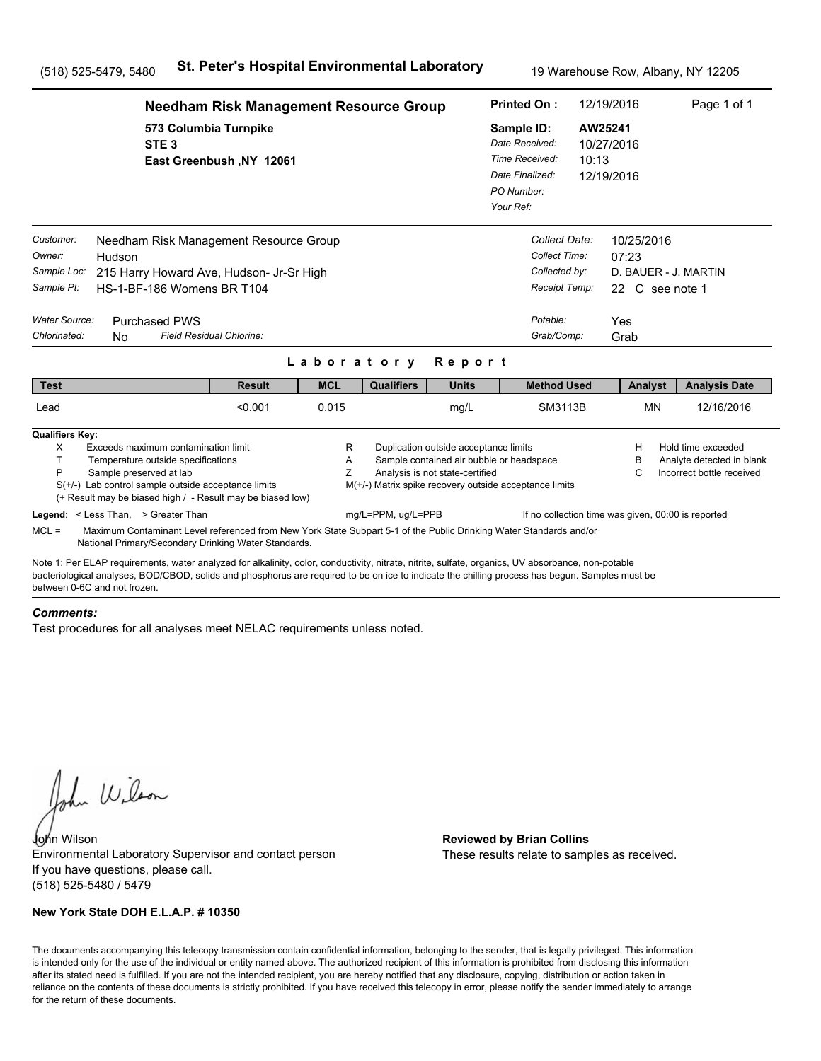(518) 525-5479, 5480 **St. Peter's Hospital Environmental Laboratory** 19 Warehouse Row, Albany, NY 12205

**Needham Risk Management Resource Group**
573 Columbia Turnpike
STE 3
East Greenbush ,NY 12061

**Printed On :** 12/19/2016
**Sample ID:** AW25241
*Date Received:* 10/27/2016
*Time Received:* 10:13
*Date Finalized:* 12/19/2016
*PO Number:*
*Your Ref:*

*Customer:* Needham Risk Management Resource Group
*Owner:* Hudson
*Sample Loc:* 215 Harry Howard Ave, Hudson- Jr-Sr High
*Sample Pt:* HS-1-BF-186 Womens BR T104

*Collect Date:* 10/25/2016
*Collect Time:* 07:23
*Collected by:* D. BAUER - J. MARTIN
*Receipt Temp:* 22 C see note 1

*Water Source:* Purchased PWS
*Chlorinated:* No *Field Residual Chlorine:*

*Potable:* Yes
*Grab/Comp:* Grab

## Laboratory Report

| Test | Result | MCL | Qualifiers | Units | Method Used | Analyst | Analysis Date |
|---|---|---|---|---|---|---|---|
| Lead | <0.001 | 0.015 | | mg/L | SM3113B | MN | 12/16/2016 |

**Qualifiers Key:**

- X Exceeds maximum contamination limit
- T Temperature outside specifications
- P Sample preserved at lab
- S(+/-) Lab control sample outside acceptance limits
- (+ Result may be biased high / - Result may be biased low)
- R Duplication outside acceptance limits
- A Sample contained air bubble or headspace
- Z Analysis is not state-certified
- M(+/-) Matrix spike recovery outside acceptance limits
- H Hold time exceeded
- B Analyte detected in blank
- C Incorrect bottle received

**Legend**: < Less Than, > Greater Than mg/L=PPM, ug/L=PPB If no collection time was given, 00:00 is reported

MCL = Maximum Contaminant Level referenced from New York State Subpart 5-1 of the Public Drinking Water Standards and/or National Primary/Secondary Drinking Water Standards.

Note 1: Per ELAP requirements, water analyzed for alkalinity, color, conductivity, nitrate, nitrite, sulfate, organics, UV absorbance, non-potable bacteriological analyses, BOD/CBOD, solids and phosphorus are required to be on ice to indicate the chilling process has begun. Samples must be between 0-6C and not frozen.

***Comments:***

Test procedures for all analyses meet NELAC requirements unless noted.

John Wilson
Environmental Laboratory Supervisor and contact person
If you have questions, please call.
(518) 525-5480 / 5479

**Reviewed by Brian Collins**
These results relate to samples as received.

**New York State DOH E.L.A.P. # 10350**

The documents accompanying this telecopy transmission contain confidential information, belonging to the sender, that is legally privileged. This information is intended only for the use of the individual or entity named above. The authorized recipient of this information is prohibited from disclosing this information after its stated need is fulfilled. If you are not the intended recipient, you are hereby notified that any disclosure, copying, distribution or action taken in reliance on the contents of these documents is strictly prohibited. If you have received this telecopy in error, please notify the sender immediately to arrange for the return of these documents.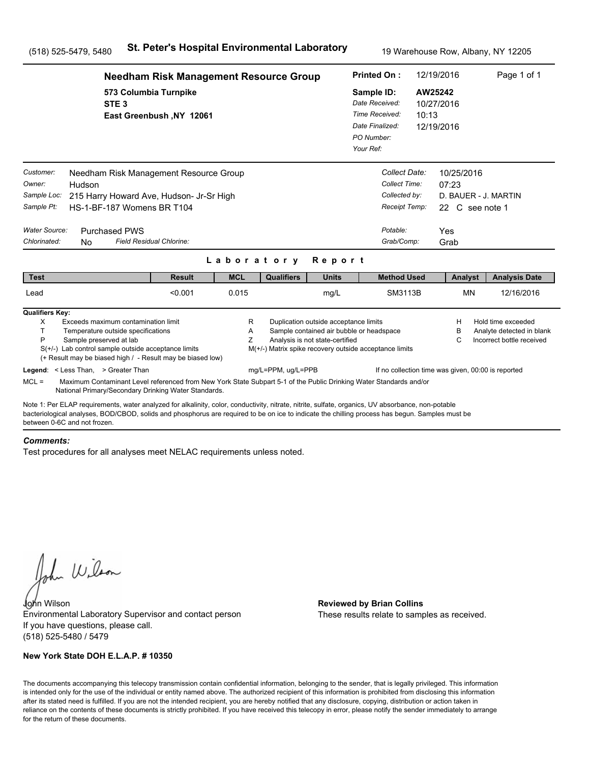(518) 525-5479, 5480 **St. Peter's Hospital Environmental Laboratory** 19 Warehouse Row, Albany, NY 12205

## Needham Risk Management Resource Group

573 Columbia Turnpike
STE 3
East Greenbush ,NY 12061

**Printed On :** 12/19/2016 Page 1 of 1

**Sample ID:** AW25242
*Date Received:* 10/27/2016
*Time Received:* 10:13
*Date Finalized:* 12/19/2016
*PO Number:*
*Your Ref:*

| | | | |
|---|---|---|---|
| *Customer:* | Needham Risk Management Resource Group | *Collect Date:* | 10/25/2016 |
| *Owner:* | Hudson | *Collect Time:* | 07:23 |
| *Sample Loc:* | 215 Harry Howard Ave, Hudson- Jr-Sr High | *Collected by:* | D. BAUER - J. MARTIN |
| *Sample Pt:* | HS-1-BF-187 Womens BR T104 | *Receipt Temp:* | 22 C see note 1 |
| *Water Source:* | Purchased PWS | *Potable:* | Yes |
| *Chlorinated:* | No *Field Residual Chlorine:* | *Grab/Comp:* | Grab |

### Laboratory Report

| Test | Result | MCL | Qualifiers | Units | Method Used | Analyst | Analysis Date |
|---|---|---|---|---|---|---|---|
| Lead | <0.001 | 0.015 | | mg/L | SM3113B | MN | 12/16/2016 |

**Qualifiers Key:**

| | | | | | |
|---|---|---|---|---|---|
| X | Exceeds maximum contamination limit | R | Duplication outside acceptance limits | H | Hold time exceeded |
| T | Temperature outside specifications | A | Sample contained air bubble or headspace | B | Analyte detected in blank |
| P | Sample preserved at lab | Z | Analysis is not state-certified | C | Incorrect bottle received |

S(+/-) Lab control sample outside acceptance limits
(+ Result may be biased high / - Result may be biased low)
M(+/-) Matrix spike recovery outside acceptance limits

**Legend**: < Less Than, > Greater Than mg/L=PPM, ug/L=PPB If no collection time was given, 00:00 is reported

MCL = Maximum Contaminant Level referenced from New York State Subpart 5-1 of the Public Drinking Water Standards and/or National Primary/Secondary Drinking Water Standards.

Note 1: Per ELAP requirements, water analyzed for alkalinity, color, conductivity, nitrate, nitrite, sulfate, organics, UV absorbance, non-potable bacteriological analyses, BOD/CBOD, solids and phosphorus are required to be on ice to indicate the chilling process has begun. Samples must be between 0-6C and not frozen.

***Comments:***

Test procedures for all analyses meet NELAC requirements unless noted.

John Wilson
Environmental Laboratory Supervisor and contact person
If you have questions, please call.
(518) 525-5480 / 5479

**Reviewed by Brian Collins**
These results relate to samples as received.

**New York State DOH E.L.A.P. # 10350**

The documents accompanying this telecopy transmission contain confidential information, belonging to the sender, that is legally privileged. This information is intended only for the use of the individual or entity named above. The authorized recipient of this information is prohibited from disclosing this information after its stated need is fulfilled. If you are not the intended recipient, you are hereby notified that any disclosure, copying, distribution or action taken in reliance on the contents of these documents is strictly prohibited. If you have received this telecopy in error, please notify the sender immediately to arrange for the return of these documents.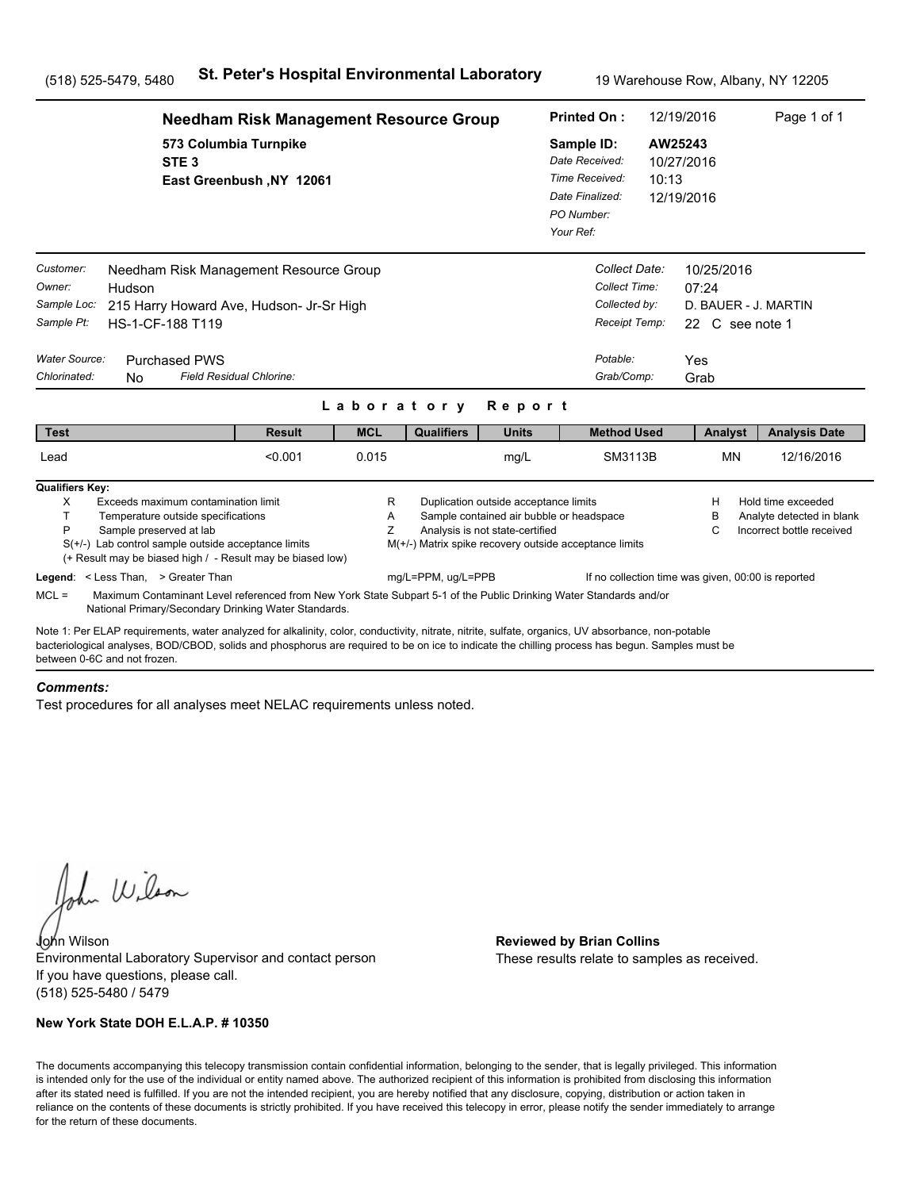(518) 525-5479, 5480 **St. Peter's Hospital Environmental Laboratory** 19 Warehouse Row, Albany, NY 12205

**Needham Risk Management Resource Group**
573 Columbia Turnpike
STE 3
East Greenbush ,NY 12061

**Printed On :** 12/19/2016
**Sample ID:** AW25243
*Date Received:* 10/27/2016
*Time Received:* 10:13
*Date Finalized:* 12/19/2016
*PO Number:*
*Your Ref:*

*Customer:* Needham Risk Management Resource Group
*Owner:* Hudson
*Sample Loc:* 215 Harry Howard Ave, Hudson- Jr-Sr High
*Sample Pt:* HS-1-CF-188 T119

*Collect Date:* 10/25/2016
*Collect Time:* 07:24
*Collected by:* D. BAUER - J. MARTIN
*Receipt Temp:* 22 C see note 1

*Water Source:* Purchased PWS
*Chlorinated:* No *Field Residual Chlorine:*

*Potable:* Yes
*Grab/Comp:* Grab

## Laboratory Report

| Test | Result | MCL | Qualifiers | Units | Method Used | Analyst | Analysis Date |
|---|---|---|---|---|---|---|---|
| Lead | <0.001 | 0.015 | | mg/L | SM3113B | MN | 12/16/2016 |

**Qualifiers Key:**

- X Exceeds maximum contamination limit
- T Temperature outside specifications
- P Sample preserved at lab
- S(+/-) Lab control sample outside acceptance limits
  (+ Result may be biased high / - Result may be biased low)
- R Duplication outside acceptance limits
- A Sample contained air bubble or headspace
- Z Analysis is not state-certified
- M(+/-) Matrix spike recovery outside acceptance limits
- H Hold time exceeded
- B Analyte detected in blank
- C Incorrect bottle received

**Legend**: < Less Than, > Greater Than mg/L=PPM, ug/L=PPB If no collection time was given, 00:00 is reported

MCL = Maximum Contaminant Level referenced from New York State Subpart 5-1 of the Public Drinking Water Standards and/or National Primary/Secondary Drinking Water Standards.

Note 1: Per ELAP requirements, water analyzed for alkalinity, color, conductivity, nitrate, nitrite, sulfate, organics, UV absorbance, non-potable bacteriological analyses, BOD/CBOD, solids and phosphorus are required to be on ice to indicate the chilling process has begun. Samples must be between 0-6C and not frozen.

***Comments:***

Test procedures for all analyses meet NELAC requirements unless noted.

John Wilson
Environmental Laboratory Supervisor and contact person
If you have questions, please call.
(518) 525-5480 / 5479

**Reviewed by Brian Collins**
These results relate to samples as received.

**New York State DOH E.L.A.P. # 10350**

The documents accompanying this telecopy transmission contain confidential information, belonging to the sender, that is legally privileged. This information is intended only for the use of the individual or entity named above. The authorized recipient of this information is prohibited from disclosing this information after its stated need is fulfilled. If you are not the intended recipient, you are hereby notified that any disclosure, copying, distribution or action taken in reliance on the contents of these documents is strictly prohibited. If you have received this telecopy in error, please notify the sender immediately to arrange for the return of these documents.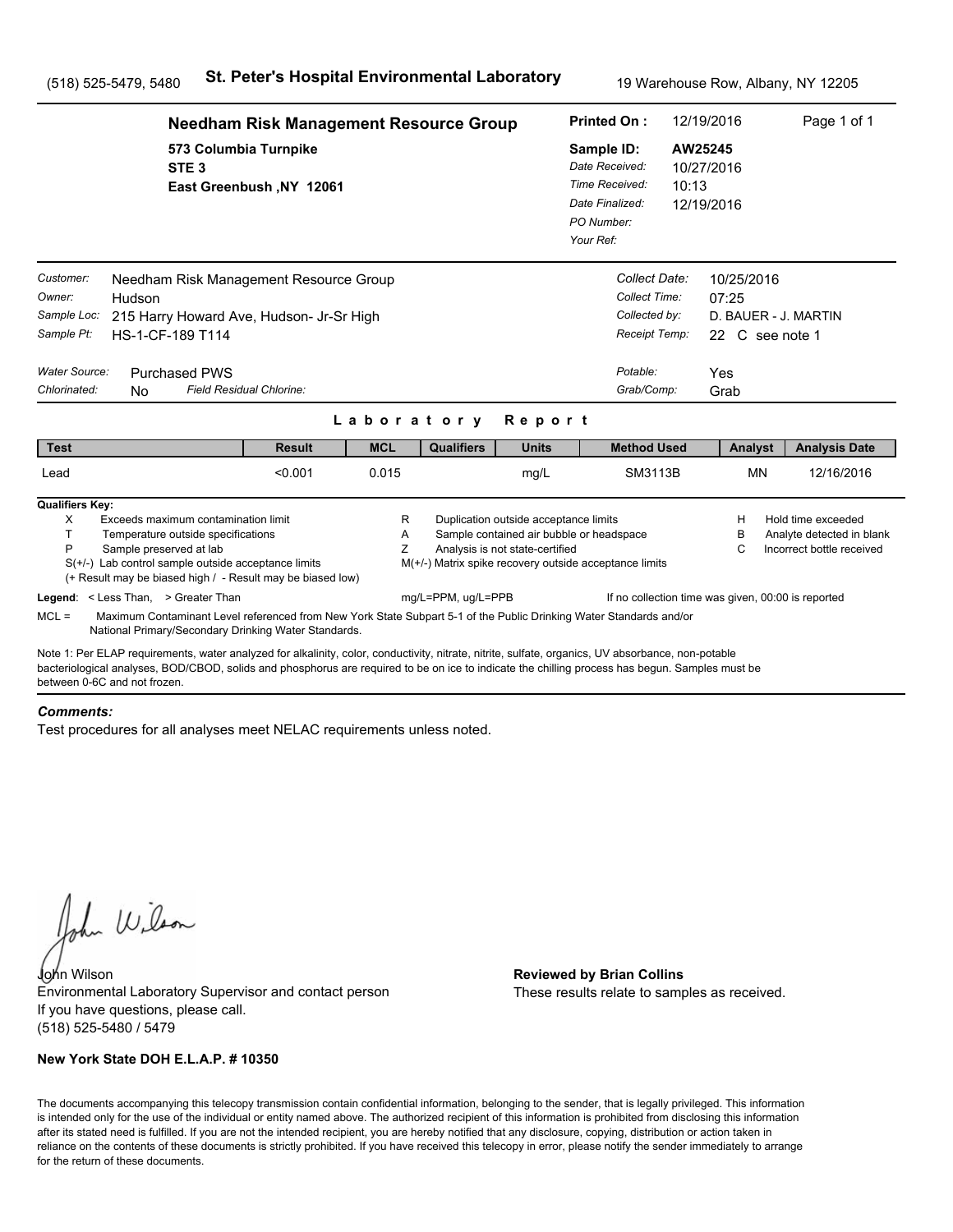(518) 525-5479, 5480 **St. Peter's Hospital Environmental Laboratory** 19 Warehouse Row, Albany, NY 12205

**Needham Risk Management Resource Group**
573 Columbia Turnpike
STE 3
East Greenbush ,NY 12061

**Printed On :** 12/19/2016
**Sample ID:** AW25245
*Date Received:* 10/27/2016
*Time Received:* 10:13
*Date Finalized:* 12/19/2016
*PO Number:*
*Your Ref:*

*Customer:* Needham Risk Management Resource Group
*Owner:* Hudson
*Sample Loc:* 215 Harry Howard Ave, Hudson- Jr-Sr High
*Sample Pt:* HS-1-CF-189 T114

*Collect Date:* 10/25/2016
*Collect Time:* 07:25
*Collected by:* D. BAUER - J. MARTIN
*Receipt Temp:* 22 C see note 1

*Water Source:* Purchased PWS
*Chlorinated:* No *Field Residual Chlorine:*

*Potable:* Yes
*Grab/Comp:* Grab

## Laboratory Report

| Test | Result | MCL | Qualifiers | Units | Method Used | Analyst | Analysis Date |
|---|---|---|---|---|---|---|---|
| Lead | <0.001 | 0.015 | | mg/L | SM3113B | MN | 12/16/2016 |

**Qualifiers Key:**

- X Exceeds maximum contamination limit
- T Temperature outside specifications
- P Sample preserved at lab
- S(+/-) Lab control sample outside acceptance limits
- (+ Result may be biased high / - Result may be biased low)
- R Duplication outside acceptance limits
- A Sample contained air bubble or headspace
- Z Analysis is not state-certified
- M(+/-) Matrix spike recovery outside acceptance limits
- H Hold time exceeded
- B Analyte detected in blank
- C Incorrect bottle received

**Legend**: < Less Than, > Greater Than mg/L=PPM, ug/L=PPB If no collection time was given, 00:00 is reported

MCL = Maximum Contaminant Level referenced from New York State Subpart 5-1 of the Public Drinking Water Standards and/or National Primary/Secondary Drinking Water Standards.

Note 1: Per ELAP requirements, water analyzed for alkalinity, color, conductivity, nitrate, nitrite, sulfate, organics, UV absorbance, non-potable bacteriological analyses, BOD/CBOD, solids and phosphorus are required to be on ice to indicate the chilling process has begun. Samples must be between 0-6C and not frozen.

***Comments:***

Test procedures for all analyses meet NELAC requirements unless noted.

John Wilson
Environmental Laboratory Supervisor and contact person
If you have questions, please call.
(518) 525-5480 / 5479

**Reviewed by Brian Collins**
These results relate to samples as received.

**New York State DOH E.L.A.P. # 10350**

The documents accompanying this telecopy transmission contain confidential information, belonging to the sender, that is legally privileged. This information is intended only for the use of the individual or entity named above. The authorized recipient of this information is prohibited from disclosing this information after its stated need is fulfilled. If you are not the intended recipient, you are hereby notified that any disclosure, copying, distribution or action taken in reliance on the contents of these documents is strictly prohibited. If you have received this telecopy in error, please notify the sender immediately to arrange for the return of these documents.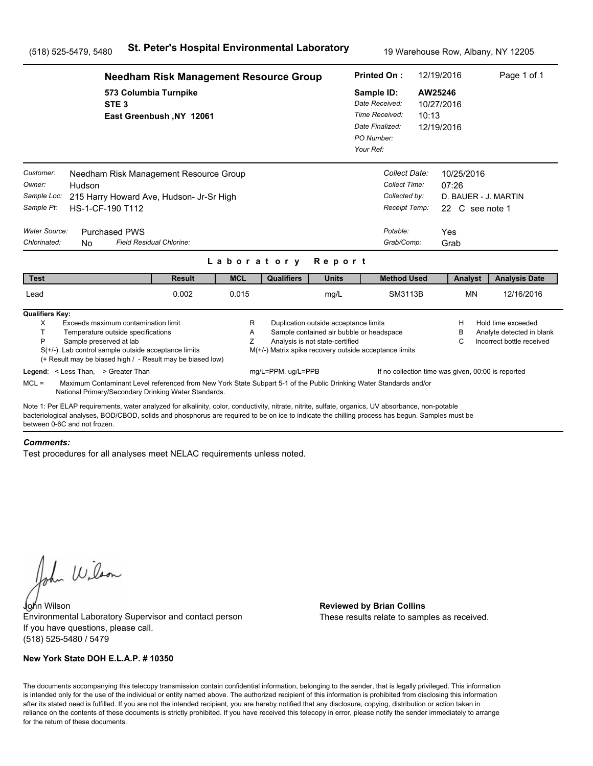(518) 525-5479, 5480 **St. Peter's Hospital Environmental Laboratory** 19 Warehouse Row, Albany, NY 12205

**Needham Risk Management Resource Group**
573 Columbia Turnpike
STE 3
East Greenbush ,NY 12061

**Printed On :** 12/19/2016
**Sample ID:** AW25246
*Date Received:* 10/27/2016
*Time Received:* 10:13
*Date Finalized:* 12/19/2016
*PO Number:*
*Your Ref:*

*Customer:* Needham Risk Management Resource Group
*Owner:* Hudson
*Sample Loc:* 215 Harry Howard Ave, Hudson- Jr-Sr High
*Sample Pt:* HS-1-CF-190 T112

*Collect Date:* 10/25/2016
*Collect Time:* 07:26
*Collected by:* D. BAUER - J. MARTIN
*Receipt Temp:* 22 C see note 1

*Water Source:* Purchased PWS
*Chlorinated:* No *Field Residual Chlorine:*

*Potable:* Yes
*Grab/Comp:* Grab

## Laboratory Report

| Test | Result | MCL | Qualifiers | Units | Method Used | Analyst | Analysis Date |
|---|---|---|---|---|---|---|---|
| Lead | 0.002 | 0.015 | | mg/L | SM3113B | MN | 12/16/2016 |

**Qualifiers Key:**

- X Exceeds maximum contamination limit
- T Temperature outside specifications
- P Sample preserved at lab
- S(+/-) Lab control sample outside acceptance limits
- (+ Result may be biased high / - Result may be biased low)
- R Duplication outside acceptance limits
- A Sample contained air bubble or headspace
- Z Analysis is not state-certified
- M(+/-) Matrix spike recovery outside acceptance limits
- H Hold time exceeded
- B Analyte detected in blank
- C Incorrect bottle received

**Legend**: < Less Than, > Greater Than mg/L=PPM, ug/L=PPB If no collection time was given, 00:00 is reported

MCL = Maximum Contaminant Level referenced from New York State Subpart 5-1 of the Public Drinking Water Standards and/or National Primary/Secondary Drinking Water Standards.

Note 1: Per ELAP requirements, water analyzed for alkalinity, color, conductivity, nitrate, nitrite, sulfate, organics, UV absorbance, non-potable bacteriological analyses, BOD/CBOD, solids and phosphorus are required to be on ice to indicate the chilling process has begun. Samples must be between 0-6C and not frozen.

***Comments:***

Test procedures for all analyses meet NELAC requirements unless noted.

John Wilson
Environmental Laboratory Supervisor and contact person
If you have questions, please call.
(518) 525-5480 / 5479

**Reviewed by Brian Collins**
These results relate to samples as received.

**New York State DOH E.L.A.P. # 10350**

The documents accompanying this telecopy transmission contain confidential information, belonging to the sender, that is legally privileged. This information is intended only for the use of the individual or entity named above. The authorized recipient of this information is prohibited from disclosing this information after its stated need is fulfilled. If you are not the intended recipient, you are hereby notified that any disclosure, copying, distribution or action taken in reliance on the contents of these documents is strictly prohibited. If you have received this telecopy in error, please notify the sender immediately to arrange for the return of these documents.